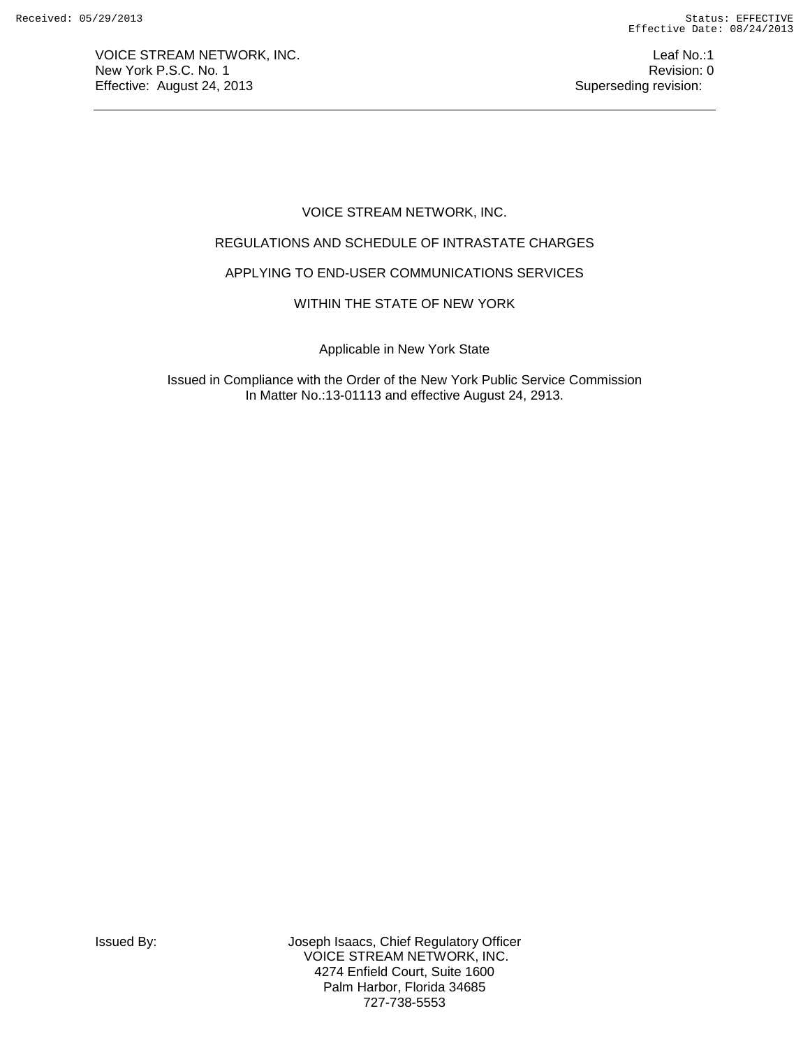VOICE STREAM NETWORK, INC.
New York P.S.C. No. 1
Effective: August 24, 2013

Leaf No.:1
Revision: 0
Superseding revision:

# VOICE STREAM NETWORK, INC.

## REGULATIONS AND SCHEDULE OF INTRASTATE CHARGES

## APPLYING TO END-USER COMMUNICATIONS SERVICES

## WITHIN THE STATE OF NEW YORK

Applicable in New York State

Issued in Compliance with the Order of the New York Public Service Commission
In Matter No.:13-01113 and effective August 24, 2913.

Issued By:

Joseph Isaacs, Chief Regulatory Officer
VOICE STREAM NETWORK, INC.
4274 Enfield Court, Suite 1600
Palm Harbor, Florida 34685
727-738-5553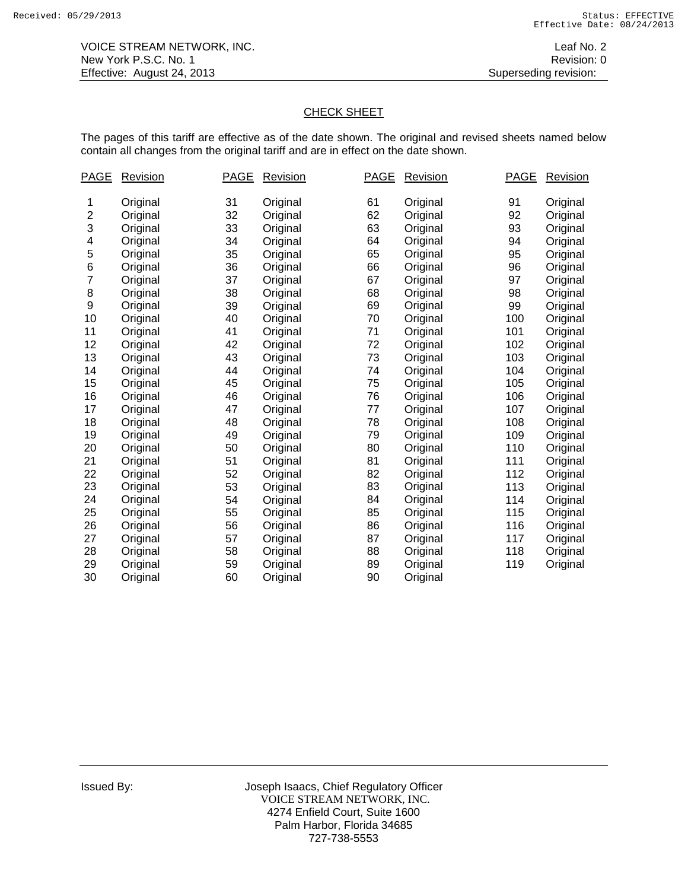VOICE STREAM NETWORK, INC. Leaf No. 2
New York P.S.C. No. 1 Revision: 0
Effective: August 24, 2013 Superseding revision:

## CHECK SHEET

The pages of this tariff are effective as of the date shown. The original and revised sheets named below contain all changes from the original tariff and are in effect on the date shown.

| PAGE | Revision | PAGE | Revision | PAGE | Revision | PAGE | Revision |
|---|---|---|---|---|---|---|---|
| 1 | Original | 31 | Original | 61 | Original | 91 | Original |
| 2 | Original | 32 | Original | 62 | Original | 92 | Original |
| 3 | Original | 33 | Original | 63 | Original | 93 | Original |
| 4 | Original | 34 | Original | 64 | Original | 94 | Original |
| 5 | Original | 35 | Original | 65 | Original | 95 | Original |
| 6 | Original | 36 | Original | 66 | Original | 96 | Original |
| 7 | Original | 37 | Original | 67 | Original | 97 | Original |
| 8 | Original | 38 | Original | 68 | Original | 98 | Original |
| 9 | Original | 39 | Original | 69 | Original | 99 | Original |
| 10 | Original | 40 | Original | 70 | Original | 100 | Original |
| 11 | Original | 41 | Original | 71 | Original | 101 | Original |
| 12 | Original | 42 | Original | 72 | Original | 102 | Original |
| 13 | Original | 43 | Original | 73 | Original | 103 | Original |
| 14 | Original | 44 | Original | 74 | Original | 104 | Original |
| 15 | Original | 45 | Original | 75 | Original | 105 | Original |
| 16 | Original | 46 | Original | 76 | Original | 106 | Original |
| 17 | Original | 47 | Original | 77 | Original | 107 | Original |
| 18 | Original | 48 | Original | 78 | Original | 108 | Original |
| 19 | Original | 49 | Original | 79 | Original | 109 | Original |
| 20 | Original | 50 | Original | 80 | Original | 110 | Original |
| 21 | Original | 51 | Original | 81 | Original | 111 | Original |
| 22 | Original | 52 | Original | 82 | Original | 112 | Original |
| 23 | Original | 53 | Original | 83 | Original | 113 | Original |
| 24 | Original | 54 | Original | 84 | Original | 114 | Original |
| 25 | Original | 55 | Original | 85 | Original | 115 | Original |
| 26 | Original | 56 | Original | 86 | Original | 116 | Original |
| 27 | Original | 57 | Original | 87 | Original | 117 | Original |
| 28 | Original | 58 | Original | 88 | Original | 118 | Original |
| 29 | Original | 59 | Original | 89 | Original | 119 | Original |
| 30 | Original | 60 | Original | 90 | Original | | |

Issued By: Joseph Isaacs, Chief Regulatory Officer
VOICE STREAM NETWORK, INC.
4274 Enfield Court, Suite 1600
Palm Harbor, Florida 34685
727-738-5553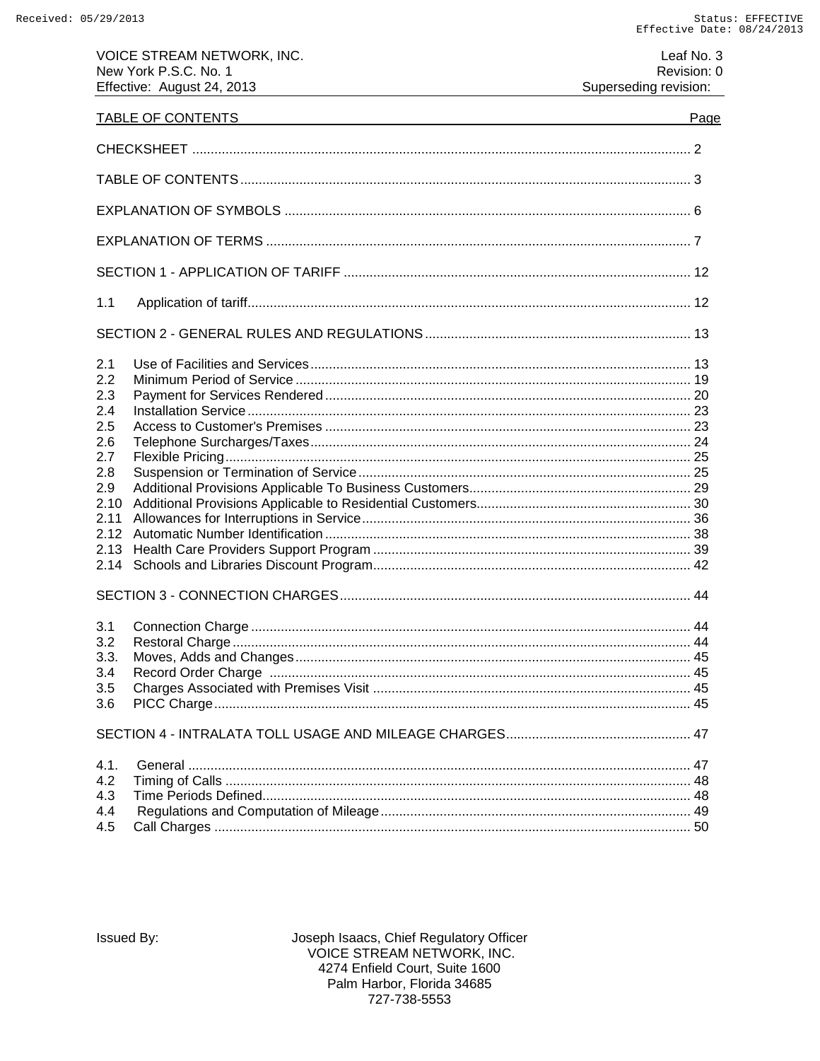| TABLE OF CONTENTS | | Page |
|---|---|---|
| CHECKSHEET | | 2 |
| TABLE OF CONTENTS | | 3 |
| EXPLANATION OF SYMBOLS | | 6 |
| EXPLANATION OF TERMS | | 7 |
| SECTION 1 - APPLICATION OF TARIFF | | 12 |
| 1.1 | Application of tariff | 12 |
| SECTION 2 - GENERAL RULES AND REGULATIONS | | 13 |
| 2.1 | Use of Facilities and Services | 13 |
| 2.2 | Minimum Period of Service | 19 |
| 2.3 | Payment for Services Rendered | 20 |
| 2.4 | Installation Service | 23 |
| 2.5 | Access to Customer's Premises | 23 |
| 2.6 | Telephone Surcharges/Taxes | 24 |
| 2.7 | Flexible Pricing | 25 |
| 2.8 | Suspension or Termination of Service | 25 |
| 2.9 | Additional Provisions Applicable To Business Customers | 29 |
| 2.10 | Additional Provisions Applicable to Residential Customers | 30 |
| 2.11 | Allowances for Interruptions in Service | 36 |
| 2.12 | Automatic Number Identification | 38 |
| 2.13 | Health Care Providers Support Program | 39 |
| 2.14 | Schools and Libraries Discount Program | 42 |
| SECTION 3 - CONNECTION CHARGES | | 44 |
| 3.1 | Connection Charge | 44 |
| 3.2 | Restoral Charge | 44 |
| 3.3. | Moves, Adds and Changes | 45 |
| 3.4 | Record Order Charge | 45 |
| 3.5 | Charges Associated with Premises Visit | 45 |
| 3.6 | PICC Charge | 45 |
| SECTION 4 - INTRALATA TOLL USAGE AND MILEAGE CHARGES | | 47 |
| 4.1. | General | 47 |
| 4.2 | Timing of Calls | 48 |
| 4.3 | Time Periods Defined | 48 |
| 4.4 | Regulations and Computation of Mileage | 49 |
| 4.5 | Call Charges | 50 |

Issued By: Joseph Isaacs, Chief Regulatory Officer
VOICE STREAM NETWORK, INC.
4274 Enfield Court, Suite 1600
Palm Harbor, Florida 34685
727-738-5553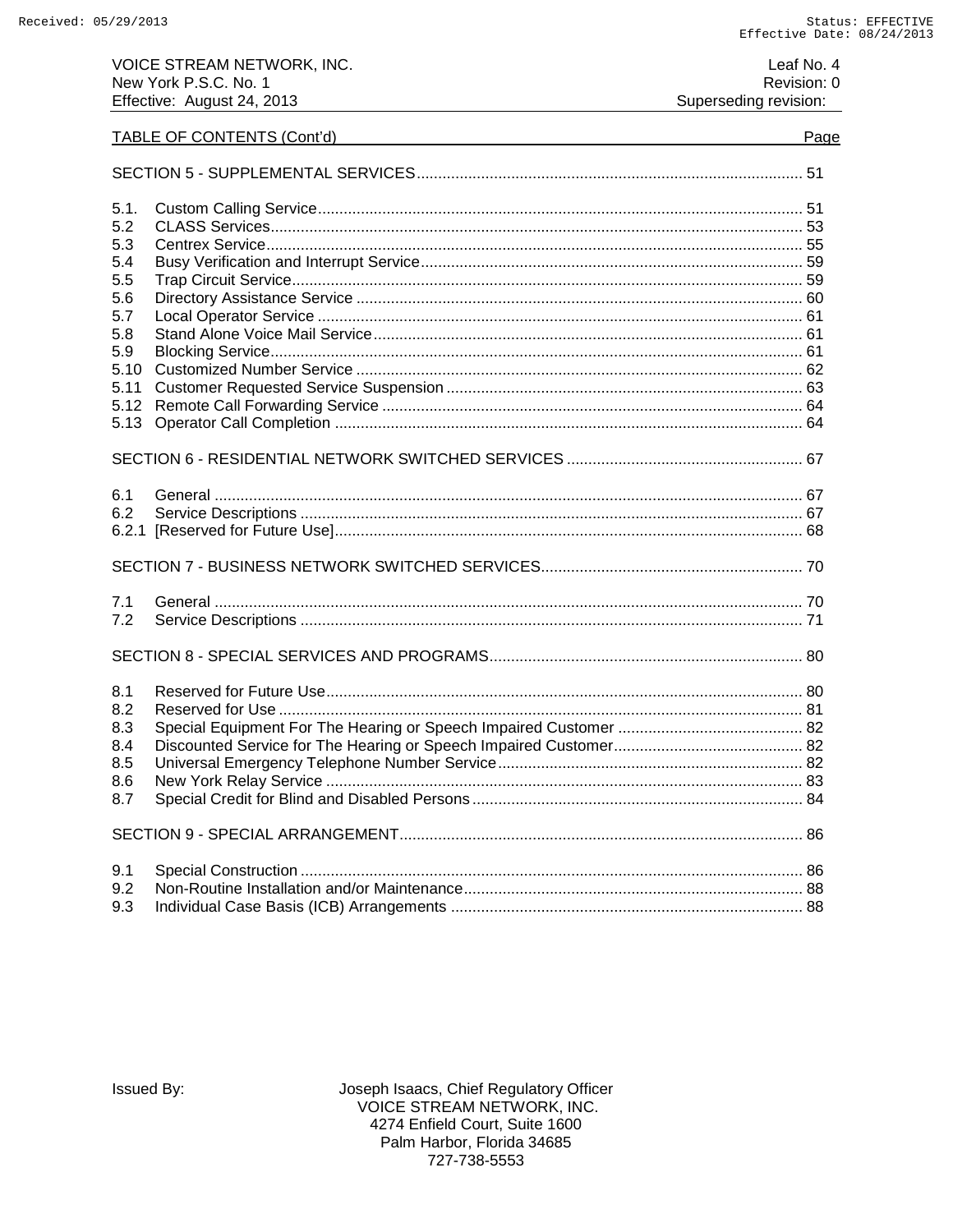TABLE OF CONTENTS (Cont'd)

| | | Page |
|---|---|---|
| SECTION 5 - SUPPLEMENTAL SERVICES | | 51 |
| 5.1. | Custom Calling Service | 51 |
| 5.2 | CLASS Services | 53 |
| 5.3 | Centrex Service | 55 |
| 5.4 | Busy Verification and Interrupt Service | 59 |
| 5.5 | Trap Circuit Service | 59 |
| 5.6 | Directory Assistance Service | 60 |
| 5.7 | Local Operator Service | 61 |
| 5.8 | Stand Alone Voice Mail Service | 61 |
| 5.9 | Blocking Service | 61 |
| 5.10 | Customized Number Service | 62 |
| 5.11 | Customer Requested Service Suspension | 63 |
| 5.12 | Remote Call Forwarding Service | 64 |
| 5.13 | Operator Call Completion | 64 |
| SECTION 6 - RESIDENTIAL NETWORK SWITCHED SERVICES | | 67 |
| 6.1 | General | 67 |
| 6.2 | Service Descriptions | 67 |
| 6.2.1 | [Reserved for Future Use] | 68 |
| SECTION 7 - BUSINESS NETWORK SWITCHED SERVICES | | 70 |
| 7.1 | General | 70 |
| 7.2 | Service Descriptions | 71 |
| SECTION 8 - SPECIAL SERVICES AND PROGRAMS | | 80 |
| 8.1 | Reserved for Future Use | 80 |
| 8.2 | Reserved for Use | 81 |
| 8.3 | Special Equipment For The Hearing or Speech Impaired Customer | 82 |
| 8.4 | Discounted Service for The Hearing or Speech Impaired Customer | 82 |
| 8.5 | Universal Emergency Telephone Number Service | 82 |
| 8.6 | New York Relay Service | 83 |
| 8.7 | Special Credit for Blind and Disabled Persons | 84 |
| SECTION 9 - SPECIAL ARRANGEMENT | | 86 |
| 9.1 | Special Construction | 86 |
| 9.2 | Non-Routine Installation and/or Maintenance | 88 |
| 9.3 | Individual Case Basis (ICB) Arrangements | 88 |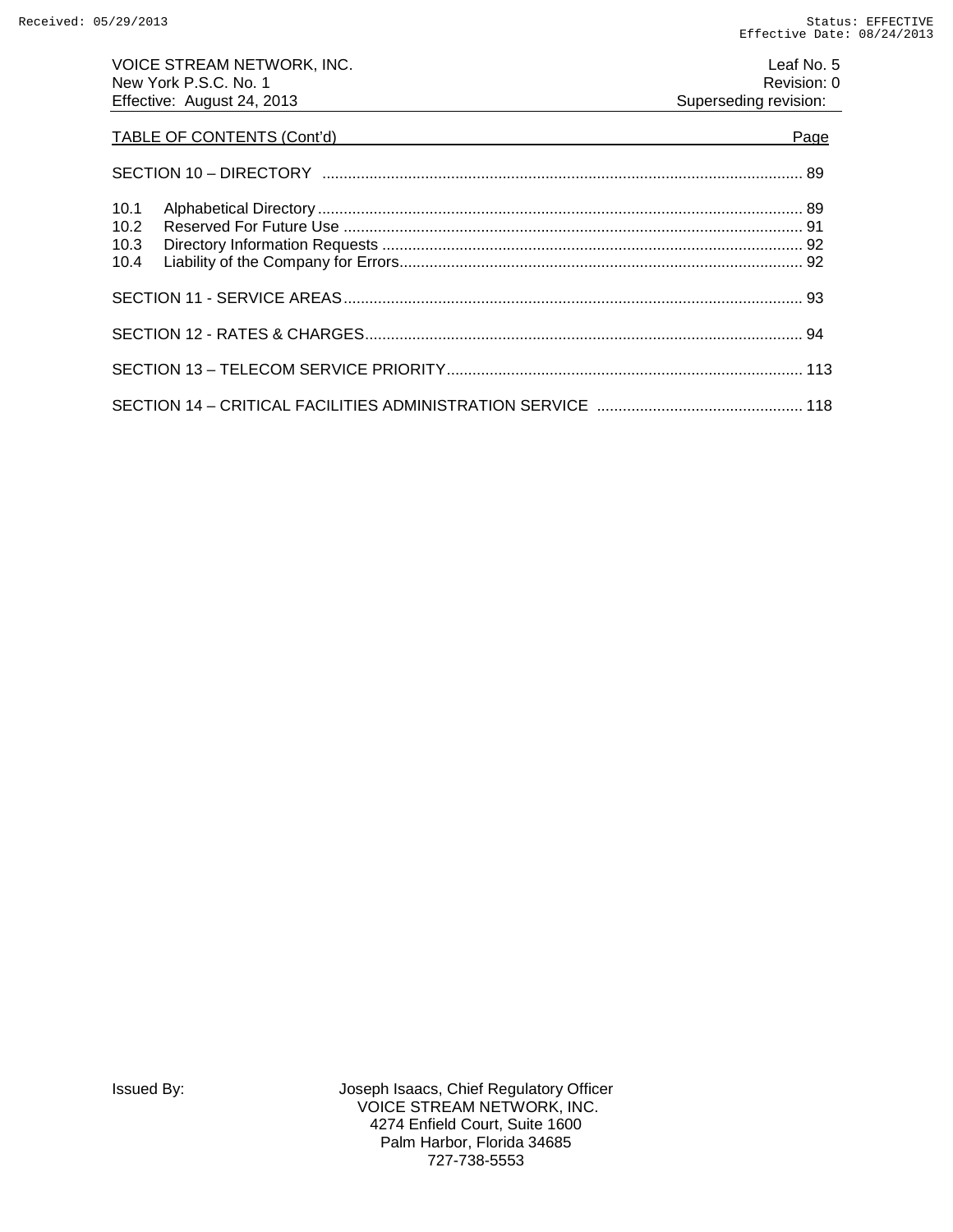VOICE STREAM NETWORK, INC. Leaf No. 5
New York P.S.C. No. 1 Revision: 0
Effective: August 24, 2013 Superseding revision:

TABLE OF CONTENTS (Cont'd) Page

SECTION 10 – DIRECTORY ........................................................................................................ 89

10.1 Alphabetical Directory ................................................................................................ 89
10.2 Reserved For Future Use ........................................................................................... 91
10.3 Directory Information Requests .................................................................................. 92
10.4 Liability of the Company for Errors.............................................................................. 92

SECTION 11 - SERVICE AREAS.......................................................................................... 93

SECTION 12 - RATES & CHARGES..................................................................................... 94

SECTION 13 – TELECOM SERVICE PRIORITY.................................................................. 113

SECTION 14 – CRITICAL FACILITIES ADMINISTRATION SERVICE ................................................ 118

Issued By: Joseph Isaacs, Chief Regulatory Officer
VOICE STREAM NETWORK, INC.
4274 Enfield Court, Suite 1600
Palm Harbor, Florida 34685
727-738-5553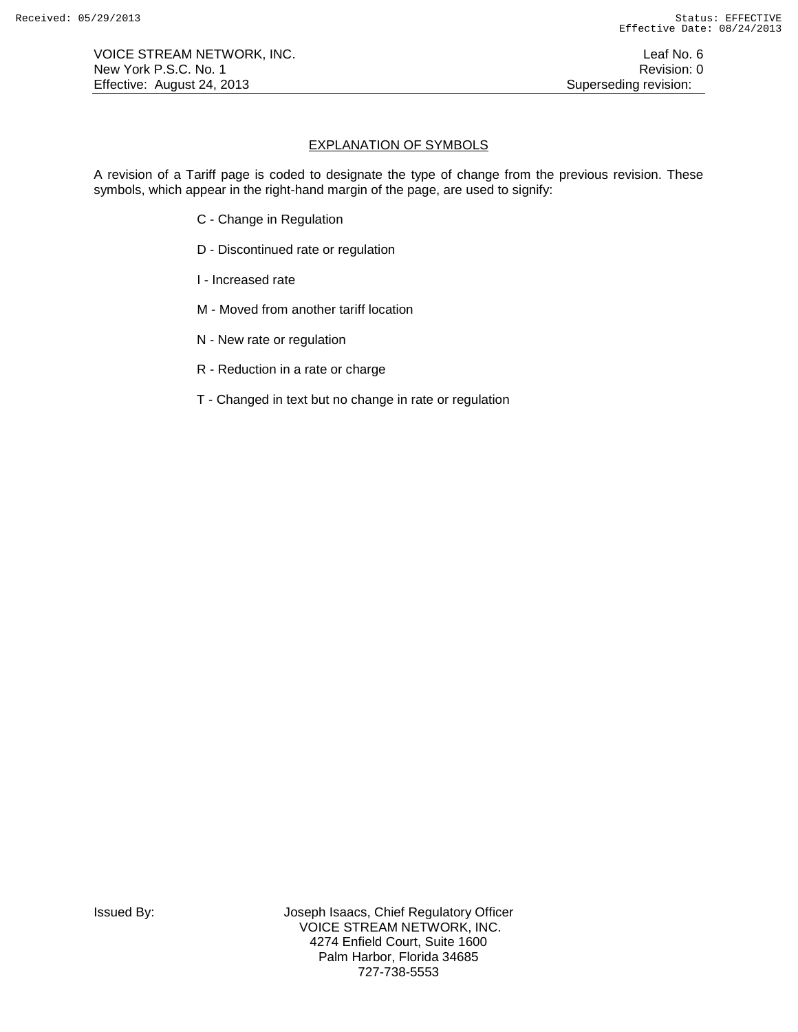## EXPLANATION OF SYMBOLS

A revision of a Tariff page is coded to designate the type of change from the previous revision. These symbols, which appear in the right-hand margin of the page, are used to signify:

C - Change in Regulation

D - Discontinued rate or regulation

I - Increased rate

M - Moved from another tariff location

N - New rate or regulation

R - Reduction in a rate or charge

T - Changed in text but no change in rate or regulation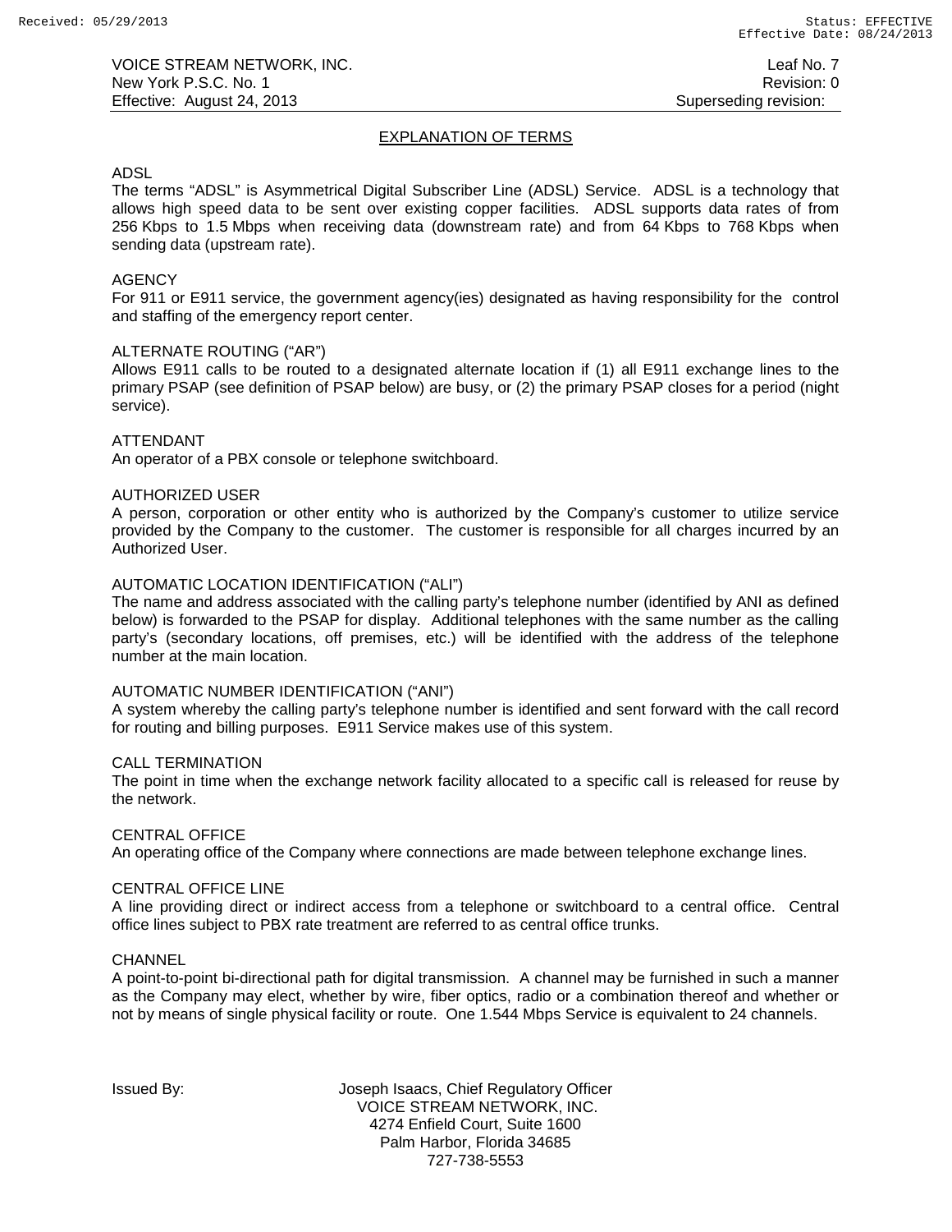## EXPLANATION OF TERMS

ADSL
The terms "ADSL" is Asymmetrical Digital Subscriber Line (ADSL) Service. ADSL is a technology that allows high speed data to be sent over existing copper facilities. ADSL supports data rates of from 256 Kbps to 1.5 Mbps when receiving data (downstream rate) and from 64 Kbps to 768 Kbps when sending data (upstream rate).

AGENCY
For 911 or E911 service, the government agency(ies) designated as having responsibility for the control and staffing of the emergency report center.

ALTERNATE ROUTING ("AR")
Allows E911 calls to be routed to a designated alternate location if (1) all E911 exchange lines to the primary PSAP (see definition of PSAP below) are busy, or (2) the primary PSAP closes for a period (night service).

ATTENDANT
An operator of a PBX console or telephone switchboard.

AUTHORIZED USER
A person, corporation or other entity who is authorized by the Company's customer to utilize service provided by the Company to the customer. The customer is responsible for all charges incurred by an Authorized User.

AUTOMATIC LOCATION IDENTIFICATION ("ALI")
The name and address associated with the calling party's telephone number (identified by ANI as defined below) is forwarded to the PSAP for display. Additional telephones with the same number as the calling party's (secondary locations, off premises, etc.) will be identified with the address of the telephone number at the main location.

AUTOMATIC NUMBER IDENTIFICATION ("ANI")
A system whereby the calling party's telephone number is identified and sent forward with the call record for routing and billing purposes. E911 Service makes use of this system.

CALL TERMINATION
The point in time when the exchange network facility allocated to a specific call is released for reuse by the network.

CENTRAL OFFICE
An operating office of the Company where connections are made between telephone exchange lines.

CENTRAL OFFICE LINE
A line providing direct or indirect access from a telephone or switchboard to a central office. Central office lines subject to PBX rate treatment are referred to as central office trunks.

CHANNEL
A point-to-point bi-directional path for digital transmission. A channel may be furnished in such a manner as the Company may elect, whether by wire, fiber optics, radio or a combination thereof and whether or not by means of single physical facility or route. One 1.544 Mbps Service is equivalent to 24 channels.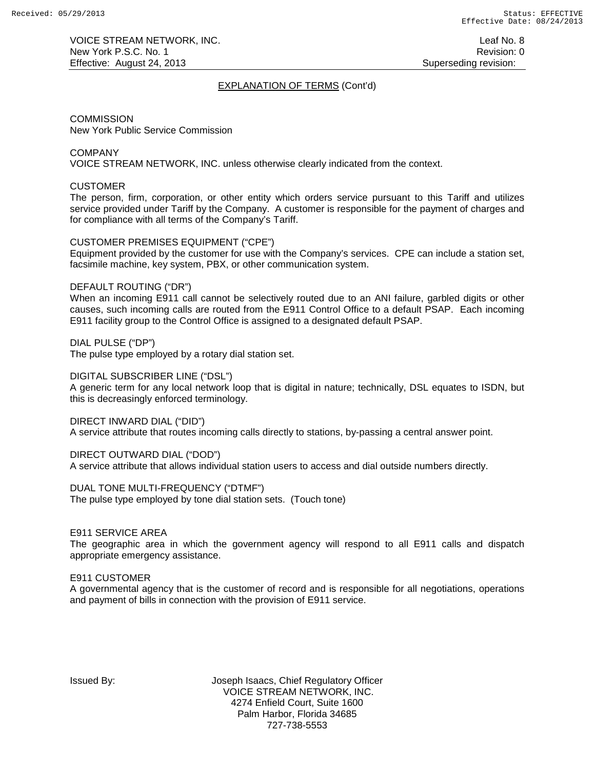EXPLANATION OF TERMS (Cont'd)

COMMISSION
New York Public Service Commission

COMPANY
VOICE STREAM NETWORK, INC. unless otherwise clearly indicated from the context.

CUSTOMER
The person, firm, corporation, or other entity which orders service pursuant to this Tariff and utilizes service provided under Tariff by the Company. A customer is responsible for the payment of charges and for compliance with all terms of the Company's Tariff.

CUSTOMER PREMISES EQUIPMENT ("CPE")
Equipment provided by the customer for use with the Company's services. CPE can include a station set, facsimile machine, key system, PBX, or other communication system.

DEFAULT ROUTING ("DR")
When an incoming E911 call cannot be selectively routed due to an ANI failure, garbled digits or other causes, such incoming calls are routed from the E911 Control Office to a default PSAP. Each incoming E911 facility group to the Control Office is assigned to a designated default PSAP.

DIAL PULSE ("DP")
The pulse type employed by a rotary dial station set.

DIGITAL SUBSCRIBER LINE ("DSL")
A generic term for any local network loop that is digital in nature; technically, DSL equates to ISDN, but this is decreasingly enforced terminology.

DIRECT INWARD DIAL ("DID")
A service attribute that routes incoming calls directly to stations, by-passing a central answer point.

DIRECT OUTWARD DIAL ("DOD")
A service attribute that allows individual station users to access and dial outside numbers directly.

DUAL TONE MULTI-FREQUENCY ("DTMF")
The pulse type employed by tone dial station sets. (Touch tone)

E911 SERVICE AREA
The geographic area in which the government agency will respond to all E911 calls and dispatch appropriate emergency assistance.

E911 CUSTOMER
A governmental agency that is the customer of record and is responsible for all negotiations, operations and payment of bills in connection with the provision of E911 service.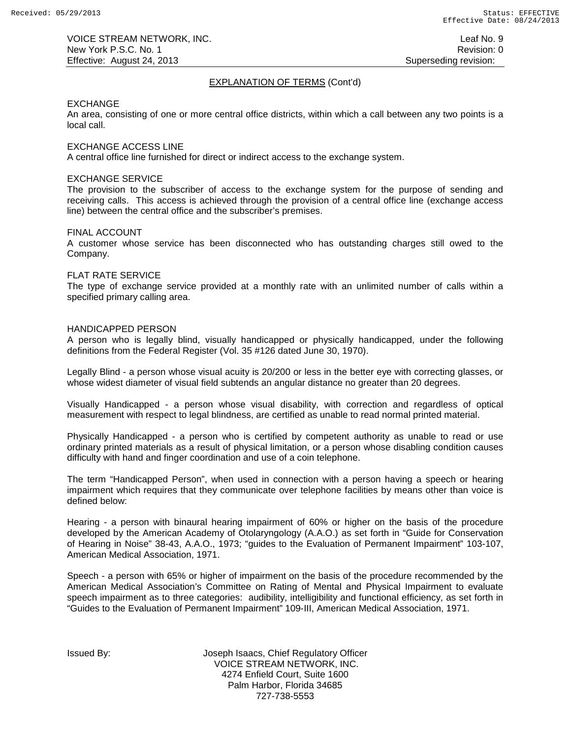VOICE STREAM NETWORK, INC. Leaf No. 9
New York P.S.C. No. 1 Revision: 0
Effective: August 24, 2013 Superseding revision:

## EXPLANATION OF TERMS (Cont'd)

EXCHANGE
An area, consisting of one or more central office districts, within which a call between any two points is a local call.

EXCHANGE ACCESS LINE
A central office line furnished for direct or indirect access to the exchange system.

EXCHANGE SERVICE
The provision to the subscriber of access to the exchange system for the purpose of sending and receiving calls. This access is achieved through the provision of a central office line (exchange access line) between the central office and the subscriber's premises.

FINAL ACCOUNT
A customer whose service has been disconnected who has outstanding charges still owed to the Company.

FLAT RATE SERVICE
The type of exchange service provided at a monthly rate with an unlimited number of calls within a specified primary calling area.

HANDICAPPED PERSON
A person who is legally blind, visually handicapped or physically handicapped, under the following definitions from the Federal Register (Vol. 35 #126 dated June 30, 1970).

Legally Blind - a person whose visual acuity is 20/200 or less in the better eye with correcting glasses, or whose widest diameter of visual field subtends an angular distance no greater than 20 degrees.

Visually Handicapped - a person whose visual disability, with correction and regardless of optical measurement with respect to legal blindness, are certified as unable to read normal printed material.

Physically Handicapped - a person who is certified by competent authority as unable to read or use ordinary printed materials as a result of physical limitation, or a person whose disabling condition causes difficulty with hand and finger coordination and use of a coin telephone.

The term "Handicapped Person", when used in connection with a person having a speech or hearing impairment which requires that they communicate over telephone facilities by means other than voice is defined below:

Hearing - a person with binaural hearing impairment of 60% or higher on the basis of the procedure developed by the American Academy of Otolaryngology (A.A.O.) as set forth in "Guide for Conservation of Hearing in Noise" 38-43, A.A.O., 1973; "guides to the Evaluation of Permanent Impairment" 103-107, American Medical Association, 1971.

Speech - a person with 65% or higher of impairment on the basis of the procedure recommended by the American Medical Association's Committee on Rating of Mental and Physical Impairment to evaluate speech impairment as to three categories: audibility, intelligibility and functional efficiency, as set forth in "Guides to the Evaluation of Permanent Impairment" 109-III, American Medical Association, 1971.

Issued By: Joseph Isaacs, Chief Regulatory Officer
VOICE STREAM NETWORK, INC.
4274 Enfield Court, Suite 1600
Palm Harbor, Florida 34685
727-738-5553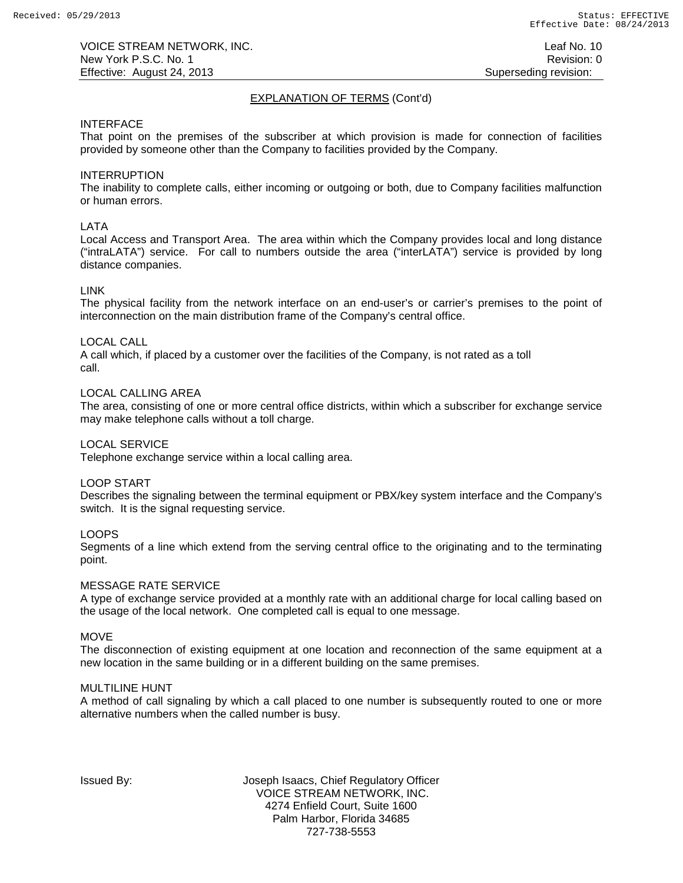## EXPLANATION OF TERMS (Cont'd)

INTERFACE
That point on the premises of the subscriber at which provision is made for connection of facilities provided by someone other than the Company to facilities provided by the Company.

INTERRUPTION
The inability to complete calls, either incoming or outgoing or both, due to Company facilities malfunction or human errors.

LATA
Local Access and Transport Area. The area within which the Company provides local and long distance ("intraLATA") service. For call to numbers outside the area ("interLATA") service is provided by long distance companies.

LINK
The physical facility from the network interface on an end-user's or carrier's premises to the point of interconnection on the main distribution frame of the Company's central office.

LOCAL CALL
A call which, if placed by a customer over the facilities of the Company, is not rated as a toll call.

LOCAL CALLING AREA
The area, consisting of one or more central office districts, within which a subscriber for exchange service may make telephone calls without a toll charge.

LOCAL SERVICE
Telephone exchange service within a local calling area.

LOOP START
Describes the signaling between the terminal equipment or PBX/key system interface and the Company's switch. It is the signal requesting service.

LOOPS
Segments of a line which extend from the serving central office to the originating and to the terminating point.

MESSAGE RATE SERVICE
A type of exchange service provided at a monthly rate with an additional charge for local calling based on the usage of the local network. One completed call is equal to one message.

MOVE
The disconnection of existing equipment at one location and reconnection of the same equipment at a new location in the same building or in a different building on the same premises.

MULTILINE HUNT
A method of call signaling by which a call placed to one number is subsequently routed to one or more alternative numbers when the called number is busy.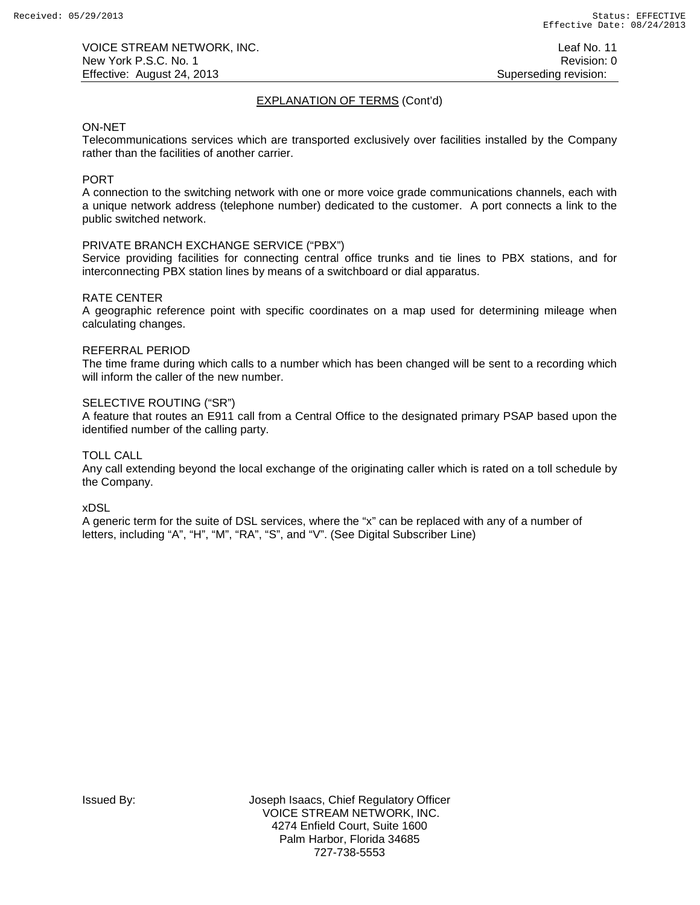## EXPLANATION OF TERMS (Cont'd)

ON-NET
Telecommunications services which are transported exclusively over facilities installed by the Company rather than the facilities of another carrier.

PORT
A connection to the switching network with one or more voice grade communications channels, each with a unique network address (telephone number) dedicated to the customer. A port connects a link to the public switched network.

PRIVATE BRANCH EXCHANGE SERVICE ("PBX")
Service providing facilities for connecting central office trunks and tie lines to PBX stations, and for interconnecting PBX station lines by means of a switchboard or dial apparatus.

RATE CENTER
A geographic reference point with specific coordinates on a map used for determining mileage when calculating changes.

REFERRAL PERIOD
The time frame during which calls to a number which has been changed will be sent to a recording which will inform the caller of the new number.

SELECTIVE ROUTING ("SR")
A feature that routes an E911 call from a Central Office to the designated primary PSAP based upon the identified number of the calling party.

TOLL CALL
Any call extending beyond the local exchange of the originating caller which is rated on a toll schedule by the Company.

xDSL
A generic term for the suite of DSL services, where the "x" can be replaced with any of a number of letters, including "A", "H", "M", "RA", "S", and "V". (See Digital Subscriber Line)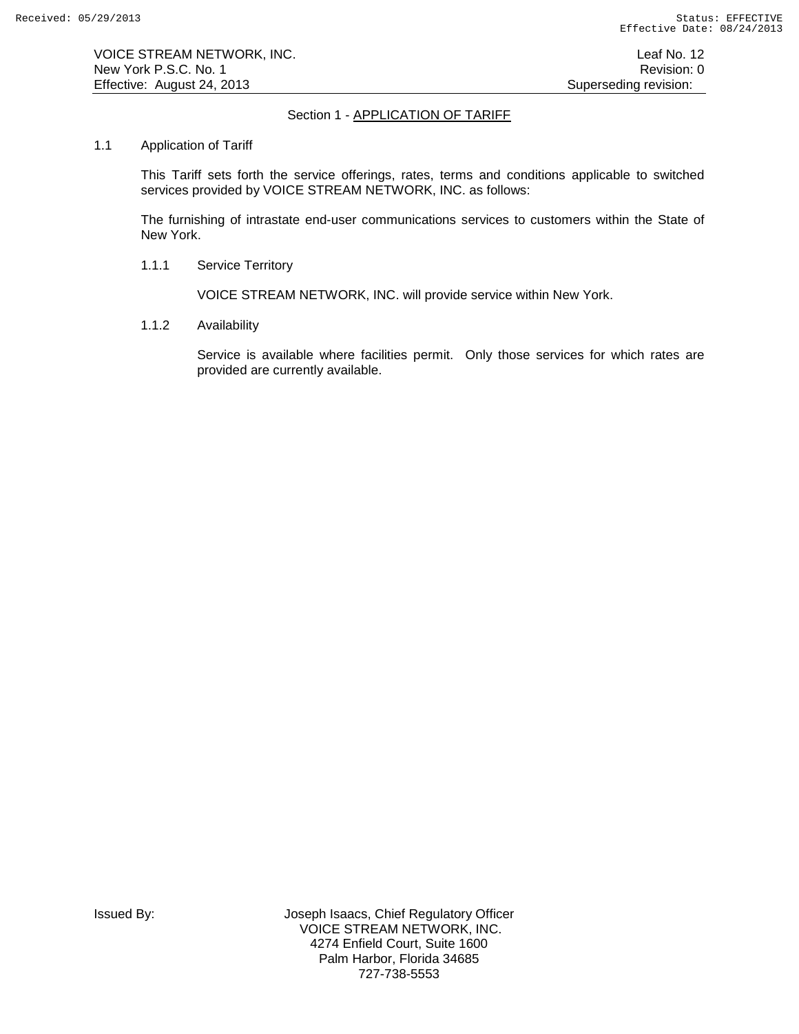## Section 1 - APPLICATION OF TARIFF

### 1.1 Application of Tariff

This Tariff sets forth the service offerings, rates, terms and conditions applicable to switched services provided by VOICE STREAM NETWORK, INC. as follows:

The furnishing of intrastate end-user communications services to customers within the State of New York.

#### 1.1.1 Service Territory

VOICE STREAM NETWORK, INC. will provide service within New York.

#### 1.1.2 Availability

Service is available where facilities permit. Only those services for which rates are provided are currently available.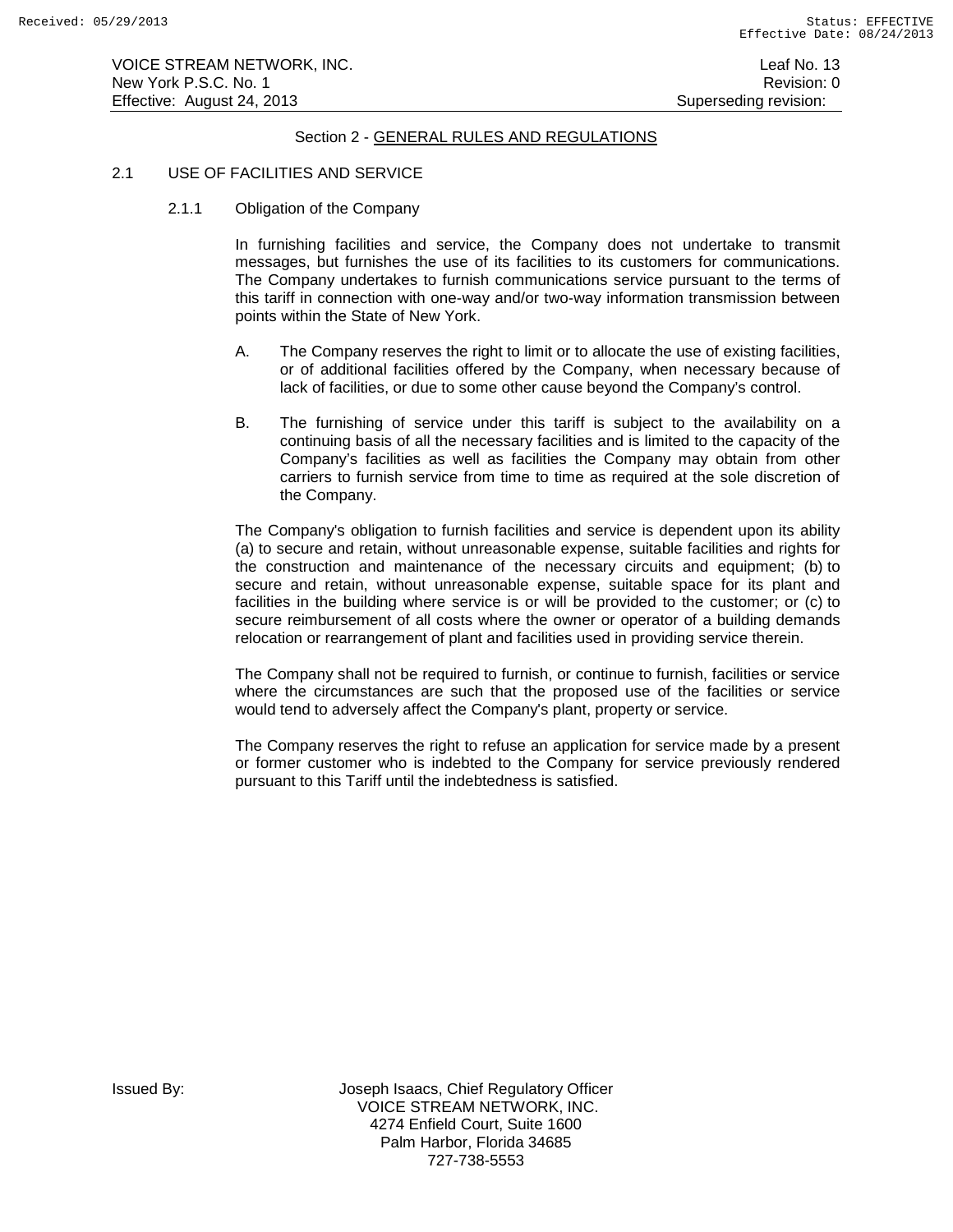## Section 2 - GENERAL RULES AND REGULATIONS

### 2.1 USE OF FACILITIES AND SERVICE

#### 2.1.1 Obligation of the Company

In furnishing facilities and service, the Company does not undertake to transmit messages, but furnishes the use of its facilities to its customers for communications. The Company undertakes to furnish communications service pursuant to the terms of this tariff in connection with one-way and/or two-way information transmission between points within the State of New York.

A. The Company reserves the right to limit or to allocate the use of existing facilities, or of additional facilities offered by the Company, when necessary because of lack of facilities, or due to some other cause beyond the Company's control.

B. The furnishing of service under this tariff is subject to the availability on a continuing basis of all the necessary facilities and is limited to the capacity of the Company's facilities as well as facilities the Company may obtain from other carriers to furnish service from time to time as required at the sole discretion of the Company.

The Company's obligation to furnish facilities and service is dependent upon its ability (a) to secure and retain, without unreasonable expense, suitable facilities and rights for the construction and maintenance of the necessary circuits and equipment; (b) to secure and retain, without unreasonable expense, suitable space for its plant and facilities in the building where service is or will be provided to the customer; or (c) to secure reimbursement of all costs where the owner or operator of a building demands relocation or rearrangement of plant and facilities used in providing service therein.

The Company shall not be required to furnish, or continue to furnish, facilities or service where the circumstances are such that the proposed use of the facilities or service would tend to adversely affect the Company's plant, property or service.

The Company reserves the right to refuse an application for service made by a present or former customer who is indebted to the Company for service previously rendered pursuant to this Tariff until the indebtedness is satisfied.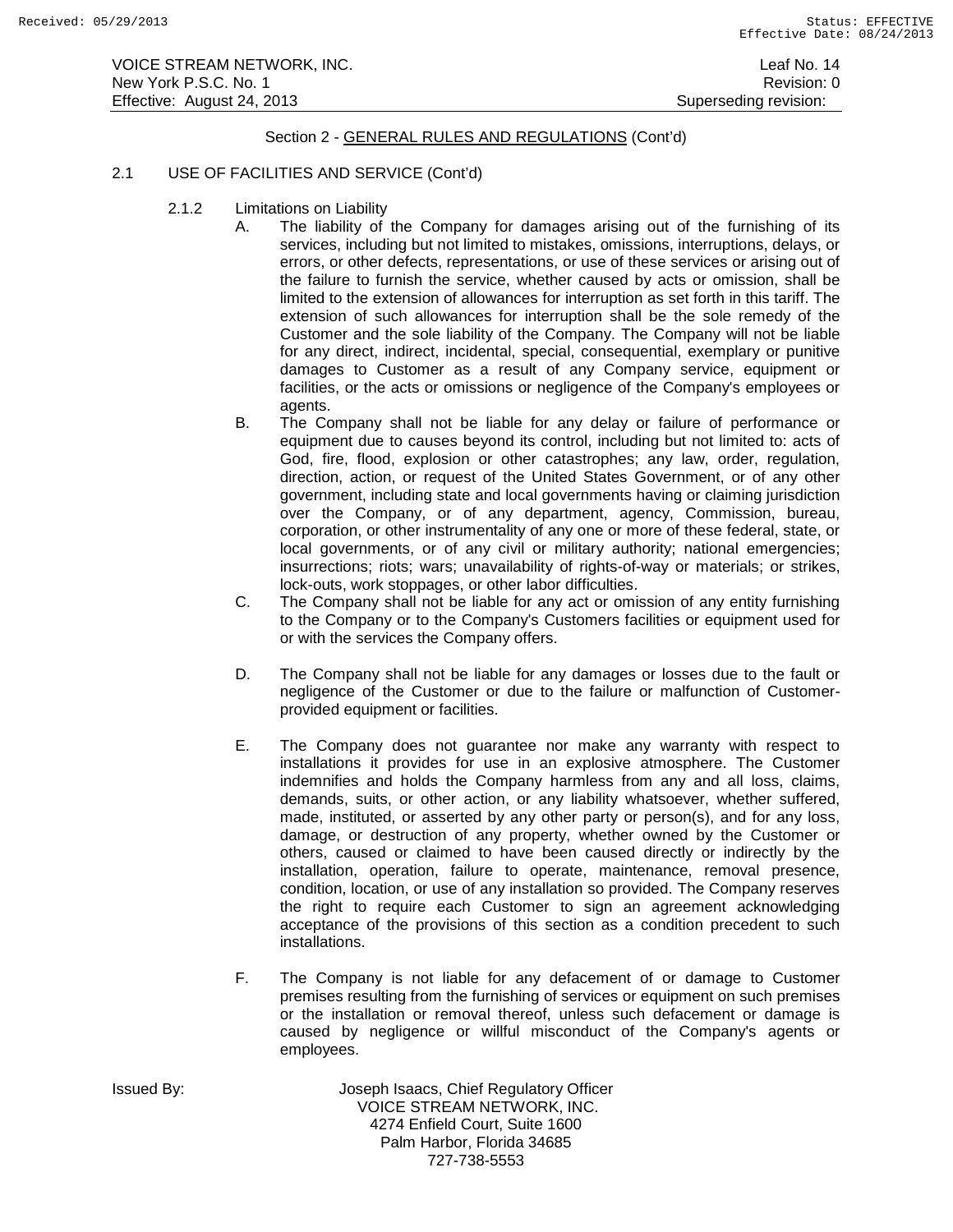Section 2 - GENERAL RULES AND REGULATIONS (Cont'd)

2.1 USE OF FACILITIES AND SERVICE (Cont'd)

2.1.2 Limitations on Liability

A. The liability of the Company for damages arising out of the furnishing of its services, including but not limited to mistakes, omissions, interruptions, delays, or errors, or other defects, representations, or use of these services or arising out of the failure to furnish the service, whether caused by acts or omission, shall be limited to the extension of allowances for interruption as set forth in this tariff. The extension of such allowances for interruption shall be the sole remedy of the Customer and the sole liability of the Company. The Company will not be liable for any direct, indirect, incidental, special, consequential, exemplary or punitive damages to Customer as a result of any Company service, equipment or facilities, or the acts or omissions or negligence of the Company's employees or agents.

B. The Company shall not be liable for any delay or failure of performance or equipment due to causes beyond its control, including but not limited to: acts of God, fire, flood, explosion or other catastrophes; any law, order, regulation, direction, action, or request of the United States Government, or of any other government, including state and local governments having or claiming jurisdiction over the Company, or of any department, agency, Commission, bureau, corporation, or other instrumentality of any one or more of these federal, state, or local governments, or of any civil or military authority; national emergencies; insurrections; riots; wars; unavailability of rights-of-way or materials; or strikes, lock-outs, work stoppages, or other labor difficulties.

C. The Company shall not be liable for any act or omission of any entity furnishing to the Company or to the Company's Customers facilities or equipment used for or with the services the Company offers.

D. The Company shall not be liable for any damages or losses due to the fault or negligence of the Customer or due to the failure or malfunction of Customer-provided equipment or facilities.

E. The Company does not guarantee nor make any warranty with respect to installations it provides for use in an explosive atmosphere. The Customer indemnifies and holds the Company harmless from any and all loss, claims, demands, suits, or other action, or any liability whatsoever, whether suffered, made, instituted, or asserted by any other party or person(s), and for any loss, damage, or destruction of any property, whether owned by the Customer or others, caused or claimed to have been caused directly or indirectly by the installation, operation, failure to operate, maintenance, removal presence, condition, location, or use of any installation so provided. The Company reserves the right to require each Customer to sign an agreement acknowledging acceptance of the provisions of this section as a condition precedent to such installations.

F. The Company is not liable for any defacement of or damage to Customer premises resulting from the furnishing of services or equipment on such premises or the installation or removal thereof, unless such defacement or damage is caused by negligence or willful misconduct of the Company's agents or employees.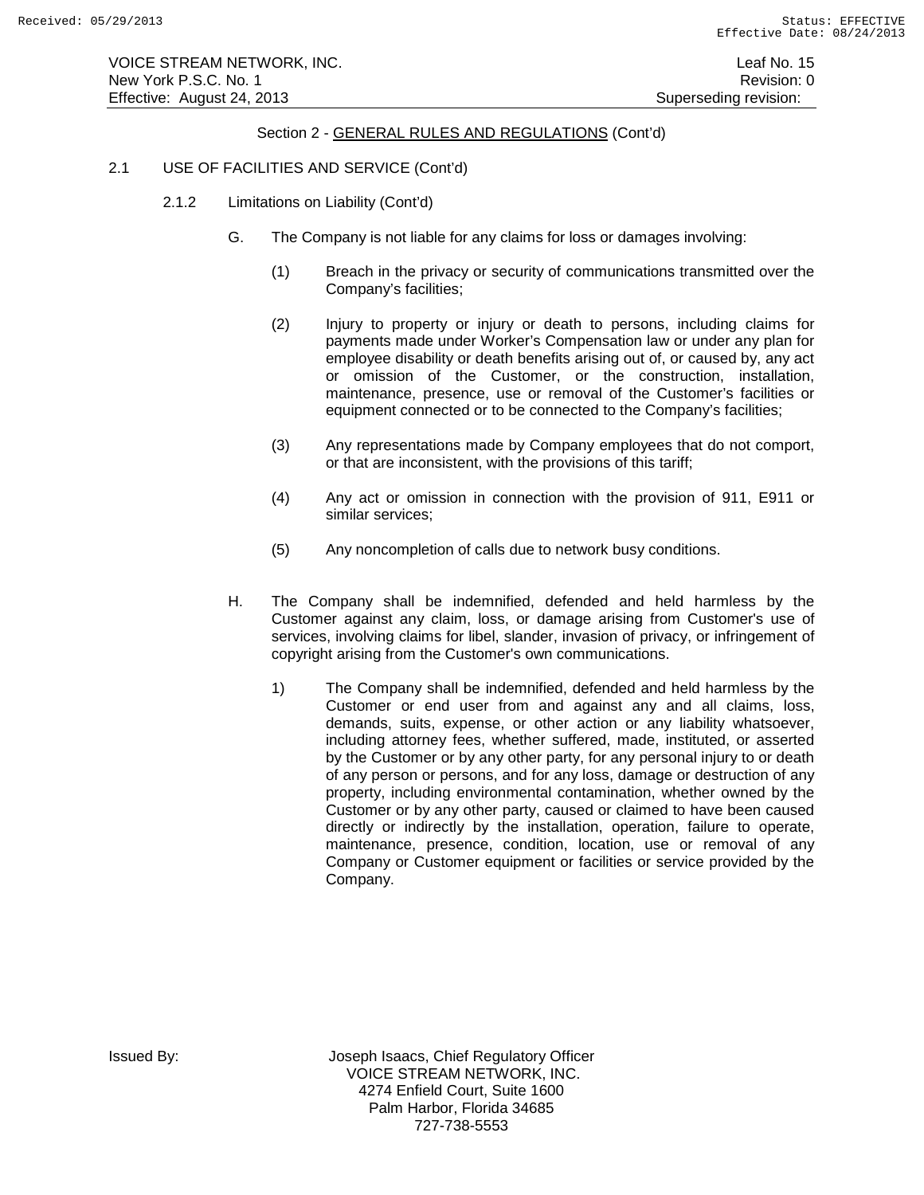Section 2 - GENERAL RULES AND REGULATIONS (Cont'd)

2.1 USE OF FACILITIES AND SERVICE (Cont'd)

2.1.2 Limitations on Liability (Cont'd)

G. The Company is not liable for any claims for loss or damages involving:

(1) Breach in the privacy or security of communications transmitted over the Company's facilities;

(2) Injury to property or injury or death to persons, including claims for payments made under Worker's Compensation law or under any plan for employee disability or death benefits arising out of, or caused by, any act or omission of the Customer, or the construction, installation, maintenance, presence, use or removal of the Customer's facilities or equipment connected or to be connected to the Company's facilities;

(3) Any representations made by Company employees that do not comport, or that are inconsistent, with the provisions of this tariff;

(4) Any act or omission in connection with the provision of 911, E911 or similar services;

(5) Any noncompletion of calls due to network busy conditions.

H. The Company shall be indemnified, defended and held harmless by the Customer against any claim, loss, or damage arising from Customer's use of services, involving claims for libel, slander, invasion of privacy, or infringement of copyright arising from the Customer's own communications.

1) The Company shall be indemnified, defended and held harmless by the Customer or end user from and against any and all claims, loss, demands, suits, expense, or other action or any liability whatsoever, including attorney fees, whether suffered, made, instituted, or asserted by the Customer or by any other party, for any personal injury to or death of any person or persons, and for any loss, damage or destruction of any property, including environmental contamination, whether owned by the Customer or by any other party, caused or claimed to have been caused directly or indirectly by the installation, operation, failure to operate, maintenance, presence, condition, location, use or removal of any Company or Customer equipment or facilities or service provided by the Company.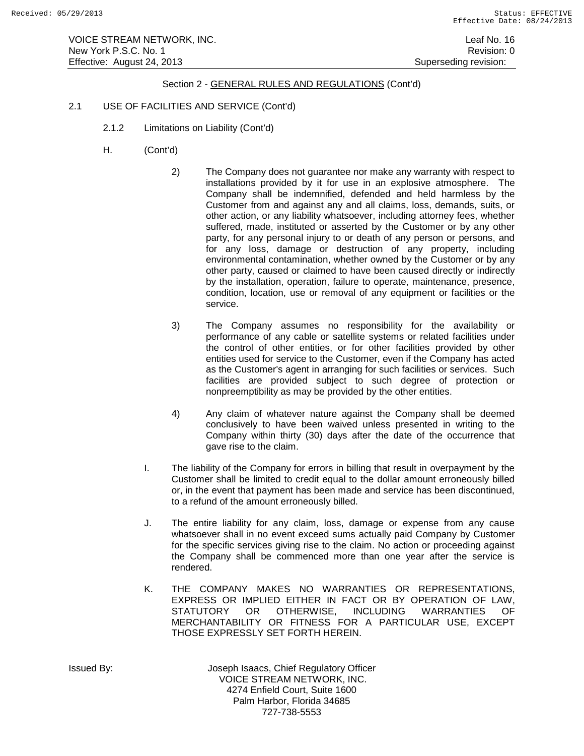## Section 2 - GENERAL RULES AND REGULATIONS (Cont'd)

2.1 USE OF FACILITIES AND SERVICE (Cont'd)

2.1.2 Limitations on Liability (Cont'd)

H. (Cont'd)

2) The Company does not guarantee nor make any warranty with respect to installations provided by it for use in an explosive atmosphere. The Company shall be indemnified, defended and held harmless by the Customer from and against any and all claims, loss, demands, suits, or other action, or any liability whatsoever, including attorney fees, whether suffered, made, instituted or asserted by the Customer or by any other party, for any personal injury to or death of any person or persons, and for any loss, damage or destruction of any property, including environmental contamination, whether owned by the Customer or by any other party, caused or claimed to have been caused directly or indirectly by the installation, operation, failure to operate, maintenance, presence, condition, location, use or removal of any equipment or facilities or the service.

3) The Company assumes no responsibility for the availability or performance of any cable or satellite systems or related facilities under the control of other entities, or for other facilities provided by other entities used for service to the Customer, even if the Company has acted as the Customer's agent in arranging for such facilities or services. Such facilities are provided subject to such degree of protection or nonpreemptibility as may be provided by the other entities.

4) Any claim of whatever nature against the Company shall be deemed conclusively to have been waived unless presented in writing to the Company within thirty (30) days after the date of the occurrence that gave rise to the claim.

I. The liability of the Company for errors in billing that result in overpayment by the Customer shall be limited to credit equal to the dollar amount erroneously billed or, in the event that payment has been made and service has been discontinued, to a refund of the amount erroneously billed.

J. The entire liability for any claim, loss, damage or expense from any cause whatsoever shall in no event exceed sums actually paid Company by Customer for the specific services giving rise to the claim. No action or proceeding against the Company shall be commenced more than one year after the service is rendered.

K. THE COMPANY MAKES NO WARRANTIES OR REPRESENTATIONS, EXPRESS OR IMPLIED EITHER IN FACT OR BY OPERATION OF LAW, STATUTORY OR OTHERWISE, INCLUDING WARRANTIES OF MERCHANTABILITY OR FITNESS FOR A PARTICULAR USE, EXCEPT THOSE EXPRESSLY SET FORTH HEREIN.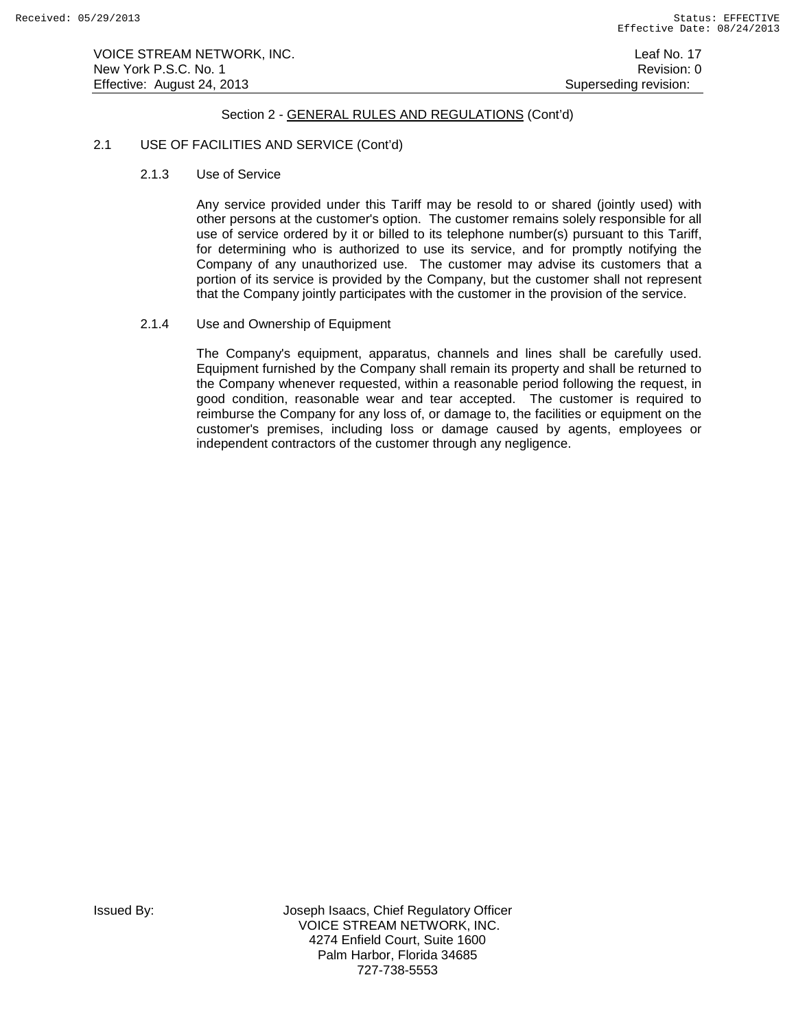Section 2 - GENERAL RULES AND REGULATIONS (Cont'd)

## 2.1 USE OF FACILITIES AND SERVICE (Cont'd)

### 2.1.3 Use of Service

Any service provided under this Tariff may be resold to or shared (jointly used) with other persons at the customer's option. The customer remains solely responsible for all use of service ordered by it or billed to its telephone number(s) pursuant to this Tariff, for determining who is authorized to use its service, and for promptly notifying the Company of any unauthorized use. The customer may advise its customers that a portion of its service is provided by the Company, but the customer shall not represent that the Company jointly participates with the customer in the provision of the service.

### 2.1.4 Use and Ownership of Equipment

The Company's equipment, apparatus, channels and lines shall be carefully used. Equipment furnished by the Company shall remain its property and shall be returned to the Company whenever requested, within a reasonable period following the request, in good condition, reasonable wear and tear accepted. The customer is required to reimburse the Company for any loss of, or damage to, the facilities or equipment on the customer's premises, including loss or damage caused by agents, employees or independent contractors of the customer through any negligence.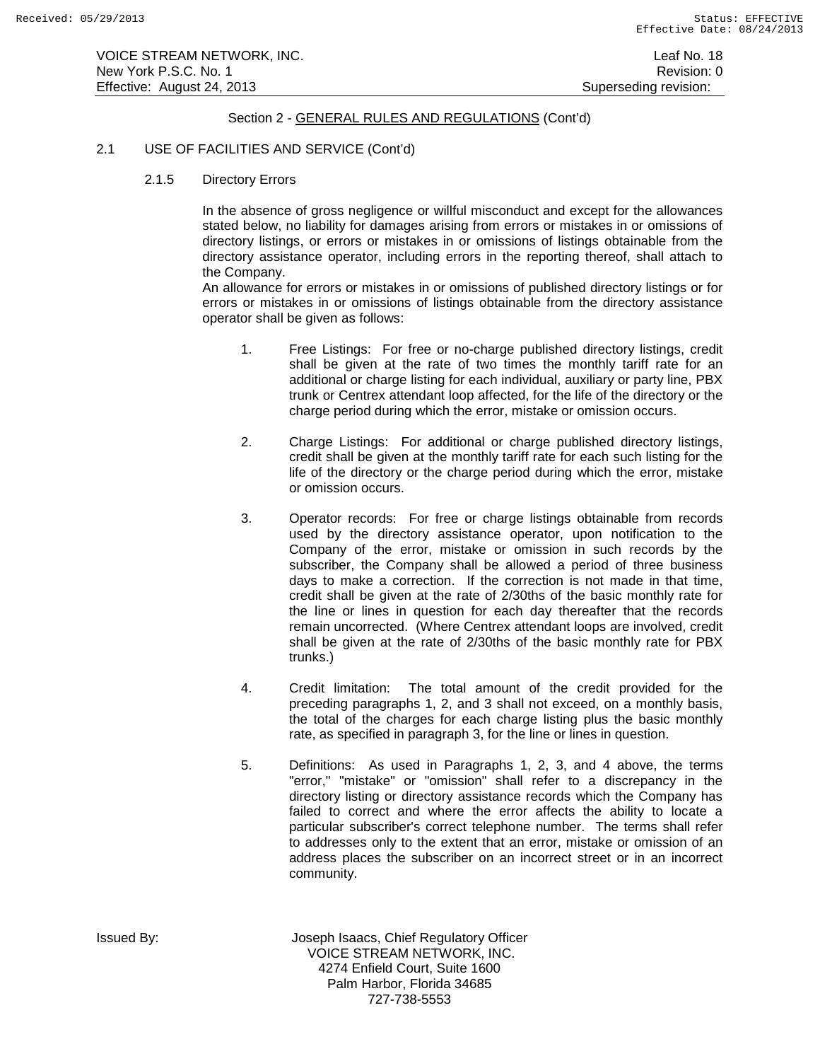Section 2 - GENERAL RULES AND REGULATIONS (Cont'd)

2.1 USE OF FACILITIES AND SERVICE (Cont'd)

2.1.5 Directory Errors

In the absence of gross negligence or willful misconduct and except for the allowances stated below, no liability for damages arising from errors or mistakes in or omissions of directory listings, or errors or mistakes in or omissions of listings obtainable from the directory assistance operator, including errors in the reporting thereof, shall attach to the Company.

An allowance for errors or mistakes in or omissions of published directory listings or for errors or mistakes in or omissions of listings obtainable from the directory assistance operator shall be given as follows:

1. Free Listings: For free or no-charge published directory listings, credit shall be given at the rate of two times the monthly tariff rate for an additional or charge listing for each individual, auxiliary or party line, PBX trunk or Centrex attendant loop affected, for the life of the directory or the charge period during which the error, mistake or omission occurs.

2. Charge Listings: For additional or charge published directory listings, credit shall be given at the monthly tariff rate for each such listing for the life of the directory or the charge period during which the error, mistake or omission occurs.

3. Operator records: For free or charge listings obtainable from records used by the directory assistance operator, upon notification to the Company of the error, mistake or omission in such records by the subscriber, the Company shall be allowed a period of three business days to make a correction. If the correction is not made in that time, credit shall be given at the rate of 2/30ths of the basic monthly rate for the line or lines in question for each day thereafter that the records remain uncorrected. (Where Centrex attendant loops are involved, credit shall be given at the rate of 2/30ths of the basic monthly rate for PBX trunks.)

4. Credit limitation: The total amount of the credit provided for the preceding paragraphs 1, 2, and 3 shall not exceed, on a monthly basis, the total of the charges for each charge listing plus the basic monthly rate, as specified in paragraph 3, for the line or lines in question.

5. Definitions: As used in Paragraphs 1, 2, 3, and 4 above, the terms "error," "mistake" or "omission" shall refer to a discrepancy in the directory listing or directory assistance records which the Company has failed to correct and where the error affects the ability to locate a particular subscriber's correct telephone number. The terms shall refer to addresses only to the extent that an error, mistake or omission of an address places the subscriber on an incorrect street or in an incorrect community.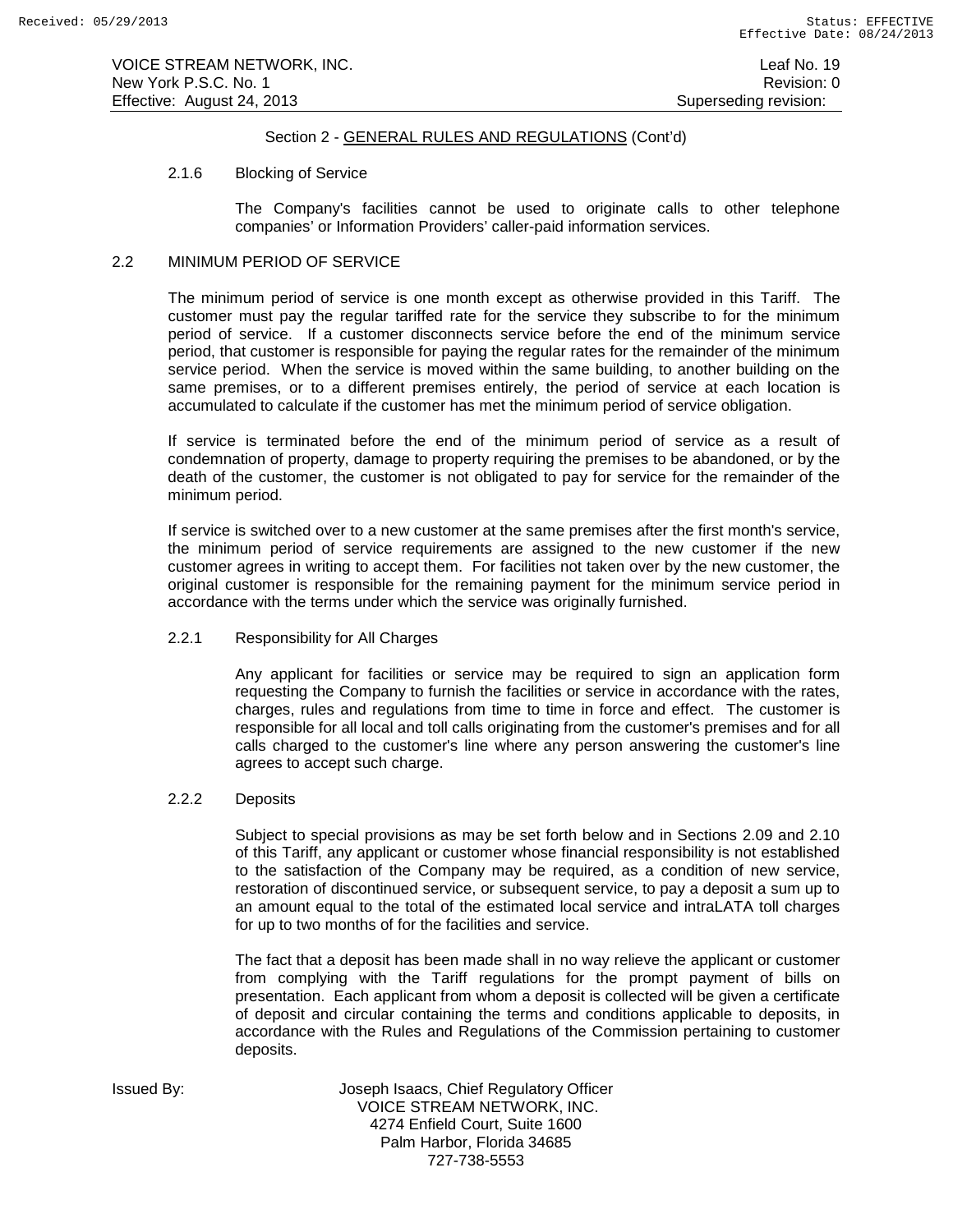Section 2 - GENERAL RULES AND REGULATIONS (Cont'd)

2.1.6 Blocking of Service

The Company's facilities cannot be used to originate calls to other telephone companies' or Information Providers' caller-paid information services.

## 2.2 MINIMUM PERIOD OF SERVICE

The minimum period of service is one month except as otherwise provided in this Tariff. The customer must pay the regular tariffed rate for the service they subscribe to for the minimum period of service. If a customer disconnects service before the end of the minimum service period, that customer is responsible for paying the regular rates for the remainder of the minimum service period. When the service is moved within the same building, to another building on the same premises, or to a different premises entirely, the period of service at each location is accumulated to calculate if the customer has met the minimum period of service obligation.

If service is terminated before the end of the minimum period of service as a result of condemnation of property, damage to property requiring the premises to be abandoned, or by the death of the customer, the customer is not obligated to pay for service for the remainder of the minimum period.

If service is switched over to a new customer at the same premises after the first month's service, the minimum period of service requirements are assigned to the new customer if the new customer agrees in writing to accept them. For facilities not taken over by the new customer, the original customer is responsible for the remaining payment for the minimum service period in accordance with the terms under which the service was originally furnished.

2.2.1 Responsibility for All Charges

Any applicant for facilities or service may be required to sign an application form requesting the Company to furnish the facilities or service in accordance with the rates, charges, rules and regulations from time to time in force and effect. The customer is responsible for all local and toll calls originating from the customer's premises and for all calls charged to the customer's line where any person answering the customer's line agrees to accept such charge.

2.2.2 Deposits

Subject to special provisions as may be set forth below and in Sections 2.09 and 2.10 of this Tariff, any applicant or customer whose financial responsibility is not established to the satisfaction of the Company may be required, as a condition of new service, restoration of discontinued service, or subsequent service, to pay a deposit a sum up to an amount equal to the total of the estimated local service and intraLATA toll charges for up to two months of for the facilities and service.

The fact that a deposit has been made shall in no way relieve the applicant or customer from complying with the Tariff regulations for the prompt payment of bills on presentation. Each applicant from whom a deposit is collected will be given a certificate of deposit and circular containing the terms and conditions applicable to deposits, in accordance with the Rules and Regulations of the Commission pertaining to customer deposits.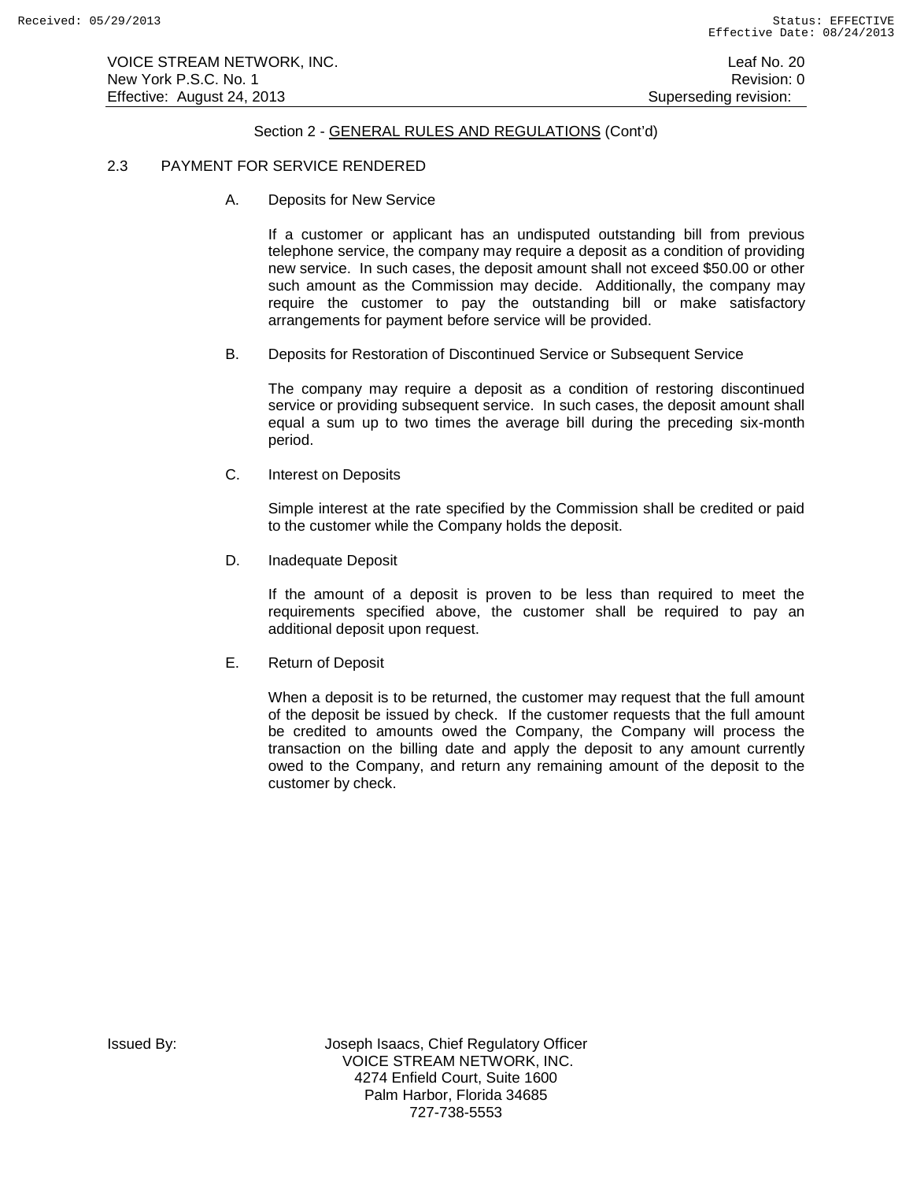Section 2 - GENERAL RULES AND REGULATIONS (Cont'd)

## 2.3 PAYMENT FOR SERVICE RENDERED

### A. Deposits for New Service

If a customer or applicant has an undisputed outstanding bill from previous telephone service, the company may require a deposit as a condition of providing new service. In such cases, the deposit amount shall not exceed $50.00 or other such amount as the Commission may decide. Additionally, the company may require the customer to pay the outstanding bill or make satisfactory arrangements for payment before service will be provided.

### B. Deposits for Restoration of Discontinued Service or Subsequent Service

The company may require a deposit as a condition of restoring discontinued service or providing subsequent service. In such cases, the deposit amount shall equal a sum up to two times the average bill during the preceding six-month period.

### C. Interest on Deposits

Simple interest at the rate specified by the Commission shall be credited or paid to the customer while the Company holds the deposit.

### D. Inadequate Deposit

If the amount of a deposit is proven to be less than required to meet the requirements specified above, the customer shall be required to pay an additional deposit upon request.

### E. Return of Deposit

When a deposit is to be returned, the customer may request that the full amount of the deposit be issued by check. If the customer requests that the full amount be credited to amounts owed the Company, the Company will process the transaction on the billing date and apply the deposit to any amount currently owed to the Company, and return any remaining amount of the deposit to the customer by check.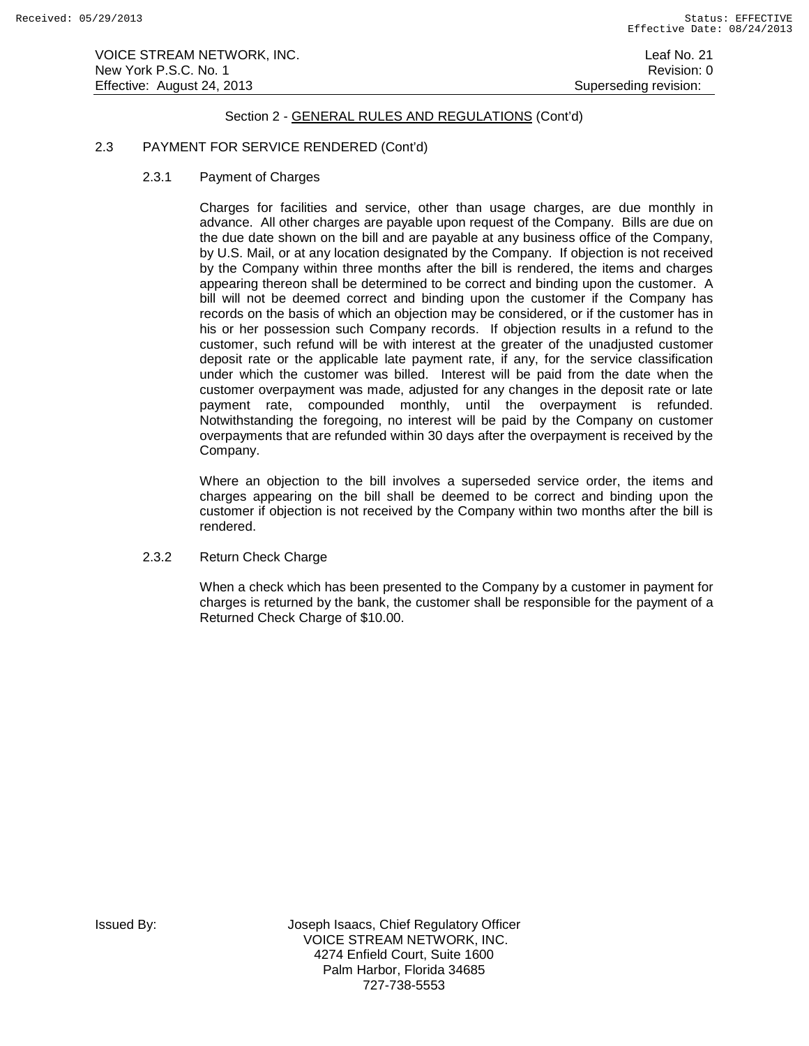Section 2 - GENERAL RULES AND REGULATIONS (Cont'd)

## 2.3 PAYMENT FOR SERVICE RENDERED (Cont'd)

### 2.3.1 Payment of Charges

Charges for facilities and service, other than usage charges, are due monthly in advance. All other charges are payable upon request of the Company. Bills are due on the due date shown on the bill and are payable at any business office of the Company, by U.S. Mail, or at any location designated by the Company. If objection is not received by the Company within three months after the bill is rendered, the items and charges appearing thereon shall be determined to be correct and binding upon the customer. A bill will not be deemed correct and binding upon the customer if the Company has records on the basis of which an objection may be considered, or if the customer has in his or her possession such Company records. If objection results in a refund to the customer, such refund will be with interest at the greater of the unadjusted customer deposit rate or the applicable late payment rate, if any, for the service classification under which the customer was billed. Interest will be paid from the date when the customer overpayment was made, adjusted for any changes in the deposit rate or late payment rate, compounded monthly, until the overpayment is refunded. Notwithstanding the foregoing, no interest will be paid by the Company on customer overpayments that are refunded within 30 days after the overpayment is received by the Company.

Where an objection to the bill involves a superseded service order, the items and charges appearing on the bill shall be deemed to be correct and binding upon the customer if objection is not received by the Company within two months after the bill is rendered.

### 2.3.2 Return Check Charge

When a check which has been presented to the Company by a customer in payment for charges is returned by the bank, the customer shall be responsible for the payment of a Returned Check Charge of $10.00.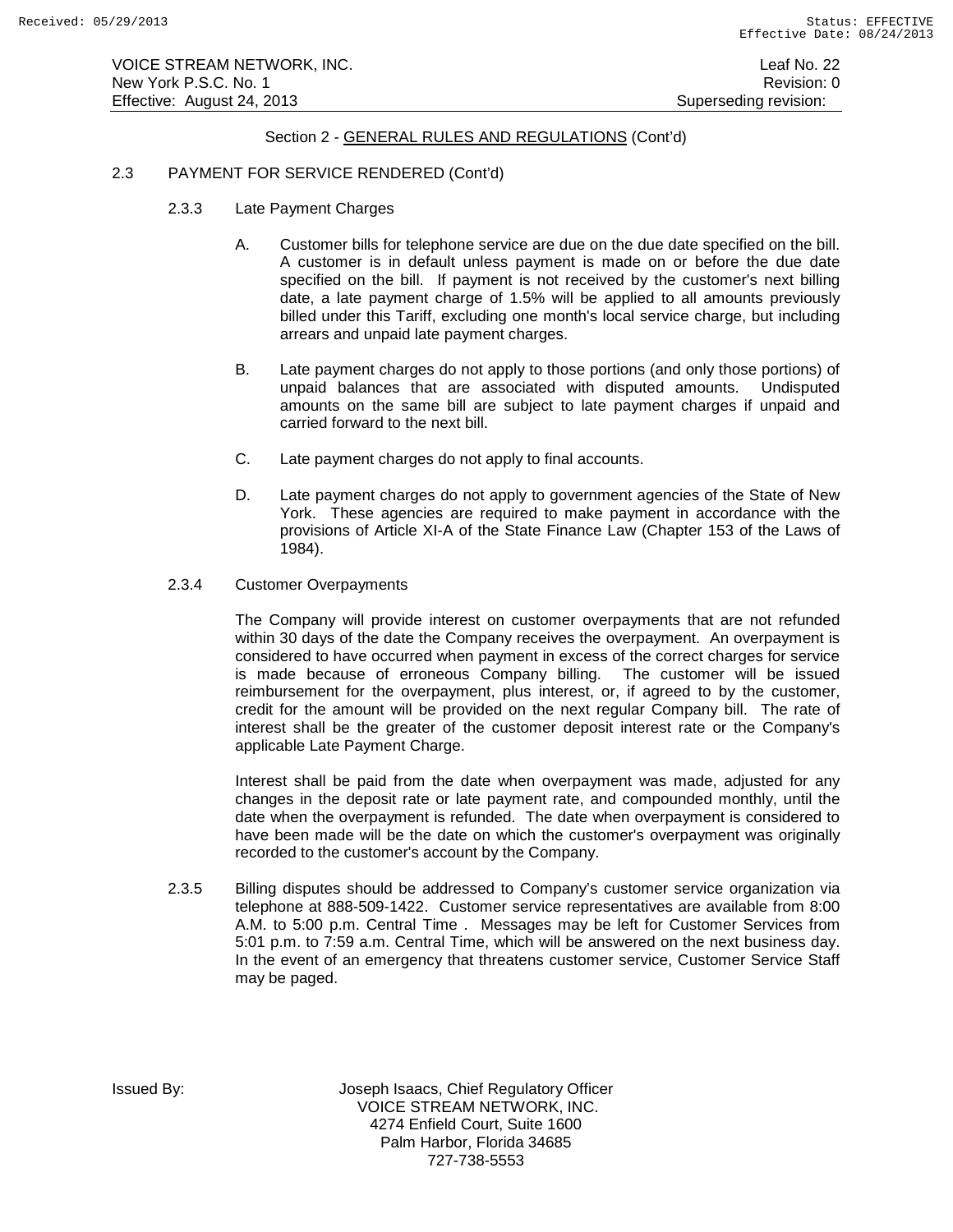Section 2 - GENERAL RULES AND REGULATIONS (Cont'd)

2.3 PAYMENT FOR SERVICE RENDERED (Cont'd)

2.3.3 Late Payment Charges

A. Customer bills for telephone service are due on the due date specified on the bill. A customer is in default unless payment is made on or before the due date specified on the bill. If payment is not received by the customer's next billing date, a late payment charge of 1.5% will be applied to all amounts previously billed under this Tariff, excluding one month's local service charge, but including arrears and unpaid late payment charges.

B. Late payment charges do not apply to those portions (and only those portions) of unpaid balances that are associated with disputed amounts. Undisputed amounts on the same bill are subject to late payment charges if unpaid and carried forward to the next bill.

C. Late payment charges do not apply to final accounts.

D. Late payment charges do not apply to government agencies of the State of New York. These agencies are required to make payment in accordance with the provisions of Article XI-A of the State Finance Law (Chapter 153 of the Laws of 1984).

2.3.4 Customer Overpayments

The Company will provide interest on customer overpayments that are not refunded within 30 days of the date the Company receives the overpayment. An overpayment is considered to have occurred when payment in excess of the correct charges for service is made because of erroneous Company billing. The customer will be issued reimbursement for the overpayment, plus interest, or, if agreed to by the customer, credit for the amount will be provided on the next regular Company bill. The rate of interest shall be the greater of the customer deposit interest rate or the Company's applicable Late Payment Charge.

Interest shall be paid from the date when overpayment was made, adjusted for any changes in the deposit rate or late payment rate, and compounded monthly, until the date when the overpayment is refunded. The date when overpayment is considered to have been made will be the date on which the customer's overpayment was originally recorded to the customer's account by the Company.

2.3.5 Billing disputes should be addressed to Company's customer service organization via telephone at 888-509-1422. Customer service representatives are available from 8:00 A.M. to 5:00 p.m. Central Time . Messages may be left for Customer Services from 5:01 p.m. to 7:59 a.m. Central Time, which will be answered on the next business day. In the event of an emergency that threatens customer service, Customer Service Staff may be paged.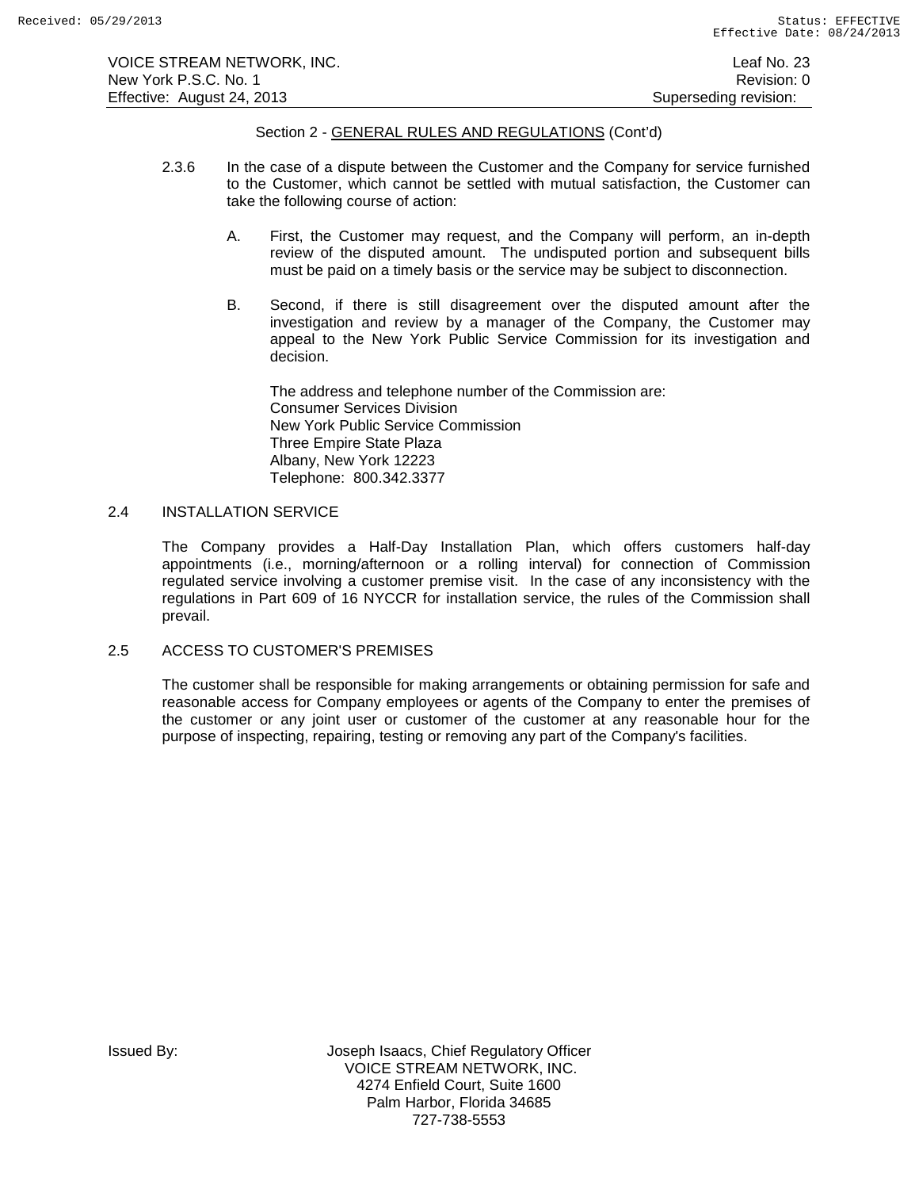Section 2 - GENERAL RULES AND REGULATIONS (Cont'd)

2.3.6 In the case of a dispute between the Customer and the Company for service furnished to the Customer, which cannot be settled with mutual satisfaction, the Customer can take the following course of action:

A. First, the Customer may request, and the Company will perform, an in-depth review of the disputed amount. The undisputed portion and subsequent bills must be paid on a timely basis or the service may be subject to disconnection.

B. Second, if there is still disagreement over the disputed amount after the investigation and review by a manager of the Company, the Customer may appeal to the New York Public Service Commission for its investigation and decision.

The address and telephone number of the Commission are:
Consumer Services Division
New York Public Service Commission
Three Empire State Plaza
Albany, New York 12223
Telephone: 800.342.3377

## 2.4 INSTALLATION SERVICE

The Company provides a Half-Day Installation Plan, which offers customers half-day appointments (i.e., morning/afternoon or a rolling interval) for connection of Commission regulated service involving a customer premise visit. In the case of any inconsistency with the regulations in Part 609 of 16 NYCCR for installation service, the rules of the Commission shall prevail.

## 2.5 ACCESS TO CUSTOMER'S PREMISES

The customer shall be responsible for making arrangements or obtaining permission for safe and reasonable access for Company employees or agents of the Company to enter the premises of the customer or any joint user or customer of the customer at any reasonable hour for the purpose of inspecting, repairing, testing or removing any part of the Company's facilities.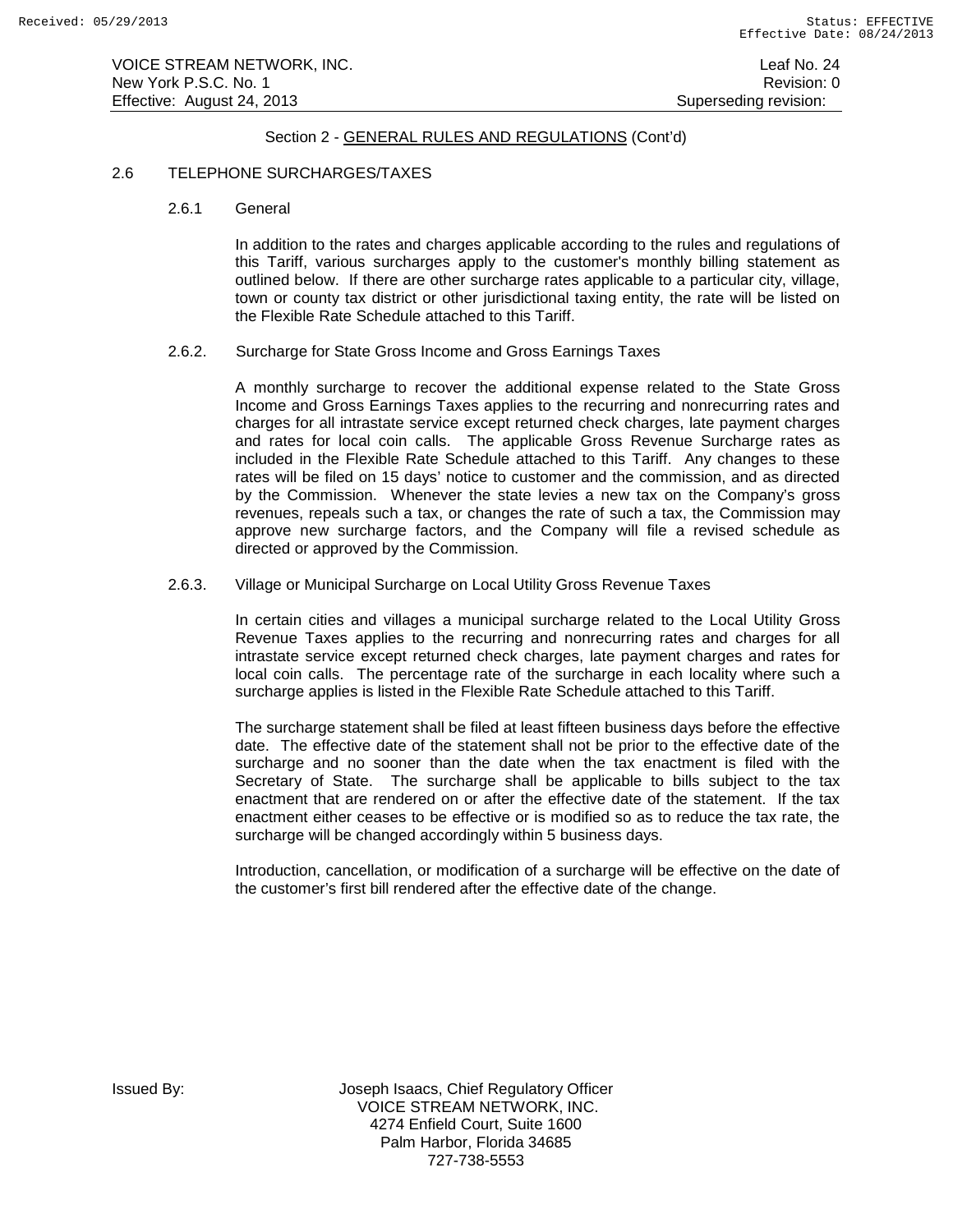Section 2 - GENERAL RULES AND REGULATIONS (Cont'd)

## 2.6 TELEPHONE SURCHARGES/TAXES

### 2.6.1 General

In addition to the rates and charges applicable according to the rules and regulations of this Tariff, various surcharges apply to the customer's monthly billing statement as outlined below. If there are other surcharge rates applicable to a particular city, village, town or county tax district or other jurisdictional taxing entity, the rate will be listed on the Flexible Rate Schedule attached to this Tariff.

### 2.6.2. Surcharge for State Gross Income and Gross Earnings Taxes

A monthly surcharge to recover the additional expense related to the State Gross Income and Gross Earnings Taxes applies to the recurring and nonrecurring rates and charges for all intrastate service except returned check charges, late payment charges and rates for local coin calls. The applicable Gross Revenue Surcharge rates as included in the Flexible Rate Schedule attached to this Tariff. Any changes to these rates will be filed on 15 days' notice to customer and the commission, and as directed by the Commission. Whenever the state levies a new tax on the Company's gross revenues, repeals such a tax, or changes the rate of such a tax, the Commission may approve new surcharge factors, and the Company will file a revised schedule as directed or approved by the Commission.

### 2.6.3. Village or Municipal Surcharge on Local Utility Gross Revenue Taxes

In certain cities and villages a municipal surcharge related to the Local Utility Gross Revenue Taxes applies to the recurring and nonrecurring rates and charges for all intrastate service except returned check charges, late payment charges and rates for local coin calls. The percentage rate of the surcharge in each locality where such a surcharge applies is listed in the Flexible Rate Schedule attached to this Tariff.

The surcharge statement shall be filed at least fifteen business days before the effective date. The effective date of the statement shall not be prior to the effective date of the surcharge and no sooner than the date when the tax enactment is filed with the Secretary of State. The surcharge shall be applicable to bills subject to the tax enactment that are rendered on or after the effective date of the statement. If the tax enactment either ceases to be effective or is modified so as to reduce the tax rate, the surcharge will be changed accordingly within 5 business days.

Introduction, cancellation, or modification of a surcharge will be effective on the date of the customer's first bill rendered after the effective date of the change.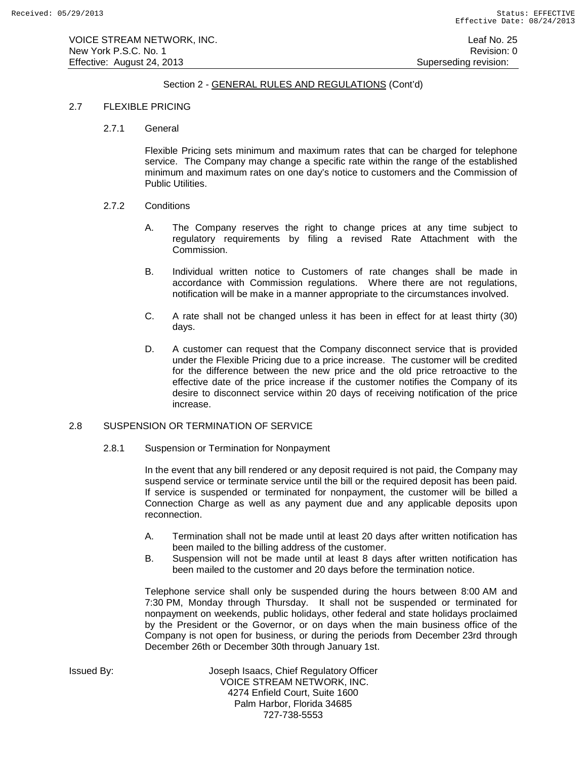Section 2 - GENERAL RULES AND REGULATIONS (Cont'd)

2.7 FLEXIBLE PRICING

2.7.1 General

Flexible Pricing sets minimum and maximum rates that can be charged for telephone service. The Company may change a specific rate within the range of the established minimum and maximum rates on one day's notice to customers and the Commission of Public Utilities.

2.7.2 Conditions

A. The Company reserves the right to change prices at any time subject to regulatory requirements by filing a revised Rate Attachment with the Commission.

B. Individual written notice to Customers of rate changes shall be made in accordance with Commission regulations. Where there are not regulations, notification will be make in a manner appropriate to the circumstances involved.

C. A rate shall not be changed unless it has been in effect for at least thirty (30) days.

D. A customer can request that the Company disconnect service that is provided under the Flexible Pricing due to a price increase. The customer will be credited for the difference between the new price and the old price retroactive to the effective date of the price increase if the customer notifies the Company of its desire to disconnect service within 20 days of receiving notification of the price increase.

2.8 SUSPENSION OR TERMINATION OF SERVICE

2.8.1 Suspension or Termination for Nonpayment

In the event that any bill rendered or any deposit required is not paid, the Company may suspend service or terminate service until the bill or the required deposit has been paid. If service is suspended or terminated for nonpayment, the customer will be billed a Connection Charge as well as any payment due and any applicable deposits upon reconnection.

A. Termination shall not be made until at least 20 days after written notification has been mailed to the billing address of the customer.
B. Suspension will not be made until at least 8 days after written notification has been mailed to the customer and 20 days before the termination notice.

Telephone service shall only be suspended during the hours between 8:00 AM and 7:30 PM, Monday through Thursday. It shall not be suspended or terminated for nonpayment on weekends, public holidays, other federal and state holidays proclaimed by the President or the Governor, or on days when the main business office of the Company is not open for business, or during the periods from December 23rd through December 26th or December 30th through January 1st.

Issued By: Joseph Isaacs, Chief Regulatory Officer
VOICE STREAM NETWORK, INC.
4274 Enfield Court, Suite 1600
Palm Harbor, Florida 34685
727-738-5553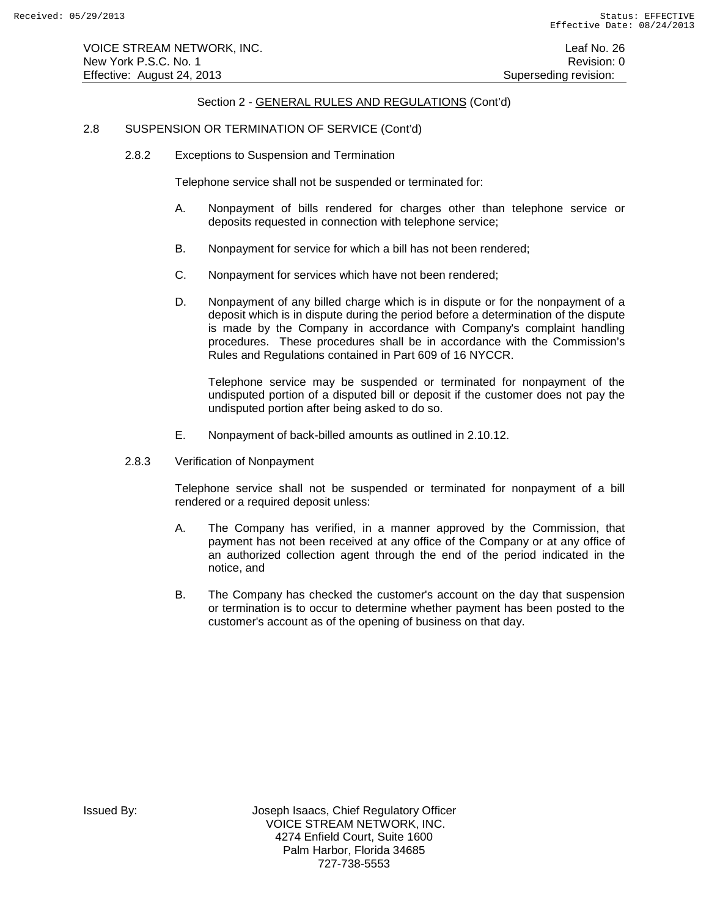Section 2 - GENERAL RULES AND REGULATIONS (Cont'd)

2.8 SUSPENSION OR TERMINATION OF SERVICE (Cont'd)

2.8.2 Exceptions to Suspension and Termination

Telephone service shall not be suspended or terminated for:

A. Nonpayment of bills rendered for charges other than telephone service or deposits requested in connection with telephone service;

B. Nonpayment for service for which a bill has not been rendered;

C. Nonpayment for services which have not been rendered;

D. Nonpayment of any billed charge which is in dispute or for the nonpayment of a deposit which is in dispute during the period before a determination of the dispute is made by the Company in accordance with Company's complaint handling procedures. These procedures shall be in accordance with the Commission's Rules and Regulations contained in Part 609 of 16 NYCCR.

Telephone service may be suspended or terminated for nonpayment of the undisputed portion of a disputed bill or deposit if the customer does not pay the undisputed portion after being asked to do so.

E. Nonpayment of back-billed amounts as outlined in 2.10.12.

2.8.3 Verification of Nonpayment

Telephone service shall not be suspended or terminated for nonpayment of a bill rendered or a required deposit unless:

A. The Company has verified, in a manner approved by the Commission, that payment has not been received at any office of the Company or at any office of an authorized collection agent through the end of the period indicated in the notice, and

B. The Company has checked the customer's account on the day that suspension or termination is to occur to determine whether payment has been posted to the customer's account as of the opening of business on that day.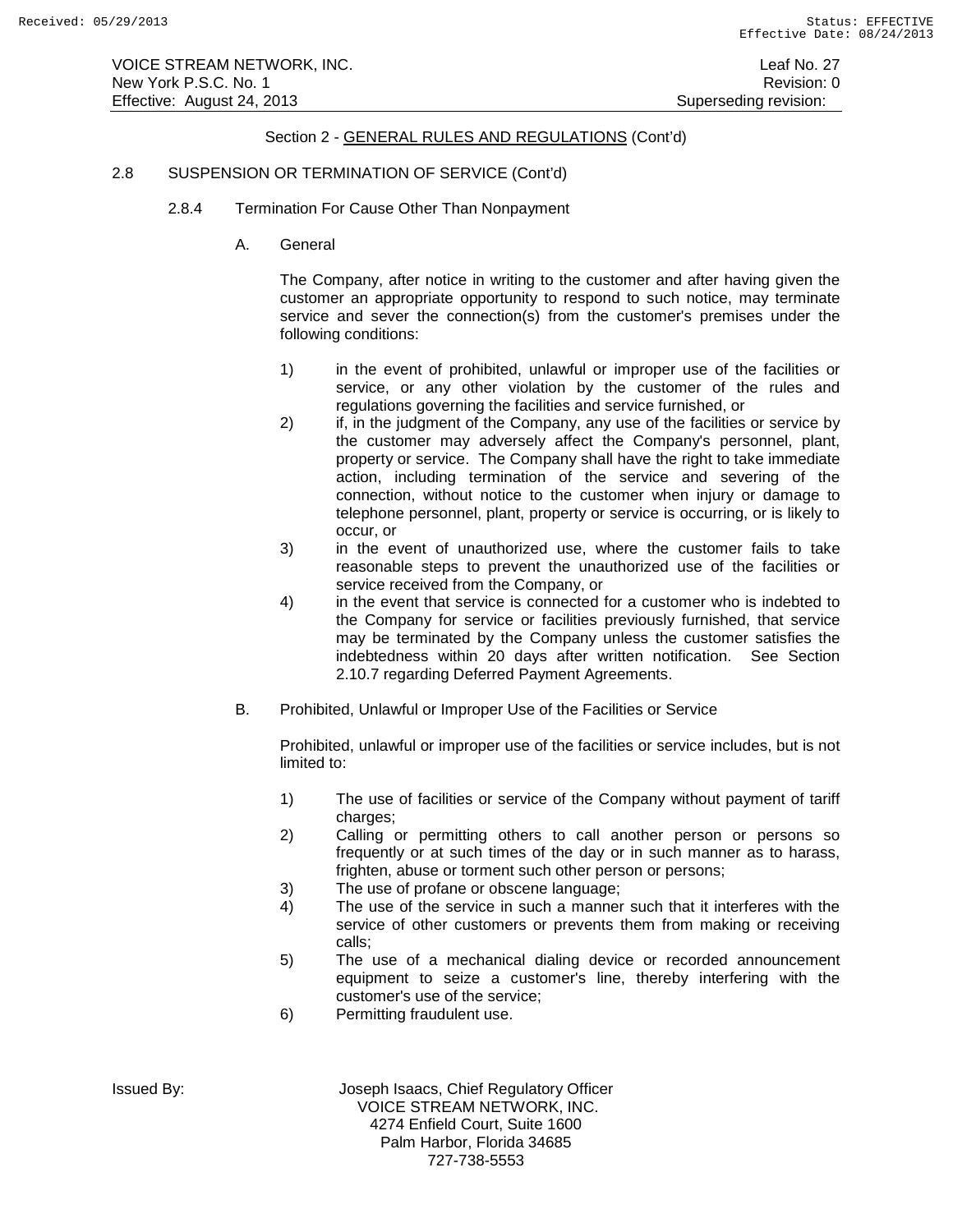Section 2 - GENERAL RULES AND REGULATIONS (Cont'd)

2.8 SUSPENSION OR TERMINATION OF SERVICE (Cont'd)

2.8.4 Termination For Cause Other Than Nonpayment

A. General

The Company, after notice in writing to the customer and after having given the customer an appropriate opportunity to respond to such notice, may terminate service and sever the connection(s) from the customer's premises under the following conditions:

1) in the event of prohibited, unlawful or improper use of the facilities or service, or any other violation by the customer of the rules and regulations governing the facilities and service furnished, or
2) if, in the judgment of the Company, any use of the facilities or service by the customer may adversely affect the Company's personnel, plant, property or service. The Company shall have the right to take immediate action, including termination of the service and severing of the connection, without notice to the customer when injury or damage to telephone personnel, plant, property or service is occurring, or is likely to occur, or
3) in the event of unauthorized use, where the customer fails to take reasonable steps to prevent the unauthorized use of the facilities or service received from the Company, or
4) in the event that service is connected for a customer who is indebted to the Company for service or facilities previously furnished, that service may be terminated by the Company unless the customer satisfies the indebtedness within 20 days after written notification. See Section 2.10.7 regarding Deferred Payment Agreements.

B. Prohibited, Unlawful or Improper Use of the Facilities or Service

Prohibited, unlawful or improper use of the facilities or service includes, but is not limited to:

1) The use of facilities or service of the Company without payment of tariff charges;
2) Calling or permitting others to call another person or persons so frequently or at such times of the day or in such manner as to harass, frighten, abuse or torment such other person or persons;
3) The use of profane or obscene language;
4) The use of the service in such a manner such that it interferes with the service of other customers or prevents them from making or receiving calls;
5) The use of a mechanical dialing device or recorded announcement equipment to seize a customer's line, thereby interfering with the customer's use of the service;
6) Permitting fraudulent use.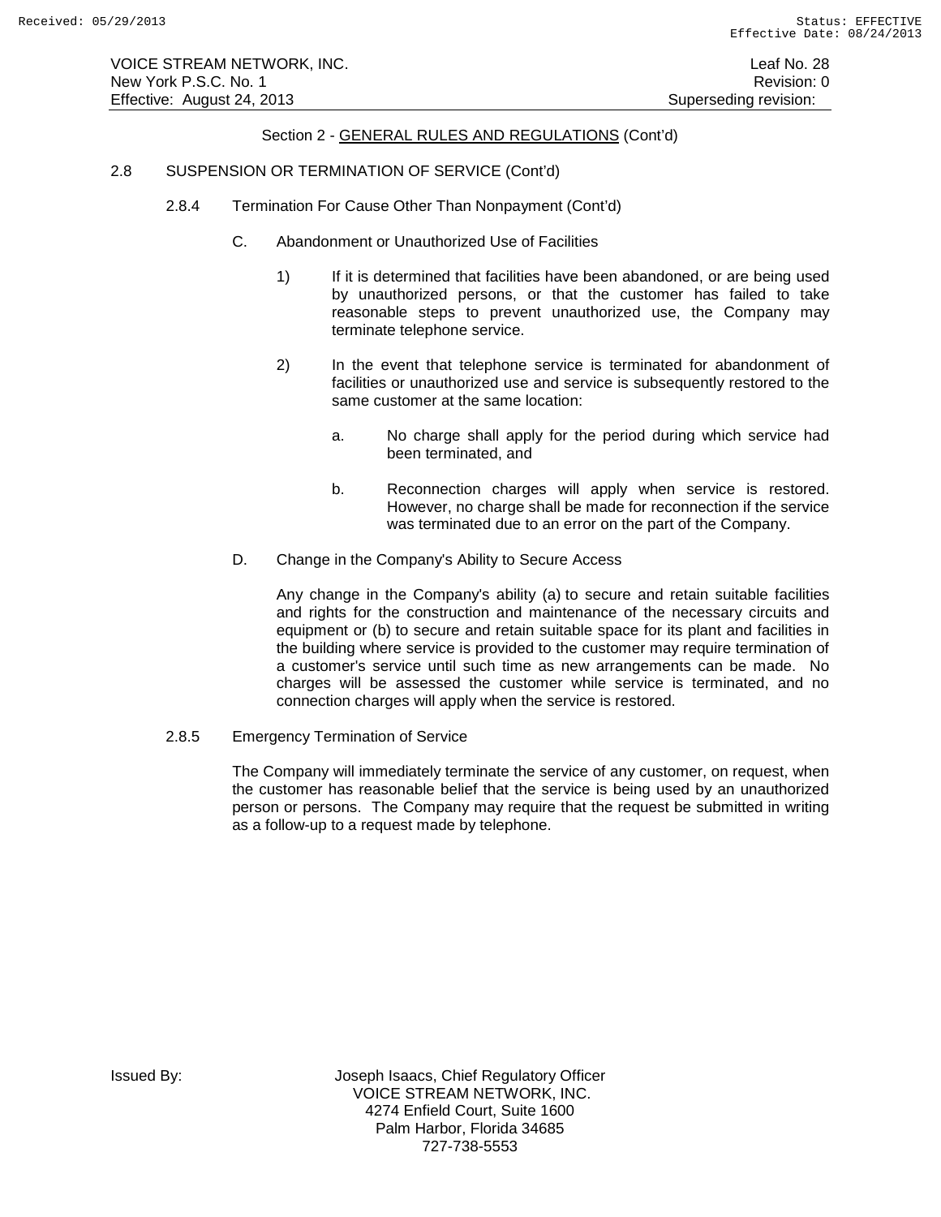Section 2 - GENERAL RULES AND REGULATIONS (Cont'd)

2.8 SUSPENSION OR TERMINATION OF SERVICE (Cont'd)

2.8.4 Termination For Cause Other Than Nonpayment (Cont'd)

C. Abandonment or Unauthorized Use of Facilities

1) If it is determined that facilities have been abandoned, or are being used by unauthorized persons, or that the customer has failed to take reasonable steps to prevent unauthorized use, the Company may terminate telephone service.

2) In the event that telephone service is terminated for abandonment of facilities or unauthorized use and service is subsequently restored to the same customer at the same location:

a. No charge shall apply for the period during which service had been terminated, and

b. Reconnection charges will apply when service is restored. However, no charge shall be made for reconnection if the service was terminated due to an error on the part of the Company.

D. Change in the Company's Ability to Secure Access

Any change in the Company's ability (a) to secure and retain suitable facilities and rights for the construction and maintenance of the necessary circuits and equipment or (b) to secure and retain suitable space for its plant and facilities in the building where service is provided to the customer may require termination of a customer's service until such time as new arrangements can be made. No charges will be assessed the customer while service is terminated, and no connection charges will apply when the service is restored.

2.8.5 Emergency Termination of Service

The Company will immediately terminate the service of any customer, on request, when the customer has reasonable belief that the service is being used by an unauthorized person or persons. The Company may require that the request be submitted in writing as a follow-up to a request made by telephone.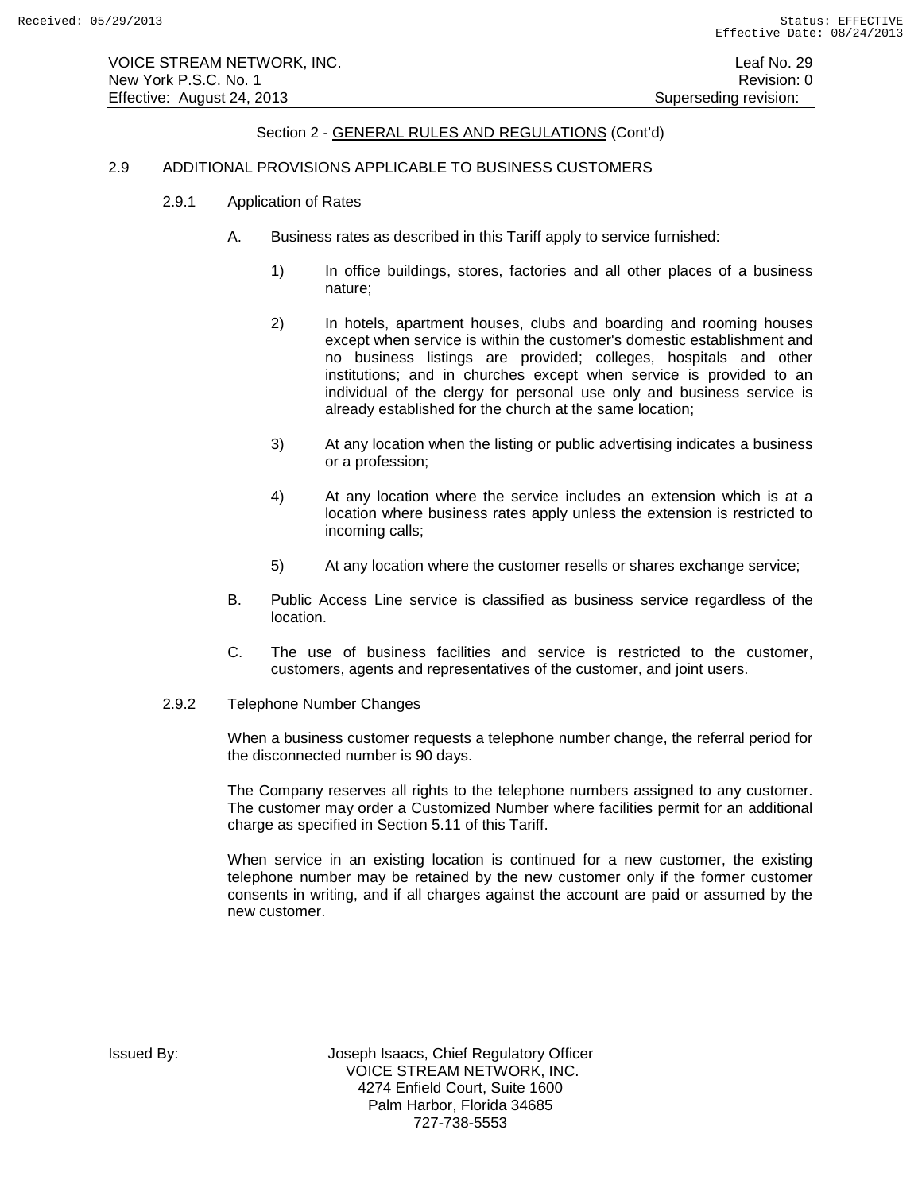Section 2 - GENERAL RULES AND REGULATIONS (Cont'd)

## 2.9 ADDITIONAL PROVISIONS APPLICABLE TO BUSINESS CUSTOMERS

### 2.9.1 Application of Rates

A. Business rates as described in this Tariff apply to service furnished:

1) In office buildings, stores, factories and all other places of a business nature;

2) In hotels, apartment houses, clubs and boarding and rooming houses except when service is within the customer's domestic establishment and no business listings are provided; colleges, hospitals and other institutions; and in churches except when service is provided to an individual of the clergy for personal use only and business service is already established for the church at the same location;

3) At any location when the listing or public advertising indicates a business or a profession;

4) At any location where the service includes an extension which is at a location where business rates apply unless the extension is restricted to incoming calls;

5) At any location where the customer resells or shares exchange service;

B. Public Access Line service is classified as business service regardless of the location.

C. The use of business facilities and service is restricted to the customer, customers, agents and representatives of the customer, and joint users.

### 2.9.2 Telephone Number Changes

When a business customer requests a telephone number change, the referral period for the disconnected number is 90 days.

The Company reserves all rights to the telephone numbers assigned to any customer. The customer may order a Customized Number where facilities permit for an additional charge as specified in Section 5.11 of this Tariff.

When service in an existing location is continued for a new customer, the existing telephone number may be retained by the new customer only if the former customer consents in writing, and if all charges against the account are paid or assumed by the new customer.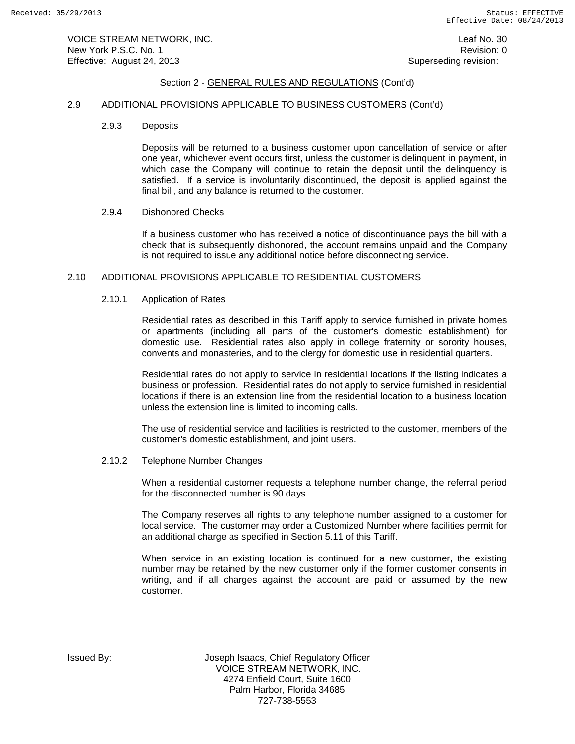Section 2 - GENERAL RULES AND REGULATIONS (Cont'd)

## 2.9 ADDITIONAL PROVISIONS APPLICABLE TO BUSINESS CUSTOMERS (Cont'd)

### 2.9.3 Deposits

Deposits will be returned to a business customer upon cancellation of service or after one year, whichever event occurs first, unless the customer is delinquent in payment, in which case the Company will continue to retain the deposit until the delinquency is satisfied. If a service is involuntarily discontinued, the deposit is applied against the final bill, and any balance is returned to the customer.

### 2.9.4 Dishonored Checks

If a business customer who has received a notice of discontinuance pays the bill with a check that is subsequently dishonored, the account remains unpaid and the Company is not required to issue any additional notice before disconnecting service.

## 2.10 ADDITIONAL PROVISIONS APPLICABLE TO RESIDENTIAL CUSTOMERS

### 2.10.1 Application of Rates

Residential rates as described in this Tariff apply to service furnished in private homes or apartments (including all parts of the customer's domestic establishment) for domestic use. Residential rates also apply in college fraternity or sorority houses, convents and monasteries, and to the clergy for domestic use in residential quarters.

Residential rates do not apply to service in residential locations if the listing indicates a business or profession. Residential rates do not apply to service furnished in residential locations if there is an extension line from the residential location to a business location unless the extension line is limited to incoming calls.

The use of residential service and facilities is restricted to the customer, members of the customer's domestic establishment, and joint users.

### 2.10.2 Telephone Number Changes

When a residential customer requests a telephone number change, the referral period for the disconnected number is 90 days.

The Company reserves all rights to any telephone number assigned to a customer for local service. The customer may order a Customized Number where facilities permit for an additional charge as specified in Section 5.11 of this Tariff.

When service in an existing location is continued for a new customer, the existing number may be retained by the new customer only if the former customer consents in writing, and if all charges against the account are paid or assumed by the new customer.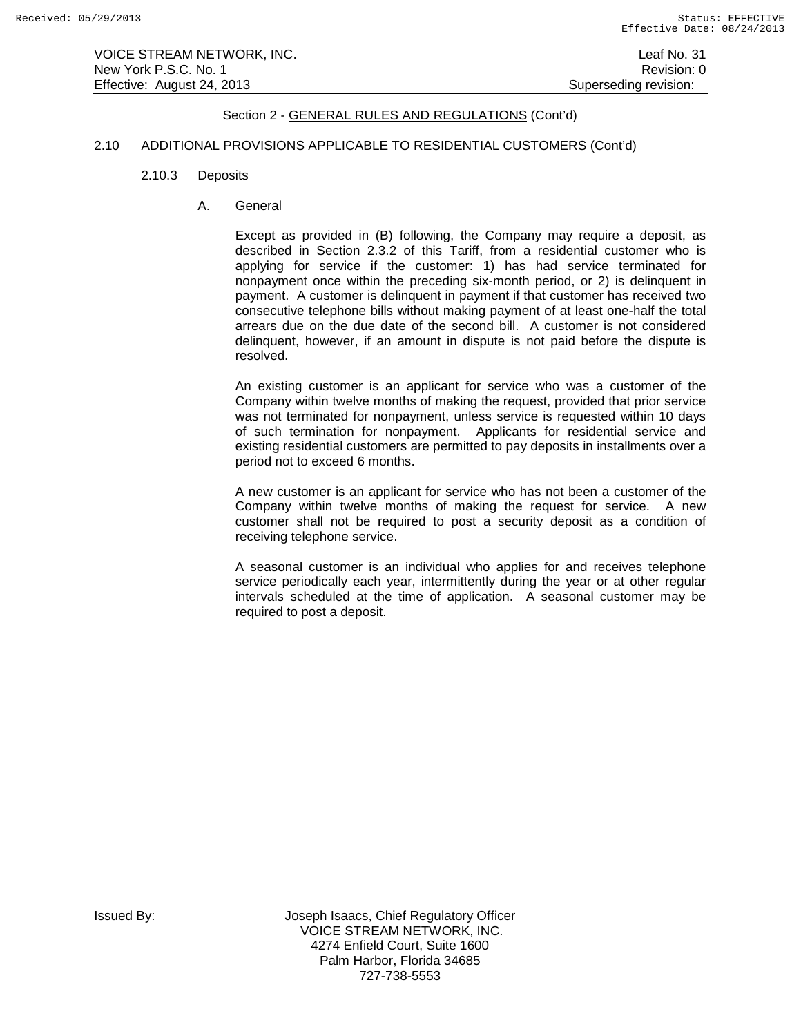Section 2 - GENERAL RULES AND REGULATIONS (Cont'd)

## 2.10 ADDITIONAL PROVISIONS APPLICABLE TO RESIDENTIAL CUSTOMERS (Cont'd)

### 2.10.3 Deposits

#### A. General

Except as provided in (B) following, the Company may require a deposit, as described in Section 2.3.2 of this Tariff, from a residential customer who is applying for service if the customer: 1) has had service terminated for nonpayment once within the preceding six-month period, or 2) is delinquent in payment. A customer is delinquent in payment if that customer has received two consecutive telephone bills without making payment of at least one-half the total arrears due on the due date of the second bill. A customer is not considered delinquent, however, if an amount in dispute is not paid before the dispute is resolved.

An existing customer is an applicant for service who was a customer of the Company within twelve months of making the request, provided that prior service was not terminated for nonpayment, unless service is requested within 10 days of such termination for nonpayment. Applicants for residential service and existing residential customers are permitted to pay deposits in installments over a period not to exceed 6 months.

A new customer is an applicant for service who has not been a customer of the Company within twelve months of making the request for service. A new customer shall not be required to post a security deposit as a condition of receiving telephone service.

A seasonal customer is an individual who applies for and receives telephone service periodically each year, intermittently during the year or at other regular intervals scheduled at the time of application. A seasonal customer may be required to post a deposit.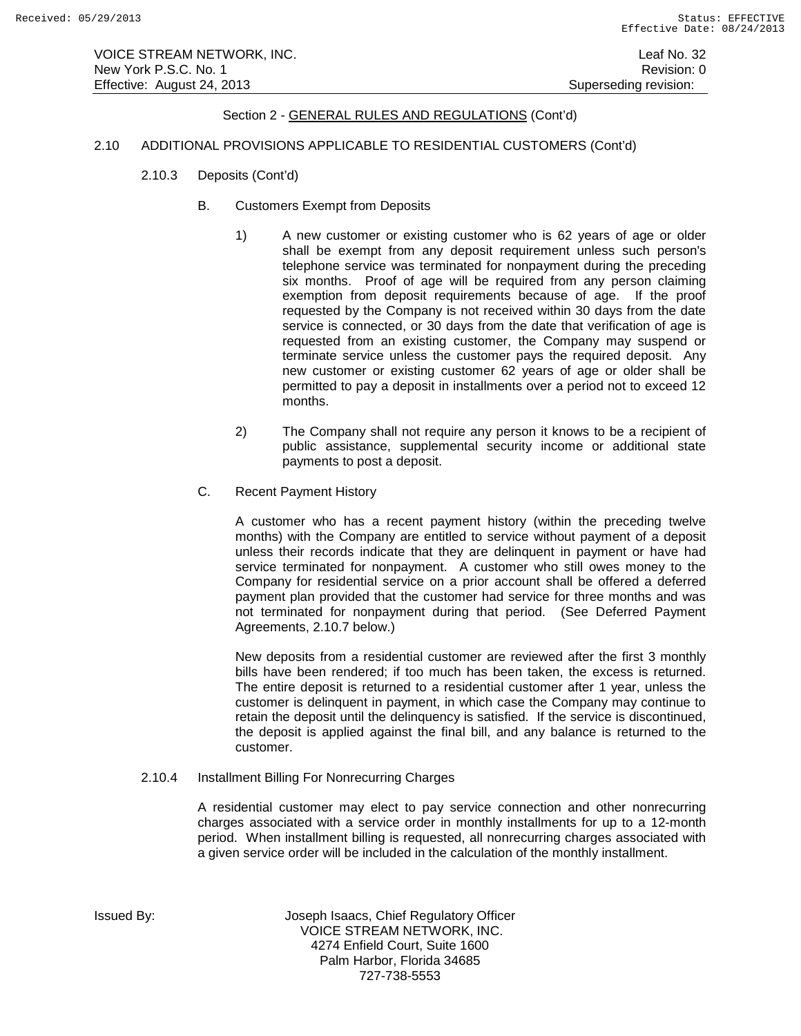Section 2 - GENERAL RULES AND REGULATIONS (Cont'd)

2.10 ADDITIONAL PROVISIONS APPLICABLE TO RESIDENTIAL CUSTOMERS (Cont'd)

2.10.3 Deposits (Cont'd)

B. Customers Exempt from Deposits

1) A new customer or existing customer who is 62 years of age or older shall be exempt from any deposit requirement unless such person's telephone service was terminated for nonpayment during the preceding six months. Proof of age will be required from any person claiming exemption from deposit requirements because of age. If the proof requested by the Company is not received within 30 days from the date service is connected, or 30 days from the date that verification of age is requested from an existing customer, the Company may suspend or terminate service unless the customer pays the required deposit. Any new customer or existing customer 62 years of age or older shall be permitted to pay a deposit in installments over a period not to exceed 12 months.

2) The Company shall not require any person it knows to be a recipient of public assistance, supplemental security income or additional state payments to post a deposit.

C. Recent Payment History

A customer who has a recent payment history (within the preceding twelve months) with the Company are entitled to service without payment of a deposit unless their records indicate that they are delinquent in payment or have had service terminated for nonpayment. A customer who still owes money to the Company for residential service on a prior account shall be offered a deferred payment plan provided that the customer had service for three months and was not terminated for nonpayment during that period. (See Deferred Payment Agreements, 2.10.7 below.)

New deposits from a residential customer are reviewed after the first 3 monthly bills have been rendered; if too much has been taken, the excess is returned. The entire deposit is returned to a residential customer after 1 year, unless the customer is delinquent in payment, in which case the Company may continue to retain the deposit until the delinquency is satisfied. If the service is discontinued, the deposit is applied against the final bill, and any balance is returned to the customer.

2.10.4 Installment Billing For Nonrecurring Charges

A residential customer may elect to pay service connection and other nonrecurring charges associated with a service order in monthly installments for up to a 12-month period. When installment billing is requested, all nonrecurring charges associated with a given service order will be included in the calculation of the monthly installment.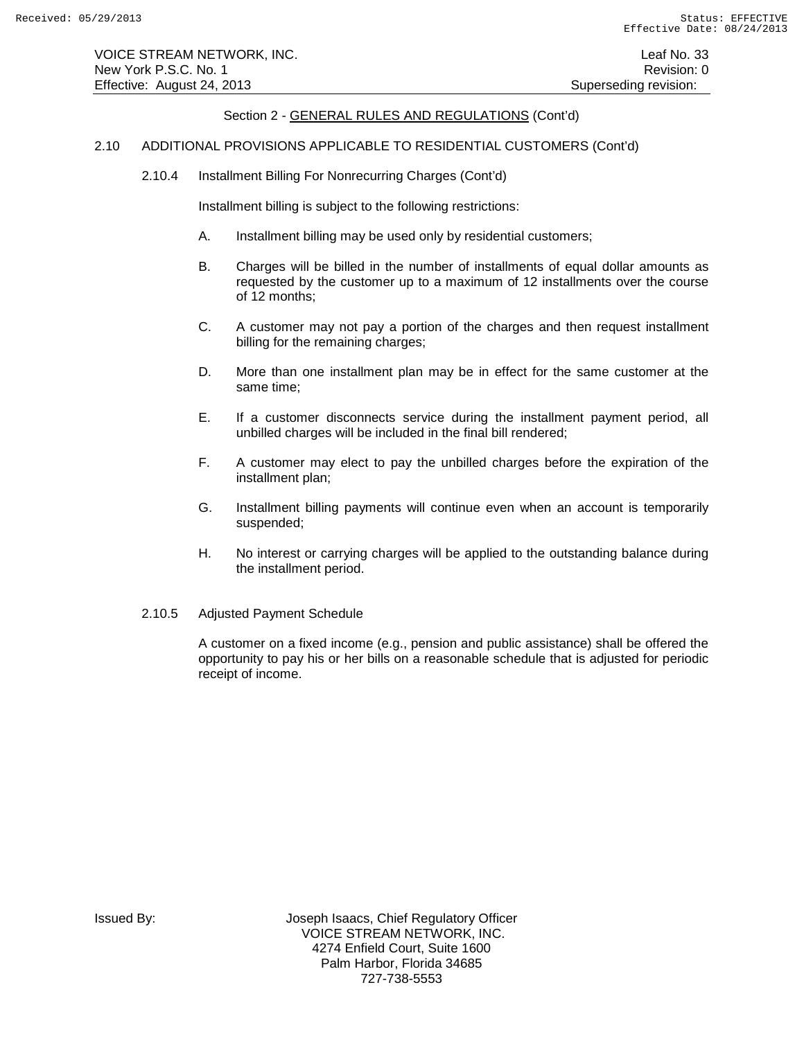Section 2 - GENERAL RULES AND REGULATIONS (Cont'd)

2.10 ADDITIONAL PROVISIONS APPLICABLE TO RESIDENTIAL CUSTOMERS (Cont'd)

2.10.4 Installment Billing For Nonrecurring Charges (Cont'd)

Installment billing is subject to the following restrictions:

A. Installment billing may be used only by residential customers;

B. Charges will be billed in the number of installments of equal dollar amounts as requested by the customer up to a maximum of 12 installments over the course of 12 months;

C. A customer may not pay a portion of the charges and then request installment billing for the remaining charges;

D. More than one installment plan may be in effect for the same customer at the same time;

E. If a customer disconnects service during the installment payment period, all unbilled charges will be included in the final bill rendered;

F. A customer may elect to pay the unbilled charges before the expiration of the installment plan;

G. Installment billing payments will continue even when an account is temporarily suspended;

H. No interest or carrying charges will be applied to the outstanding balance during the installment period.

2.10.5 Adjusted Payment Schedule

A customer on a fixed income (e.g., pension and public assistance) shall be offered the opportunity to pay his or her bills on a reasonable schedule that is adjusted for periodic receipt of income.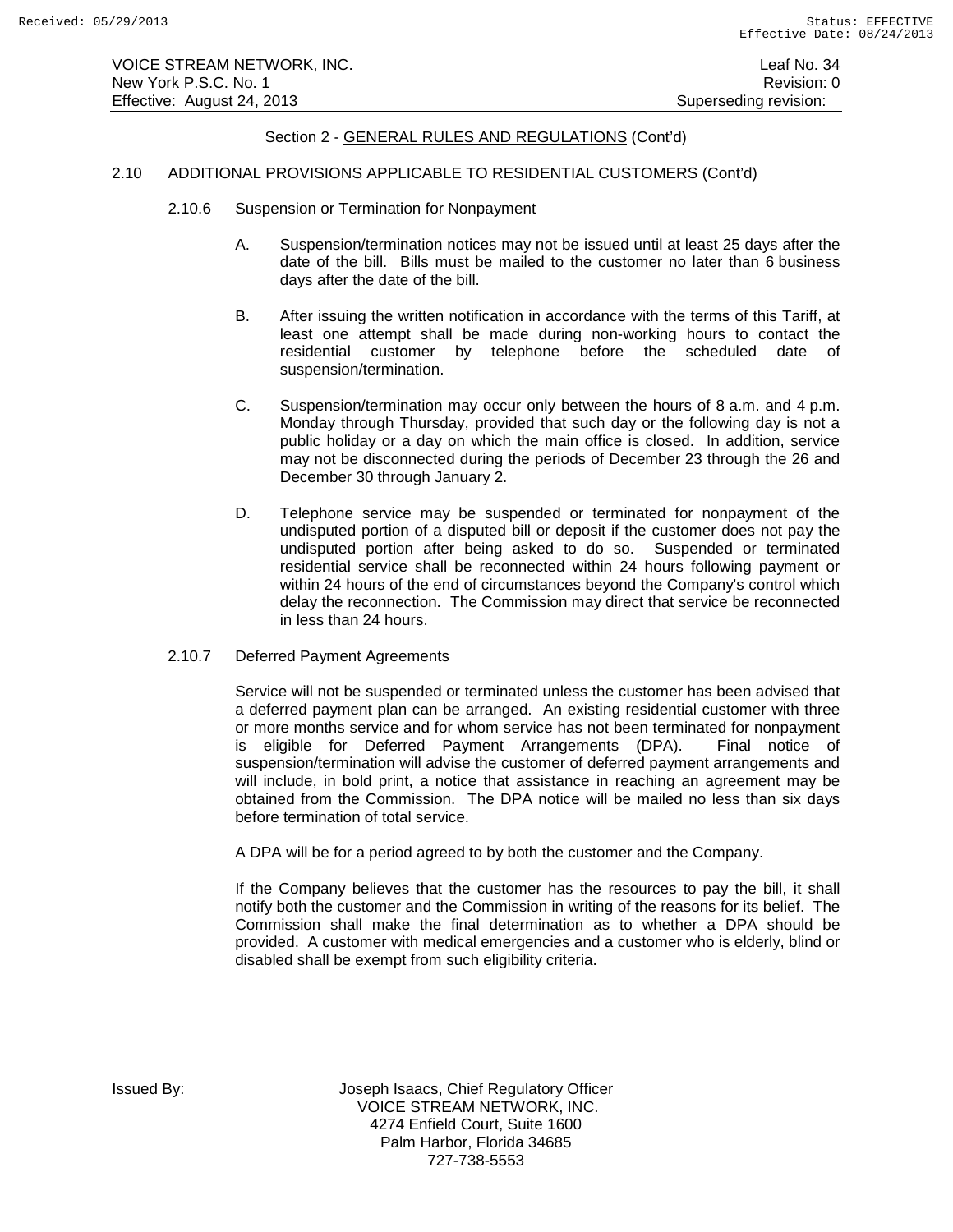Section 2 - GENERAL RULES AND REGULATIONS (Cont'd)

2.10 ADDITIONAL PROVISIONS APPLICABLE TO RESIDENTIAL CUSTOMERS (Cont'd)

2.10.6 Suspension or Termination for Nonpayment

A. Suspension/termination notices may not be issued until at least 25 days after the date of the bill. Bills must be mailed to the customer no later than 6 business days after the date of the bill.

B. After issuing the written notification in accordance with the terms of this Tariff, at least one attempt shall be made during non-working hours to contact the residential customer by telephone before the scheduled date of suspension/termination.

C. Suspension/termination may occur only between the hours of 8 a.m. and 4 p.m. Monday through Thursday, provided that such day or the following day is not a public holiday or a day on which the main office is closed. In addition, service may not be disconnected during the periods of December 23 through the 26 and December 30 through January 2.

D. Telephone service may be suspended or terminated for nonpayment of the undisputed portion of a disputed bill or deposit if the customer does not pay the undisputed portion after being asked to do so. Suspended or terminated residential service shall be reconnected within 24 hours following payment or within 24 hours of the end of circumstances beyond the Company's control which delay the reconnection. The Commission may direct that service be reconnected in less than 24 hours.

2.10.7 Deferred Payment Agreements

Service will not be suspended or terminated unless the customer has been advised that a deferred payment plan can be arranged. An existing residential customer with three or more months service and for whom service has not been terminated for nonpayment is eligible for Deferred Payment Arrangements (DPA). Final notice of suspension/termination will advise the customer of deferred payment arrangements and will include, in bold print, a notice that assistance in reaching an agreement may be obtained from the Commission. The DPA notice will be mailed no less than six days before termination of total service.

A DPA will be for a period agreed to by both the customer and the Company.

If the Company believes that the customer has the resources to pay the bill, it shall notify both the customer and the Commission in writing of the reasons for its belief. The Commission shall make the final determination as to whether a DPA should be provided. A customer with medical emergencies and a customer who is elderly, blind or disabled shall be exempt from such eligibility criteria.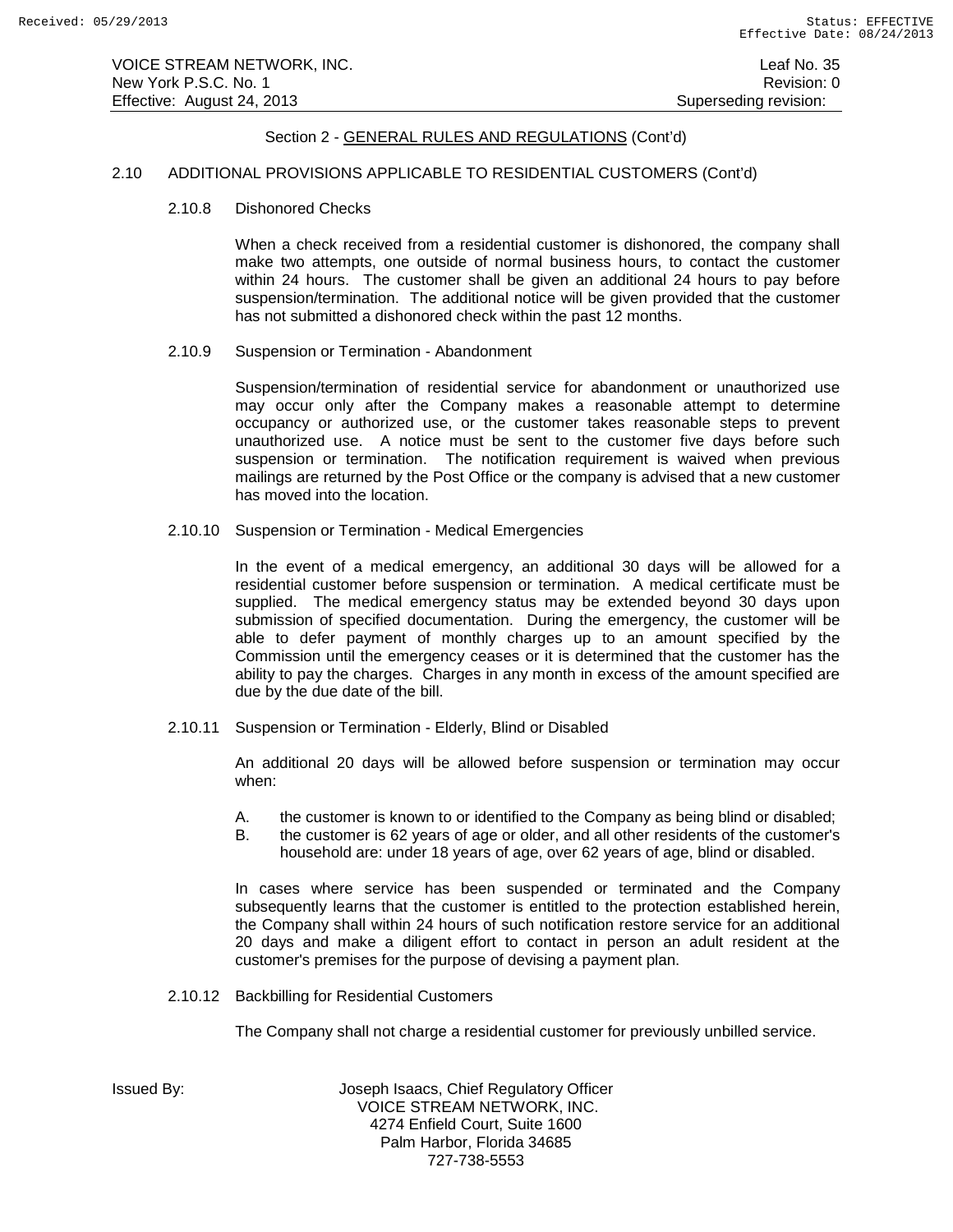Section 2 - GENERAL RULES AND REGULATIONS (Cont'd)

2.10 ADDITIONAL PROVISIONS APPLICABLE TO RESIDENTIAL CUSTOMERS (Cont'd)

2.10.8 Dishonored Checks

When a check received from a residential customer is dishonored, the company shall make two attempts, one outside of normal business hours, to contact the customer within 24 hours. The customer shall be given an additional 24 hours to pay before suspension/termination. The additional notice will be given provided that the customer has not submitted a dishonored check within the past 12 months.

2.10.9 Suspension or Termination - Abandonment

Suspension/termination of residential service for abandonment or unauthorized use may occur only after the Company makes a reasonable attempt to determine occupancy or authorized use, or the customer takes reasonable steps to prevent unauthorized use. A notice must be sent to the customer five days before such suspension or termination. The notification requirement is waived when previous mailings are returned by the Post Office or the company is advised that a new customer has moved into the location.

2.10.10 Suspension or Termination - Medical Emergencies

In the event of a medical emergency, an additional 30 days will be allowed for a residential customer before suspension or termination. A medical certificate must be supplied. The medical emergency status may be extended beyond 30 days upon submission of specified documentation. During the emergency, the customer will be able to defer payment of monthly charges up to an amount specified by the Commission until the emergency ceases or it is determined that the customer has the ability to pay the charges. Charges in any month in excess of the amount specified are due by the due date of the bill.

2.10.11 Suspension or Termination - Elderly, Blind or Disabled

An additional 20 days will be allowed before suspension or termination may occur when:

A. the customer is known to or identified to the Company as being blind or disabled;
B. the customer is 62 years of age or older, and all other residents of the customer's household are: under 18 years of age, over 62 years of age, blind or disabled.

In cases where service has been suspended or terminated and the Company subsequently learns that the customer is entitled to the protection established herein, the Company shall within 24 hours of such notification restore service for an additional 20 days and make a diligent effort to contact in person an adult resident at the customer's premises for the purpose of devising a payment plan.

2.10.12 Backbilling for Residential Customers

The Company shall not charge a residential customer for previously unbilled service.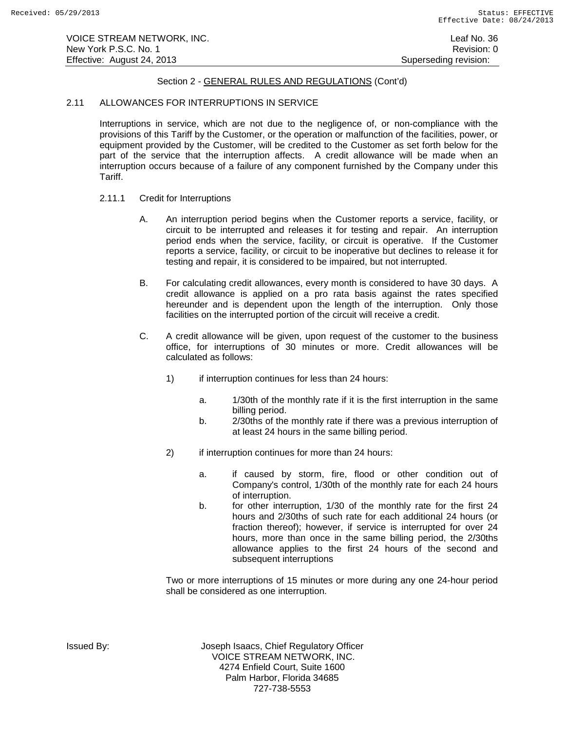Section 2 - GENERAL RULES AND REGULATIONS (Cont'd)

## 2.11 ALLOWANCES FOR INTERRUPTIONS IN SERVICE

Interruptions in service, which are not due to the negligence of, or non-compliance with the provisions of this Tariff by the Customer, or the operation or malfunction of the facilities, power, or equipment provided by the Customer, will be credited to the Customer as set forth below for the part of the service that the interruption affects. A credit allowance will be made when an interruption occurs because of a failure of any component furnished by the Company under this Tariff.

### 2.11.1 Credit for Interruptions

A. An interruption period begins when the Customer reports a service, facility, or circuit to be interrupted and releases it for testing and repair. An interruption period ends when the service, facility, or circuit is operative. If the Customer reports a service, facility, or circuit to be inoperative but declines to release it for testing and repair, it is considered to be impaired, but not interrupted.

B. For calculating credit allowances, every month is considered to have 30 days. A credit allowance is applied on a pro rata basis against the rates specified hereunder and is dependent upon the length of the interruption. Only those facilities on the interrupted portion of the circuit will receive a credit.

C. A credit allowance will be given, upon request of the customer to the business office, for interruptions of 30 minutes or more. Credit allowances will be calculated as follows:

1) if interruption continues for less than 24 hours:

   a. 1/30th of the monthly rate if it is the first interruption in the same billing period.

   b. 2/30ths of the monthly rate if there was a previous interruption of at least 24 hours in the same billing period.

2) if interruption continues for more than 24 hours:

   a. if caused by storm, fire, flood or other condition out of Company's control, 1/30th of the monthly rate for each 24 hours of interruption.

   b. for other interruption, 1/30 of the monthly rate for the first 24 hours and 2/30ths of such rate for each additional 24 hours (or fraction thereof); however, if service is interrupted for over 24 hours, more than once in the same billing period, the 2/30ths allowance applies to the first 24 hours of the second and subsequent interruptions

Two or more interruptions of 15 minutes or more during any one 24-hour period shall be considered as one interruption.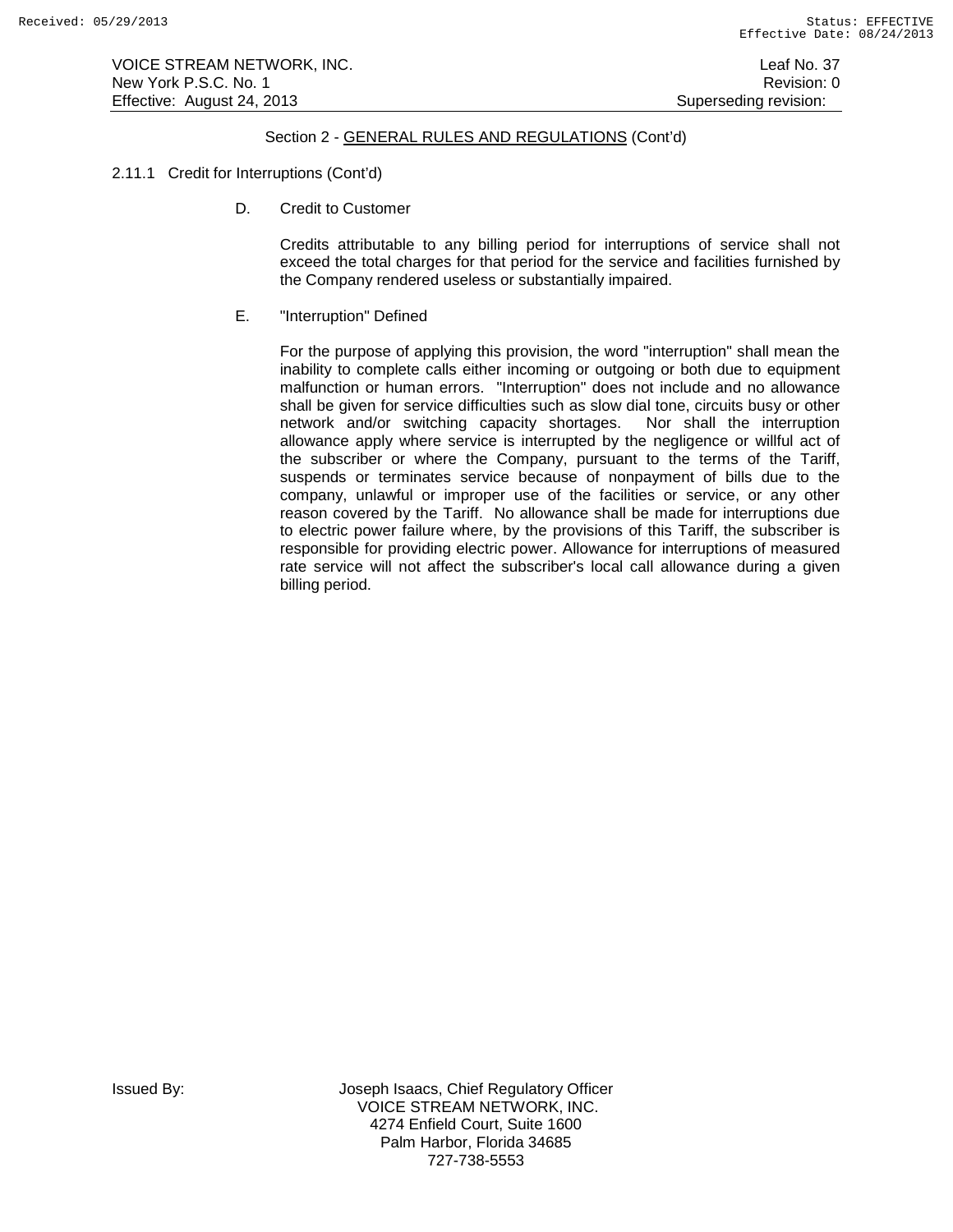Section 2 - GENERAL RULES AND REGULATIONS (Cont'd)

2.11.1 Credit for Interruptions (Cont'd)

D. Credit to Customer

Credits attributable to any billing period for interruptions of service shall not exceed the total charges for that period for the service and facilities furnished by the Company rendered useless or substantially impaired.

E. "Interruption" Defined

For the purpose of applying this provision, the word "interruption" shall mean the inability to complete calls either incoming or outgoing or both due to equipment malfunction or human errors. "Interruption" does not include and no allowance shall be given for service difficulties such as slow dial tone, circuits busy or other network and/or switching capacity shortages. Nor shall the interruption allowance apply where service is interrupted by the negligence or willful act of the subscriber or where the Company, pursuant to the terms of the Tariff, suspends or terminates service because of nonpayment of bills due to the company, unlawful or improper use of the facilities or service, or any other reason covered by the Tariff. No allowance shall be made for interruptions due to electric power failure where, by the provisions of this Tariff, the subscriber is responsible for providing electric power. Allowance for interruptions of measured rate service will not affect the subscriber's local call allowance during a given billing period.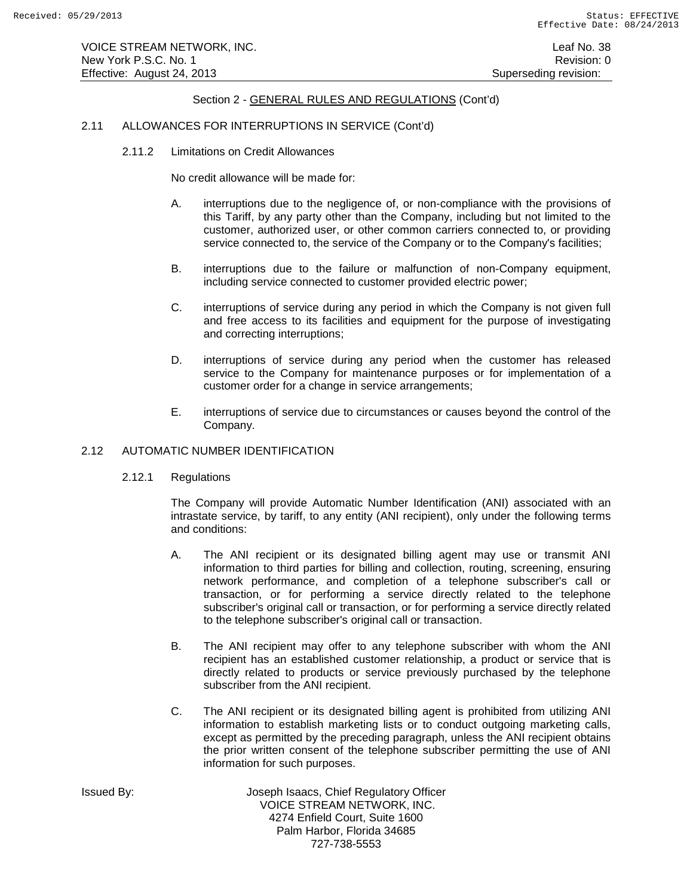## Section 2 - GENERAL RULES AND REGULATIONS (Cont'd)

### 2.11 ALLOWANCES FOR INTERRUPTIONS IN SERVICE (Cont'd)

#### 2.11.2 Limitations on Credit Allowances

No credit allowance will be made for:

A. interruptions due to the negligence of, or non-compliance with the provisions of this Tariff, by any party other than the Company, including but not limited to the customer, authorized user, or other common carriers connected to, or providing service connected to, the service of the Company or to the Company's facilities;

B. interruptions due to the failure or malfunction of non-Company equipment, including service connected to customer provided electric power;

C. interruptions of service during any period in which the Company is not given full and free access to its facilities and equipment for the purpose of investigating and correcting interruptions;

D. interruptions of service during any period when the customer has released service to the Company for maintenance purposes or for implementation of a customer order for a change in service arrangements;

E. interruptions of service due to circumstances or causes beyond the control of the Company.

### 2.12 AUTOMATIC NUMBER IDENTIFICATION

#### 2.12.1 Regulations

The Company will provide Automatic Number Identification (ANI) associated with an intrastate service, by tariff, to any entity (ANI recipient), only under the following terms and conditions:

A. The ANI recipient or its designated billing agent may use or transmit ANI information to third parties for billing and collection, routing, screening, ensuring network performance, and completion of a telephone subscriber's call or transaction, or for performing a service directly related to the telephone subscriber's original call or transaction, or for performing a service directly related to the telephone subscriber's original call or transaction.

B. The ANI recipient may offer to any telephone subscriber with whom the ANI recipient has an established customer relationship, a product or service that is directly related to products or service previously purchased by the telephone subscriber from the ANI recipient.

C. The ANI recipient or its designated billing agent is prohibited from utilizing ANI information to establish marketing lists or to conduct outgoing marketing calls, except as permitted by the preceding paragraph, unless the ANI recipient obtains the prior written consent of the telephone subscriber permitting the use of ANI information for such purposes.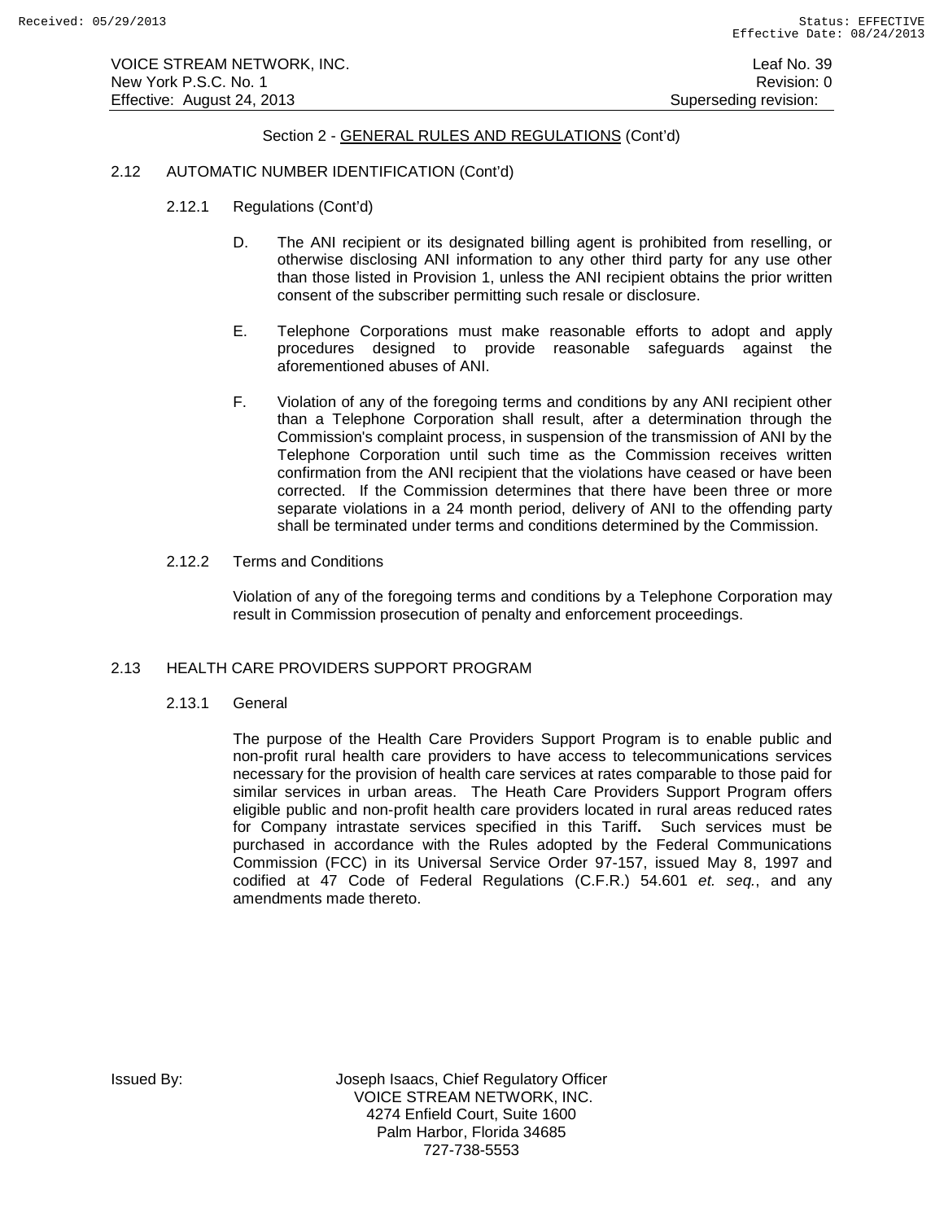Section 2 - GENERAL RULES AND REGULATIONS (Cont'd)

2.12 AUTOMATIC NUMBER IDENTIFICATION (Cont'd)

2.12.1 Regulations (Cont'd)

D. The ANI recipient or its designated billing agent is prohibited from reselling, or otherwise disclosing ANI information to any other third party for any use other than those listed in Provision 1, unless the ANI recipient obtains the prior written consent of the subscriber permitting such resale or disclosure.

E. Telephone Corporations must make reasonable efforts to adopt and apply procedures designed to provide reasonable safeguards against the aforementioned abuses of ANI.

F. Violation of any of the foregoing terms and conditions by any ANI recipient other than a Telephone Corporation shall result, after a determination through the Commission's complaint process, in suspension of the transmission of ANI by the Telephone Corporation until such time as the Commission receives written confirmation from the ANI recipient that the violations have ceased or have been corrected. If the Commission determines that there have been three or more separate violations in a 24 month period, delivery of ANI to the offending party shall be terminated under terms and conditions determined by the Commission.

2.12.2 Terms and Conditions

Violation of any of the foregoing terms and conditions by a Telephone Corporation may result in Commission prosecution of penalty and enforcement proceedings.

2.13 HEALTH CARE PROVIDERS SUPPORT PROGRAM

2.13.1 General

The purpose of the Health Care Providers Support Program is to enable public and non-profit rural health care providers to have access to telecommunications services necessary for the provision of health care services at rates comparable to those paid for similar services in urban areas. The Heath Care Providers Support Program offers eligible public and non-profit health care providers located in rural areas reduced rates for Company intrastate services specified in this Tariff**.** Such services must be purchased in accordance with the Rules adopted by the Federal Communications Commission (FCC) in its Universal Service Order 97-157, issued May 8, 1997 and codified at 47 Code of Federal Regulations (C.F.R.) 54.601 *et. seq.*, and any amendments made thereto.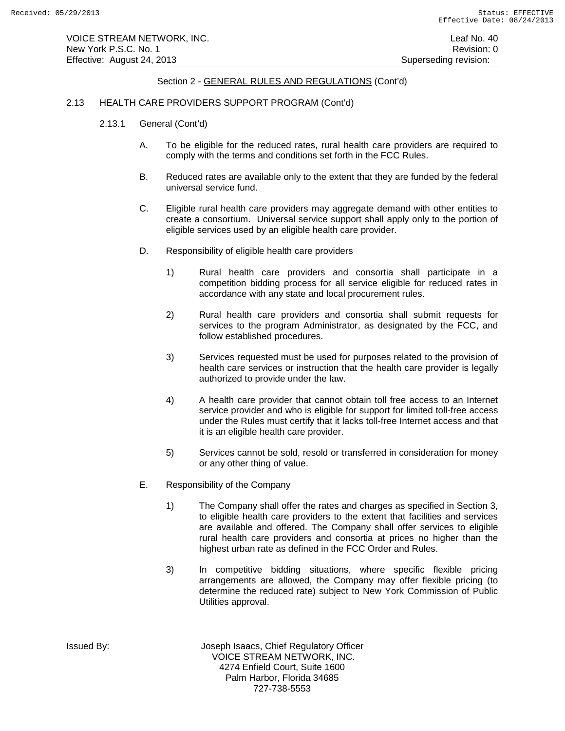Section 2 - GENERAL RULES AND REGULATIONS (Cont'd)

2.13 HEALTH CARE PROVIDERS SUPPORT PROGRAM (Cont'd)

2.13.1 General (Cont'd)

A. To be eligible for the reduced rates, rural health care providers are required to comply with the terms and conditions set forth in the FCC Rules.

B. Reduced rates are available only to the extent that they are funded by the federal universal service fund.

C. Eligible rural health care providers may aggregate demand with other entities to create a consortium. Universal service support shall apply only to the portion of eligible services used by an eligible health care provider.

D. Responsibility of eligible health care providers

1) Rural health care providers and consortia shall participate in a competition bidding process for all service eligible for reduced rates in accordance with any state and local procurement rules.

2) Rural health care providers and consortia shall submit requests for services to the program Administrator, as designated by the FCC, and follow established procedures.

3) Services requested must be used for purposes related to the provision of health care services or instruction that the health care provider is legally authorized to provide under the law.

4) A health care provider that cannot obtain toll free access to an Internet service provider and who is eligible for support for limited toll-free access under the Rules must certify that it lacks toll-free Internet access and that it is an eligible health care provider.

5) Services cannot be sold, resold or transferred in consideration for money or any other thing of value.

E. Responsibility of the Company

1) The Company shall offer the rates and charges as specified in Section 3, to eligible health care providers to the extent that facilities and services are available and offered. The Company shall offer services to eligible rural health care providers and consortia at prices no higher than the highest urban rate as defined in the FCC Order and Rules.

3) In competitive bidding situations, where specific flexible pricing arrangements are allowed, the Company may offer flexible pricing (to determine the reduced rate) subject to New York Commission of Public Utilities approval.

Issued By: Joseph Isaacs, Chief Regulatory Officer
VOICE STREAM NETWORK, INC.
4274 Enfield Court, Suite 1600
Palm Harbor, Florida 34685
727-738-5553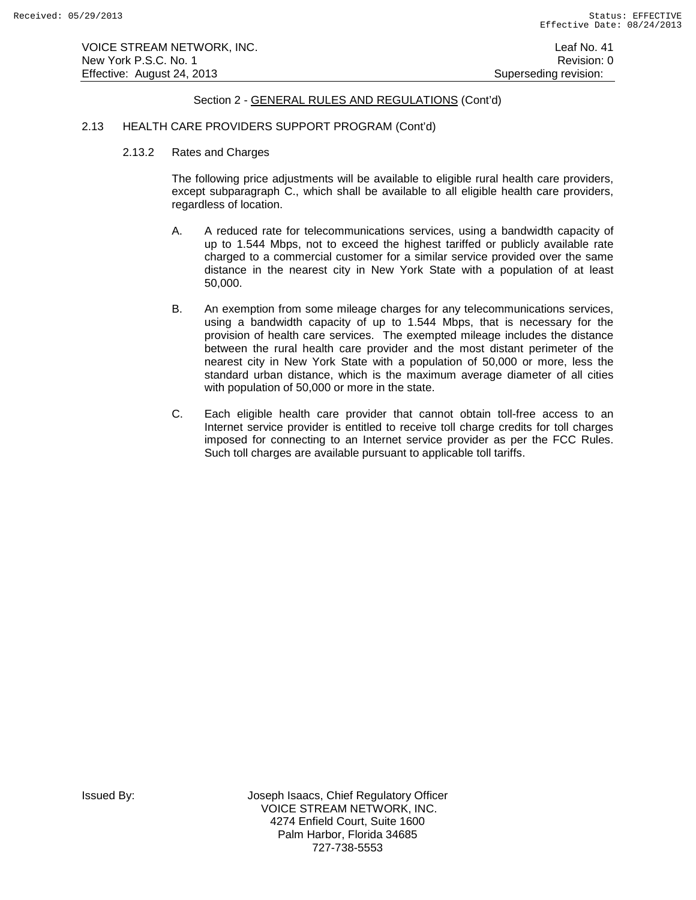Section 2 - GENERAL RULES AND REGULATIONS (Cont'd)

2.13 HEALTH CARE PROVIDERS SUPPORT PROGRAM (Cont'd)

2.13.2 Rates and Charges

The following price adjustments will be available to eligible rural health care providers, except subparagraph C., which shall be available to all eligible health care providers, regardless of location.

A. A reduced rate for telecommunications services, using a bandwidth capacity of up to 1.544 Mbps, not to exceed the highest tariffed or publicly available rate charged to a commercial customer for a similar service provided over the same distance in the nearest city in New York State with a population of at least 50,000.

B. An exemption from some mileage charges for any telecommunications services, using a bandwidth capacity of up to 1.544 Mbps, that is necessary for the provision of health care services. The exempted mileage includes the distance between the rural health care provider and the most distant perimeter of the nearest city in New York State with a population of 50,000 or more, less the standard urban distance, which is the maximum average diameter of all cities with population of 50,000 or more in the state.

C. Each eligible health care provider that cannot obtain toll-free access to an Internet service provider is entitled to receive toll charge credits for toll charges imposed for connecting to an Internet service provider as per the FCC Rules. Such toll charges are available pursuant to applicable toll tariffs.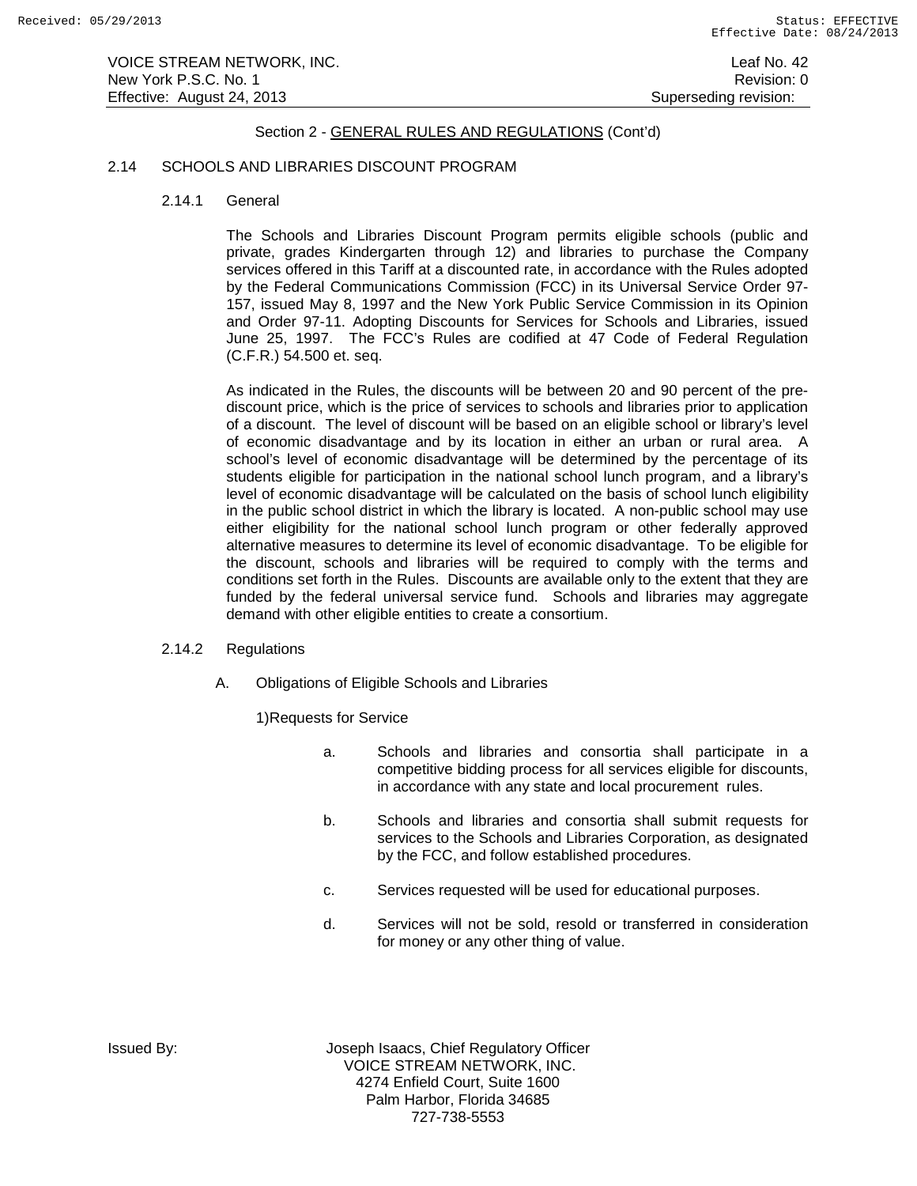Section 2 - GENERAL RULES AND REGULATIONS (Cont'd)

## 2.14 SCHOOLS AND LIBRARIES DISCOUNT PROGRAM

### 2.14.1 General

The Schools and Libraries Discount Program permits eligible schools (public and private, grades Kindergarten through 12) and libraries to purchase the Company services offered in this Tariff at a discounted rate, in accordance with the Rules adopted by the Federal Communications Commission (FCC) in its Universal Service Order 97-157, issued May 8, 1997 and the New York Public Service Commission in its Opinion and Order 97-11. Adopting Discounts for Services for Schools and Libraries, issued June 25, 1997. The FCC's Rules are codified at 47 Code of Federal Regulation (C.F.R.) 54.500 et. seq.

As indicated in the Rules, the discounts will be between 20 and 90 percent of the pre-discount price, which is the price of services to schools and libraries prior to application of a discount. The level of discount will be based on an eligible school or library's level of economic disadvantage and by its location in either an urban or rural area. A school's level of economic disadvantage will be determined by the percentage of its students eligible for participation in the national school lunch program, and a library's level of economic disadvantage will be calculated on the basis of school lunch eligibility in the public school district in which the library is located. A non-public school may use either eligibility for the national school lunch program or other federally approved alternative measures to determine its level of economic disadvantage. To be eligible for the discount, schools and libraries will be required to comply with the terms and conditions set forth in the Rules. Discounts are available only to the extent that they are funded by the federal universal service fund. Schools and libraries may aggregate demand with other eligible entities to create a consortium.

### 2.14.2 Regulations

A. Obligations of Eligible Schools and Libraries

1)Requests for Service

a. Schools and libraries and consortia shall participate in a competitive bidding process for all services eligible for discounts, in accordance with any state and local procurement rules.

b. Schools and libraries and consortia shall submit requests for services to the Schools and Libraries Corporation, as designated by the FCC, and follow established procedures.

c. Services requested will be used for educational purposes.

d. Services will not be sold, resold or transferred in consideration for money or any other thing of value.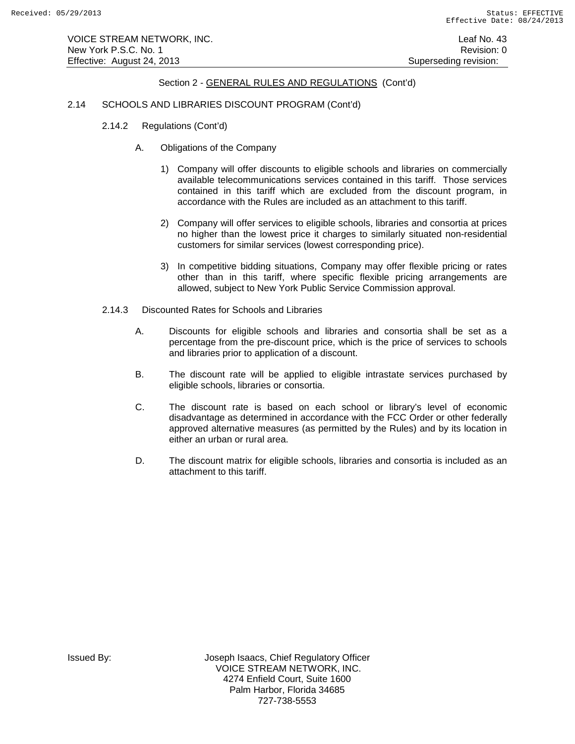Section 2 - GENERAL RULES AND REGULATIONS (Cont'd)

2.14 SCHOOLS AND LIBRARIES DISCOUNT PROGRAM (Cont'd)

2.14.2 Regulations (Cont'd)

A. Obligations of the Company

1) Company will offer discounts to eligible schools and libraries on commercially available telecommunications services contained in this tariff. Those services contained in this tariff which are excluded from the discount program, in accordance with the Rules are included as an attachment to this tariff.

2) Company will offer services to eligible schools, libraries and consortia at prices no higher than the lowest price it charges to similarly situated non-residential customers for similar services (lowest corresponding price).

3) In competitive bidding situations, Company may offer flexible pricing or rates other than in this tariff, where specific flexible pricing arrangements are allowed, subject to New York Public Service Commission approval.

2.14.3 Discounted Rates for Schools and Libraries

A. Discounts for eligible schools and libraries and consortia shall be set as a percentage from the pre-discount price, which is the price of services to schools and libraries prior to application of a discount.

B. The discount rate will be applied to eligible intrastate services purchased by eligible schools, libraries or consortia.

C. The discount rate is based on each school or library's level of economic disadvantage as determined in accordance with the FCC Order or other federally approved alternative measures (as permitted by the Rules) and by its location in either an urban or rural area.

D. The discount matrix for eligible schools, libraries and consortia is included as an attachment to this tariff.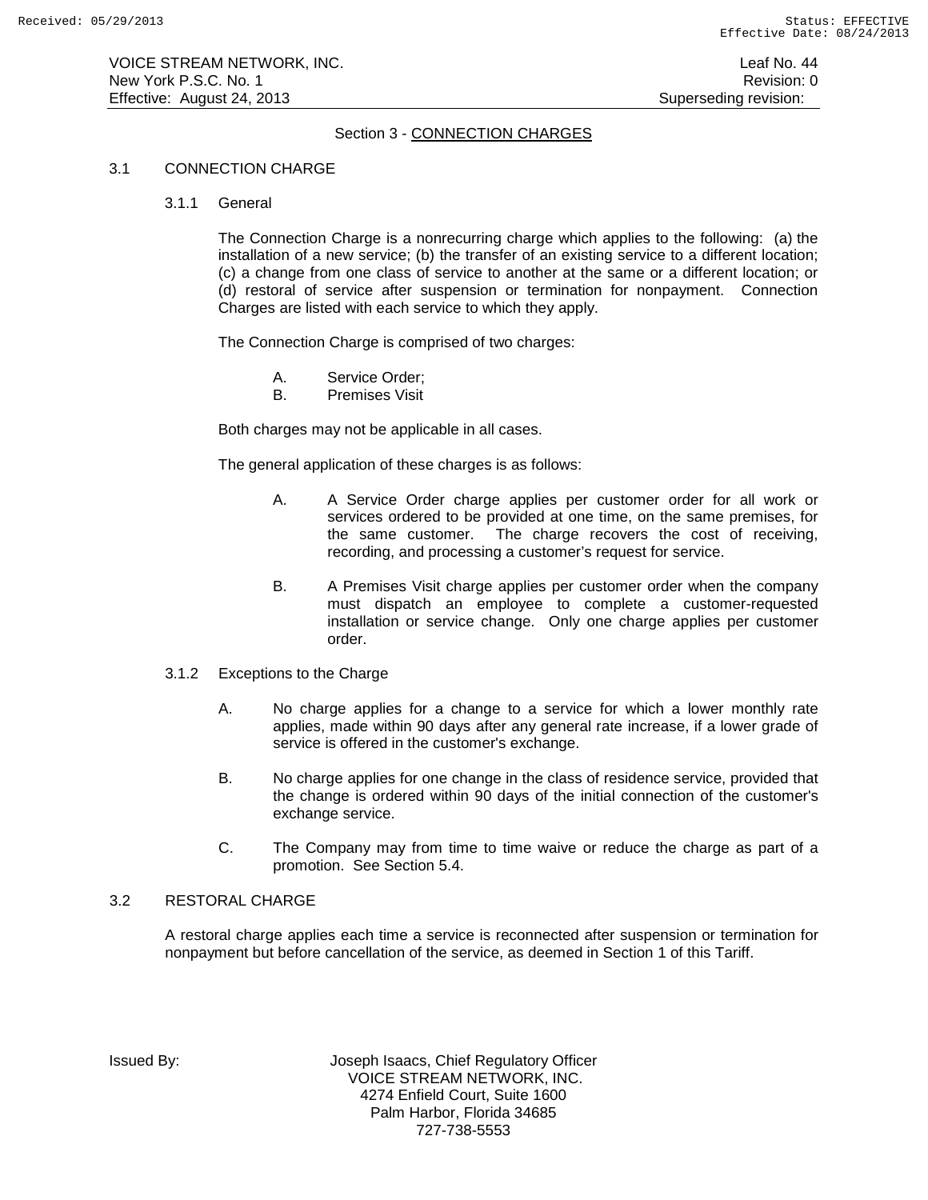## Section 3 - CONNECTION CHARGES

### 3.1 CONNECTION CHARGE

#### 3.1.1 General

The Connection Charge is a nonrecurring charge which applies to the following: (a) the installation of a new service; (b) the transfer of an existing service to a different location; (c) a change from one class of service to another at the same or a different location; or (d) restoral of service after suspension or termination for nonpayment. Connection Charges are listed with each service to which they apply.

The Connection Charge is comprised of two charges:

A. Service Order;
B. Premises Visit

Both charges may not be applicable in all cases.

The general application of these charges is as follows:

A. A Service Order charge applies per customer order for all work or services ordered to be provided at one time, on the same premises, for the same customer. The charge recovers the cost of receiving, recording, and processing a customer's request for service.

B. A Premises Visit charge applies per customer order when the company must dispatch an employee to complete a customer-requested installation or service change. Only one charge applies per customer order.

#### 3.1.2 Exceptions to the Charge

A. No charge applies for a change to a service for which a lower monthly rate applies, made within 90 days after any general rate increase, if a lower grade of service is offered in the customer's exchange.

B. No charge applies for one change in the class of residence service, provided that the change is ordered within 90 days of the initial connection of the customer's exchange service.

C. The Company may from time to time waive or reduce the charge as part of a promotion. See Section 5.4.

### 3.2 RESTORAL CHARGE

A restoral charge applies each time a service is reconnected after suspension or termination for nonpayment but before cancellation of the service, as deemed in Section 1 of this Tariff.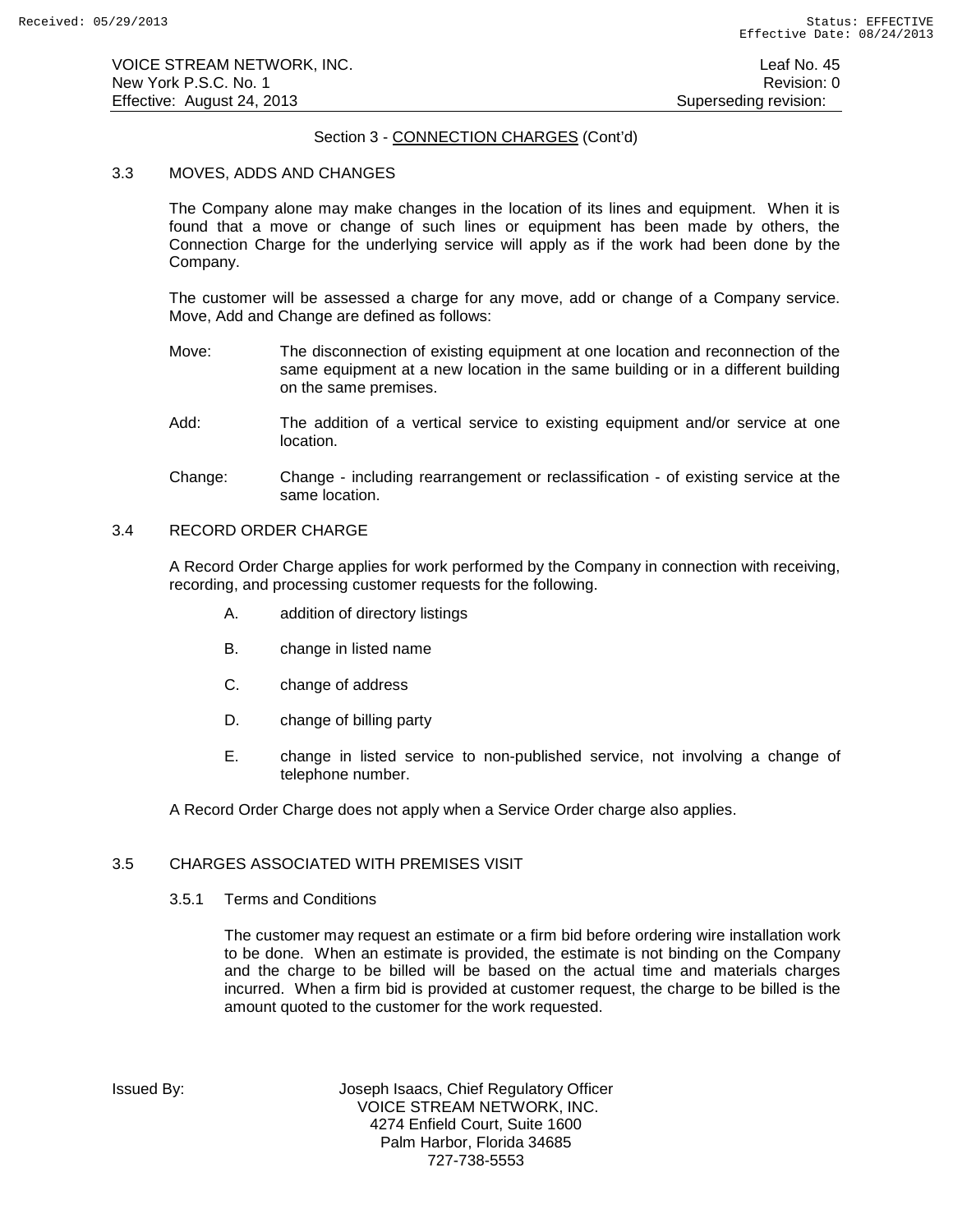Section 3 - CONNECTION CHARGES (Cont'd)

## 3.3 MOVES, ADDS AND CHANGES

The Company alone may make changes in the location of its lines and equipment. When it is found that a move or change of such lines or equipment has been made by others, the Connection Charge for the underlying service will apply as if the work had been done by the Company.

The customer will be assessed a charge for any move, add or change of a Company service. Move, Add and Change are defined as follows:

Move: The disconnection of existing equipment at one location and reconnection of the same equipment at a new location in the same building or in a different building on the same premises.

Add: The addition of a vertical service to existing equipment and/or service at one location.

Change: Change - including rearrangement or reclassification - of existing service at the same location.

## 3.4 RECORD ORDER CHARGE

A Record Order Charge applies for work performed by the Company in connection with receiving, recording, and processing customer requests for the following.

A. addition of directory listings

B. change in listed name

C. change of address

D. change of billing party

E. change in listed service to non-published service, not involving a change of telephone number.

A Record Order Charge does not apply when a Service Order charge also applies.

## 3.5 CHARGES ASSOCIATED WITH PREMISES VISIT

### 3.5.1 Terms and Conditions

The customer may request an estimate or a firm bid before ordering wire installation work to be done. When an estimate is provided, the estimate is not binding on the Company and the charge to be billed will be based on the actual time and materials charges incurred. When a firm bid is provided at customer request, the charge to be billed is the amount quoted to the customer for the work requested.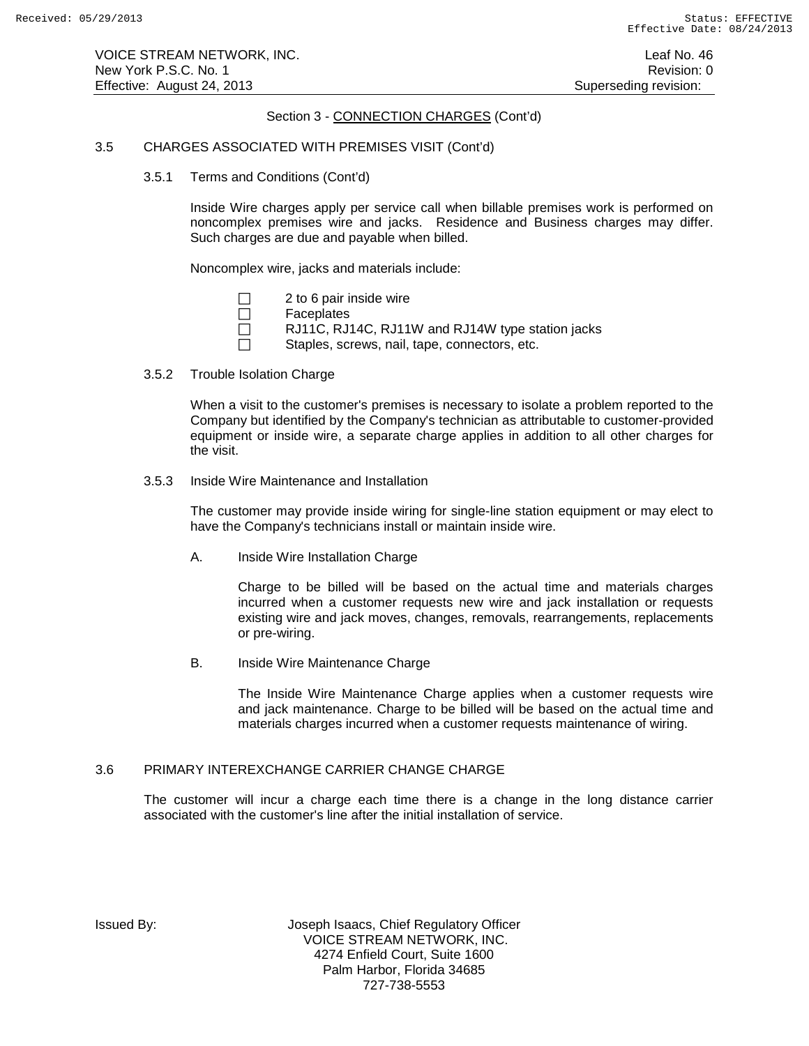## Section 3 - CONNECTION CHARGES (Cont'd)

### 3.5 CHARGES ASSOCIATED WITH PREMISES VISIT (Cont'd)

#### 3.5.1 Terms and Conditions (Cont'd)

Inside Wire charges apply per service call when billable premises work is performed on noncomplex premises wire and jacks. Residence and Business charges may differ. Such charges are due and payable when billed.

Noncomplex wire, jacks and materials include:

- ☐ 2 to 6 pair inside wire
- ☐ Faceplates
- ☐ RJ11C, RJ14C, RJ11W and RJ14W type station jacks
- ☐ Staples, screws, nail, tape, connectors, etc.

#### 3.5.2 Trouble Isolation Charge

When a visit to the customer's premises is necessary to isolate a problem reported to the Company but identified by the Company's technician as attributable to customer-provided equipment or inside wire, a separate charge applies in addition to all other charges for the visit.

#### 3.5.3 Inside Wire Maintenance and Installation

The customer may provide inside wiring for single-line station equipment or may elect to have the Company's technicians install or maintain inside wire.

A. Inside Wire Installation Charge

Charge to be billed will be based on the actual time and materials charges incurred when a customer requests new wire and jack installation or requests existing wire and jack moves, changes, removals, rearrangements, replacements or pre-wiring.

B. Inside Wire Maintenance Charge

The Inside Wire Maintenance Charge applies when a customer requests wire and jack maintenance. Charge to be billed will be based on the actual time and materials charges incurred when a customer requests maintenance of wiring.

### 3.6 PRIMARY INTEREXCHANGE CARRIER CHANGE CHARGE

The customer will incur a charge each time there is a change in the long distance carrier associated with the customer's line after the initial installation of service.

Issued By: Joseph Isaacs, Chief Regulatory Officer
VOICE STREAM NETWORK, INC.
4274 Enfield Court, Suite 1600
Palm Harbor, Florida 34685
727-738-5553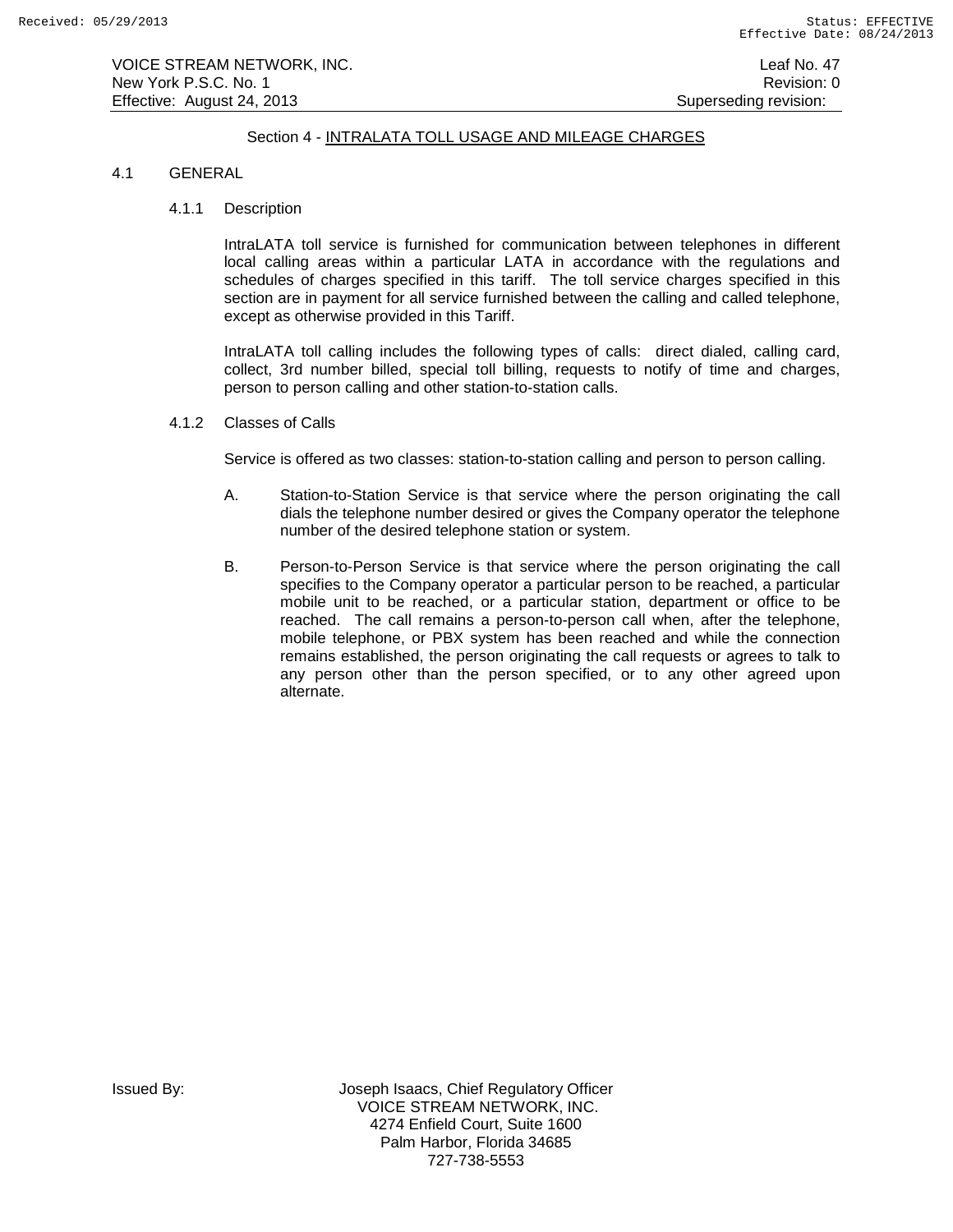## Section 4 - INTRALATA TOLL USAGE AND MILEAGE CHARGES

### 4.1 GENERAL

#### 4.1.1 Description

IntraLATA toll service is furnished for communication between telephones in different local calling areas within a particular LATA in accordance with the regulations and schedules of charges specified in this tariff. The toll service charges specified in this section are in payment for all service furnished between the calling and called telephone, except as otherwise provided in this Tariff.

IntraLATA toll calling includes the following types of calls: direct dialed, calling card, collect, 3rd number billed, special toll billing, requests to notify of time and charges, person to person calling and other station-to-station calls.

#### 4.1.2 Classes of Calls

Service is offered as two classes: station-to-station calling and person to person calling.

A. Station-to-Station Service is that service where the person originating the call dials the telephone number desired or gives the Company operator the telephone number of the desired telephone station or system.

B. Person-to-Person Service is that service where the person originating the call specifies to the Company operator a particular person to be reached, a particular mobile unit to be reached, or a particular station, department or office to be reached. The call remains a person-to-person call when, after the telephone, mobile telephone, or PBX system has been reached and while the connection remains established, the person originating the call requests or agrees to talk to any person other than the person specified, or to any other agreed upon alternate.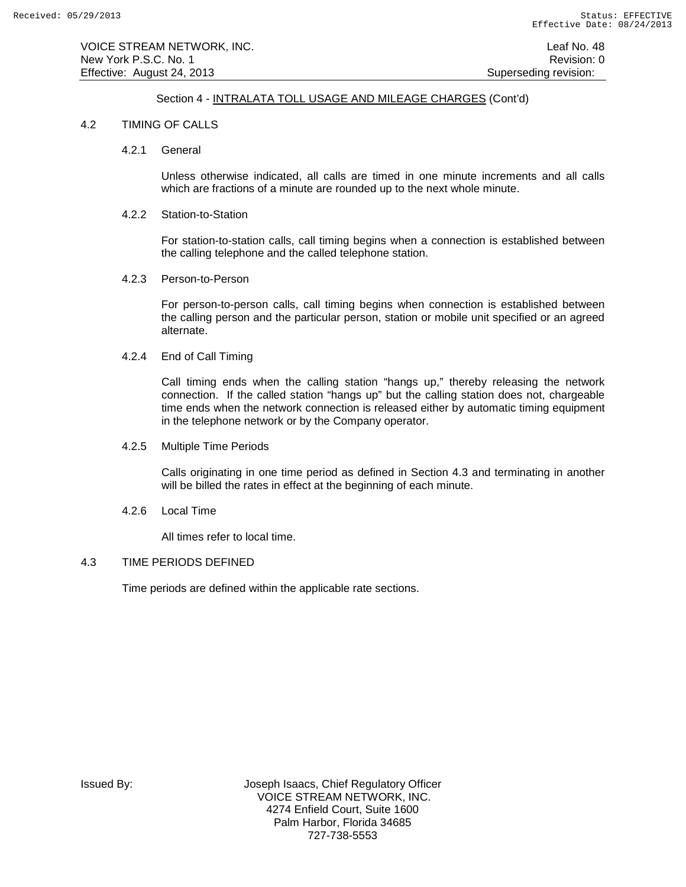Section 4 - INTRALATA TOLL USAGE AND MILEAGE CHARGES (Cont'd)

## 4.2 TIMING OF CALLS

### 4.2.1 General

Unless otherwise indicated, all calls are timed in one minute increments and all calls which are fractions of a minute are rounded up to the next whole minute.

### 4.2.2 Station-to-Station

For station-to-station calls, call timing begins when a connection is established between the calling telephone and the called telephone station.

### 4.2.3 Person-to-Person

For person-to-person calls, call timing begins when connection is established between the calling person and the particular person, station or mobile unit specified or an agreed alternate.

### 4.2.4 End of Call Timing

Call timing ends when the calling station "hangs up," thereby releasing the network connection. If the called station "hangs up" but the calling station does not, chargeable time ends when the network connection is released either by automatic timing equipment in the telephone network or by the Company operator.

### 4.2.5 Multiple Time Periods

Calls originating in one time period as defined in Section 4.3 and terminating in another will be billed the rates in effect at the beginning of each minute.

### 4.2.6 Local Time

All times refer to local time.

## 4.3 TIME PERIODS DEFINED

Time periods are defined within the applicable rate sections.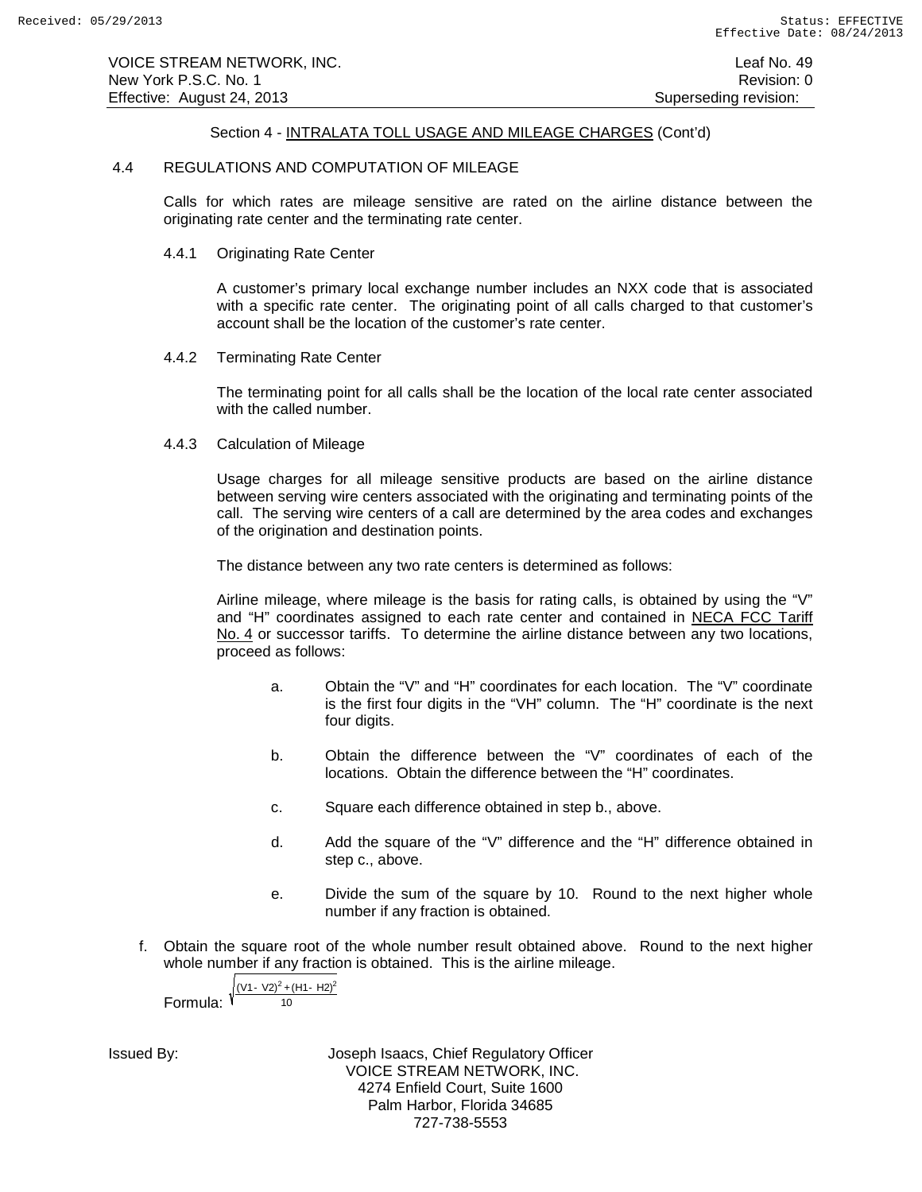Section 4 - INTRALATA TOLL USAGE AND MILEAGE CHARGES (Cont'd)

## 4.4 REGULATIONS AND COMPUTATION OF MILEAGE

Calls for which rates are mileage sensitive are rated on the airline distance between the originating rate center and the terminating rate center.

### 4.4.1 Originating Rate Center

A customer's primary local exchange number includes an NXX code that is associated with a specific rate center. The originating point of all calls charged to that customer's account shall be the location of the customer's rate center.

### 4.4.2 Terminating Rate Center

The terminating point for all calls shall be the location of the local rate center associated with the called number.

### 4.4.3 Calculation of Mileage

Usage charges for all mileage sensitive products are based on the airline distance between serving wire centers associated with the originating and terminating points of the call. The serving wire centers of a call are determined by the area codes and exchanges of the origination and destination points.

The distance between any two rate centers is determined as follows:

Airline mileage, where mileage is the basis for rating calls, is obtained by using the "V" and "H" coordinates assigned to each rate center and contained in NECA FCC Tariff No. 4 or successor tariffs. To determine the airline distance between any two locations, proceed as follows:

a. Obtain the "V" and "H" coordinates for each location. The "V" coordinate is the first four digits in the "VH" column. The "H" coordinate is the next four digits.

b. Obtain the difference between the "V" coordinates of each of the locations. Obtain the difference between the "H" coordinates.

c. Square each difference obtained in step b., above.

d. Add the square of the "V" difference and the "H" difference obtained in step c., above.

e. Divide the sum of the square by 10. Round to the next higher whole number if any fraction is obtained.

f. Obtain the square root of the whole number result obtained above. Round to the next higher whole number if any fraction is obtained. This is the airline mileage.

Formula: $\sqrt{\dfrac{(V1-V2)^2+(H1-H2)^2}{10}}$

Issued By: Joseph Isaacs, Chief Regulatory Officer
VOICE STREAM NETWORK, INC.
4274 Enfield Court, Suite 1600
Palm Harbor, Florida 34685
727-738-5553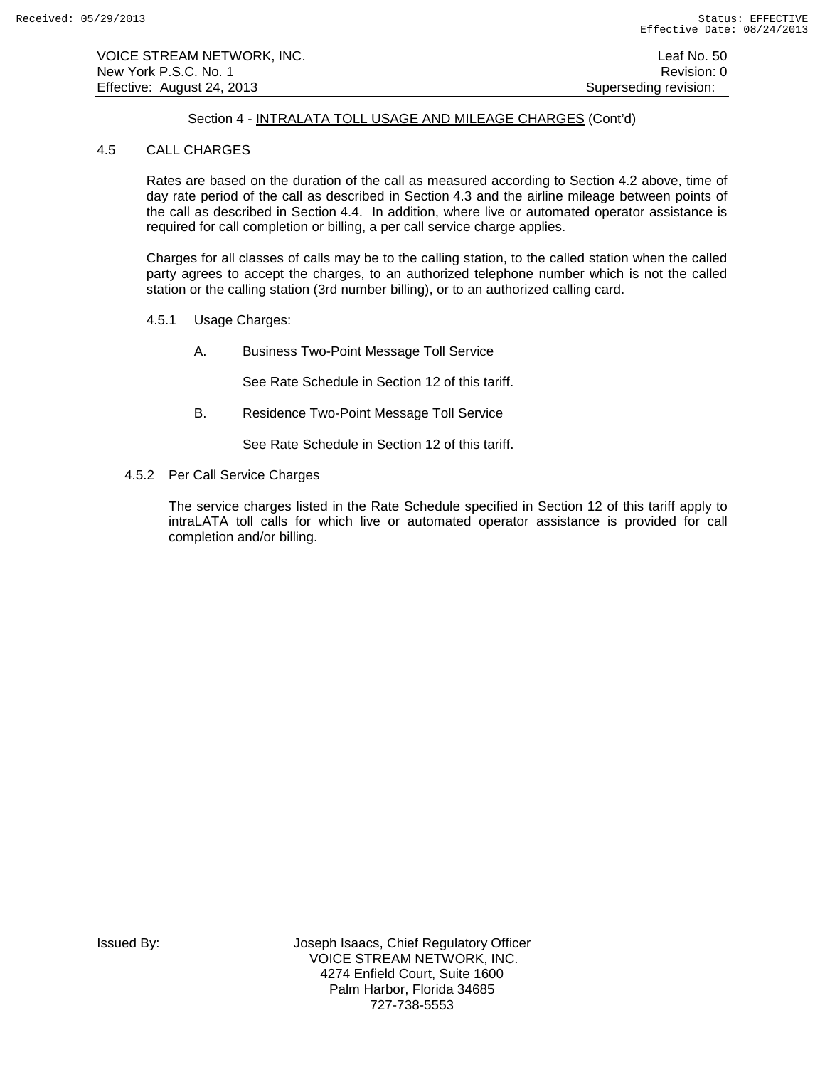## Section 4 - INTRALATA TOLL USAGE AND MILEAGE CHARGES (Cont'd)

### 4.5 CALL CHARGES

Rates are based on the duration of the call as measured according to Section 4.2 above, time of day rate period of the call as described in Section 4.3 and the airline mileage between points of the call as described in Section 4.4. In addition, where live or automated operator assistance is required for call completion or billing, a per call service charge applies.

Charges for all classes of calls may be to the calling station, to the called station when the called party agrees to accept the charges, to an authorized telephone number which is not the called station or the calling station (3rd number billing), or to an authorized calling card.

4.5.1 Usage Charges:

A. Business Two-Point Message Toll Service

See Rate Schedule in Section 12 of this tariff.

B. Residence Two-Point Message Toll Service

See Rate Schedule in Section 12 of this tariff.

4.5.2 Per Call Service Charges

The service charges listed in the Rate Schedule specified in Section 12 of this tariff apply to intraLATA toll calls for which live or automated operator assistance is provided for call completion and/or billing.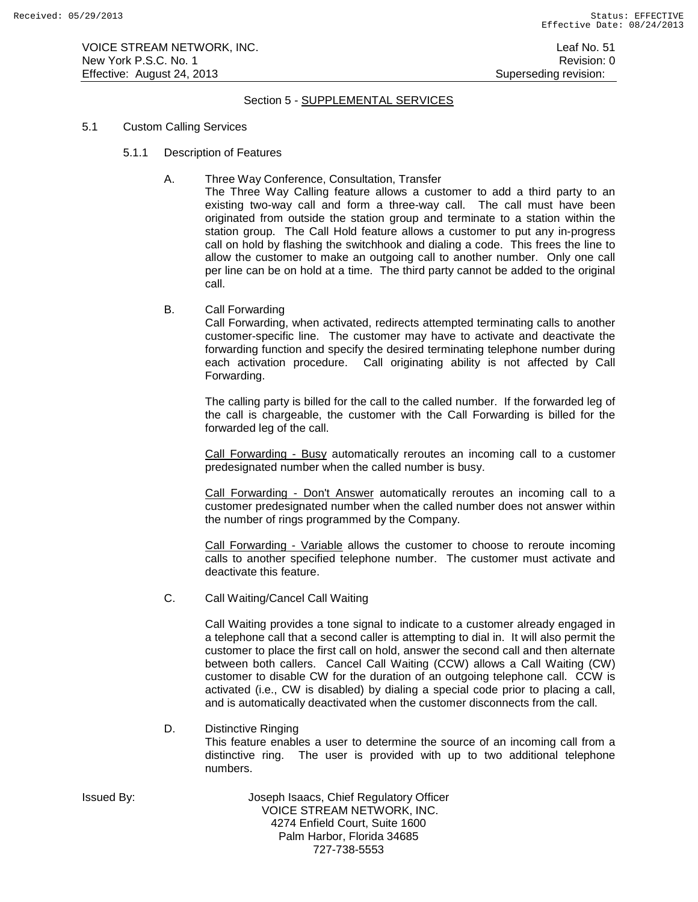## Section 5 - SUPPLEMENTAL SERVICES

5.1 Custom Calling Services

5.1.1 Description of Features

A. Three Way Conference, Consultation, Transfer

The Three Way Calling feature allows a customer to add a third party to an existing two-way call and form a three-way call. The call must have been originated from outside the station group and terminate to a station within the station group. The Call Hold feature allows a customer to put any in-progress call on hold by flashing the switchhook and dialing a code. This frees the line to allow the customer to make an outgoing call to another number. Only one call per line can be on hold at a time. The third party cannot be added to the original call.

B. Call Forwarding

Call Forwarding, when activated, redirects attempted terminating calls to another customer-specific line. The customer may have to activate and deactivate the forwarding function and specify the desired terminating telephone number during each activation procedure. Call originating ability is not affected by Call Forwarding.

The calling party is billed for the call to the called number. If the forwarded leg of the call is chargeable, the customer with the Call Forwarding is billed for the forwarded leg of the call.

Call Forwarding - Busy automatically reroutes an incoming call to a customer predesignated number when the called number is busy.

Call Forwarding - Don't Answer automatically reroutes an incoming call to a customer predesignated number when the called number does not answer within the number of rings programmed by the Company.

Call Forwarding - Variable allows the customer to choose to reroute incoming calls to another specified telephone number. The customer must activate and deactivate this feature.

C. Call Waiting/Cancel Call Waiting

Call Waiting provides a tone signal to indicate to a customer already engaged in a telephone call that a second caller is attempting to dial in. It will also permit the customer to place the first call on hold, answer the second call and then alternate between both callers. Cancel Call Waiting (CCW) allows a Call Waiting (CW) customer to disable CW for the duration of an outgoing telephone call. CCW is activated (i.e., CW is disabled) by dialing a special code prior to placing a call, and is automatically deactivated when the customer disconnects from the call.

D. Distinctive Ringing

This feature enables a user to determine the source of an incoming call from a distinctive ring. The user is provided with up to two additional telephone numbers.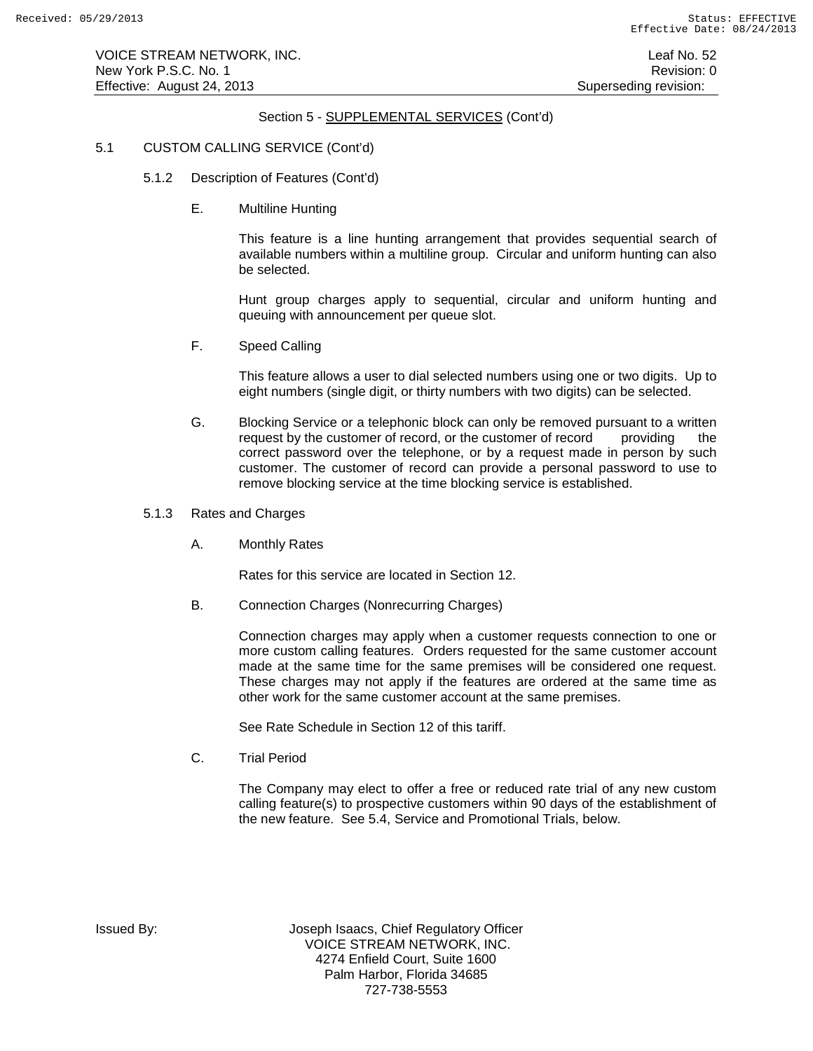Section 5 - SUPPLEMENTAL SERVICES (Cont'd)

5.1 CUSTOM CALLING SERVICE (Cont'd)

5.1.2 Description of Features (Cont'd)

E. Multiline Hunting

This feature is a line hunting arrangement that provides sequential search of available numbers within a multiline group. Circular and uniform hunting can also be selected.

Hunt group charges apply to sequential, circular and uniform hunting and queuing with announcement per queue slot.

F. Speed Calling

This feature allows a user to dial selected numbers using one or two digits. Up to eight numbers (single digit, or thirty numbers with two digits) can be selected.

G. Blocking Service or a telephonic block can only be removed pursuant to a written request by the customer of record, or the customer of record providing the correct password over the telephone, or by a request made in person by such customer. The customer of record can provide a personal password to use to remove blocking service at the time blocking service is established.

5.1.3 Rates and Charges

A. Monthly Rates

Rates for this service are located in Section 12.

B. Connection Charges (Nonrecurring Charges)

Connection charges may apply when a customer requests connection to one or more custom calling features. Orders requested for the same customer account made at the same time for the same premises will be considered one request. These charges may not apply if the features are ordered at the same time as other work for the same customer account at the same premises.

See Rate Schedule in Section 12 of this tariff.

C. Trial Period

The Company may elect to offer a free or reduced rate trial of any new custom calling feature(s) to prospective customers within 90 days of the establishment of the new feature. See 5.4, Service and Promotional Trials, below.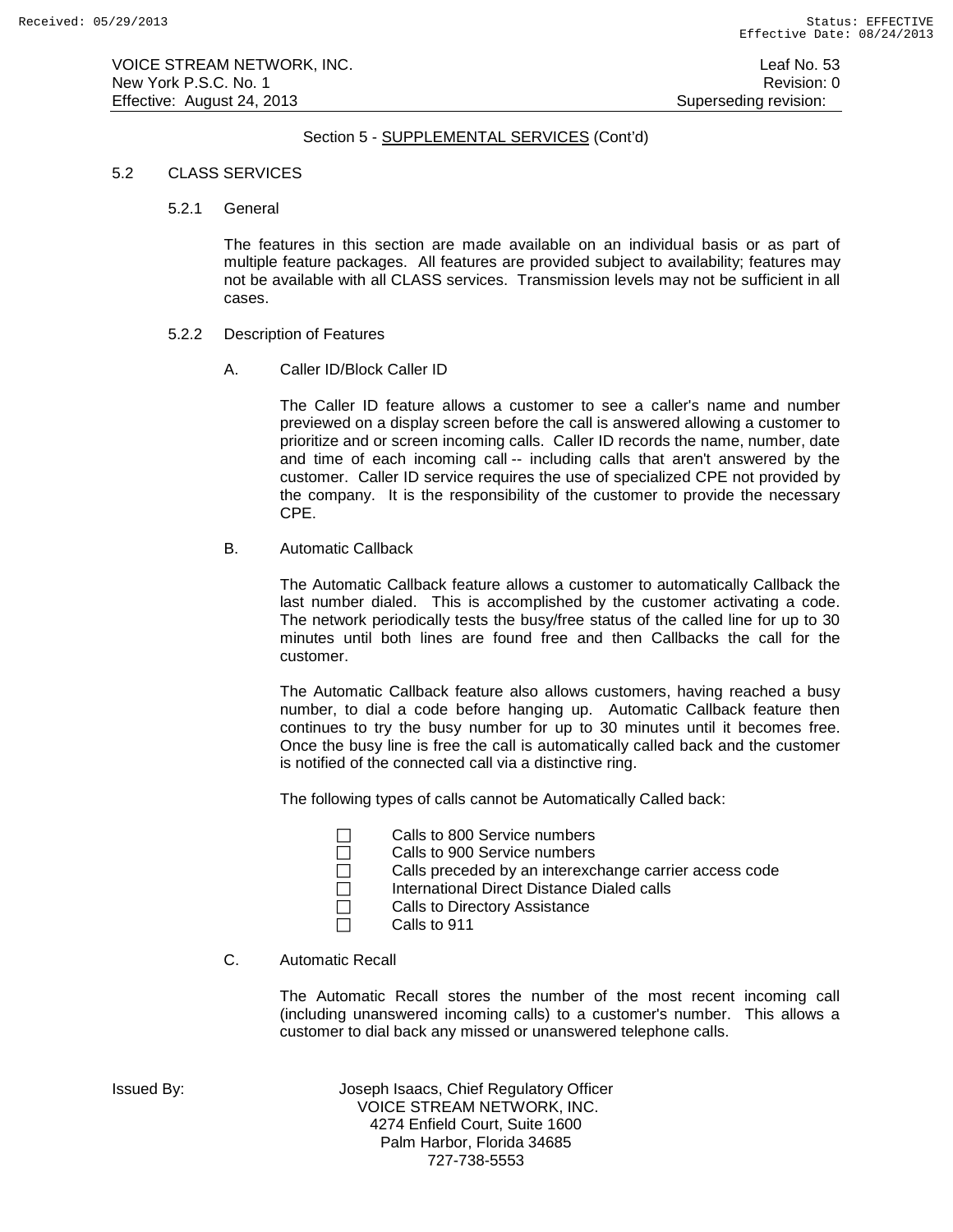Section 5 - SUPPLEMENTAL SERVICES (Cont'd)

## 5.2 CLASS SERVICES

### 5.2.1 General

The features in this section are made available on an individual basis or as part of multiple feature packages. All features are provided subject to availability; features may not be available with all CLASS services. Transmission levels may not be sufficient in all cases.

### 5.2.2 Description of Features

A. Caller ID/Block Caller ID

The Caller ID feature allows a customer to see a caller's name and number previewed on a display screen before the call is answered allowing a customer to prioritize and or screen incoming calls. Caller ID records the name, number, date and time of each incoming call -- including calls that aren't answered by the customer. Caller ID service requires the use of specialized CPE not provided by the company. It is the responsibility of the customer to provide the necessary CPE.

B. Automatic Callback

The Automatic Callback feature allows a customer to automatically Callback the last number dialed. This is accomplished by the customer activating a code. The network periodically tests the busy/free status of the called line for up to 30 minutes until both lines are found free and then Callbacks the call for the customer.

The Automatic Callback feature also allows customers, having reached a busy number, to dial a code before hanging up. Automatic Callback feature then continues to try the busy number for up to 30 minutes until it becomes free. Once the busy line is free the call is automatically called back and the customer is notified of the connected call via a distinctive ring.

The following types of calls cannot be Automatically Called back:

- Calls to 800 Service numbers
- Calls to 900 Service numbers
- Calls preceded by an interexchange carrier access code
- International Direct Distance Dialed calls
- Calls to Directory Assistance
- Calls to 911

C. Automatic Recall

The Automatic Recall stores the number of the most recent incoming call (including unanswered incoming calls) to a customer's number. This allows a customer to dial back any missed or unanswered telephone calls.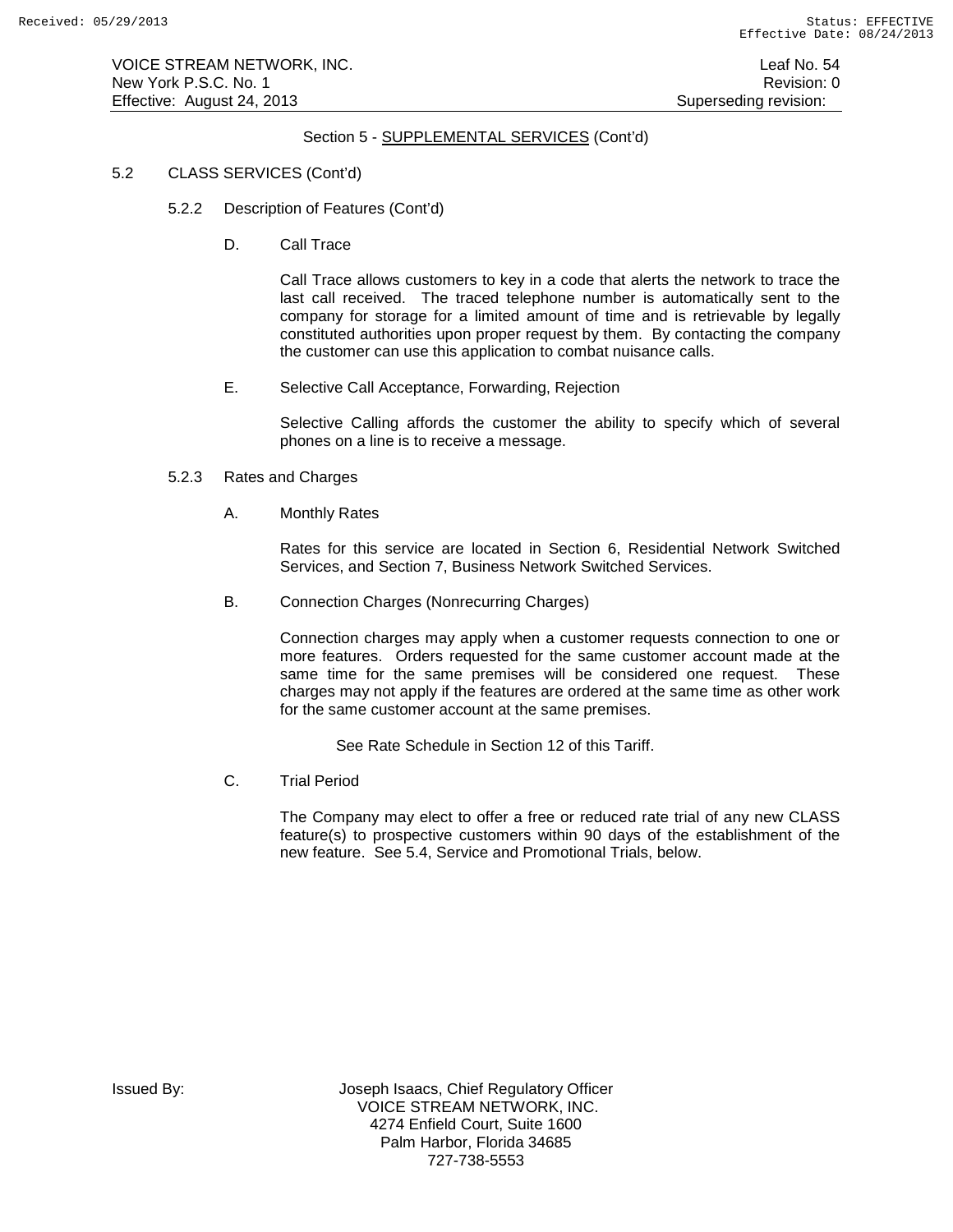Section 5 - SUPPLEMENTAL SERVICES (Cont'd)

5.2 CLASS SERVICES (Cont'd)

5.2.2 Description of Features (Cont'd)

D. Call Trace

Call Trace allows customers to key in a code that alerts the network to trace the last call received. The traced telephone number is automatically sent to the company for storage for a limited amount of time and is retrievable by legally constituted authorities upon proper request by them. By contacting the company the customer can use this application to combat nuisance calls.

E. Selective Call Acceptance, Forwarding, Rejection

Selective Calling affords the customer the ability to specify which of several phones on a line is to receive a message.

5.2.3 Rates and Charges

A. Monthly Rates

Rates for this service are located in Section 6, Residential Network Switched Services, and Section 7, Business Network Switched Services.

B. Connection Charges (Nonrecurring Charges)

Connection charges may apply when a customer requests connection to one or more features. Orders requested for the same customer account made at the same time for the same premises will be considered one request. These charges may not apply if the features are ordered at the same time as other work for the same customer account at the same premises.

See Rate Schedule in Section 12 of this Tariff.

C. Trial Period

The Company may elect to offer a free or reduced rate trial of any new CLASS feature(s) to prospective customers within 90 days of the establishment of the new feature. See 5.4, Service and Promotional Trials, below.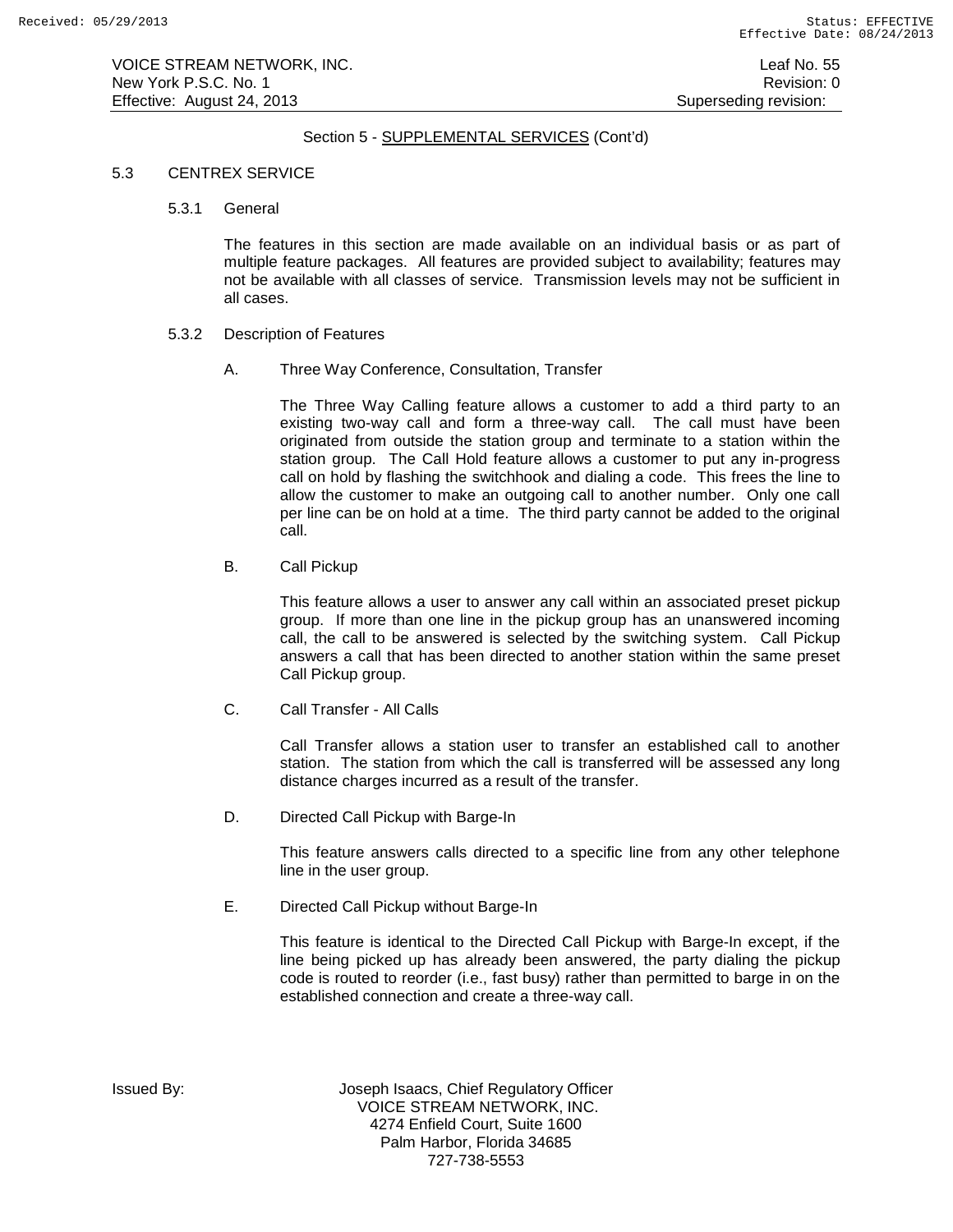Section 5 - SUPPLEMENTAL SERVICES (Cont'd)

## 5.3 CENTREX SERVICE

### 5.3.1 General

The features in this section are made available on an individual basis or as part of multiple feature packages. All features are provided subject to availability; features may not be available with all classes of service. Transmission levels may not be sufficient in all cases.

### 5.3.2 Description of Features

A. Three Way Conference, Consultation, Transfer

The Three Way Calling feature allows a customer to add a third party to an existing two-way call and form a three-way call. The call must have been originated from outside the station group and terminate to a station within the station group. The Call Hold feature allows a customer to put any in-progress call on hold by flashing the switchhook and dialing a code. This frees the line to allow the customer to make an outgoing call to another number. Only one call per line can be on hold at a time. The third party cannot be added to the original call.

B. Call Pickup

This feature allows a user to answer any call within an associated preset pickup group. If more than one line in the pickup group has an unanswered incoming call, the call to be answered is selected by the switching system. Call Pickup answers a call that has been directed to another station within the same preset Call Pickup group.

C. Call Transfer - All Calls

Call Transfer allows a station user to transfer an established call to another station. The station from which the call is transferred will be assessed any long distance charges incurred as a result of the transfer.

D. Directed Call Pickup with Barge-In

This feature answers calls directed to a specific line from any other telephone line in the user group.

E. Directed Call Pickup without Barge-In

This feature is identical to the Directed Call Pickup with Barge-In except, if the line being picked up has already been answered, the party dialing the pickup code is routed to reorder (i.e., fast busy) rather than permitted to barge in on the established connection and create a three-way call.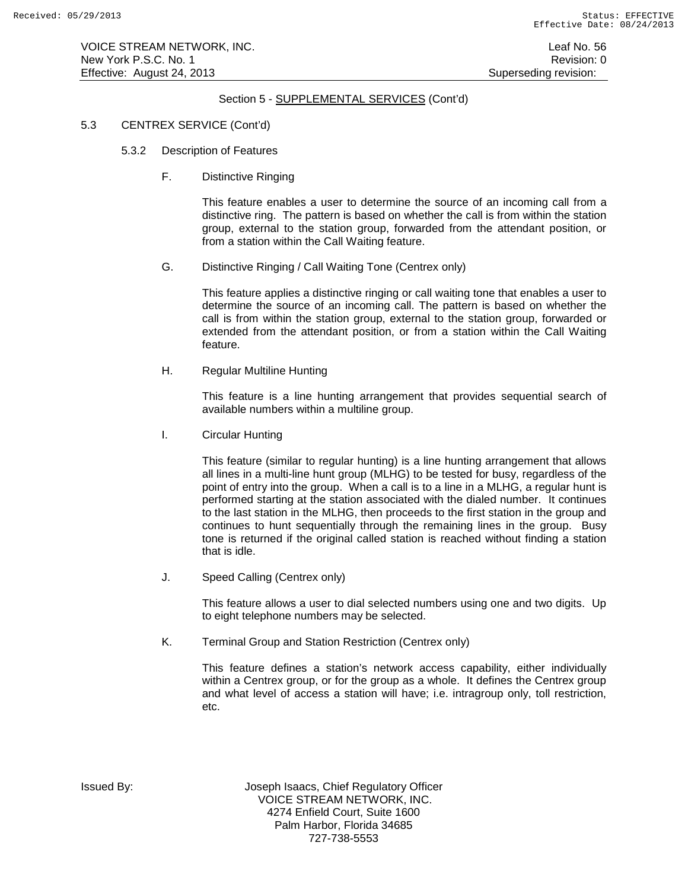Section 5 - SUPPLEMENTAL SERVICES (Cont'd)

5.3 CENTREX SERVICE (Cont'd)

5.3.2 Description of Features

F. Distinctive Ringing

This feature enables a user to determine the source of an incoming call from a distinctive ring. The pattern is based on whether the call is from within the station group, external to the station group, forwarded from the attendant position, or from a station within the Call Waiting feature.

G. Distinctive Ringing / Call Waiting Tone (Centrex only)

This feature applies a distinctive ringing or call waiting tone that enables a user to determine the source of an incoming call. The pattern is based on whether the call is from within the station group, external to the station group, forwarded or extended from the attendant position, or from a station within the Call Waiting feature.

H. Regular Multiline Hunting

This feature is a line hunting arrangement that provides sequential search of available numbers within a multiline group.

I. Circular Hunting

This feature (similar to regular hunting) is a line hunting arrangement that allows all lines in a multi-line hunt group (MLHG) to be tested for busy, regardless of the point of entry into the group. When a call is to a line in a MLHG, a regular hunt is performed starting at the station associated with the dialed number. It continues to the last station in the MLHG, then proceeds to the first station in the group and continues to hunt sequentially through the remaining lines in the group. Busy tone is returned if the original called station is reached without finding a station that is idle.

J. Speed Calling (Centrex only)

This feature allows a user to dial selected numbers using one and two digits. Up to eight telephone numbers may be selected.

K. Terminal Group and Station Restriction (Centrex only)

This feature defines a station's network access capability, either individually within a Centrex group, or for the group as a whole. It defines the Centrex group and what level of access a station will have; i.e. intragroup only, toll restriction, etc.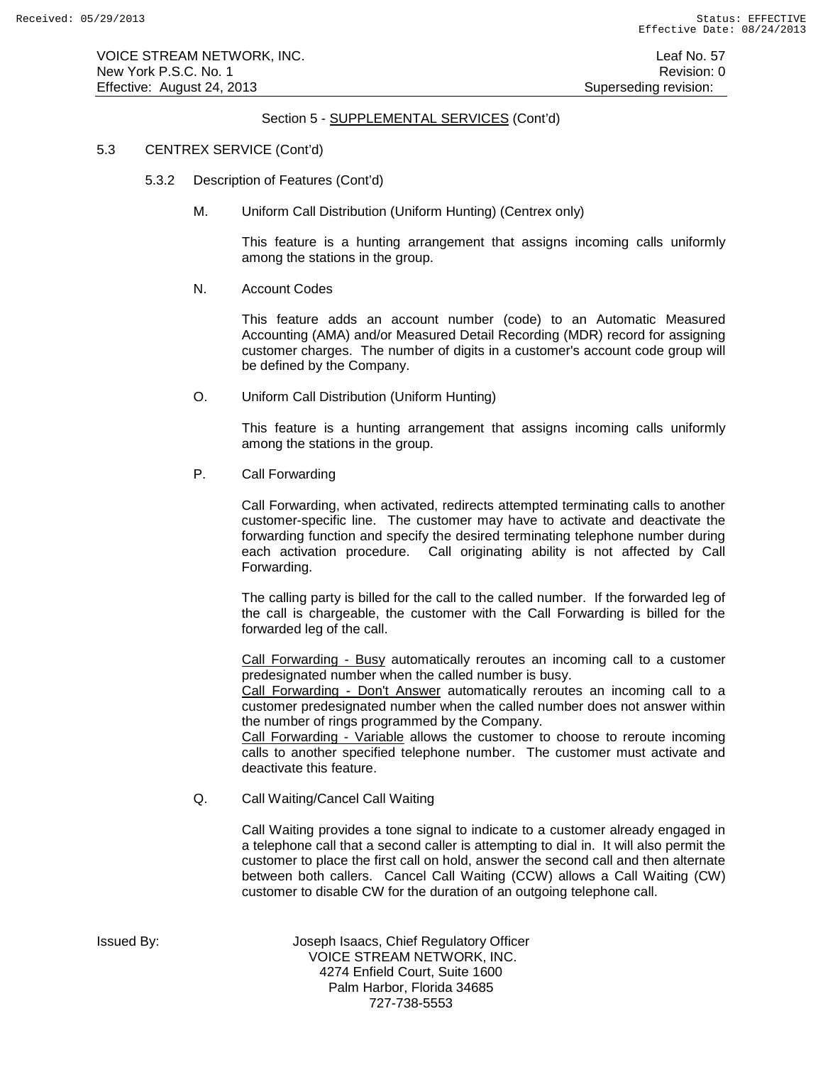Section 5 - SUPPLEMENTAL SERVICES (Cont'd)

5.3 CENTREX SERVICE (Cont'd)

5.3.2 Description of Features (Cont'd)

M. Uniform Call Distribution (Uniform Hunting) (Centrex only)

This feature is a hunting arrangement that assigns incoming calls uniformly among the stations in the group.

N. Account Codes

This feature adds an account number (code) to an Automatic Measured Accounting (AMA) and/or Measured Detail Recording (MDR) record for assigning customer charges. The number of digits in a customer's account code group will be defined by the Company.

O. Uniform Call Distribution (Uniform Hunting)

This feature is a hunting arrangement that assigns incoming calls uniformly among the stations in the group.

P. Call Forwarding

Call Forwarding, when activated, redirects attempted terminating calls to another customer-specific line. The customer may have to activate and deactivate the forwarding function and specify the desired terminating telephone number during each activation procedure. Call originating ability is not affected by Call Forwarding.

The calling party is billed for the call to the called number. If the forwarded leg of the call is chargeable, the customer with the Call Forwarding is billed for the forwarded leg of the call.

Call Forwarding - Busy automatically reroutes an incoming call to a customer predesignated number when the called number is busy.
Call Forwarding - Don't Answer automatically reroutes an incoming call to a customer predesignated number when the called number does not answer within the number of rings programmed by the Company.
Call Forwarding - Variable allows the customer to choose to reroute incoming calls to another specified telephone number. The customer must activate and deactivate this feature.

Q. Call Waiting/Cancel Call Waiting

Call Waiting provides a tone signal to indicate to a customer already engaged in a telephone call that a second caller is attempting to dial in. It will also permit the customer to place the first call on hold, answer the second call and then alternate between both callers. Cancel Call Waiting (CCW) allows a Call Waiting (CW) customer to disable CW for the duration of an outgoing telephone call.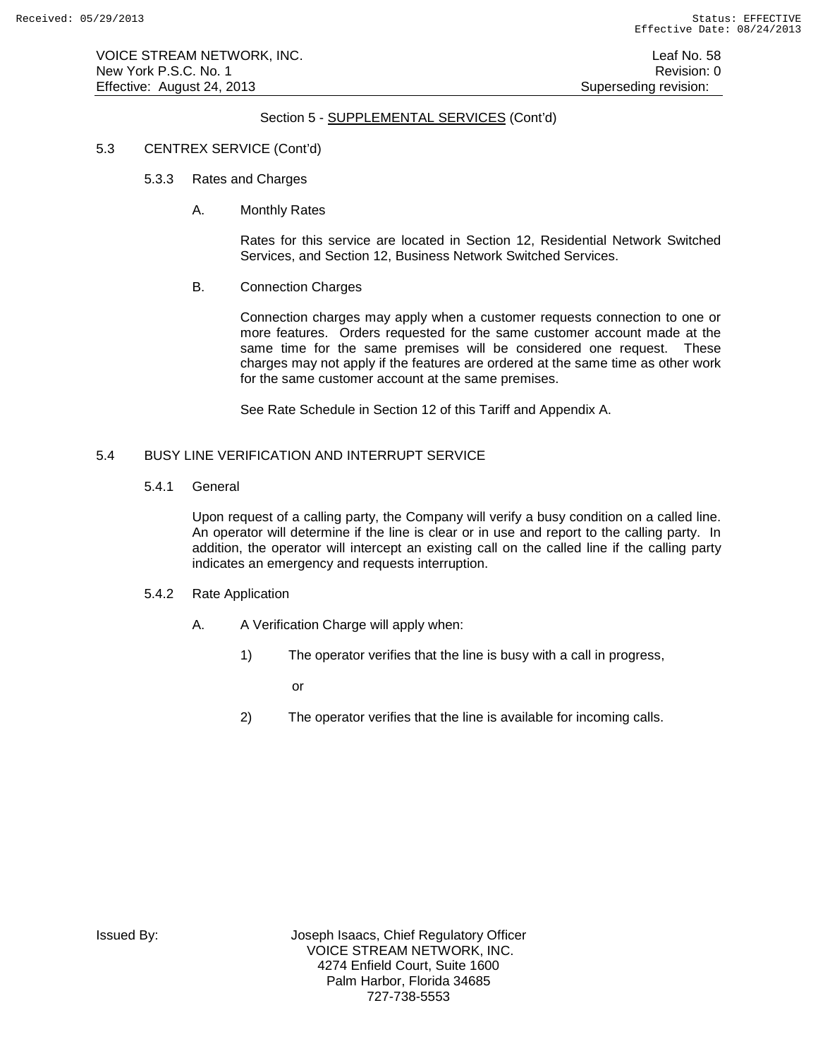Section 5 - SUPPLEMENTAL SERVICES (Cont'd)

5.3 CENTREX SERVICE (Cont'd)

5.3.3 Rates and Charges

A. Monthly Rates

Rates for this service are located in Section 12, Residential Network Switched Services, and Section 12, Business Network Switched Services.

B. Connection Charges

Connection charges may apply when a customer requests connection to one or more features. Orders requested for the same customer account made at the same time for the same premises will be considered one request. These charges may not apply if the features are ordered at the same time as other work for the same customer account at the same premises.

See Rate Schedule in Section 12 of this Tariff and Appendix A.

5.4 BUSY LINE VERIFICATION AND INTERRUPT SERVICE

5.4.1 General

Upon request of a calling party, the Company will verify a busy condition on a called line. An operator will determine if the line is clear or in use and report to the calling party. In addition, the operator will intercept an existing call on the called line if the calling party indicates an emergency and requests interruption.

5.4.2 Rate Application

A. A Verification Charge will apply when:

1) The operator verifies that the line is busy with a call in progress,

or

2) The operator verifies that the line is available for incoming calls.

Issued By: Joseph Isaacs, Chief Regulatory Officer
VOICE STREAM NETWORK, INC.
4274 Enfield Court, Suite 1600
Palm Harbor, Florida 34685
727-738-5553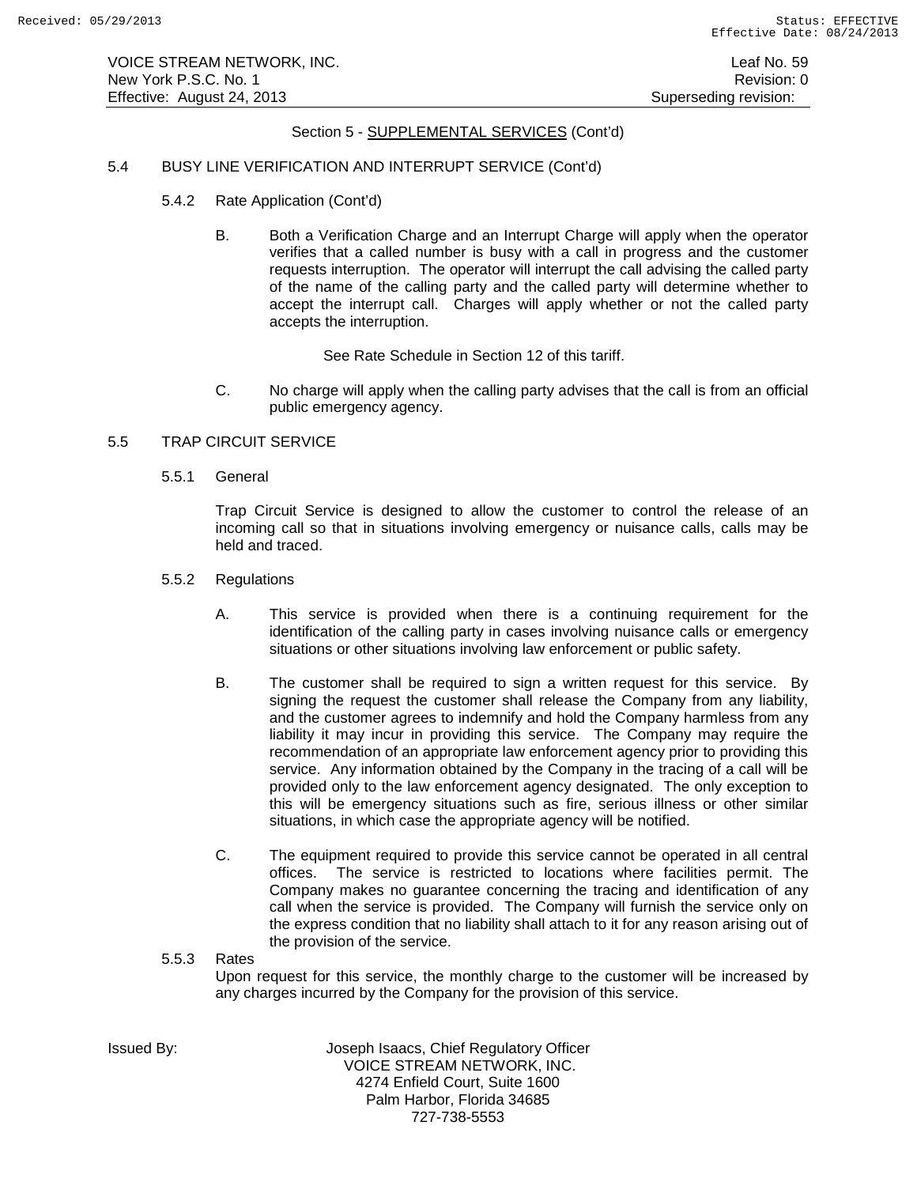## Section 5 - SUPPLEMENTAL SERVICES (Cont'd)

### 5.4 BUSY LINE VERIFICATION AND INTERRUPT SERVICE (Cont'd)

#### 5.4.2 Rate Application (Cont'd)

B. Both a Verification Charge and an Interrupt Charge will apply when the operator verifies that a called number is busy with a call in progress and the customer requests interruption. The operator will interrupt the call advising the called party of the name of the calling party and the called party will determine whether to accept the interrupt call. Charges will apply whether or not the called party accepts the interruption.

See Rate Schedule in Section 12 of this tariff.

C. No charge will apply when the calling party advises that the call is from an official public emergency agency.

### 5.5 TRAP CIRCUIT SERVICE

#### 5.5.1 General

Trap Circuit Service is designed to allow the customer to control the release of an incoming call so that in situations involving emergency or nuisance calls, calls may be held and traced.

#### 5.5.2 Regulations

A. This service is provided when there is a continuing requirement for the identification of the calling party in cases involving nuisance calls or emergency situations or other situations involving law enforcement or public safety.

B. The customer shall be required to sign a written request for this service. By signing the request the customer shall release the Company from any liability, and the customer agrees to indemnify and hold the Company harmless from any liability it may incur in providing this service. The Company may require the recommendation of an appropriate law enforcement agency prior to providing this service. Any information obtained by the Company in the tracing of a call will be provided only to the law enforcement agency designated. The only exception to this will be emergency situations such as fire, serious illness or other similar situations, in which case the appropriate agency will be notified.

C. The equipment required to provide this service cannot be operated in all central offices. The service is restricted to locations where facilities permit. The Company makes no guarantee concerning the tracing and identification of any call when the service is provided. The Company will furnish the service only on the express condition that no liability shall attach to it for any reason arising out of the provision of the service.

#### 5.5.3 Rates

Upon request for this service, the monthly charge to the customer will be increased by any charges incurred by the Company for the provision of this service.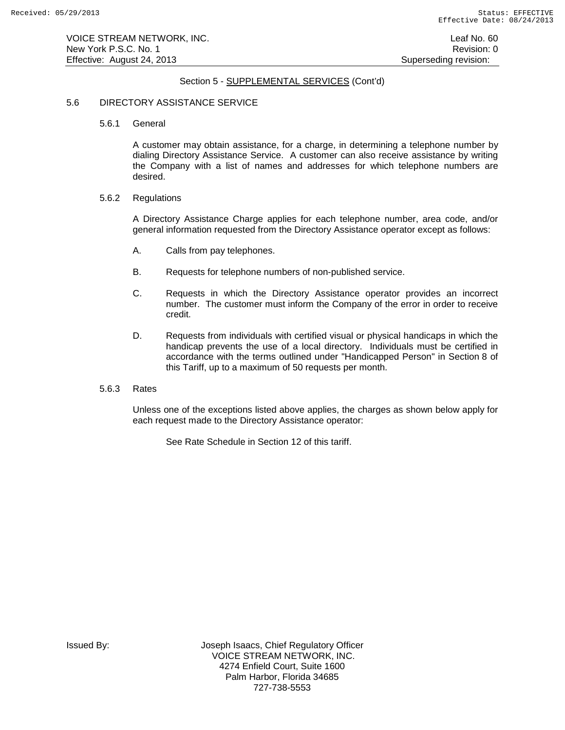Section 5 - SUPPLEMENTAL SERVICES (Cont'd)

## 5.6 DIRECTORY ASSISTANCE SERVICE

### 5.6.1 General

A customer may obtain assistance, for a charge, in determining a telephone number by dialing Directory Assistance Service. A customer can also receive assistance by writing the Company with a list of names and addresses for which telephone numbers are desired.

### 5.6.2 Regulations

A Directory Assistance Charge applies for each telephone number, area code, and/or general information requested from the Directory Assistance operator except as follows:

A. Calls from pay telephones.

B. Requests for telephone numbers of non-published service.

C. Requests in which the Directory Assistance operator provides an incorrect number. The customer must inform the Company of the error in order to receive credit.

D. Requests from individuals with certified visual or physical handicaps in which the handicap prevents the use of a local directory. Individuals must be certified in accordance with the terms outlined under "Handicapped Person" in Section 8 of this Tariff, up to a maximum of 50 requests per month.

### 5.6.3 Rates

Unless one of the exceptions listed above applies, the charges as shown below apply for each request made to the Directory Assistance operator:

See Rate Schedule in Section 12 of this tariff.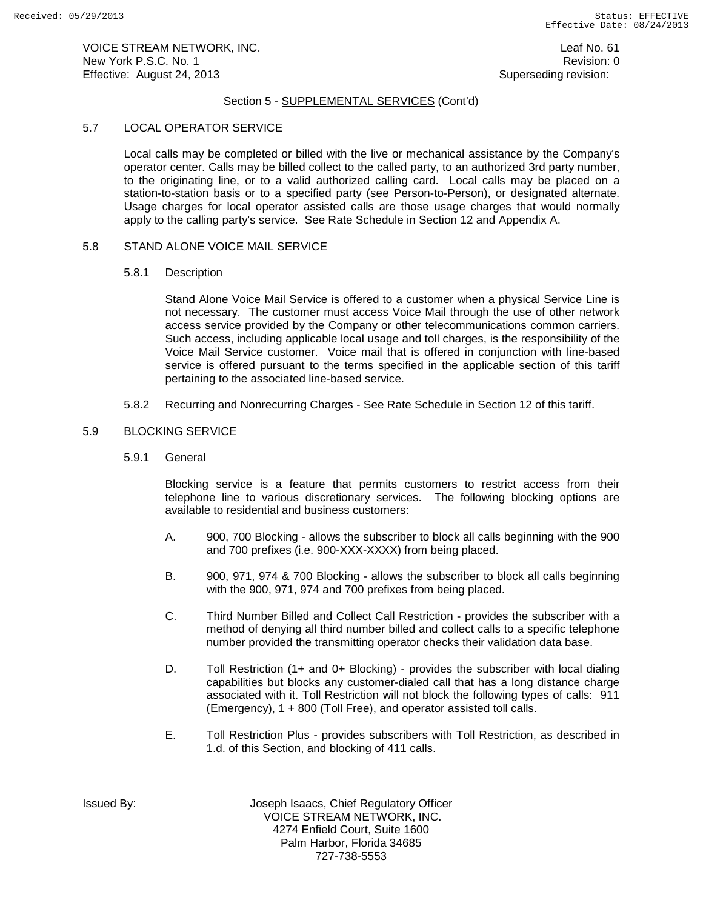## Section 5 - SUPPLEMENTAL SERVICES (Cont'd)

### 5.7 LOCAL OPERATOR SERVICE

Local calls may be completed or billed with the live or mechanical assistance by the Company's operator center. Calls may be billed collect to the called party, to an authorized 3rd party number, to the originating line, or to a valid authorized calling card. Local calls may be placed on a station-to-station basis or to a specified party (see Person-to-Person), or designated alternate. Usage charges for local operator assisted calls are those usage charges that would normally apply to the calling party's service. See Rate Schedule in Section 12 and Appendix A.

### 5.8 STAND ALONE VOICE MAIL SERVICE

#### 5.8.1 Description

Stand Alone Voice Mail Service is offered to a customer when a physical Service Line is not necessary. The customer must access Voice Mail through the use of other network access service provided by the Company or other telecommunications common carriers. Such access, including applicable local usage and toll charges, is the responsibility of the Voice Mail Service customer. Voice mail that is offered in conjunction with line-based service is offered pursuant to the terms specified in the applicable section of this tariff pertaining to the associated line-based service.

#### 5.8.2 Recurring and Nonrecurring Charges - See Rate Schedule in Section 12 of this tariff.

### 5.9 BLOCKING SERVICE

#### 5.9.1 General

Blocking service is a feature that permits customers to restrict access from their telephone line to various discretionary services. The following blocking options are available to residential and business customers:

A. 900, 700 Blocking - allows the subscriber to block all calls beginning with the 900 and 700 prefixes (i.e. 900-XXX-XXXX) from being placed.

B. 900, 971, 974 & 700 Blocking - allows the subscriber to block all calls beginning with the 900, 971, 974 and 700 prefixes from being placed.

C. Third Number Billed and Collect Call Restriction - provides the subscriber with a method of denying all third number billed and collect calls to a specific telephone number provided the transmitting operator checks their validation data base.

D. Toll Restriction (1+ and 0+ Blocking) - provides the subscriber with local dialing capabilities but blocks any customer-dialed call that has a long distance charge associated with it. Toll Restriction will not block the following types of calls: 911 (Emergency), 1 + 800 (Toll Free), and operator assisted toll calls.

E. Toll Restriction Plus - provides subscribers with Toll Restriction, as described in 1.d. of this Section, and blocking of 411 calls.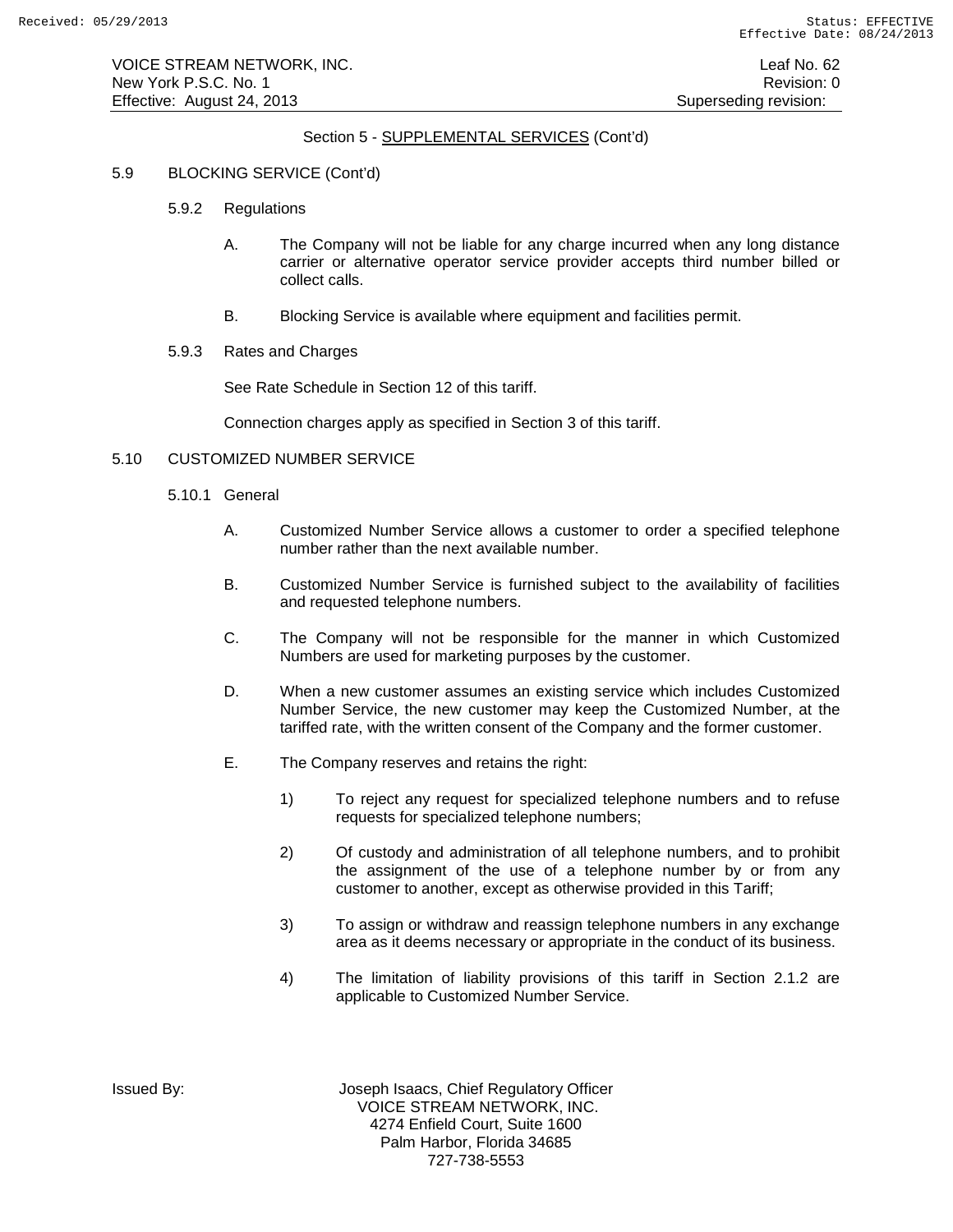## Section 5 - SUPPLEMENTAL SERVICES (Cont'd)

### 5.9 BLOCKING SERVICE (Cont'd)

#### 5.9.2 Regulations

A. The Company will not be liable for any charge incurred when any long distance carrier or alternative operator service provider accepts third number billed or collect calls.

B. Blocking Service is available where equipment and facilities permit.

#### 5.9.3 Rates and Charges

See Rate Schedule in Section 12 of this tariff.

Connection charges apply as specified in Section 3 of this tariff.

### 5.10 CUSTOMIZED NUMBER SERVICE

#### 5.10.1 General

A. Customized Number Service allows a customer to order a specified telephone number rather than the next available number.

B. Customized Number Service is furnished subject to the availability of facilities and requested telephone numbers.

C. The Company will not be responsible for the manner in which Customized Numbers are used for marketing purposes by the customer.

D. When a new customer assumes an existing service which includes Customized Number Service, the new customer may keep the Customized Number, at the tariffed rate, with the written consent of the Company and the former customer.

E. The Company reserves and retains the right:

1) To reject any request for specialized telephone numbers and to refuse requests for specialized telephone numbers;

2) Of custody and administration of all telephone numbers, and to prohibit the assignment of the use of a telephone number by or from any customer to another, except as otherwise provided in this Tariff;

3) To assign or withdraw and reassign telephone numbers in any exchange area as it deems necessary or appropriate in the conduct of its business.

4) The limitation of liability provisions of this tariff in Section 2.1.2 are applicable to Customized Number Service.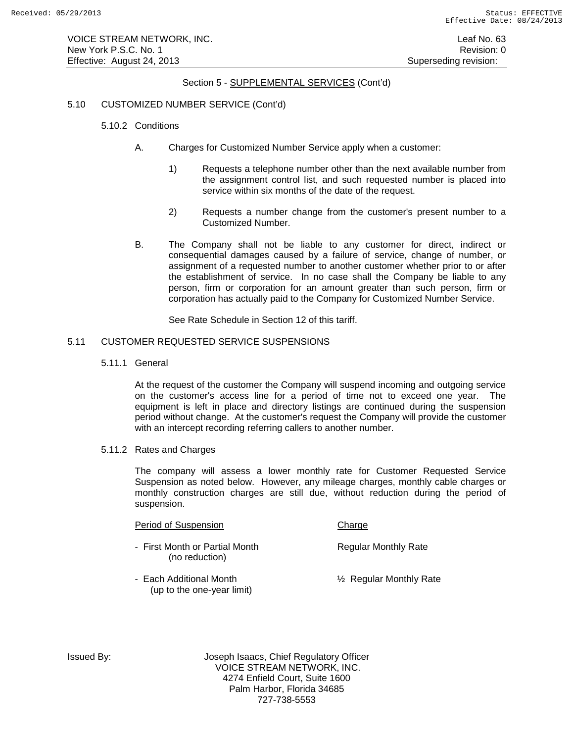Section 5 - SUPPLEMENTAL SERVICES (Cont'd)

5.10 CUSTOMIZED NUMBER SERVICE (Cont'd)

5.10.2 Conditions

A. Charges for Customized Number Service apply when a customer:

1) Requests a telephone number other than the next available number from the assignment control list, and such requested number is placed into service within six months of the date of the request.

2) Requests a number change from the customer's present number to a Customized Number.

B. The Company shall not be liable to any customer for direct, indirect or consequential damages caused by a failure of service, change of number, or assignment of a requested number to another customer whether prior to or after the establishment of service. In no case shall the Company be liable to any person, firm or corporation for an amount greater than such person, firm or corporation has actually paid to the Company for Customized Number Service.

See Rate Schedule in Section 12 of this tariff.

5.11 CUSTOMER REQUESTED SERVICE SUSPENSIONS

5.11.1 General

At the request of the customer the Company will suspend incoming and outgoing service on the customer's access line for a period of time not to exceed one year. The equipment is left in place and directory listings are continued during the suspension period without change. At the customer's request the Company will provide the customer with an intercept recording referring callers to another number.

5.11.2 Rates and Charges

The company will assess a lower monthly rate for Customer Requested Service Suspension as noted below. However, any mileage charges, monthly cable charges or monthly construction charges are still due, without reduction during the period of suspension.

| Period of Suspension | Charge |
|---|---|
| - First Month or Partial Month (no reduction) | Regular Monthly Rate |
| - Each Additional Month (up to the one-year limit) | ½ Regular Monthly Rate |

Issued By: Joseph Isaacs, Chief Regulatory Officer
VOICE STREAM NETWORK, INC.
4274 Enfield Court, Suite 1600
Palm Harbor, Florida 34685
727-738-5553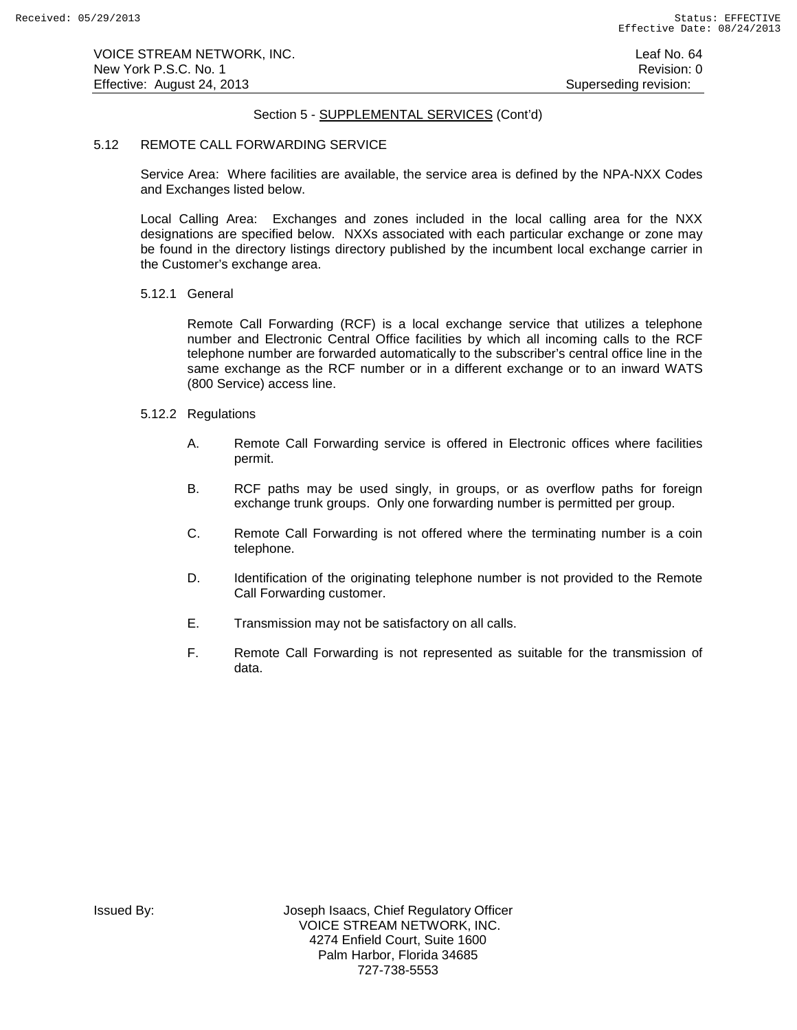## Section 5 - SUPPLEMENTAL SERVICES (Cont'd)

### 5.12 REMOTE CALL FORWARDING SERVICE

Service Area: Where facilities are available, the service area is defined by the NPA-NXX Codes and Exchanges listed below.

Local Calling Area: Exchanges and zones included in the local calling area for the NXX designations are specified below. NXXs associated with each particular exchange or zone may be found in the directory listings directory published by the incumbent local exchange carrier in the Customer's exchange area.

#### 5.12.1 General

Remote Call Forwarding (RCF) is a local exchange service that utilizes a telephone number and Electronic Central Office facilities by which all incoming calls to the RCF telephone number are forwarded automatically to the subscriber's central office line in the same exchange as the RCF number or in a different exchange or to an inward WATS (800 Service) access line.

#### 5.12.2 Regulations

A. Remote Call Forwarding service is offered in Electronic offices where facilities permit.

B. RCF paths may be used singly, in groups, or as overflow paths for foreign exchange trunk groups. Only one forwarding number is permitted per group.

C. Remote Call Forwarding is not offered where the terminating number is a coin telephone.

D. Identification of the originating telephone number is not provided to the Remote Call Forwarding customer.

E. Transmission may not be satisfactory on all calls.

F. Remote Call Forwarding is not represented as suitable for the transmission of data.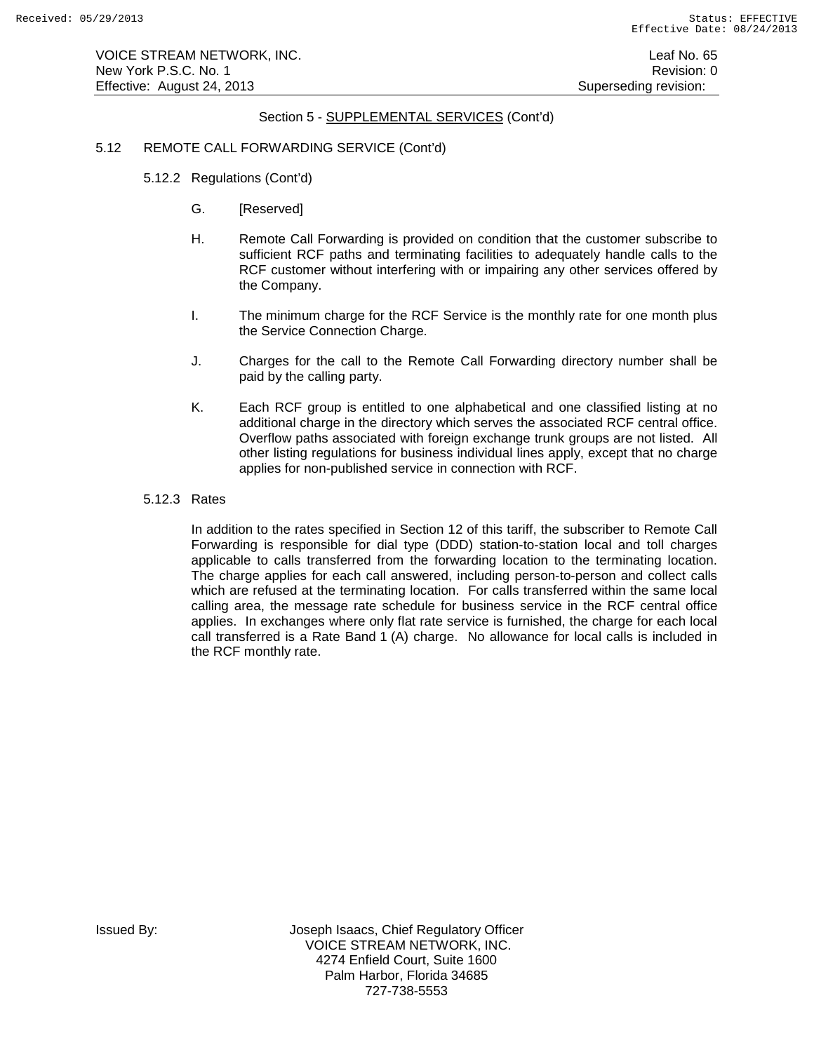## Section 5 - SUPPLEMENTAL SERVICES (Cont'd)

### 5.12 REMOTE CALL FORWARDING SERVICE (Cont'd)

#### 5.12.2 Regulations (Cont'd)

G. [Reserved]

H. Remote Call Forwarding is provided on condition that the customer subscribe to sufficient RCF paths and terminating facilities to adequately handle calls to the RCF customer without interfering with or impairing any other services offered by the Company.

I. The minimum charge for the RCF Service is the monthly rate for one month plus the Service Connection Charge.

J. Charges for the call to the Remote Call Forwarding directory number shall be paid by the calling party.

K. Each RCF group is entitled to one alphabetical and one classified listing at no additional charge in the directory which serves the associated RCF central office. Overflow paths associated with foreign exchange trunk groups are not listed. All other listing regulations for business individual lines apply, except that no charge applies for non-published service in connection with RCF.

#### 5.12.3 Rates

In addition to the rates specified in Section 12 of this tariff, the subscriber to Remote Call Forwarding is responsible for dial type (DDD) station-to-station local and toll charges applicable to calls transferred from the forwarding location to the terminating location. The charge applies for each call answered, including person-to-person and collect calls which are refused at the terminating location. For calls transferred within the same local calling area, the message rate schedule for business service in the RCF central office applies. In exchanges where only flat rate service is furnished, the charge for each local call transferred is a Rate Band 1 (A) charge. No allowance for local calls is included in the RCF monthly rate.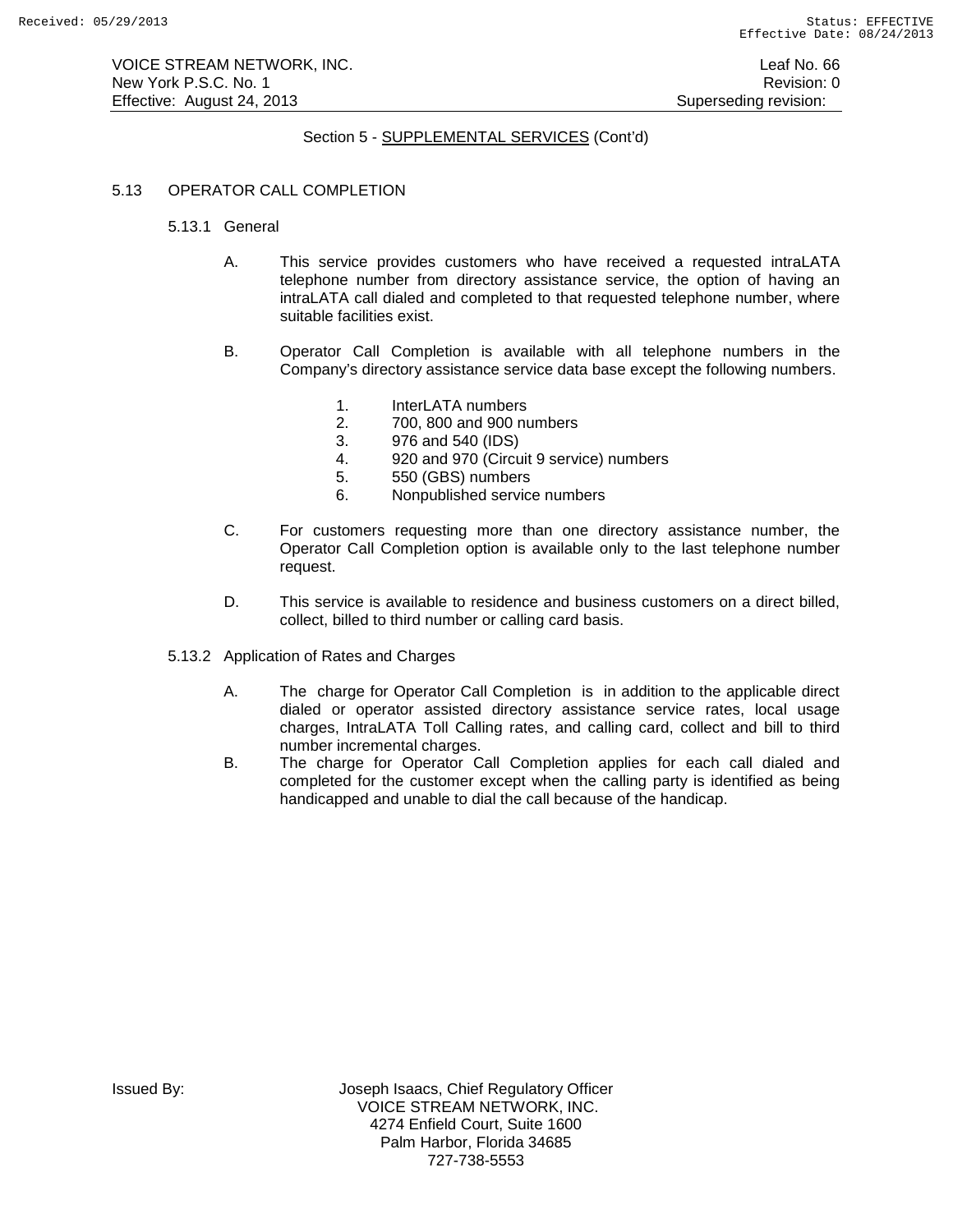Section 5 - SUPPLEMENTAL SERVICES (Cont'd)

## 5.13 OPERATOR CALL COMPLETION

### 5.13.1 General

A. This service provides customers who have received a requested intraLATA telephone number from directory assistance service, the option of having an intraLATA call dialed and completed to that requested telephone number, where suitable facilities exist.

B. Operator Call Completion is available with all telephone numbers in the Company's directory assistance service data base except the following numbers.

1. InterLATA numbers
2. 700, 800 and 900 numbers
3. 976 and 540 (IDS)
4. 920 and 970 (Circuit 9 service) numbers
5. 550 (GBS) numbers
6. Nonpublished service numbers

C. For customers requesting more than one directory assistance number, the Operator Call Completion option is available only to the last telephone number request.

D. This service is available to residence and business customers on a direct billed, collect, billed to third number or calling card basis.

### 5.13.2 Application of Rates and Charges

A. The charge for Operator Call Completion is in addition to the applicable direct dialed or operator assisted directory assistance service rates, local usage charges, IntraLATA Toll Calling rates, and calling card, collect and bill to third number incremental charges.

B. The charge for Operator Call Completion applies for each call dialed and completed for the customer except when the calling party is identified as being handicapped and unable to dial the call because of the handicap.

Issued By: Joseph Isaacs, Chief Regulatory Officer
VOICE STREAM NETWORK, INC.
4274 Enfield Court, Suite 1600
Palm Harbor, Florida 34685
727-738-5553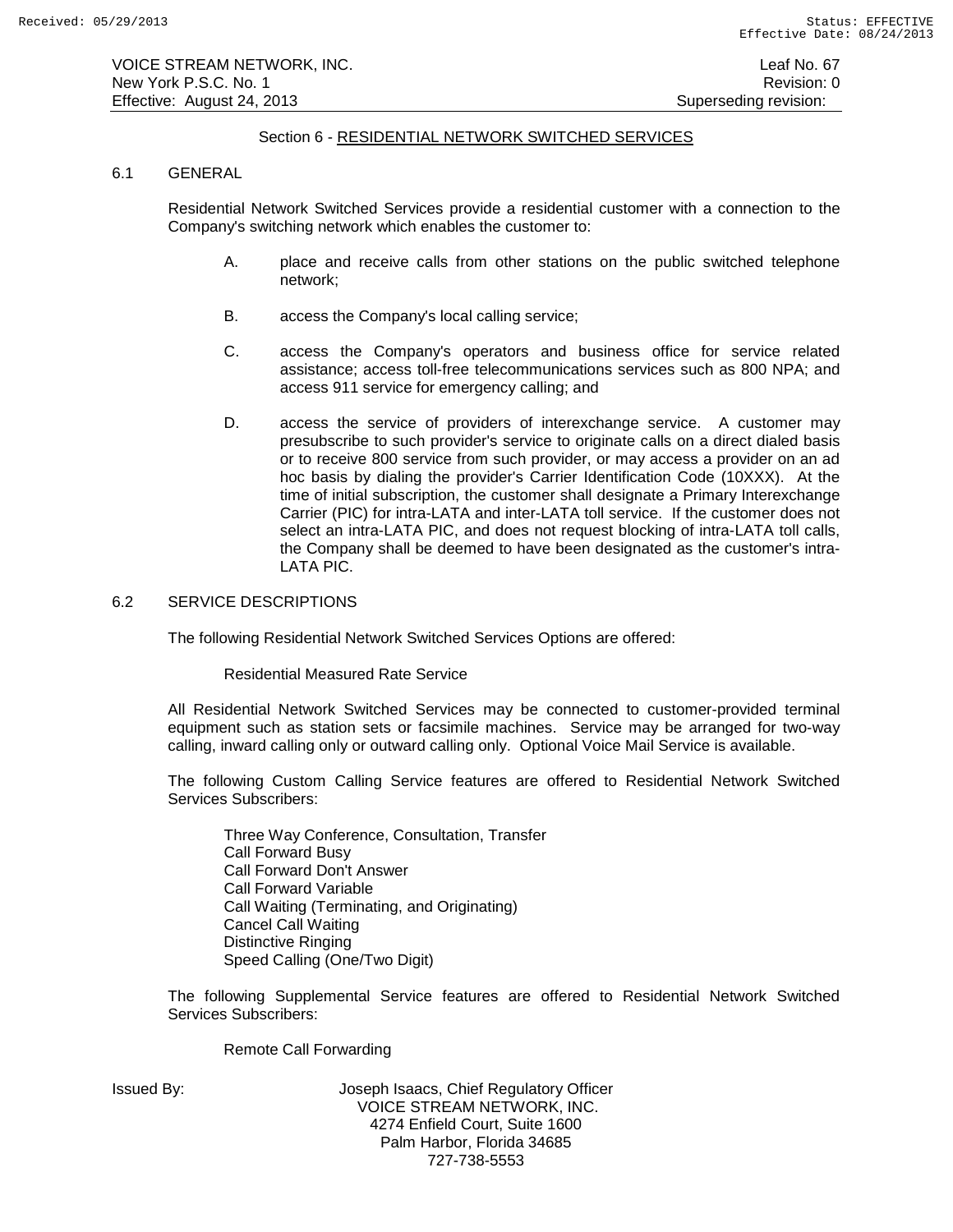## Section 6 - RESIDENTIAL NETWORK SWITCHED SERVICES

### 6.1 GENERAL

Residential Network Switched Services provide a residential customer with a connection to the Company's switching network which enables the customer to:

A. place and receive calls from other stations on the public switched telephone network;

B. access the Company's local calling service;

C. access the Company's operators and business office for service related assistance; access toll-free telecommunications services such as 800 NPA; and access 911 service for emergency calling; and

D. access the service of providers of interexchange service. A customer may presubscribe to such provider's service to originate calls on a direct dialed basis or to receive 800 service from such provider, or may access a provider on an ad hoc basis by dialing the provider's Carrier Identification Code (10XXX). At the time of initial subscription, the customer shall designate a Primary Interexchange Carrier (PIC) for intra-LATA and inter-LATA toll service. If the customer does not select an intra-LATA PIC, and does not request blocking of intra-LATA toll calls, the Company shall be deemed to have been designated as the customer's intra-LATA PIC.

### 6.2 SERVICE DESCRIPTIONS

The following Residential Network Switched Services Options are offered:

Residential Measured Rate Service

All Residential Network Switched Services may be connected to customer-provided terminal equipment such as station sets or facsimile machines. Service may be arranged for two-way calling, inward calling only or outward calling only. Optional Voice Mail Service is available.

The following Custom Calling Service features are offered to Residential Network Switched Services Subscribers:

Three Way Conference, Consultation, Transfer
Call Forward Busy
Call Forward Don't Answer
Call Forward Variable
Call Waiting (Terminating, and Originating)
Cancel Call Waiting
Distinctive Ringing
Speed Calling (One/Two Digit)

The following Supplemental Service features are offered to Residential Network Switched Services Subscribers:

Remote Call Forwarding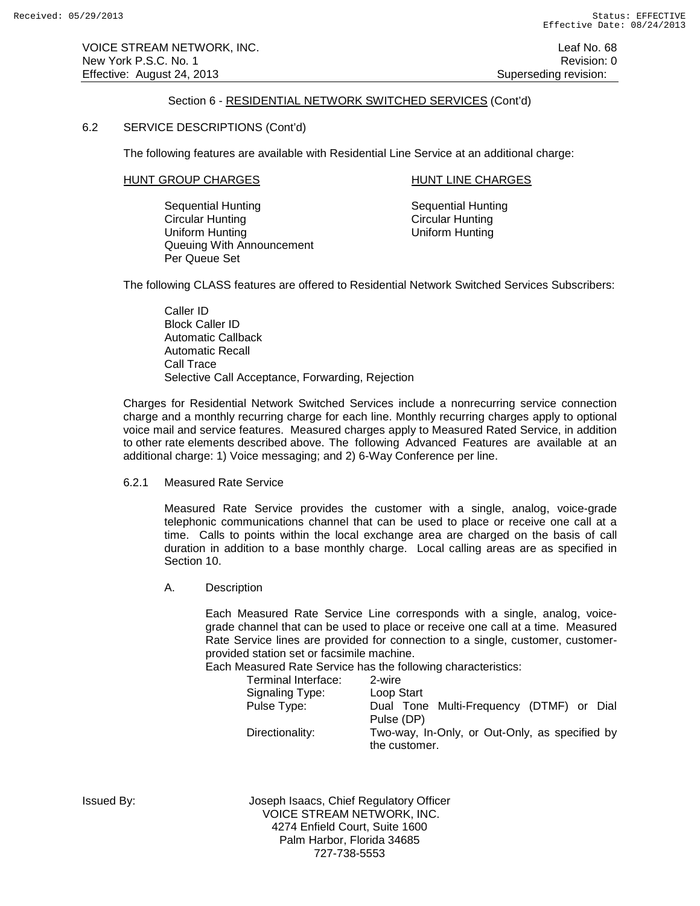Section 6 - RESIDENTIAL NETWORK SWITCHED SERVICES (Cont'd)

## 6.2 SERVICE DESCRIPTIONS (Cont'd)

The following features are available with Residential Line Service at an additional charge:

| HUNT GROUP CHARGES | HUNT LINE CHARGES |
|---|---|
| Sequential Hunting | Sequential Hunting |
| Circular Hunting | Circular Hunting |
| Uniform Hunting | Uniform Hunting |
| Queuing With Announcement | |
| Per Queue Set | |

The following CLASS features are offered to Residential Network Switched Services Subscribers:

- Caller ID
- Block Caller ID
- Automatic Callback
- Automatic Recall
- Call Trace
- Selective Call Acceptance, Forwarding, Rejection

Charges for Residential Network Switched Services include a nonrecurring service connection charge and a monthly recurring charge for each line. Monthly recurring charges apply to optional voice mail and service features. Measured charges apply to Measured Rated Service, in addition to other rate elements described above. The following Advanced Features are available at an additional charge: 1) Voice messaging; and 2) 6-Way Conference per line.

### 6.2.1 Measured Rate Service

Measured Rate Service provides the customer with a single, analog, voice-grade telephonic communications channel that can be used to place or receive one call at a time. Calls to points within the local exchange area are charged on the basis of call duration in addition to a base monthly charge. Local calling areas are as specified in Section 10.

A. Description

Each Measured Rate Service Line corresponds with a single, analog, voice-grade channel that can be used to place or receive one call at a time. Measured Rate Service lines are provided for connection to a single, customer, customer-provided station set or facsimile machine.

Each Measured Rate Service has the following characteristics:

| | |
|---|---|
| Terminal Interface: | 2-wire |
| Signaling Type: | Loop Start |
| Pulse Type: | Dual Tone Multi-Frequency (DTMF) or Dial Pulse (DP) |
| Directionality: | Two-way, In-Only, or Out-Only, as specified by the customer. |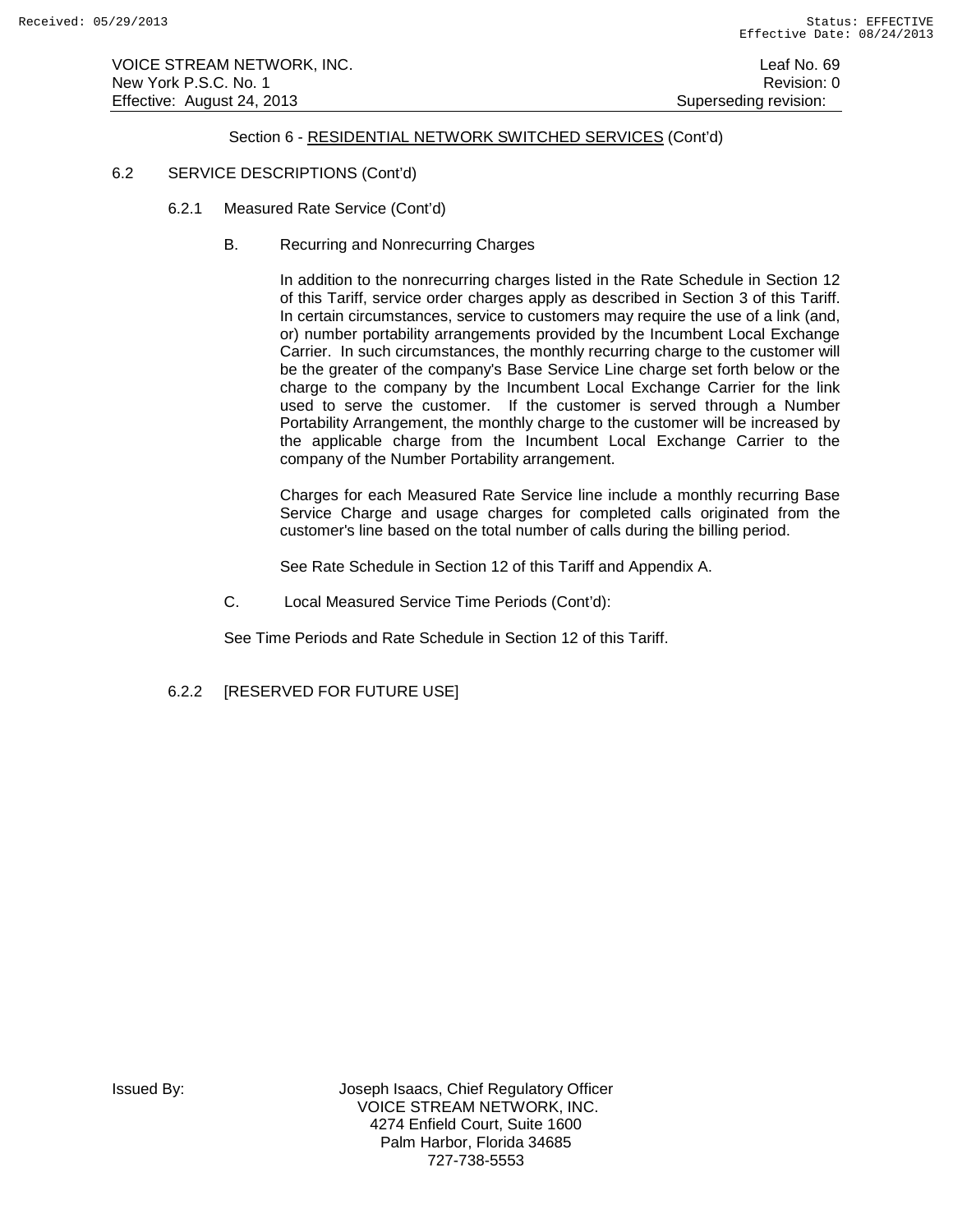Section 6 - RESIDENTIAL NETWORK SWITCHED SERVICES (Cont'd)

6.2 SERVICE DESCRIPTIONS (Cont'd)

6.2.1 Measured Rate Service (Cont'd)

B. Recurring and Nonrecurring Charges

In addition to the nonrecurring charges listed in the Rate Schedule in Section 12 of this Tariff, service order charges apply as described in Section 3 of this Tariff. In certain circumstances, service to customers may require the use of a link (and, or) number portability arrangements provided by the Incumbent Local Exchange Carrier. In such circumstances, the monthly recurring charge to the customer will be the greater of the company's Base Service Line charge set forth below or the charge to the company by the Incumbent Local Exchange Carrier for the link used to serve the customer. If the customer is served through a Number Portability Arrangement, the monthly charge to the customer will be increased by the applicable charge from the Incumbent Local Exchange Carrier to the company of the Number Portability arrangement.

Charges for each Measured Rate Service line include a monthly recurring Base Service Charge and usage charges for completed calls originated from the customer's line based on the total number of calls during the billing period.

See Rate Schedule in Section 12 of this Tariff and Appendix A.

C. Local Measured Service Time Periods (Cont'd):

See Time Periods and Rate Schedule in Section 12 of this Tariff.

6.2.2 [RESERVED FOR FUTURE USE]

Issued By: Joseph Isaacs, Chief Regulatory Officer
VOICE STREAM NETWORK, INC.
4274 Enfield Court, Suite 1600
Palm Harbor, Florida 34685
727-738-5553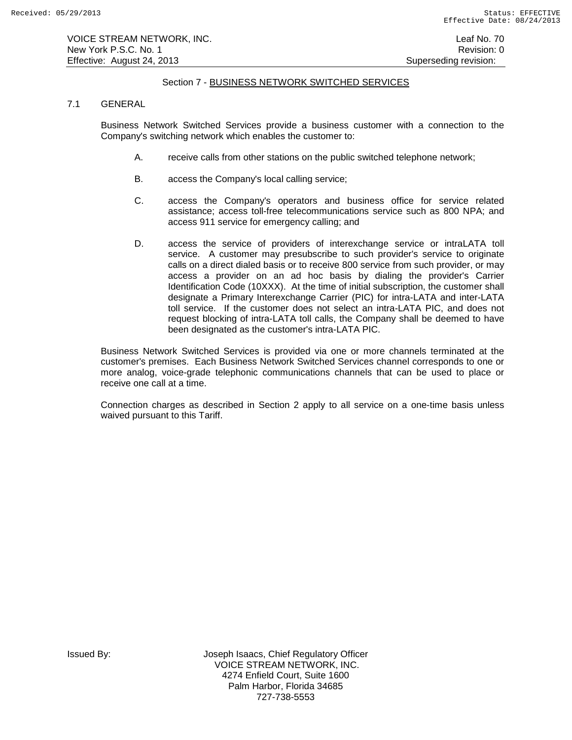## Section 7 - BUSINESS NETWORK SWITCHED SERVICES

### 7.1 GENERAL

Business Network Switched Services provide a business customer with a connection to the Company's switching network which enables the customer to:

A. receive calls from other stations on the public switched telephone network;

B. access the Company's local calling service;

C. access the Company's operators and business office for service related assistance; access toll-free telecommunications service such as 800 NPA; and access 911 service for emergency calling; and

D. access the service of providers of interexchange service or intraLATA toll service. A customer may presubscribe to such provider's service to originate calls on a direct dialed basis or to receive 800 service from such provider, or may access a provider on an ad hoc basis by dialing the provider's Carrier Identification Code (10XXX). At the time of initial subscription, the customer shall designate a Primary Interexchange Carrier (PIC) for intra-LATA and inter-LATA toll service. If the customer does not select an intra-LATA PIC, and does not request blocking of intra-LATA toll calls, the Company shall be deemed to have been designated as the customer's intra-LATA PIC.

Business Network Switched Services is provided via one or more channels terminated at the customer's premises. Each Business Network Switched Services channel corresponds to one or more analog, voice-grade telephonic communications channels that can be used to place or receive one call at a time.

Connection charges as described in Section 2 apply to all service on a one-time basis unless waived pursuant to this Tariff.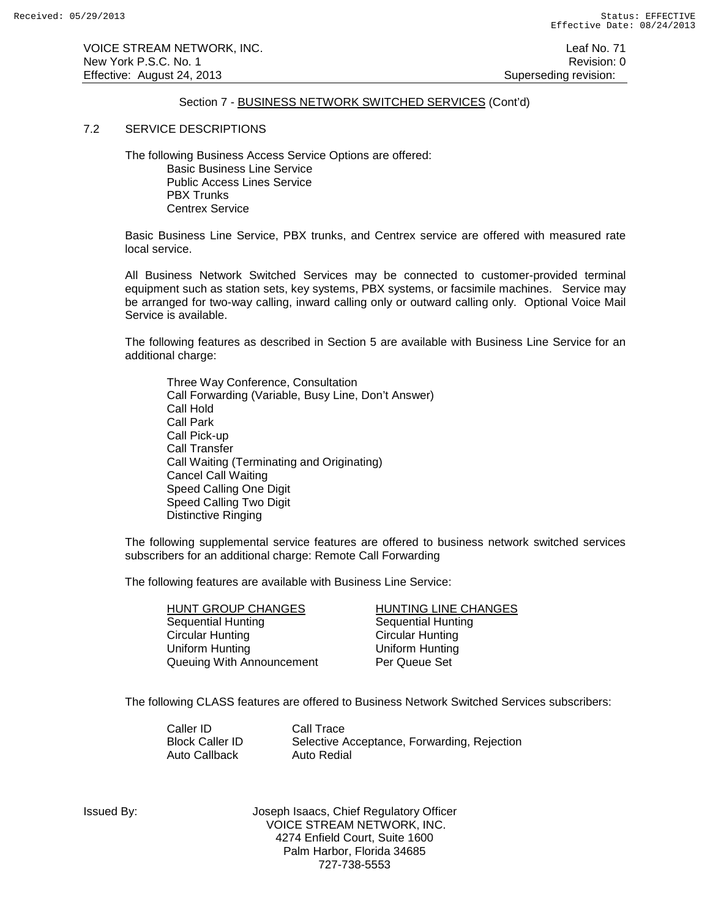Section 7 - BUSINESS NETWORK SWITCHED SERVICES (Cont'd)

## 7.2 SERVICE DESCRIPTIONS

The following Business Access Service Options are offered:

- Basic Business Line Service
- Public Access Lines Service
- PBX Trunks
- Centrex Service

Basic Business Line Service, PBX trunks, and Centrex service are offered with measured rate local service.

All Business Network Switched Services may be connected to customer-provided terminal equipment such as station sets, key systems, PBX systems, or facsimile machines. Service may be arranged for two-way calling, inward calling only or outward calling only. Optional Voice Mail Service is available.

The following features as described in Section 5 are available with Business Line Service for an additional charge:

- Three Way Conference, Consultation
- Call Forwarding (Variable, Busy Line, Don't Answer)
- Call Hold
- Call Park
- Call Pick-up
- Call Transfer
- Call Waiting (Terminating and Originating)
- Cancel Call Waiting
- Speed Calling One Digit
- Speed Calling Two Digit
- Distinctive Ringing

The following supplemental service features are offered to business network switched services subscribers for an additional charge: Remote Call Forwarding

The following features are available with Business Line Service:

| HUNT GROUP CHANGES | HUNTING LINE CHANGES |
|---|---|
| Sequential Hunting | Sequential Hunting |
| Circular Hunting | Circular Hunting |
| Uniform Hunting | Uniform Hunting |
| Queuing With Announcement | Per Queue Set |

The following CLASS features are offered to Business Network Switched Services subscribers:

| | |
|---|---|
| Caller ID | Call Trace |
| Block Caller ID | Selective Acceptance, Forwarding, Rejection |
| Auto Callback | Auto Redial |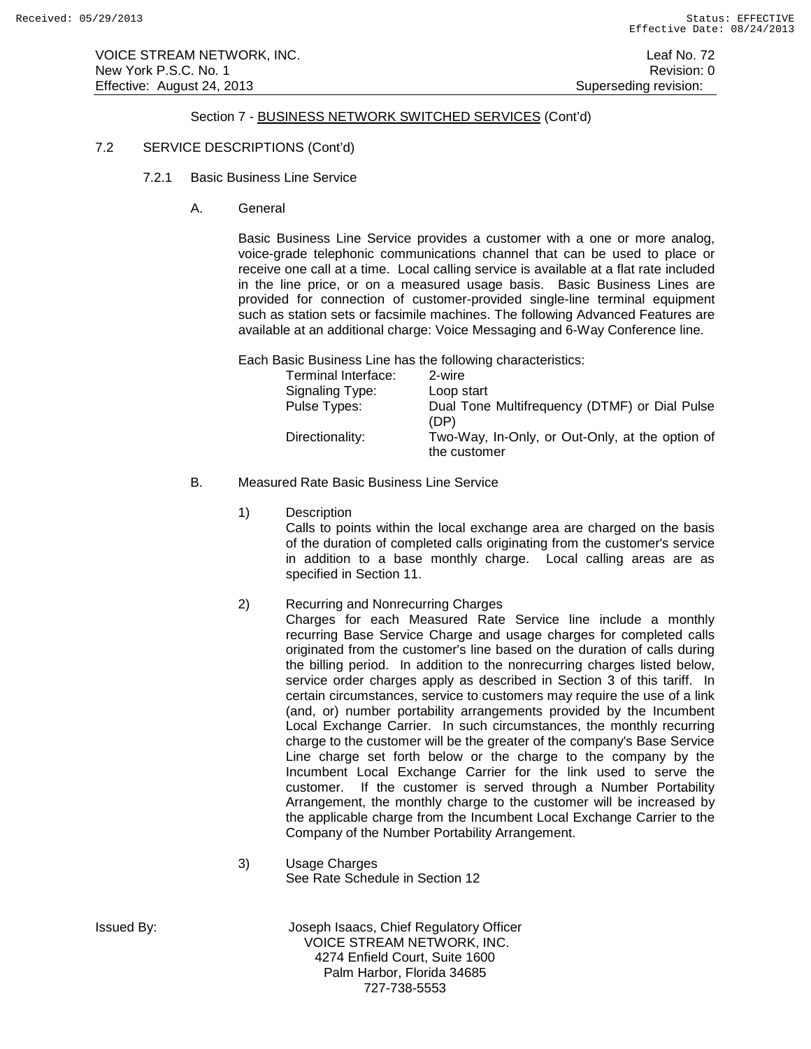Section 7 - BUSINESS NETWORK SWITCHED SERVICES (Cont'd)

7.2 SERVICE DESCRIPTIONS (Cont'd)

7.2.1 Basic Business Line Service

A. General

Basic Business Line Service provides a customer with a one or more analog, voice-grade telephonic communications channel that can be used to place or receive one call at a time. Local calling service is available at a flat rate included in the line price, or on a measured usage basis. Basic Business Lines are provided for connection of customer-provided single-line terminal equipment such as station sets or facsimile machines. The following Advanced Features are available at an additional charge: Voice Messaging and 6-Way Conference line.

Each Basic Business Line has the following characteristics:

| | |
|---|---|
| Terminal Interface: | 2-wire |
| Signaling Type: | Loop start |
| Pulse Types: | Dual Tone Multifrequency (DTMF) or Dial Pulse (DP) |
| Directionality: | Two-Way, In-Only, or Out-Only, at the option of the customer |

B. Measured Rate Basic Business Line Service

1) Description

Calls to points within the local exchange area are charged on the basis of the duration of completed calls originating from the customer's service in addition to a base monthly charge. Local calling areas are as specified in Section 11.

2) Recurring and Nonrecurring Charges

Charges for each Measured Rate Service line include a monthly recurring Base Service Charge and usage charges for completed calls originated from the customer's line based on the duration of calls during the billing period. In addition to the nonrecurring charges listed below, service order charges apply as described in Section 3 of this tariff. In certain circumstances, service to customers may require the use of a link (and, or) number portability arrangements provided by the Incumbent Local Exchange Carrier. In such circumstances, the monthly recurring charge to the customer will be the greater of the company's Base Service Line charge set forth below or the charge to the company by the Incumbent Local Exchange Carrier for the link used to serve the customer. If the customer is served through a Number Portability Arrangement, the monthly charge to the customer will be increased by the applicable charge from the Incumbent Local Exchange Carrier to the Company of the Number Portability Arrangement.

3) Usage Charges

See Rate Schedule in Section 12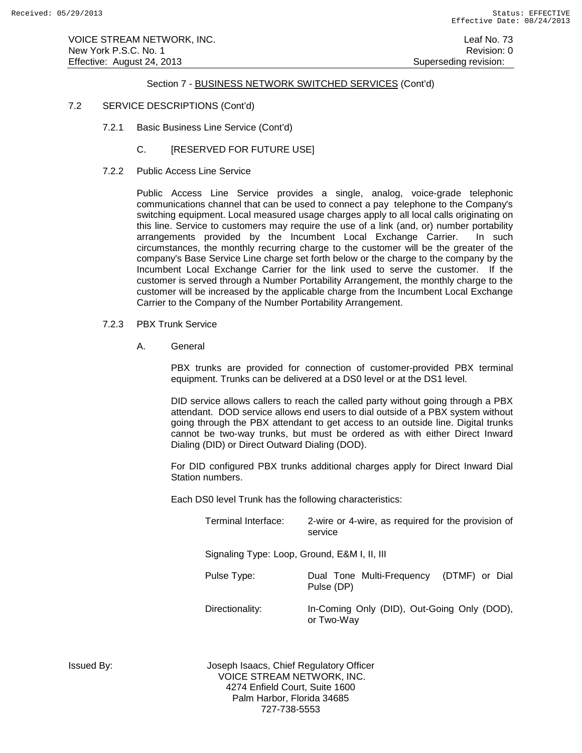Section 7 - BUSINESS NETWORK SWITCHED SERVICES (Cont'd)

7.2 SERVICE DESCRIPTIONS (Cont'd)

7.2.1 Basic Business Line Service (Cont'd)

C. [RESERVED FOR FUTURE USE]

7.2.2 Public Access Line Service

Public Access Line Service provides a single, analog, voice-grade telephonic communications channel that can be used to connect a pay telephone to the Company's switching equipment. Local measured usage charges apply to all local calls originating on this line. Service to customers may require the use of a link (and, or) number portability arrangements provided by the Incumbent Local Exchange Carrier. In such circumstances, the monthly recurring charge to the customer will be the greater of the company's Base Service Line charge set forth below or the charge to the company by the Incumbent Local Exchange Carrier for the link used to serve the customer. If the customer is served through a Number Portability Arrangement, the monthly charge to the customer will be increased by the applicable charge from the Incumbent Local Exchange Carrier to the Company of the Number Portability Arrangement.

7.2.3 PBX Trunk Service

A. General

PBX trunks are provided for connection of customer-provided PBX terminal equipment. Trunks can be delivered at a DS0 level or at the DS1 level.

DID service allows callers to reach the called party without going through a PBX attendant. DOD service allows end users to dial outside of a PBX system without going through the PBX attendant to get access to an outside line. Digital trunks cannot be two-way trunks, but must be ordered as with either Direct Inward Dialing (DID) or Direct Outward Dialing (DOD).

For DID configured PBX trunks additional charges apply for Direct Inward Dial Station numbers.

Each DS0 level Trunk has the following characteristics:

Terminal Interface: 2-wire or 4-wire, as required for the provision of service

Signaling Type: Loop, Ground, E&M I, II, III

Pulse Type: Dual Tone Multi-Frequency (DTMF) or Dial Pulse (DP)

Directionality: In-Coming Only (DID), Out-Going Only (DOD), or Two-Way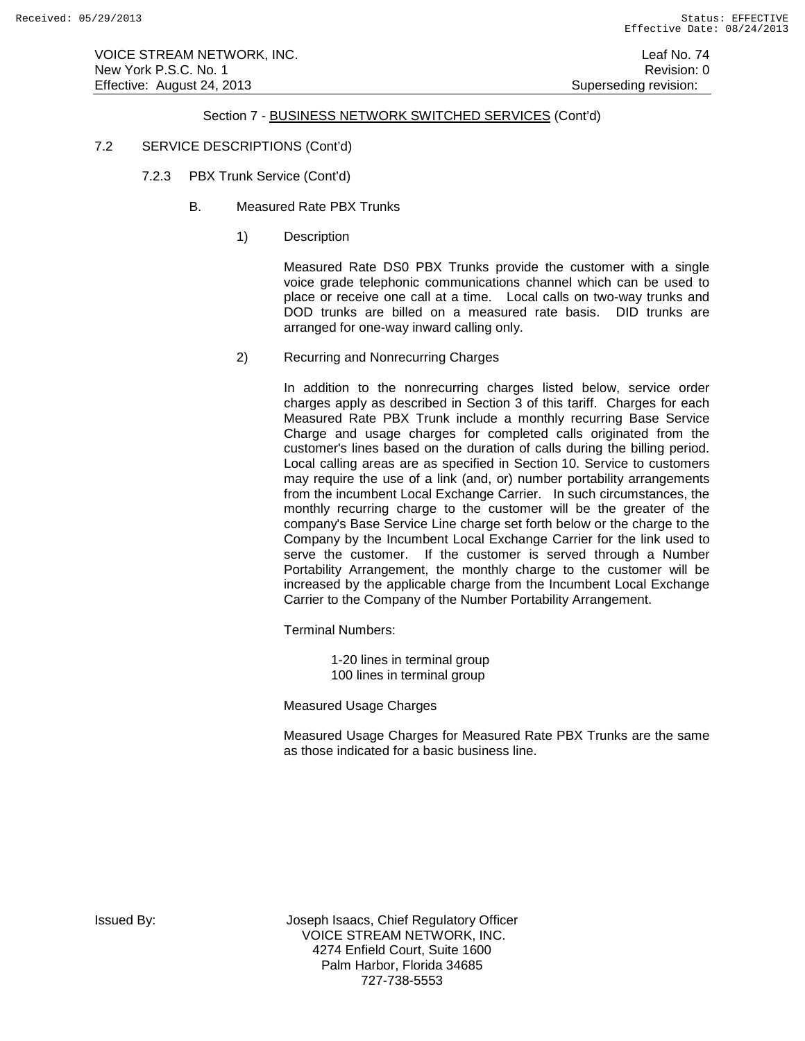## Section 7 - BUSINESS NETWORK SWITCHED SERVICES (Cont'd)

7.2 SERVICE DESCRIPTIONS (Cont'd)

7.2.3 PBX Trunk Service (Cont'd)

B. Measured Rate PBX Trunks

1) Description

Measured Rate DS0 PBX Trunks provide the customer with a single voice grade telephonic communications channel which can be used to place or receive one call at a time. Local calls on two-way trunks and DOD trunks are billed on a measured rate basis. DID trunks are arranged for one-way inward calling only.

2) Recurring and Nonrecurring Charges

In addition to the nonrecurring charges listed below, service order charges apply as described in Section 3 of this tariff. Charges for each Measured Rate PBX Trunk include a monthly recurring Base Service Charge and usage charges for completed calls originated from the customer's lines based on the duration of calls during the billing period. Local calling areas are as specified in Section 10. Service to customers may require the use of a link (and, or) number portability arrangements from the incumbent Local Exchange Carrier. In such circumstances, the monthly recurring charge to the customer will be the greater of the company's Base Service Line charge set forth below or the charge to the Company by the Incumbent Local Exchange Carrier for the link used to serve the customer. If the customer is served through a Number Portability Arrangement, the monthly charge to the customer will be increased by the applicable charge from the Incumbent Local Exchange Carrier to the Company of the Number Portability Arrangement.

Terminal Numbers:

1-20 lines in terminal group
100 lines in terminal group

Measured Usage Charges

Measured Usage Charges for Measured Rate PBX Trunks are the same as those indicated for a basic business line.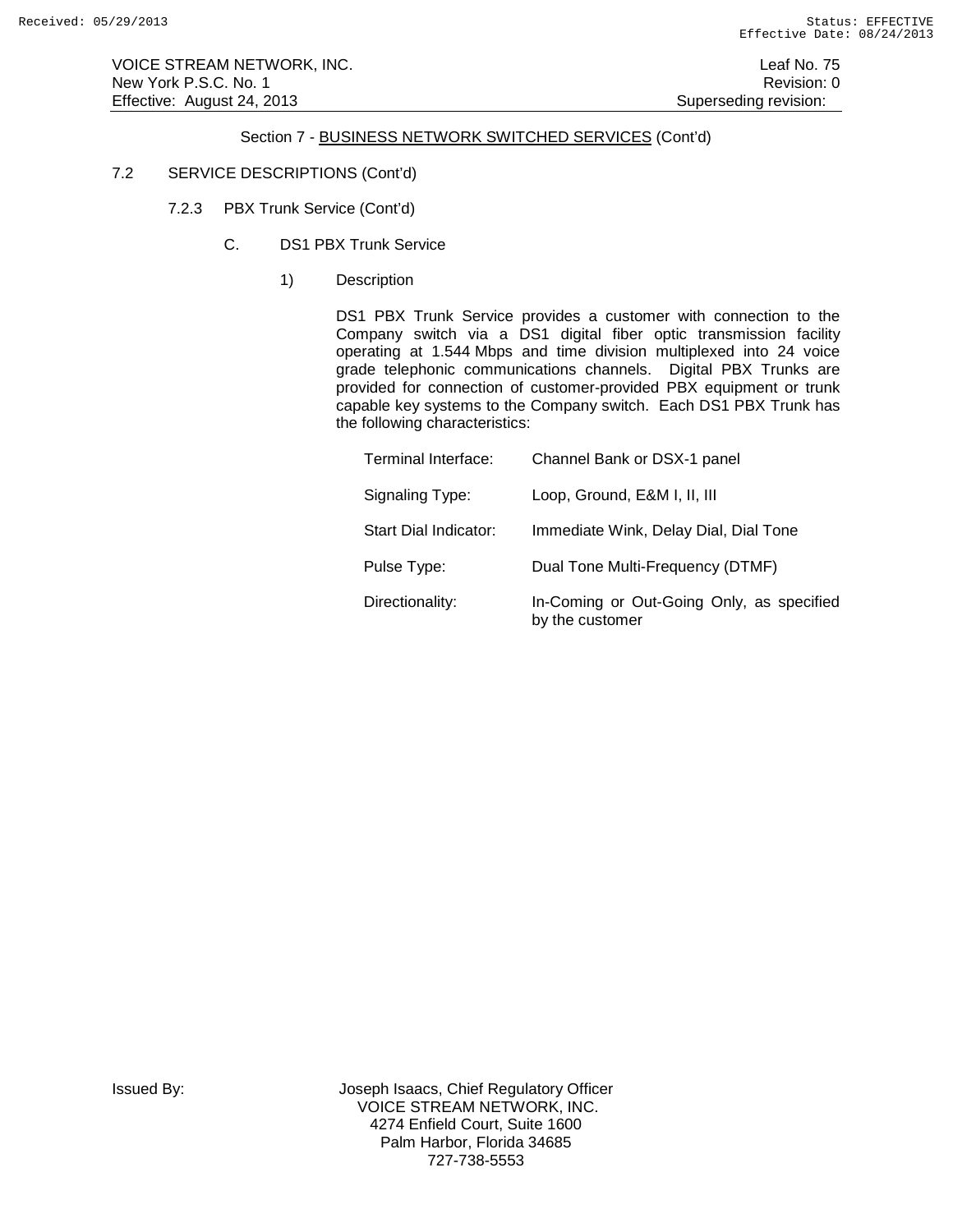Section 7 - BUSINESS NETWORK SWITCHED SERVICES (Cont'd)

7.2 SERVICE DESCRIPTIONS (Cont'd)

7.2.3 PBX Trunk Service (Cont'd)

C. DS1 PBX Trunk Service

1) Description

DS1 PBX Trunk Service provides a customer with connection to the Company switch via a DS1 digital fiber optic transmission facility operating at 1.544 Mbps and time division multiplexed into 24 voice grade telephonic communications channels. Digital PBX Trunks are provided for connection of customer-provided PBX equipment or trunk capable key systems to the Company switch. Each DS1 PBX Trunk has the following characteristics:

| | |
|---|---|
| Terminal Interface: | Channel Bank or DSX-1 panel |
| Signaling Type: | Loop, Ground, E&M I, II, III |
| Start Dial Indicator: | Immediate Wink, Delay Dial, Dial Tone |
| Pulse Type: | Dual Tone Multi-Frequency (DTMF) |
| Directionality: | In-Coming or Out-Going Only, as specified by the customer |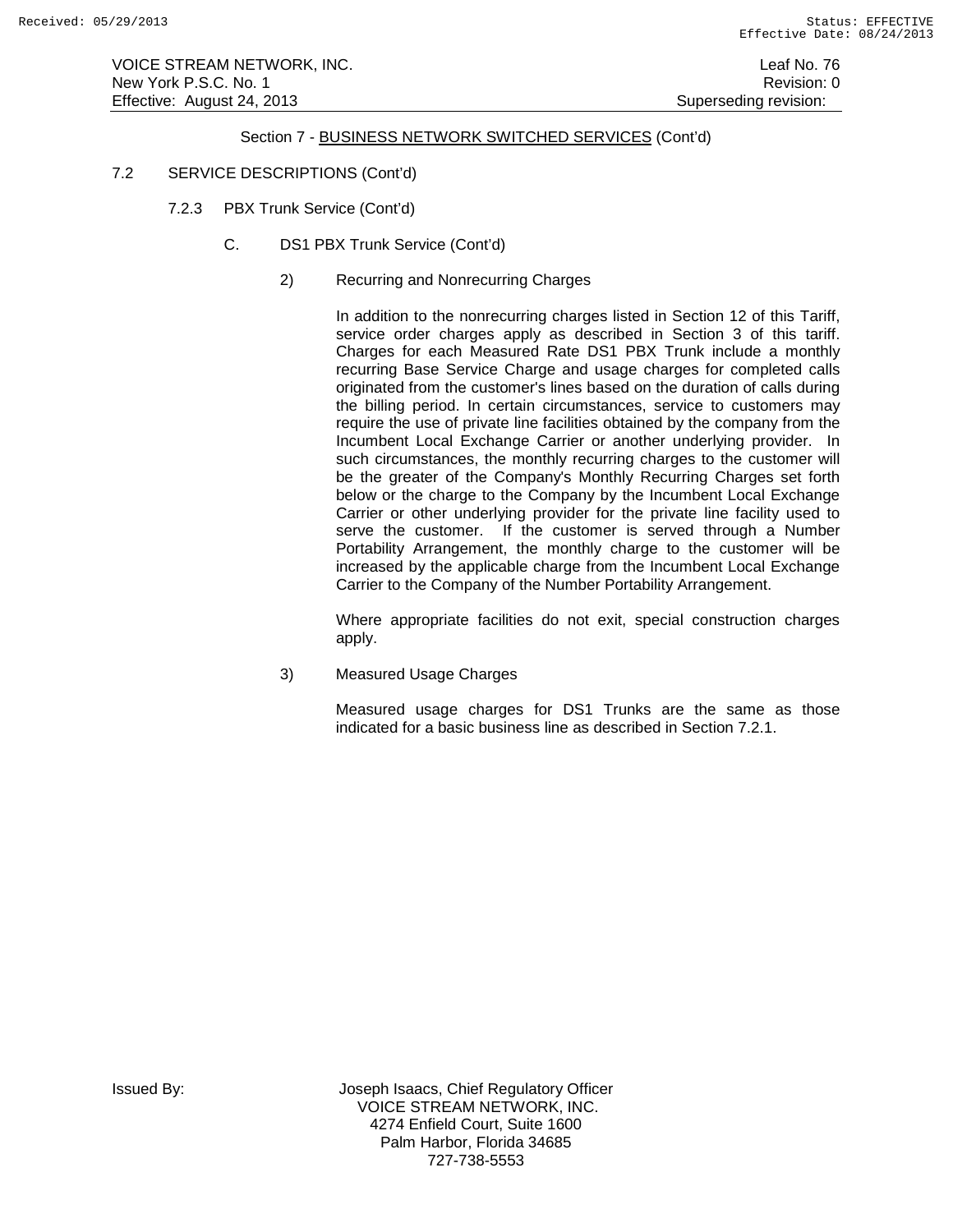Section 7 - BUSINESS NETWORK SWITCHED SERVICES (Cont'd)

7.2 SERVICE DESCRIPTIONS (Cont'd)

7.2.3 PBX Trunk Service (Cont'd)

C. DS1 PBX Trunk Service (Cont'd)

2) Recurring and Nonrecurring Charges

In addition to the nonrecurring charges listed in Section 12 of this Tariff, service order charges apply as described in Section 3 of this tariff. Charges for each Measured Rate DS1 PBX Trunk include a monthly recurring Base Service Charge and usage charges for completed calls originated from the customer's lines based on the duration of calls during the billing period. In certain circumstances, service to customers may require the use of private line facilities obtained by the company from the Incumbent Local Exchange Carrier or another underlying provider. In such circumstances, the monthly recurring charges to the customer will be the greater of the Company's Monthly Recurring Charges set forth below or the charge to the Company by the Incumbent Local Exchange Carrier or other underlying provider for the private line facility used to serve the customer. If the customer is served through a Number Portability Arrangement, the monthly charge to the customer will be increased by the applicable charge from the Incumbent Local Exchange Carrier to the Company of the Number Portability Arrangement.

Where appropriate facilities do not exit, special construction charges apply.

3) Measured Usage Charges

Measured usage charges for DS1 Trunks are the same as those indicated for a basic business line as described in Section 7.2.1.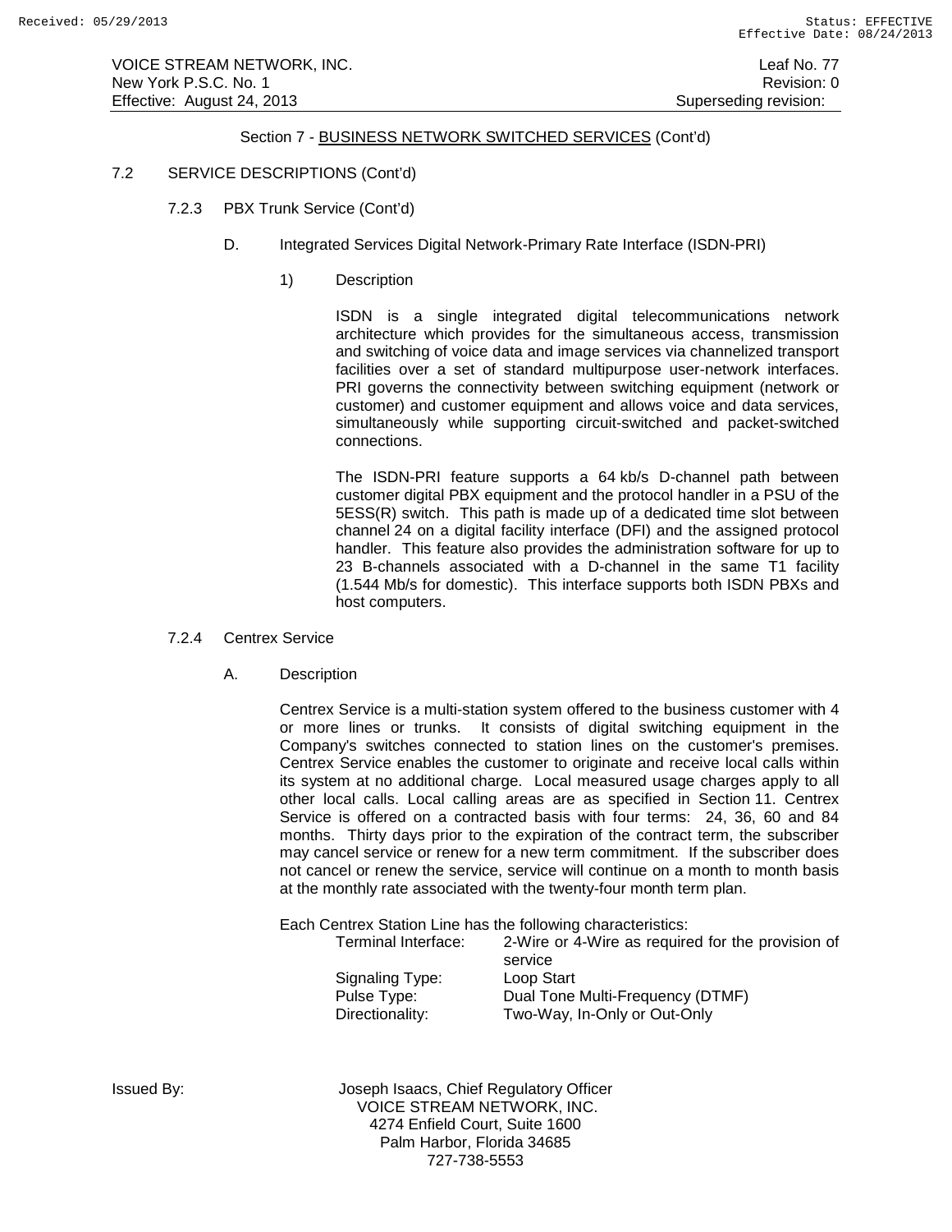Section 7 - BUSINESS NETWORK SWITCHED SERVICES (Cont'd)

7.2 SERVICE DESCRIPTIONS (Cont'd)

7.2.3 PBX Trunk Service (Cont'd)

D. Integrated Services Digital Network-Primary Rate Interface (ISDN-PRI)

1) Description

ISDN is a single integrated digital telecommunications network architecture which provides for the simultaneous access, transmission and switching of voice data and image services via channelized transport facilities over a set of standard multipurpose user-network interfaces. PRI governs the connectivity between switching equipment (network or customer) and customer equipment and allows voice and data services, simultaneously while supporting circuit-switched and packet-switched connections.

The ISDN-PRI feature supports a 64 kb/s D-channel path between customer digital PBX equipment and the protocol handler in a PSU of the 5ESS(R) switch. This path is made up of a dedicated time slot between channel 24 on a digital facility interface (DFI) and the assigned protocol handler. This feature also provides the administration software for up to 23 B-channels associated with a D-channel in the same T1 facility (1.544 Mb/s for domestic). This interface supports both ISDN PBXs and host computers.

7.2.4 Centrex Service

A. Description

Centrex Service is a multi-station system offered to the business customer with 4 or more lines or trunks. It consists of digital switching equipment in the Company's switches connected to station lines on the customer's premises. Centrex Service enables the customer to originate and receive local calls within its system at no additional charge. Local measured usage charges apply to all other local calls. Local calling areas are as specified in Section 11. Centrex Service is offered on a contracted basis with four terms: 24, 36, 60 and 84 months. Thirty days prior to the expiration of the contract term, the subscriber may cancel service or renew for a new term commitment. If the subscriber does not cancel or renew the service, service will continue on a month to month basis at the monthly rate associated with the twenty-four month term plan.

Each Centrex Station Line has the following characteristics:

| | |
|---|---|
| Terminal Interface: | 2-Wire or 4-Wire as required for the provision of service |
| Signaling Type: | Loop Start |
| Pulse Type: | Dual Tone Multi-Frequency (DTMF) |
| Directionality: | Two-Way, In-Only or Out-Only |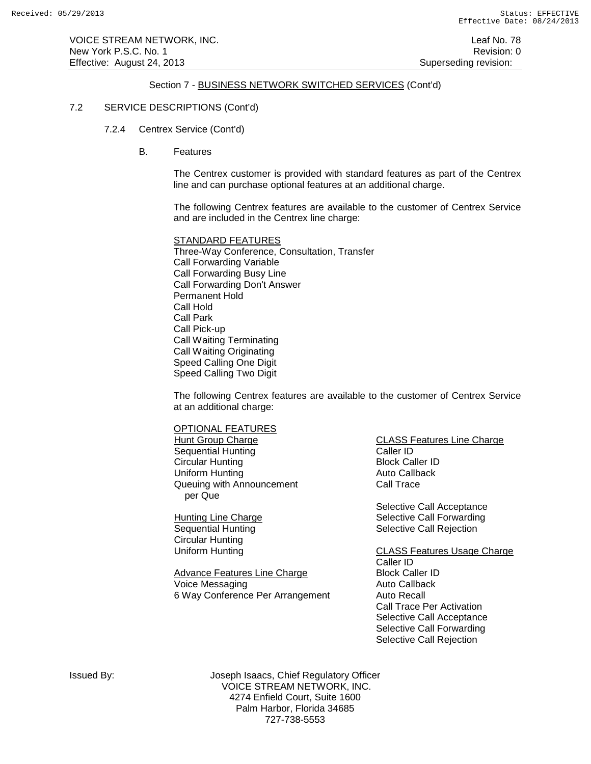## Section 7 - BUSINESS NETWORK SWITCHED SERVICES (Cont'd)

### 7.2 SERVICE DESCRIPTIONS (Cont'd)

#### 7.2.4 Centrex Service (Cont'd)

##### B. Features

The Centrex customer is provided with standard features as part of the Centrex line and can purchase optional features at an additional charge.

The following Centrex features are available to the customer of Centrex Service and are included in the Centrex line charge:

STANDARD FEATURES

- Three-Way Conference, Consultation, Transfer
- Call Forwarding Variable
- Call Forwarding Busy Line
- Call Forwarding Don't Answer
- Permanent Hold
- Call Hold
- Call Park
- Call Pick-up
- Call Waiting Terminating
- Call Waiting Originating
- Speed Calling One Digit
- Speed Calling Two Digit

The following Centrex features are available to the customer of Centrex Service at an additional charge:

OPTIONAL FEATURES

Hunt Group Charge
- Sequential Hunting
- Circular Hunting
- Uniform Hunting
- Queuing with Announcement per Que

Hunting Line Charge
- Sequential Hunting
- Circular Hunting
- Uniform Hunting

Advance Features Line Charge
- Voice Messaging
- 6 Way Conference Per Arrangement

CLASS Features Line Charge
- Caller ID
- Block Caller ID
- Auto Callback
- Call Trace
- Selective Call Acceptance
- Selective Call Forwarding
- Selective Call Rejection

CLASS Features Usage Charge
- Caller ID
- Block Caller ID
- Auto Callback
- Auto Recall
- Call Trace Per Activation
- Selective Call Acceptance
- Selective Call Forwarding
- Selective Call Rejection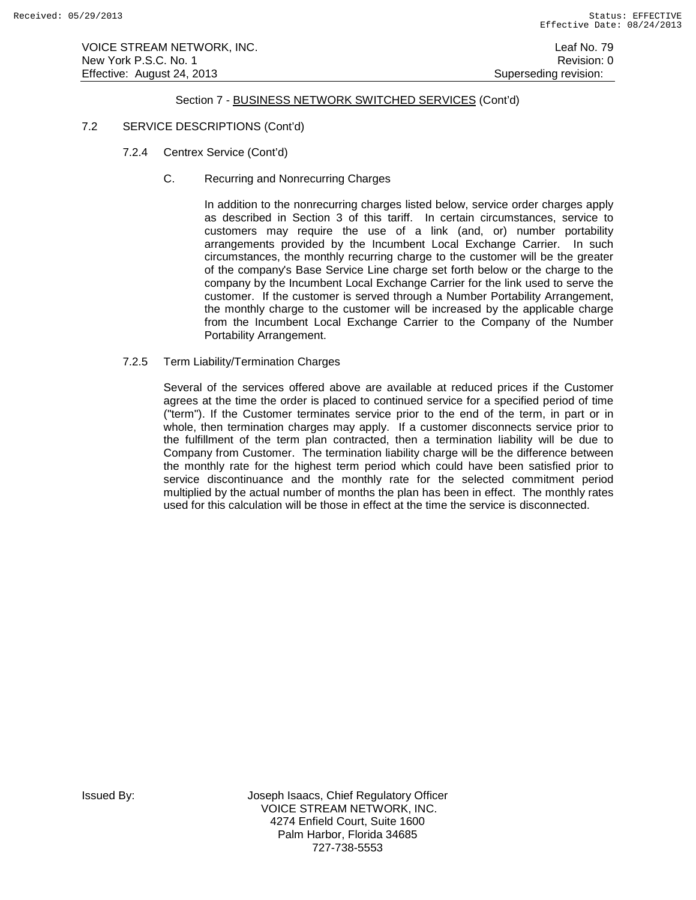Section 7 - BUSINESS NETWORK SWITCHED SERVICES (Cont'd)

7.2 SERVICE DESCRIPTIONS (Cont'd)

7.2.4 Centrex Service (Cont'd)

C. Recurring and Nonrecurring Charges

In addition to the nonrecurring charges listed below, service order charges apply as described in Section 3 of this tariff. In certain circumstances, service to customers may require the use of a link (and, or) number portability arrangements provided by the Incumbent Local Exchange Carrier. In such circumstances, the monthly recurring charge to the customer will be the greater of the company's Base Service Line charge set forth below or the charge to the company by the Incumbent Local Exchange Carrier for the link used to serve the customer. If the customer is served through a Number Portability Arrangement, the monthly charge to the customer will be increased by the applicable charge from the Incumbent Local Exchange Carrier to the Company of the Number Portability Arrangement.

7.2.5 Term Liability/Termination Charges

Several of the services offered above are available at reduced prices if the Customer agrees at the time the order is placed to continued service for a specified period of time ("term"). If the Customer terminates service prior to the end of the term, in part or in whole, then termination charges may apply. If a customer disconnects service prior to the fulfillment of the term plan contracted, then a termination liability will be due to Company from Customer. The termination liability charge will be the difference between the monthly rate for the highest term period which could have been satisfied prior to service discontinuance and the monthly rate for the selected commitment period multiplied by the actual number of months the plan has been in effect. The monthly rates used for this calculation will be those in effect at the time the service is disconnected.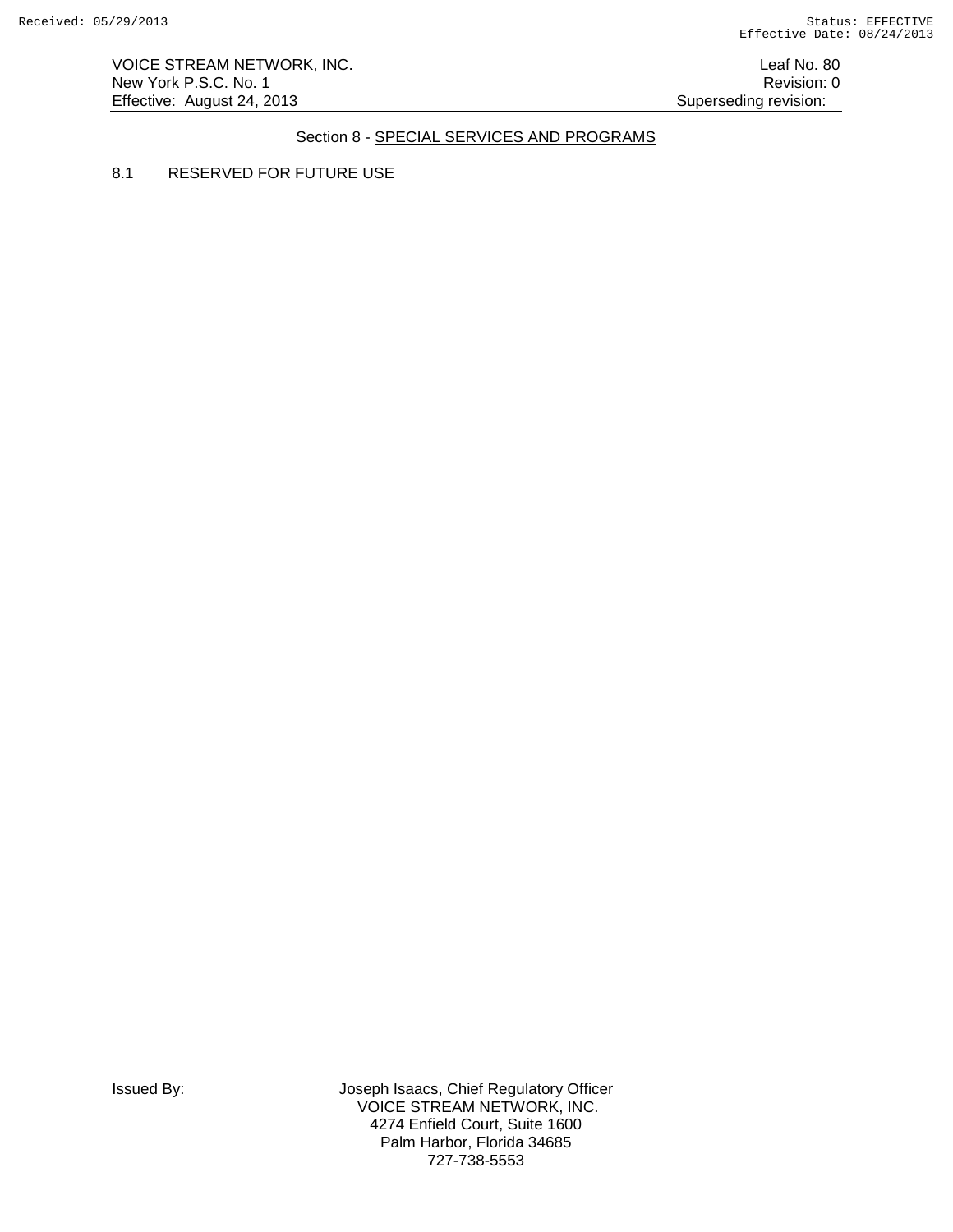## Section 8 - SPECIAL SERVICES AND PROGRAMS

8.1 RESERVED FOR FUTURE USE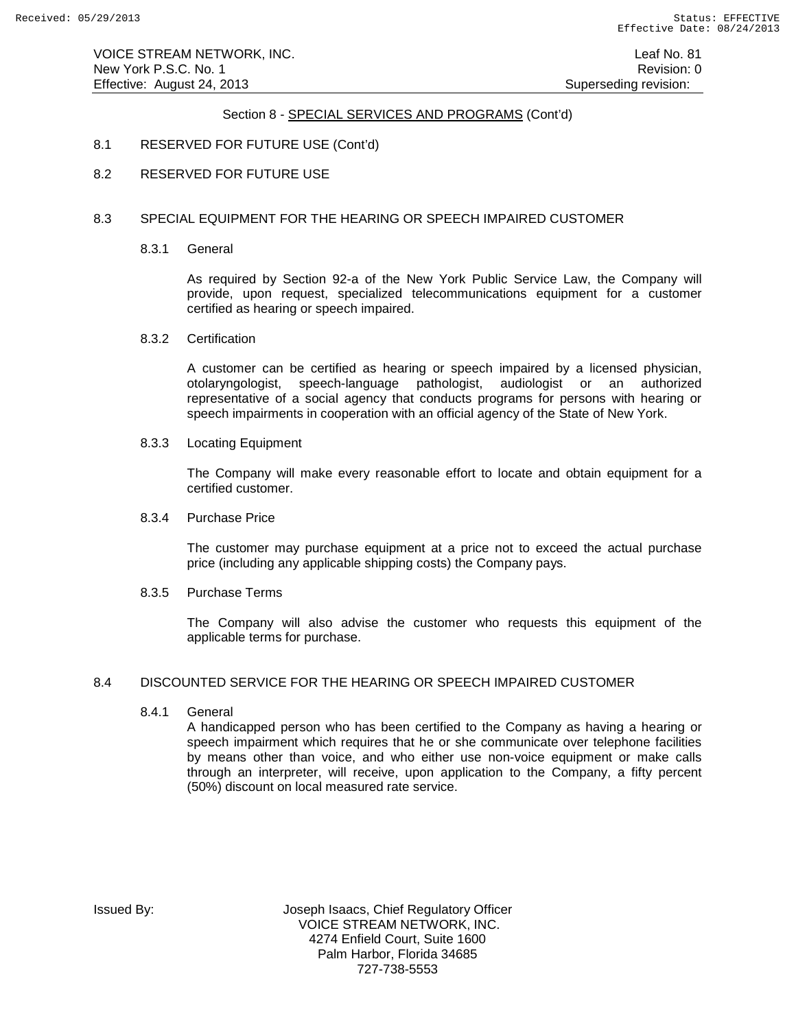Section 8 - SPECIAL SERVICES AND PROGRAMS (Cont'd)

8.1 RESERVED FOR FUTURE USE (Cont'd)

8.2 RESERVED FOR FUTURE USE

8.3 SPECIAL EQUIPMENT FOR THE HEARING OR SPEECH IMPAIRED CUSTOMER

8.3.1 General

As required by Section 92-a of the New York Public Service Law, the Company will provide, upon request, specialized telecommunications equipment for a customer certified as hearing or speech impaired.

8.3.2 Certification

A customer can be certified as hearing or speech impaired by a licensed physician, otolaryngologist, speech-language pathologist, audiologist or an authorized representative of a social agency that conducts programs for persons with hearing or speech impairments in cooperation with an official agency of the State of New York.

8.3.3 Locating Equipment

The Company will make every reasonable effort to locate and obtain equipment for a certified customer.

8.3.4 Purchase Price

The customer may purchase equipment at a price not to exceed the actual purchase price (including any applicable shipping costs) the Company pays.

8.3.5 Purchase Terms

The Company will also advise the customer who requests this equipment of the applicable terms for purchase.

8.4 DISCOUNTED SERVICE FOR THE HEARING OR SPEECH IMPAIRED CUSTOMER

8.4.1 General

A handicapped person who has been certified to the Company as having a hearing or speech impairment which requires that he or she communicate over telephone facilities by means other than voice, and who either use non-voice equipment or make calls through an interpreter, will receive, upon application to the Company, a fifty percent (50%) discount on local measured rate service.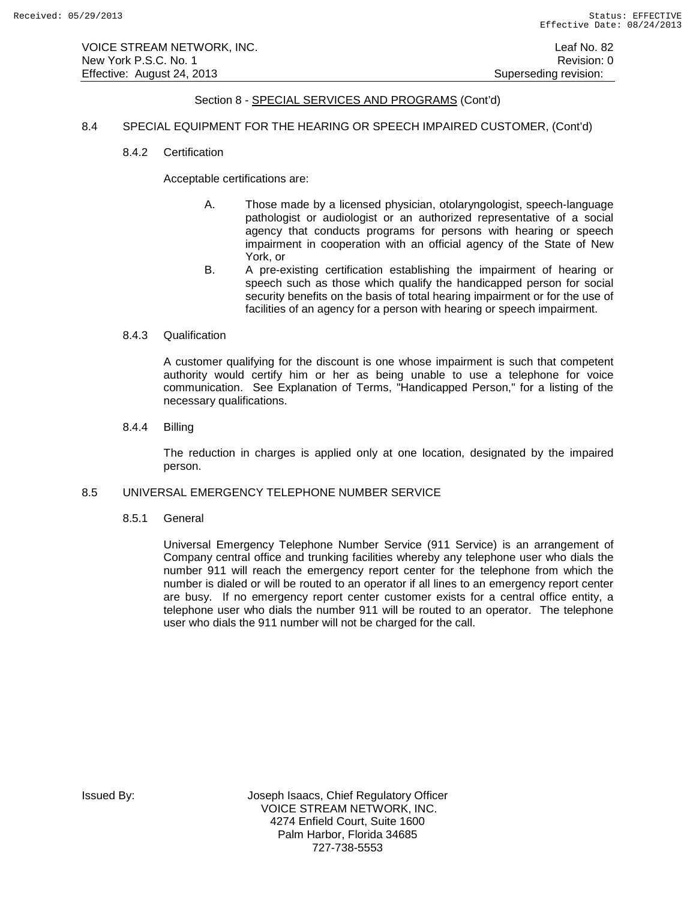## Section 8 - SPECIAL SERVICES AND PROGRAMS (Cont'd)

### 8.4 SPECIAL EQUIPMENT FOR THE HEARING OR SPEECH IMPAIRED CUSTOMER, (Cont'd)

#### 8.4.2 Certification

Acceptable certifications are:

A. Those made by a licensed physician, otolaryngologist, speech-language pathologist or audiologist or an authorized representative of a social agency that conducts programs for persons with hearing or speech impairment in cooperation with an official agency of the State of New York, or

B. A pre-existing certification establishing the impairment of hearing or speech such as those which qualify the handicapped person for social security benefits on the basis of total hearing impairment or for the use of facilities of an agency for a person with hearing or speech impairment.

#### 8.4.3 Qualification

A customer qualifying for the discount is one whose impairment is such that competent authority would certify him or her as being unable to use a telephone for voice communication. See Explanation of Terms, "Handicapped Person," for a listing of the necessary qualifications.

#### 8.4.4 Billing

The reduction in charges is applied only at one location, designated by the impaired person.

### 8.5 UNIVERSAL EMERGENCY TELEPHONE NUMBER SERVICE

#### 8.5.1 General

Universal Emergency Telephone Number Service (911 Service) is an arrangement of Company central office and trunking facilities whereby any telephone user who dials the number 911 will reach the emergency report center for the telephone from which the number is dialed or will be routed to an operator if all lines to an emergency report center are busy. If no emergency report center customer exists for a central office entity, a telephone user who dials the number 911 will be routed to an operator. The telephone user who dials the 911 number will not be charged for the call.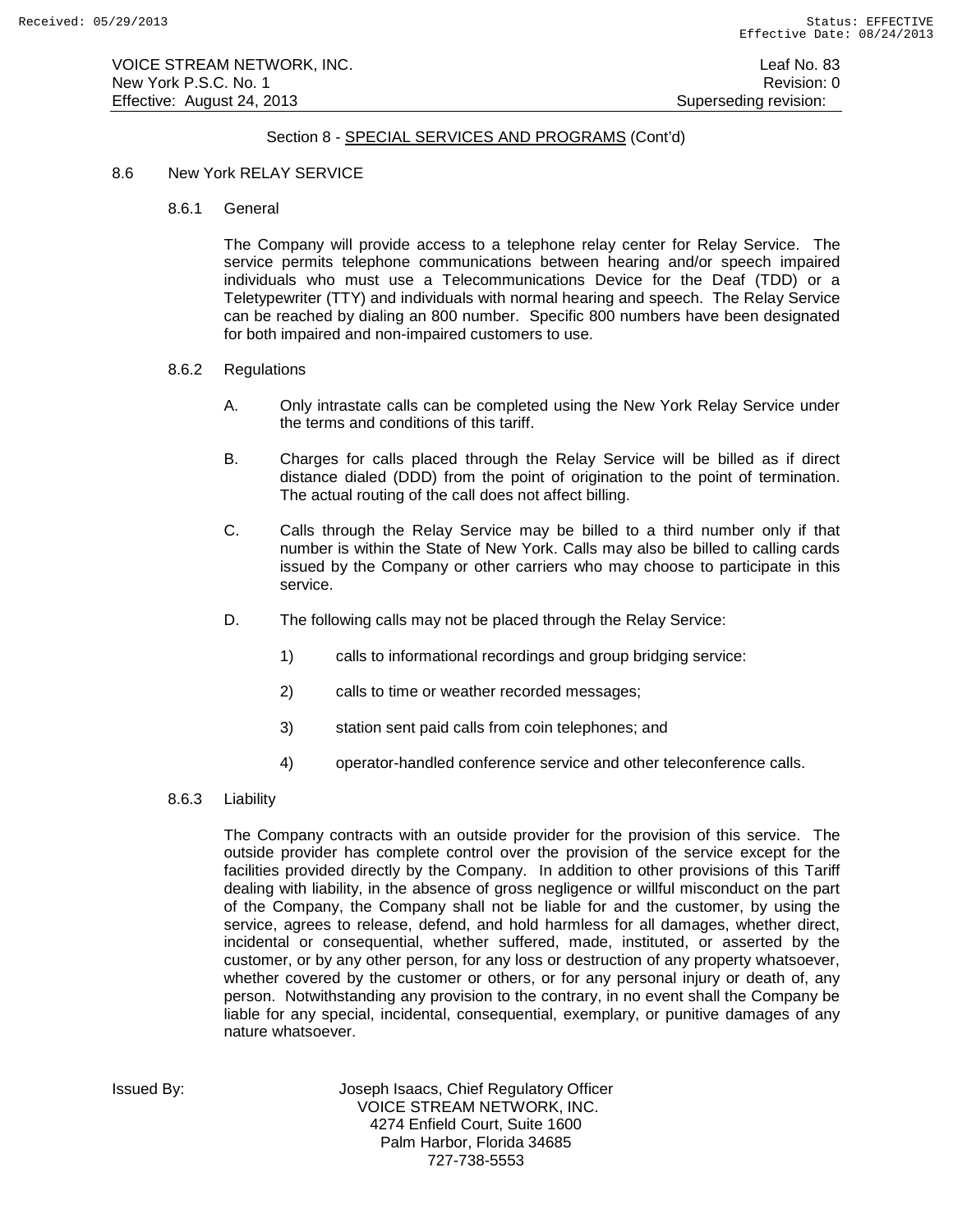## Section 8 - SPECIAL SERVICES AND PROGRAMS (Cont'd)

### 8.6 New York RELAY SERVICE

#### 8.6.1 General

The Company will provide access to a telephone relay center for Relay Service. The service permits telephone communications between hearing and/or speech impaired individuals who must use a Telecommunications Device for the Deaf (TDD) or a Teletypewriter (TTY) and individuals with normal hearing and speech. The Relay Service can be reached by dialing an 800 number. Specific 800 numbers have been designated for both impaired and non-impaired customers to use.

#### 8.6.2 Regulations

A. Only intrastate calls can be completed using the New York Relay Service under the terms and conditions of this tariff.

B. Charges for calls placed through the Relay Service will be billed as if direct distance dialed (DDD) from the point of origination to the point of termination. The actual routing of the call does not affect billing.

C. Calls through the Relay Service may be billed to a third number only if that number is within the State of New York. Calls may also be billed to calling cards issued by the Company or other carriers who may choose to participate in this service.

D. The following calls may not be placed through the Relay Service:

1) calls to informational recordings and group bridging service:

2) calls to time or weather recorded messages;

3) station sent paid calls from coin telephones; and

4) operator-handled conference service and other teleconference calls.

#### 8.6.3 Liability

The Company contracts with an outside provider for the provision of this service. The outside provider has complete control over the provision of the service except for the facilities provided directly by the Company. In addition to other provisions of this Tariff dealing with liability, in the absence of gross negligence or willful misconduct on the part of the Company, the Company shall not be liable for and the customer, by using the service, agrees to release, defend, and hold harmless for all damages, whether direct, incidental or consequential, whether suffered, made, instituted, or asserted by the customer, or by any other person, for any loss or destruction of any property whatsoever, whether covered by the customer or others, or for any personal injury or death of, any person. Notwithstanding any provision to the contrary, in no event shall the Company be liable for any special, incidental, consequential, exemplary, or punitive damages of any nature whatsoever.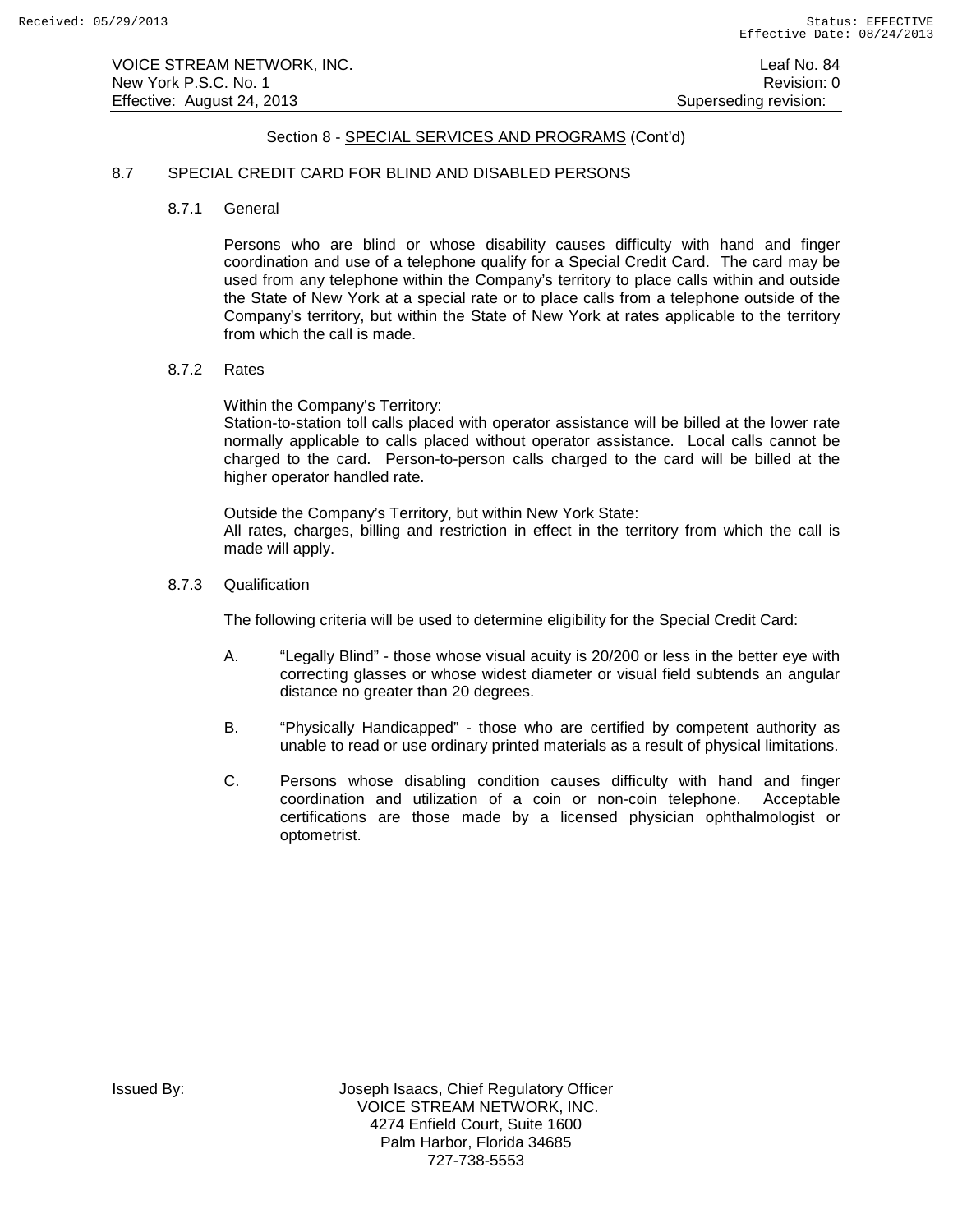## Section 8 - SPECIAL SERVICES AND PROGRAMS (Cont'd)

### 8.7 SPECIAL CREDIT CARD FOR BLIND AND DISABLED PERSONS

#### 8.7.1 General

Persons who are blind or whose disability causes difficulty with hand and finger coordination and use of a telephone qualify for a Special Credit Card. The card may be used from any telephone within the Company's territory to place calls within and outside the State of New York at a special rate or to place calls from a telephone outside of the Company's territory, but within the State of New York at rates applicable to the territory from which the call is made.

#### 8.7.2 Rates

Within the Company's Territory:
Station-to-station toll calls placed with operator assistance will be billed at the lower rate normally applicable to calls placed without operator assistance. Local calls cannot be charged to the card. Person-to-person calls charged to the card will be billed at the higher operator handled rate.

Outside the Company's Territory, but within New York State:
All rates, charges, billing and restriction in effect in the territory from which the call is made will apply.

#### 8.7.3 Qualification

The following criteria will be used to determine eligibility for the Special Credit Card:

A. "Legally Blind" - those whose visual acuity is 20/200 or less in the better eye with correcting glasses or whose widest diameter or visual field subtends an angular distance no greater than 20 degrees.

B. "Physically Handicapped" - those who are certified by competent authority as unable to read or use ordinary printed materials as a result of physical limitations.

C. Persons whose disabling condition causes difficulty with hand and finger coordination and utilization of a coin or non-coin telephone. Acceptable certifications are those made by a licensed physician ophthalmologist or optometrist.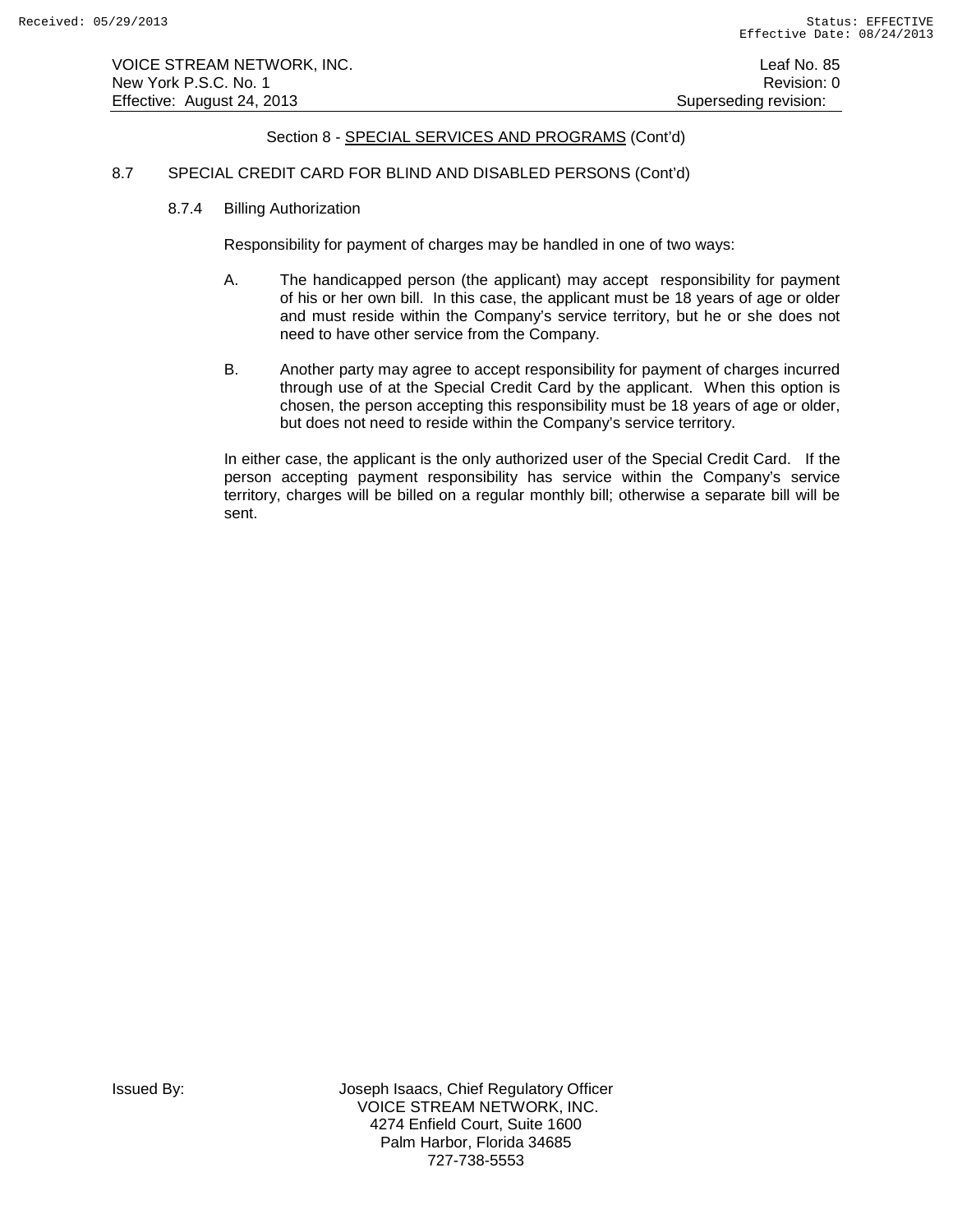Section 8 - SPECIAL SERVICES AND PROGRAMS (Cont'd)

8.7 SPECIAL CREDIT CARD FOR BLIND AND DISABLED PERSONS (Cont'd)

8.7.4 Billing Authorization

Responsibility for payment of charges may be handled in one of two ways:

A. The handicapped person (the applicant) may accept responsibility for payment of his or her own bill. In this case, the applicant must be 18 years of age or older and must reside within the Company's service territory, but he or she does not need to have other service from the Company.

B. Another party may agree to accept responsibility for payment of charges incurred through use of at the Special Credit Card by the applicant. When this option is chosen, the person accepting this responsibility must be 18 years of age or older, but does not need to reside within the Company's service territory.

In either case, the applicant is the only authorized user of the Special Credit Card. If the person accepting payment responsibility has service within the Company's service territory, charges will be billed on a regular monthly bill; otherwise a separate bill will be sent.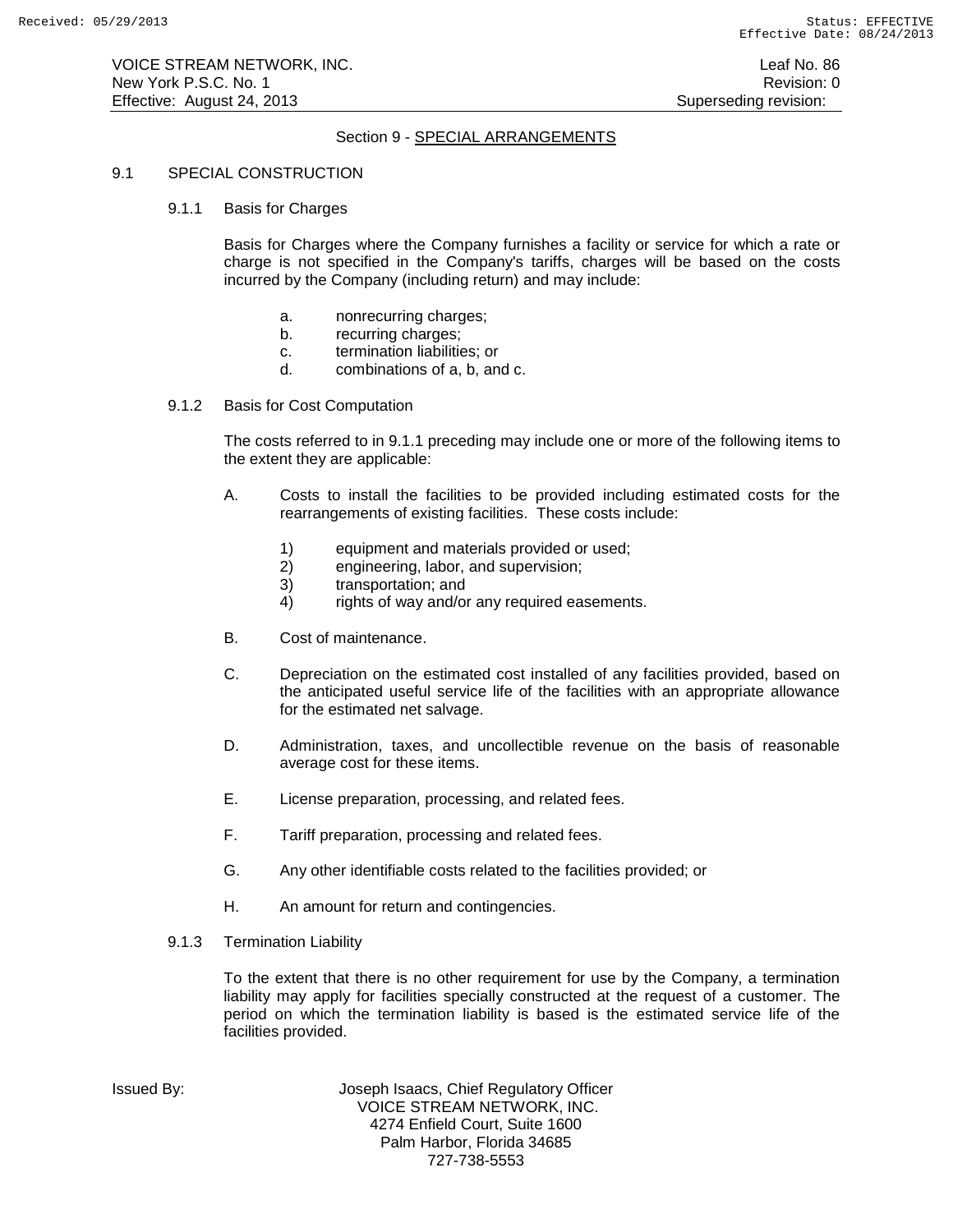## Section 9 - SPECIAL ARRANGEMENTS

### 9.1 SPECIAL CONSTRUCTION

#### 9.1.1 Basis for Charges

Basis for Charges where the Company furnishes a facility or service for which a rate or charge is not specified in the Company's tariffs, charges will be based on the costs incurred by the Company (including return) and may include:

a. nonrecurring charges;
b. recurring charges;
c. termination liabilities; or
d. combinations of a, b, and c.

#### 9.1.2 Basis for Cost Computation

The costs referred to in 9.1.1 preceding may include one or more of the following items to the extent they are applicable:

A. Costs to install the facilities to be provided including estimated costs for the rearrangements of existing facilities. These costs include:

   1) equipment and materials provided or used;
   2) engineering, labor, and supervision;
   3) transportation; and
   4) rights of way and/or any required easements.

B. Cost of maintenance.

C. Depreciation on the estimated cost installed of any facilities provided, based on the anticipated useful service life of the facilities with an appropriate allowance for the estimated net salvage.

D. Administration, taxes, and uncollectible revenue on the basis of reasonable average cost for these items.

E. License preparation, processing, and related fees.

F. Tariff preparation, processing and related fees.

G. Any other identifiable costs related to the facilities provided; or

H. An amount for return and contingencies.

#### 9.1.3 Termination Liability

To the extent that there is no other requirement for use by the Company, a termination liability may apply for facilities specially constructed at the request of a customer. The period on which the termination liability is based is the estimated service life of the facilities provided.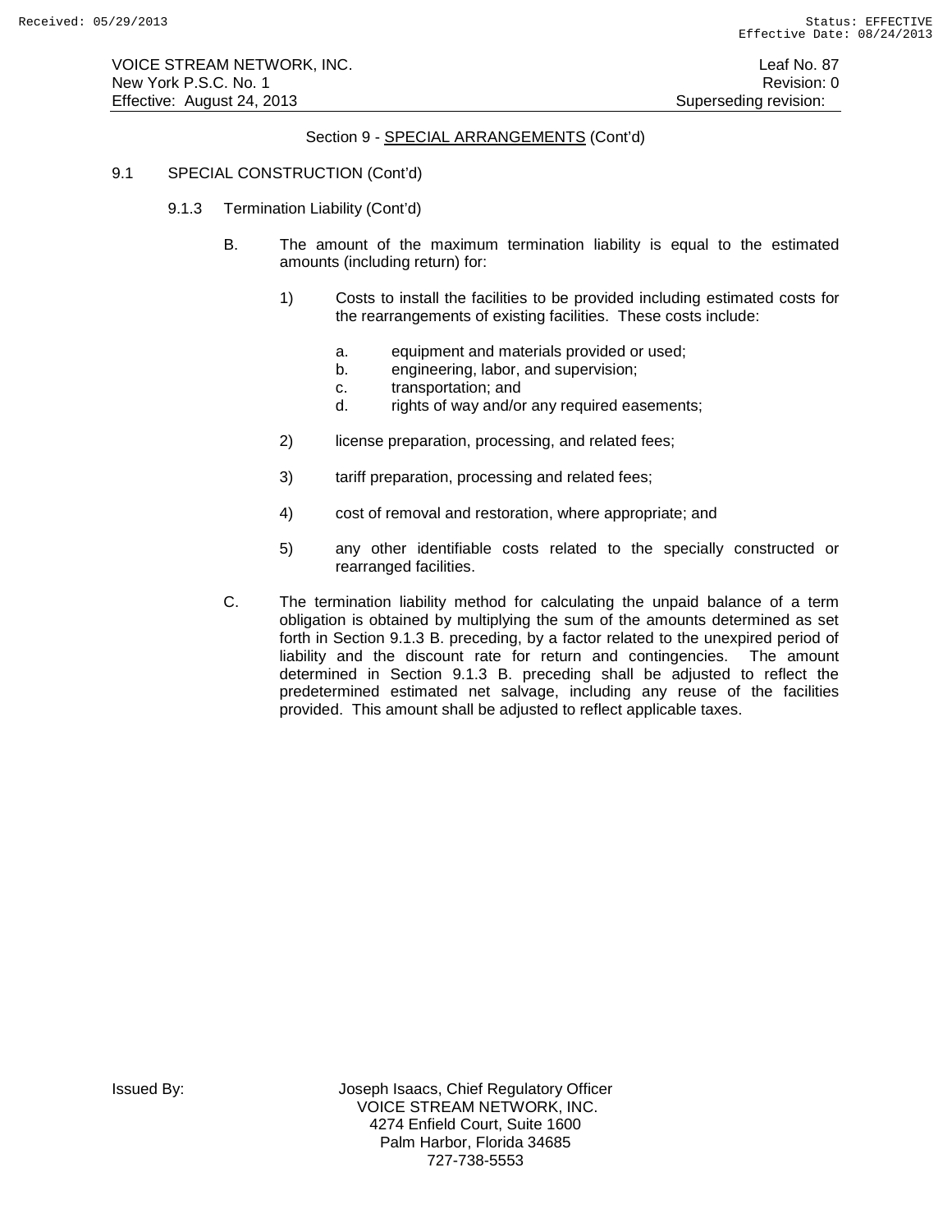Section 9 - SPECIAL ARRANGEMENTS (Cont'd)

9.1 SPECIAL CONSTRUCTION (Cont'd)

9.1.3 Termination Liability (Cont'd)

B. The amount of the maximum termination liability is equal to the estimated amounts (including return) for:

1) Costs to install the facilities to be provided including estimated costs for the rearrangements of existing facilities. These costs include:

   a. equipment and materials provided or used;
   b. engineering, labor, and supervision;
   c. transportation; and
   d. rights of way and/or any required easements;

2) license preparation, processing, and related fees;

3) tariff preparation, processing and related fees;

4) cost of removal and restoration, where appropriate; and

5) any other identifiable costs related to the specially constructed or rearranged facilities.

C. The termination liability method for calculating the unpaid balance of a term obligation is obtained by multiplying the sum of the amounts determined as set forth in Section 9.1.3 B. preceding, by a factor related to the unexpired period of liability and the discount rate for return and contingencies. The amount determined in Section 9.1.3 B. preceding shall be adjusted to reflect the predetermined estimated net salvage, including any reuse of the facilities provided. This amount shall be adjusted to reflect applicable taxes.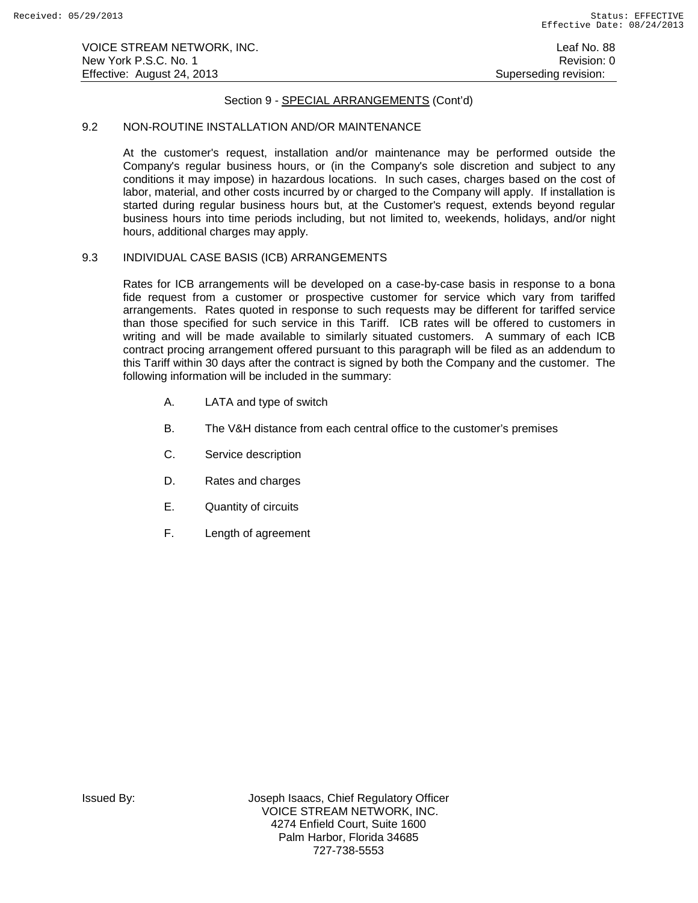Section 9 - SPECIAL ARRANGEMENTS (Cont'd)

## 9.2 NON-ROUTINE INSTALLATION AND/OR MAINTENANCE

At the customer's request, installation and/or maintenance may be performed outside the Company's regular business hours, or (in the Company's sole discretion and subject to any conditions it may impose) in hazardous locations. In such cases, charges based on the cost of labor, material, and other costs incurred by or charged to the Company will apply. If installation is started during regular business hours but, at the Customer's request, extends beyond regular business hours into time periods including, but not limited to, weekends, holidays, and/or night hours, additional charges may apply.

## 9.3 INDIVIDUAL CASE BASIS (ICB) ARRANGEMENTS

Rates for ICB arrangements will be developed on a case-by-case basis in response to a bona fide request from a customer or prospective customer for service which vary from tariffed arrangements. Rates quoted in response to such requests may be different for tariffed service than those specified for such service in this Tariff. ICB rates will be offered to customers in writing and will be made available to similarly situated customers. A summary of each ICB contract procing arrangement offered pursuant to this paragraph will be filed as an addendum to this Tariff within 30 days after the contract is signed by both the Company and the customer. The following information will be included in the summary:

A. LATA and type of switch

B. The V&H distance from each central office to the customer's premises

C. Service description

D. Rates and charges

E. Quantity of circuits

F. Length of agreement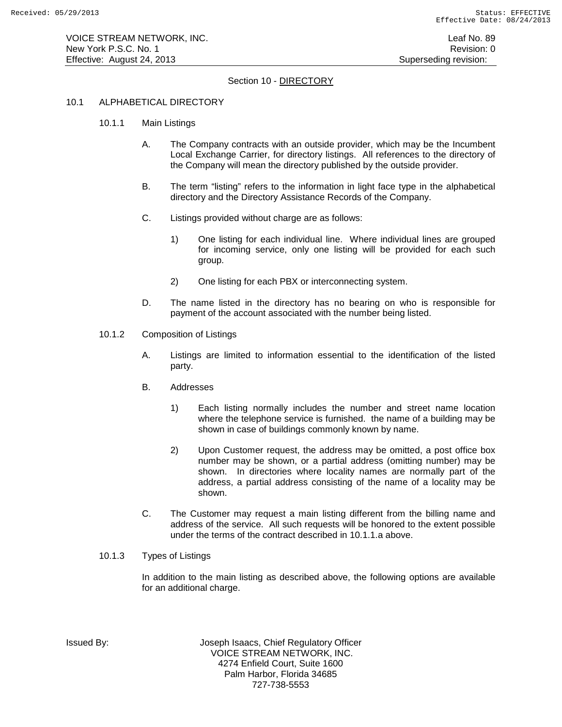## Section 10 - DIRECTORY

### 10.1 ALPHABETICAL DIRECTORY

#### 10.1.1 Main Listings

A. The Company contracts with an outside provider, which may be the Incumbent Local Exchange Carrier, for directory listings. All references to the directory of the Company will mean the directory published by the outside provider.

B. The term “listing” refers to the information in light face type in the alphabetical directory and the Directory Assistance Records of the Company.

C. Listings provided without charge are as follows:

1) One listing for each individual line. Where individual lines are grouped for incoming service, only one listing will be provided for each such group.

2) One listing for each PBX or interconnecting system.

D. The name listed in the directory has no bearing on who is responsible for payment of the account associated with the number being listed.

#### 10.1.2 Composition of Listings

A. Listings are limited to information essential to the identification of the listed party.

B. Addresses

1) Each listing normally includes the number and street name location where the telephone service is furnished. the name of a building may be shown in case of buildings commonly known by name.

2) Upon Customer request, the address may be omitted, a post office box number may be shown, or a partial address (omitting number) may be shown. In directories where locality names are normally part of the address, a partial address consisting of the name of a locality may be shown.

C. The Customer may request a main listing different from the billing name and address of the service. All such requests will be honored to the extent possible under the terms of the contract described in 10.1.1.a above.

#### 10.1.3 Types of Listings

In addition to the main listing as described above, the following options are available for an additional charge.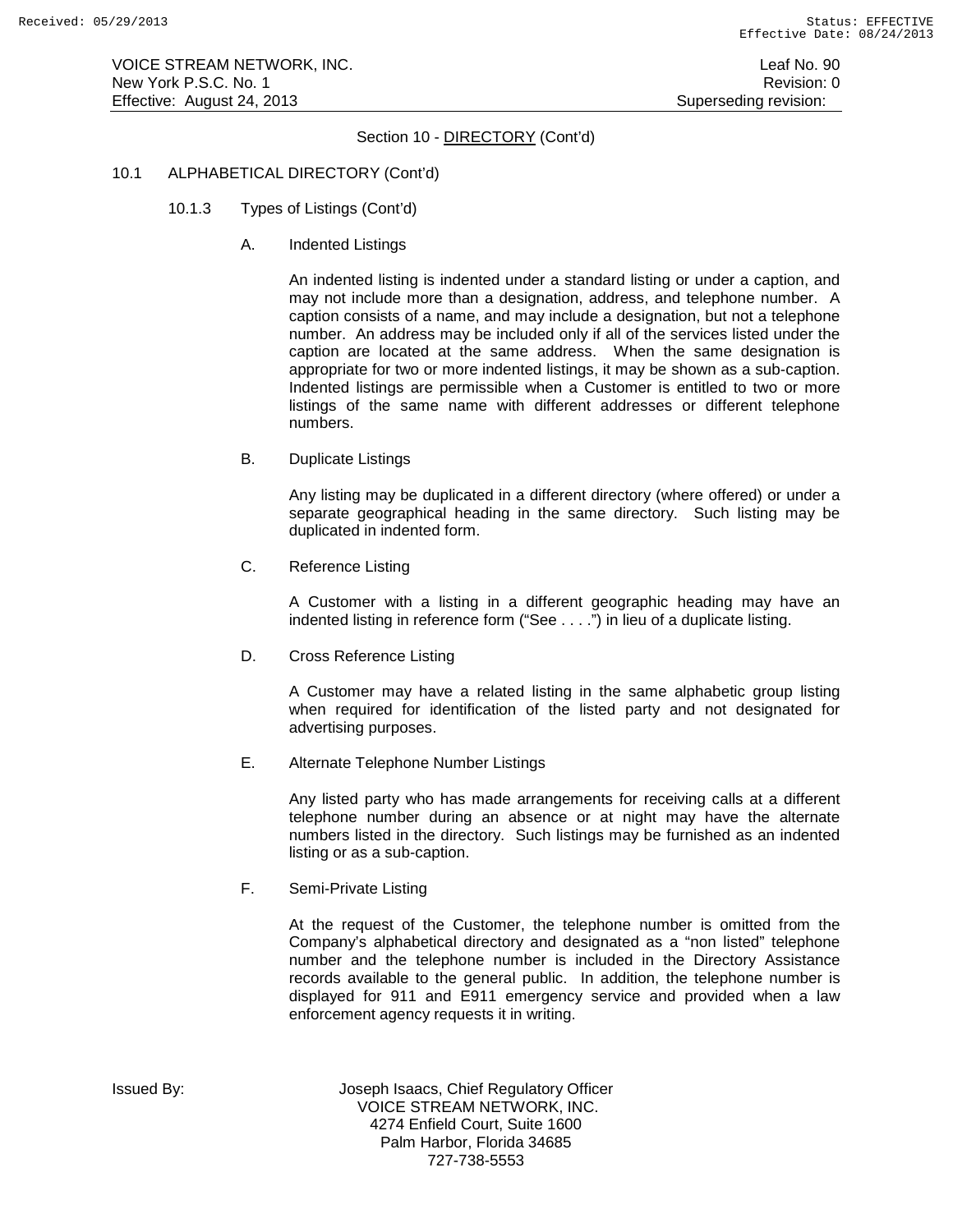## Section 10 - DIRECTORY (Cont'd)

### 10.1 ALPHABETICAL DIRECTORY (Cont'd)

#### 10.1.3 Types of Listings (Cont'd)

A. Indented Listings

An indented listing is indented under a standard listing or under a caption, and may not include more than a designation, address, and telephone number. A caption consists of a name, and may include a designation, but not a telephone number. An address may be included only if all of the services listed under the caption are located at the same address. When the same designation is appropriate for two or more indented listings, it may be shown as a sub-caption. Indented listings are permissible when a Customer is entitled to two or more listings of the same name with different addresses or different telephone numbers.

B. Duplicate Listings

Any listing may be duplicated in a different directory (where offered) or under a separate geographical heading in the same directory. Such listing may be duplicated in indented form.

C. Reference Listing

A Customer with a listing in a different geographic heading may have an indented listing in reference form ("See . . . .") in lieu of a duplicate listing.

D. Cross Reference Listing

A Customer may have a related listing in the same alphabetic group listing when required for identification of the listed party and not designated for advertising purposes.

E. Alternate Telephone Number Listings

Any listed party who has made arrangements for receiving calls at a different telephone number during an absence or at night may have the alternate numbers listed in the directory. Such listings may be furnished as an indented listing or as a sub-caption.

F. Semi-Private Listing

At the request of the Customer, the telephone number is omitted from the Company's alphabetical directory and designated as a "non listed" telephone number and the telephone number is included in the Directory Assistance records available to the general public. In addition, the telephone number is displayed for 911 and E911 emergency service and provided when a law enforcement agency requests it in writing.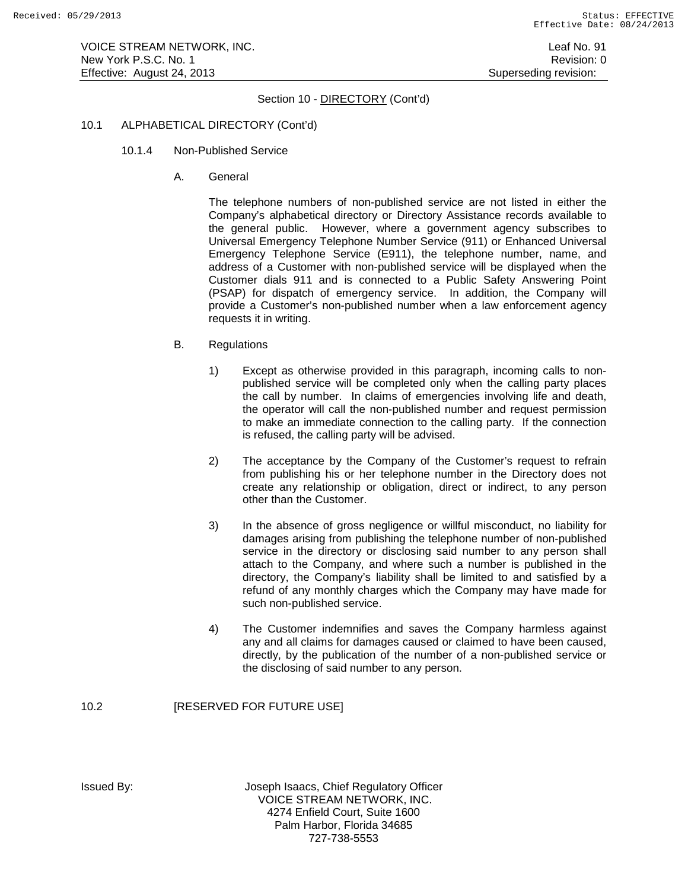Section 10 - DIRECTORY (Cont'd)

10.1 ALPHABETICAL DIRECTORY (Cont'd)

10.1.4 Non-Published Service

A. General

The telephone numbers of non-published service are not listed in either the Company's alphabetical directory or Directory Assistance records available to the general public. However, where a government agency subscribes to Universal Emergency Telephone Number Service (911) or Enhanced Universal Emergency Telephone Service (E911), the telephone number, name, and address of a Customer with non-published service will be displayed when the Customer dials 911 and is connected to a Public Safety Answering Point (PSAP) for dispatch of emergency service. In addition, the Company will provide a Customer's non-published number when a law enforcement agency requests it in writing.

B. Regulations

1) Except as otherwise provided in this paragraph, incoming calls to non-published service will be completed only when the calling party places the call by number. In claims of emergencies involving life and death, the operator will call the non-published number and request permission to make an immediate connection to the calling party. If the connection is refused, the calling party will be advised.

2) The acceptance by the Company of the Customer's request to refrain from publishing his or her telephone number in the Directory does not create any relationship or obligation, direct or indirect, to any person other than the Customer.

3) In the absence of gross negligence or willful misconduct, no liability for damages arising from publishing the telephone number of non-published service in the directory or disclosing said number to any person shall attach to the Company, and where such a number is published in the directory, the Company's liability shall be limited to and satisfied by a refund of any monthly charges which the Company may have made for such non-published service.

4) The Customer indemnifies and saves the Company harmless against any and all claims for damages caused or claimed to have been caused, directly, by the publication of the number of a non-published service or the disclosing of said number to any person.

10.2 [RESERVED FOR FUTURE USE]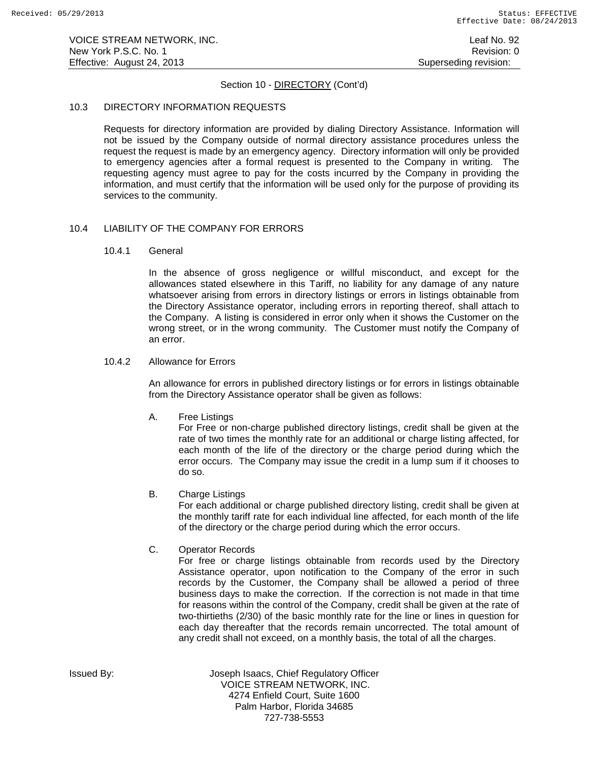Section 10 - DIRECTORY (Cont'd)

## 10.3 DIRECTORY INFORMATION REQUESTS

Requests for directory information are provided by dialing Directory Assistance. Information will not be issued by the Company outside of normal directory assistance procedures unless the request the request is made by an emergency agency. Directory information will only be provided to emergency agencies after a formal request is presented to the Company in writing. The requesting agency must agree to pay for the costs incurred by the Company in providing the information, and must certify that the information will be used only for the purpose of providing its services to the community.

## 10.4 LIABILITY OF THE COMPANY FOR ERRORS

### 10.4.1 General

In the absence of gross negligence or willful misconduct, and except for the allowances stated elsewhere in this Tariff, no liability for any damage of any nature whatsoever arising from errors in directory listings or errors in listings obtainable from the Directory Assistance operator, including errors in reporting thereof, shall attach to the Company. A listing is considered in error only when it shows the Customer on the wrong street, or in the wrong community. The Customer must notify the Company of an error.

### 10.4.2 Allowance for Errors

An allowance for errors in published directory listings or for errors in listings obtainable from the Directory Assistance operator shall be given as follows:

A. Free Listings
For Free or non-charge published directory listings, credit shall be given at the rate of two times the monthly rate for an additional or charge listing affected, for each month of the life of the directory or the charge period during which the error occurs. The Company may issue the credit in a lump sum if it chooses to do so.

B. Charge Listings
For each additional or charge published directory listing, credit shall be given at the monthly tariff rate for each individual line affected, for each month of the life of the directory or the charge period during which the error occurs.

C. Operator Records
For free or charge listings obtainable from records used by the Directory Assistance operator, upon notification to the Company of the error in such records by the Customer, the Company shall be allowed a period of three business days to make the correction. If the correction is not made in that time for reasons within the control of the Company, credit shall be given at the rate of two-thirtieths (2/30) of the basic monthly rate for the line or lines in question for each day thereafter that the records remain uncorrected. The total amount of any credit shall not exceed, on a monthly basis, the total of all the charges.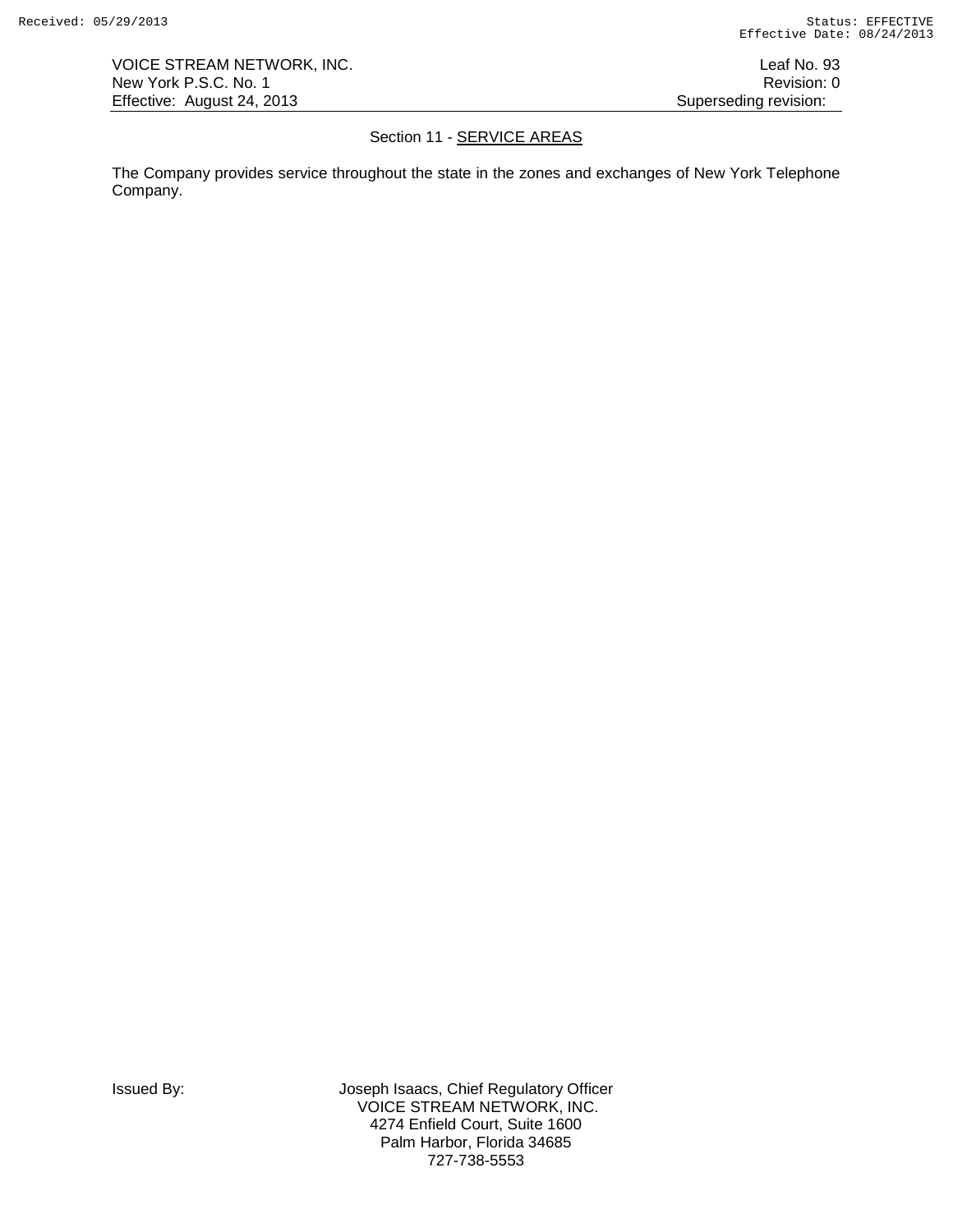VOICE STREAM NETWORK, INC. Leaf No. 93
New York P.S.C. No. 1 Revision: 0
Effective: August 24, 2013 Superseding revision:

## Section 11 - SERVICE AREAS

The Company provides service throughout the state in the zones and exchanges of New York Telephone Company.

Issued By: Joseph Isaacs, Chief Regulatory Officer
VOICE STREAM NETWORK, INC.
4274 Enfield Court, Suite 1600
Palm Harbor, Florida 34685
727-738-5553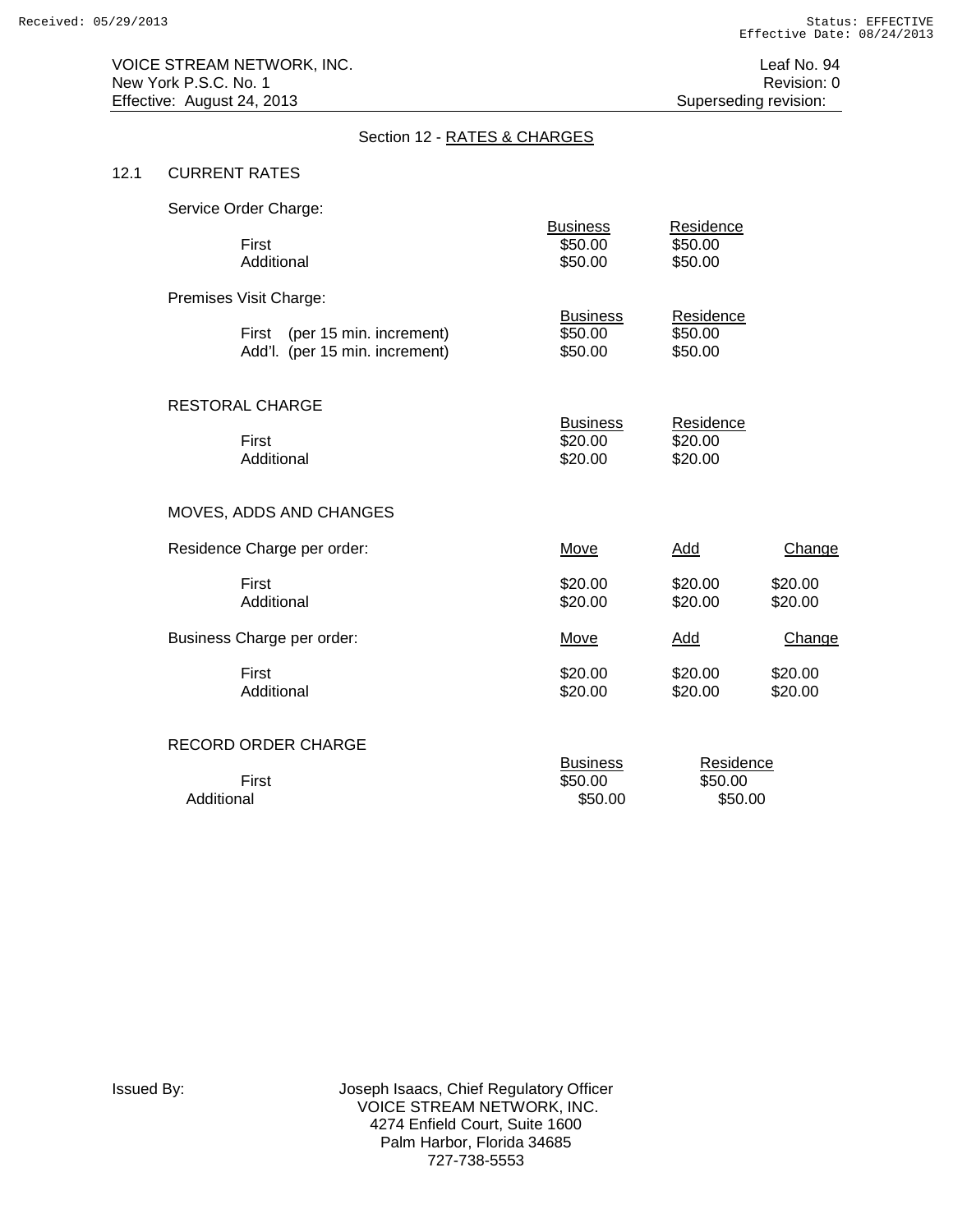VOICE STREAM NETWORK, INC. Leaf No. 94
New York P.S.C. No. 1 Revision: 0
Effective: August 24, 2013 Superseding revision:

## Section 12 - RATES & CHARGES

### 12.1 CURRENT RATES

Service Order Charge:

| | Business | Residence |
|---|---|---|
| First | $50.00 | $50.00 |
| Additional | $50.00 | $50.00 |

Premises Visit Charge:

| | Business | Residence |
|---|---|---|
| First (per 15 min. increment) | $50.00 | $50.00 |
| Add'l. (per 15 min. increment) | $50.00 | $50.00 |

RESTORAL CHARGE

| | Business | Residence |
|---|---|---|
| First | $20.00 | $20.00 |
| Additional | $20.00 | $20.00 |

MOVES, ADDS AND CHANGES

| Residence Charge per order: | Move | Add | Change |
|---|---|---|---|
| First | $20.00 | $20.00 | $20.00 |
| Additional | $20.00 | $20.00 | $20.00 |

| Business Charge per order: | Move | Add | Change |
|---|---|---|---|
| First | $20.00 | $20.00 | $20.00 |
| Additional | $20.00 | $20.00 | $20.00 |

RECORD ORDER CHARGE

| | Business | Residence |
|---|---|---|
| First | $50.00 | $50.00 |
| Additional | $50.00 | $50.00 |

Issued By: Joseph Isaacs, Chief Regulatory Officer
VOICE STREAM NETWORK, INC.
4274 Enfield Court, Suite 1600
Palm Harbor, Florida 34685
727-738-5553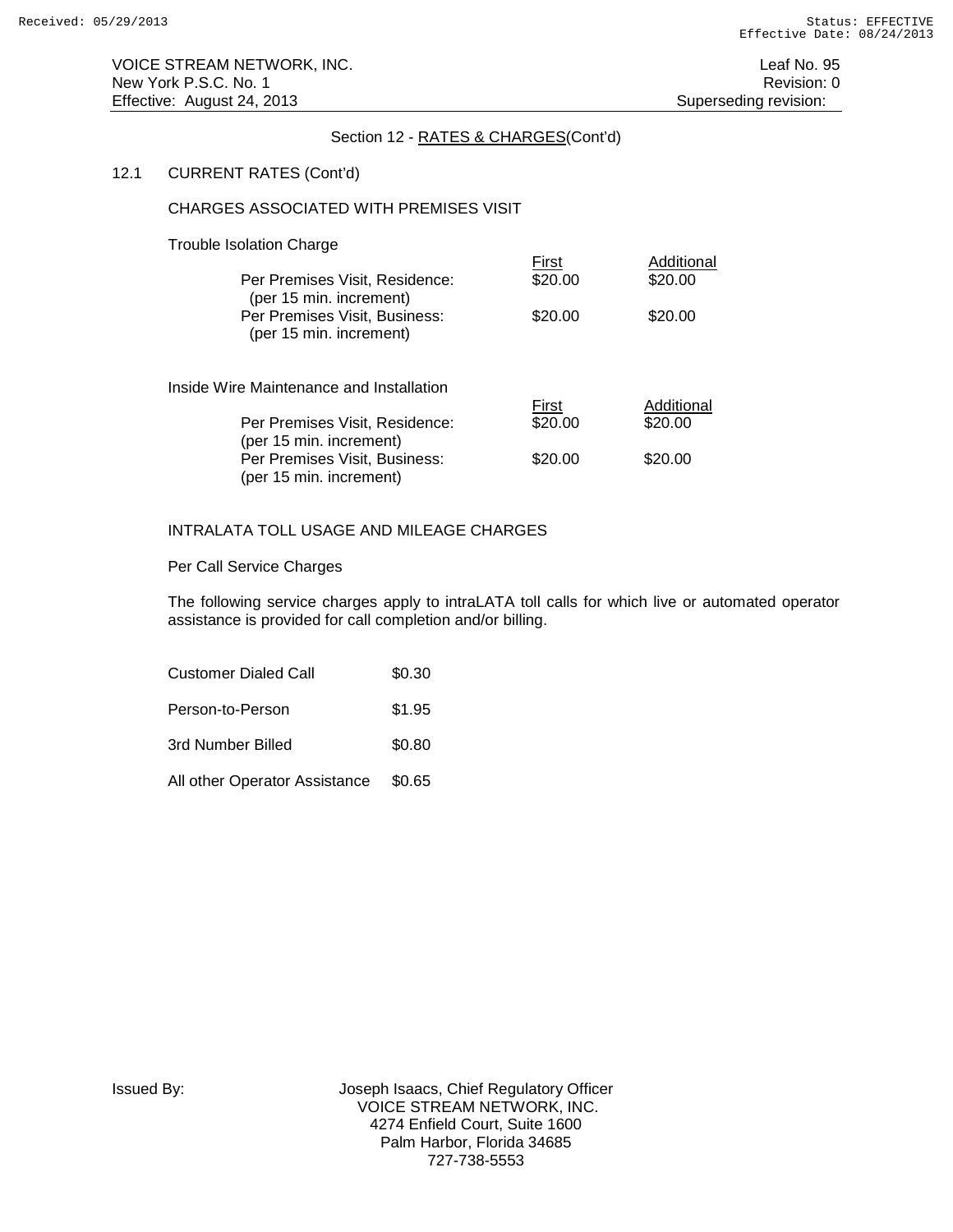Section 12 - RATES & CHARGES(Cont'd)

12.1 CURRENT RATES (Cont'd)

CHARGES ASSOCIATED WITH PREMISES VISIT

Trouble Isolation Charge

| | First | Additional |
|---|---|---|
| Per Premises Visit, Residence: (per 15 min. increment) | \$20.00 | \$20.00 |
| Per Premises Visit, Business: (per 15 min. increment) | \$20.00 | \$20.00 |

Inside Wire Maintenance and Installation

| | First | Additional |
|---|---|---|
| Per Premises Visit, Residence: (per 15 min. increment) | \$20.00 | \$20.00 |
| Per Premises Visit, Business: (per 15 min. increment) | \$20.00 | \$20.00 |

INTRALATA TOLL USAGE AND MILEAGE CHARGES

Per Call Service Charges

The following service charges apply to intraLATA toll calls for which live or automated operator assistance is provided for call completion and/or billing.

| | |
|---|---|
| Customer Dialed Call | \$0.30 |
| Person-to-Person | \$1.95 |
| 3rd Number Billed | \$0.80 |
| All other Operator Assistance | \$0.65 |

Issued By: Joseph Isaacs, Chief Regulatory Officer
VOICE STREAM NETWORK, INC.
4274 Enfield Court, Suite 1600
Palm Harbor, Florida 34685
727-738-5553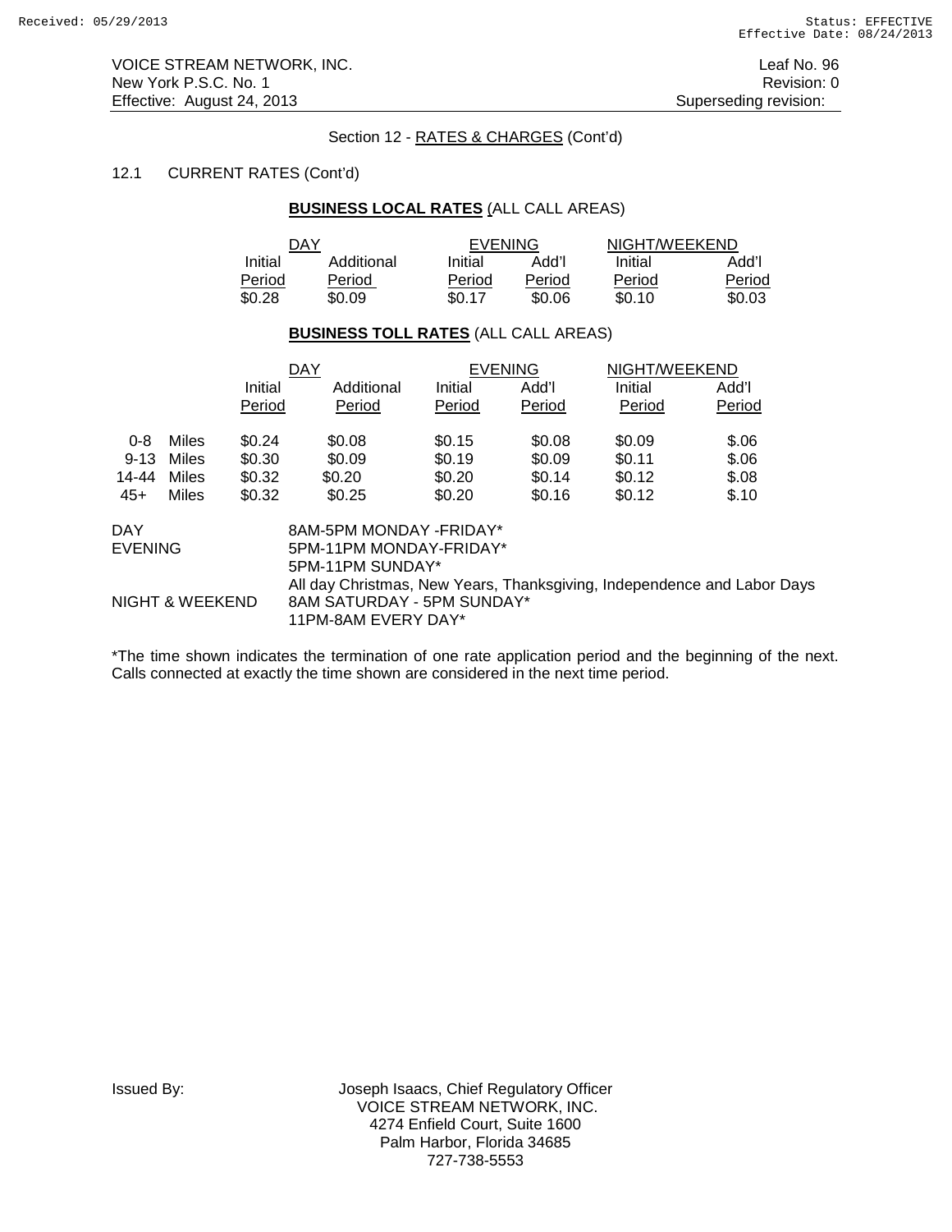Section 12 - RATES & CHARGES (Cont'd)

12.1 CURRENT RATES (Cont'd)

**BUSINESS LOCAL RATES** (ALL CALL AREAS)

| DAY | | EVENING | | NIGHT/WEEKEND | |
|---|---|---|---|---|---|
| Initial Period | Additional Period | Initial Period | Add'l Period | Initial Period | Add'l Period |
| $0.28 | $0.09 | $0.17 | $0.06 | $0.10 | $0.03 |

**BUSINESS TOLL RATES** (ALL CALL AREAS)

| | DAY | | EVENING | | NIGHT/WEEKEND | |
|---|---|---|---|---|---|---|
| | Initial Period | Additional Period | Initial Period | Add'l Period | Initial Period | Add'l Period |
| 0-8 Miles | $0.24 | $0.08 | $0.15 | $0.08 | $0.09 | $.06 |
| 9-13 Miles | $0.30 | $0.09 | $0.19 | $0.09 | $0.11 | $.06 |
| 14-44 Miles | $0.32 | $0.20 | $0.20 | $0.14 | $0.12 | $.08 |
| 45+ Miles | $0.32 | $0.25 | $0.20 | $0.16 | $0.12 | $.10 |

DAY 8AM-5PM MONDAY -FRIDAY*

EVENING 5PM-11PM MONDAY-FRIDAY*
5PM-11PM SUNDAY*
All day Christmas, New Years, Thanksgiving, Independence and Labor Days

NIGHT & WEEKEND 8AM SATURDAY - 5PM SUNDAY*
11PM-8AM EVERY DAY*

*The time shown indicates the termination of one rate application period and the beginning of the next. Calls connected at exactly the time shown are considered in the next time period.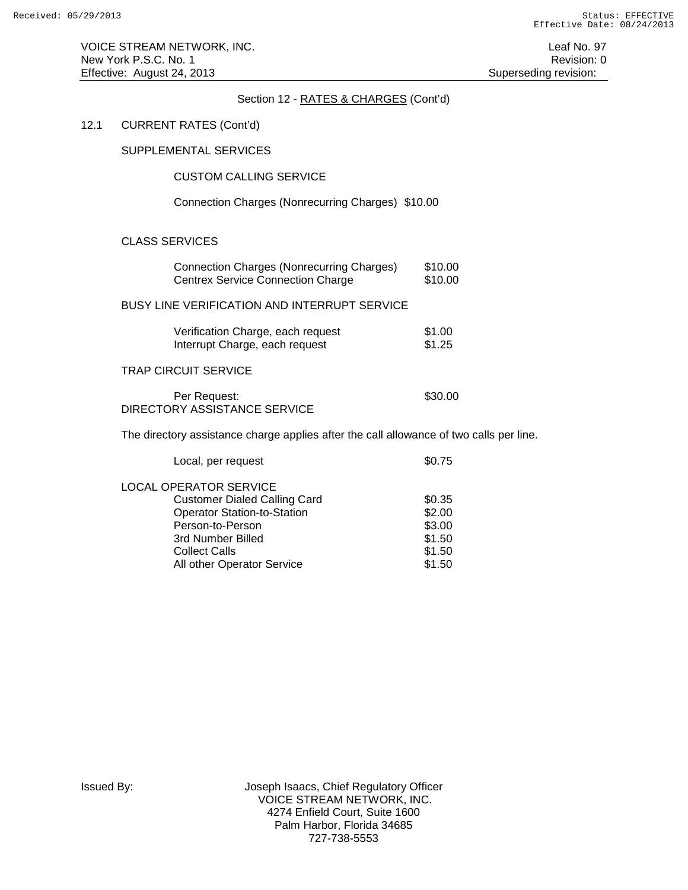## Section 12 - RATES & CHARGES (Cont'd)

### 12.1 CURRENT RATES (Cont'd)

#### SUPPLEMENTAL SERVICES

CUSTOM CALLING SERVICE

Connection Charges (Nonrecurring Charges) $10.00

#### CLASS SERVICES

| | |
|---|---|
| Connection Charges (Nonrecurring Charges) | $10.00 |
| Centrex Service Connection Charge | $10.00 |

#### BUSY LINE VERIFICATION AND INTERRUPT SERVICE

| | |
|---|---|
| Verification Charge, each request | $1.00 |
| Interrupt Charge, each request | $1.25 |

#### TRAP CIRCUIT SERVICE

| | |
|---|---|
| Per Request: | $30.00 |

#### DIRECTORY ASSISTANCE SERVICE

The directory assistance charge applies after the call allowance of two calls per line.

| | |
|---|---|
| Local, per request | $0.75 |

#### LOCAL OPERATOR SERVICE

| | |
|---|---|
| Customer Dialed Calling Card | $0.35 |
| Operator Station-to-Station | $2.00 |
| Person-to-Person | $3.00 |
| 3rd Number Billed | $1.50 |
| Collect Calls | $1.50 |
| All other Operator Service | $1.50 |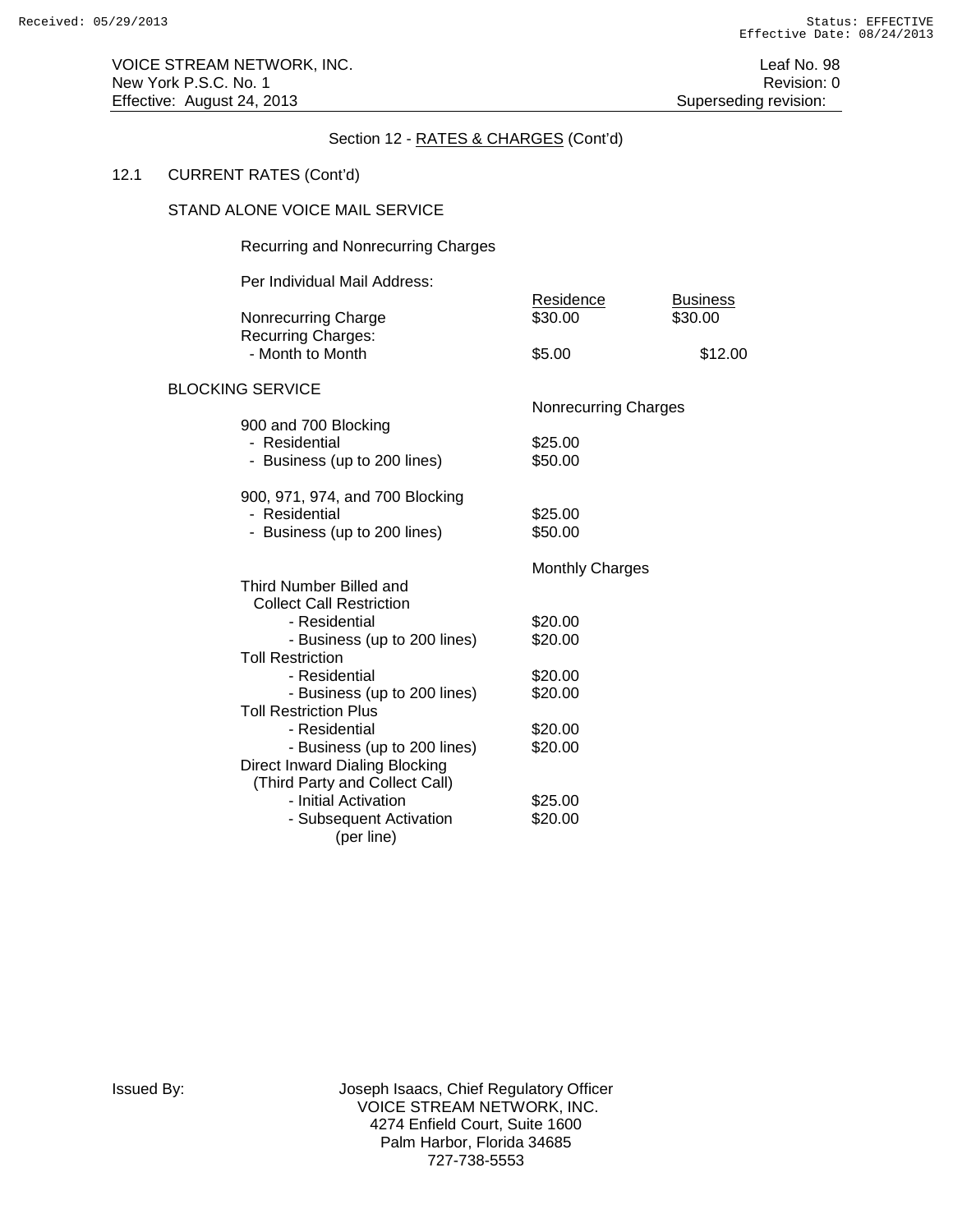Section 12 - RATES & CHARGES (Cont'd)

12.1 CURRENT RATES (Cont'd)

STAND ALONE VOICE MAIL SERVICE

Recurring and Nonrecurring Charges

Per Individual Mail Address:

| | Residence | Business |
|---|---|---|
| Nonrecurring Charge | $30.00 | $30.00 |
| Recurring Charges: | | |
| - Month to Month | $5.00 | $12.00 |

BLOCKING SERVICE

| | Nonrecurring Charges |
|---|---|
| 900 and 700 Blocking | |
| - Residential | $25.00 |
| - Business (up to 200 lines) | $50.00 |
| 900, 971, 974, and 700 Blocking | |
| - Residential | $25.00 |
| - Business (up to 200 lines) | $50.00 |

| | Monthly Charges |
|---|---|
| Third Number Billed and Collect Call Restriction | |
| - Residential | $20.00 |
| - Business (up to 200 lines) | $20.00 |
| Toll Restriction | |
| - Residential | $20.00 |
| - Business (up to 200 lines) | $20.00 |
| Toll Restriction Plus | |
| - Residential | $20.00 |
| - Business (up to 200 lines) | $20.00 |
| Direct Inward Dialing Blocking (Third Party and Collect Call) | |
| - Initial Activation | $25.00 |
| - Subsequent Activation (per line) | $20.00 |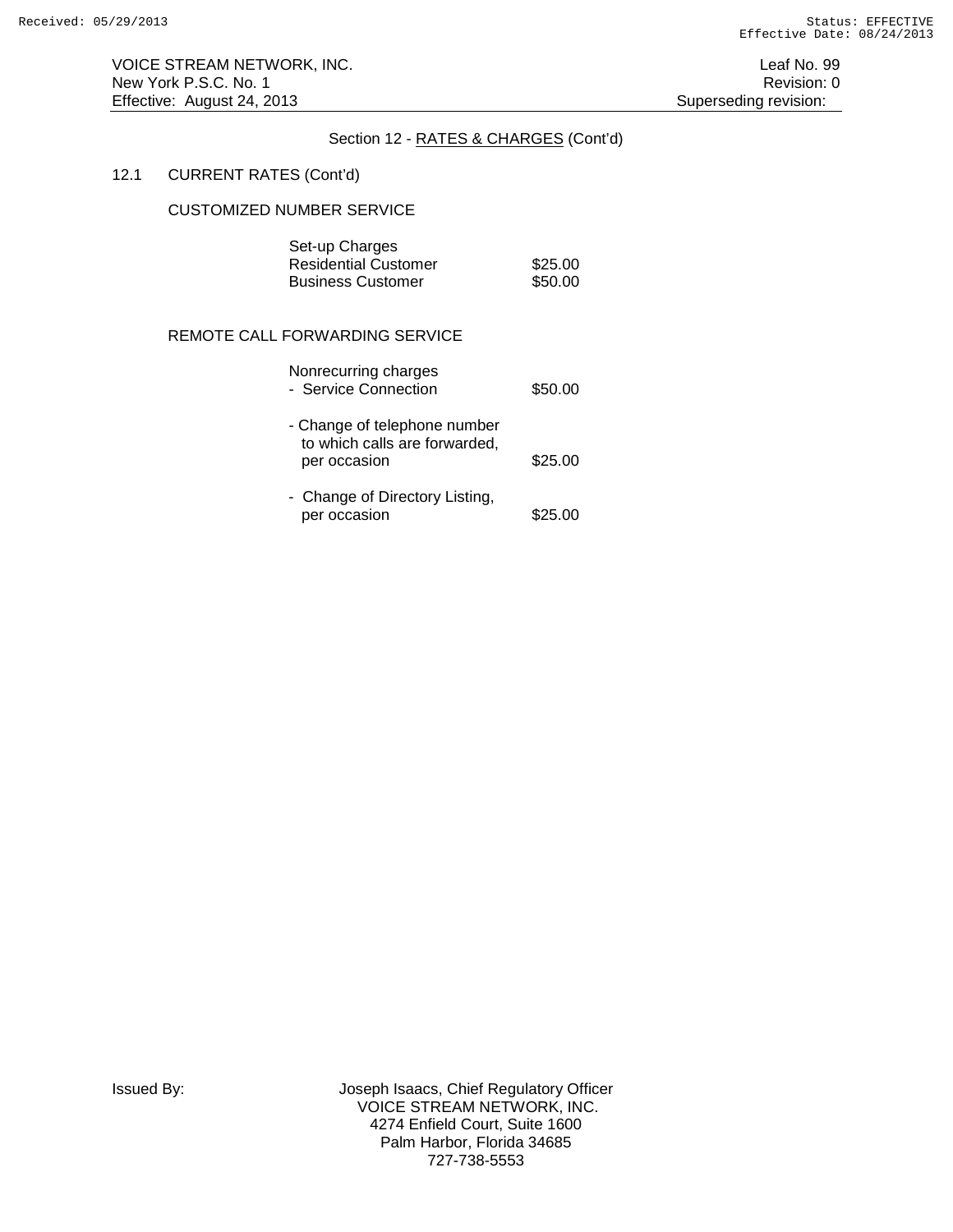## Section 12 - RATES & CHARGES (Cont'd)

12.1 CURRENT RATES (Cont'd)

### CUSTOMIZED NUMBER SERVICE

| Set-up Charges | |
|---|---|
| Residential Customer | $25.00 |
| Business Customer | $50.00 |

### REMOTE CALL FORWARDING SERVICE

| Nonrecurring charges | |
|---|---|
| - Service Connection | $50.00 |
| - Change of telephone number to which calls are forwarded, per occasion | $25.00 |
| - Change of Directory Listing, per occasion | $25.00 |

Issued By: Joseph Isaacs, Chief Regulatory Officer
VOICE STREAM NETWORK, INC.
4274 Enfield Court, Suite 1600
Palm Harbor, Florida 34685
727-738-5553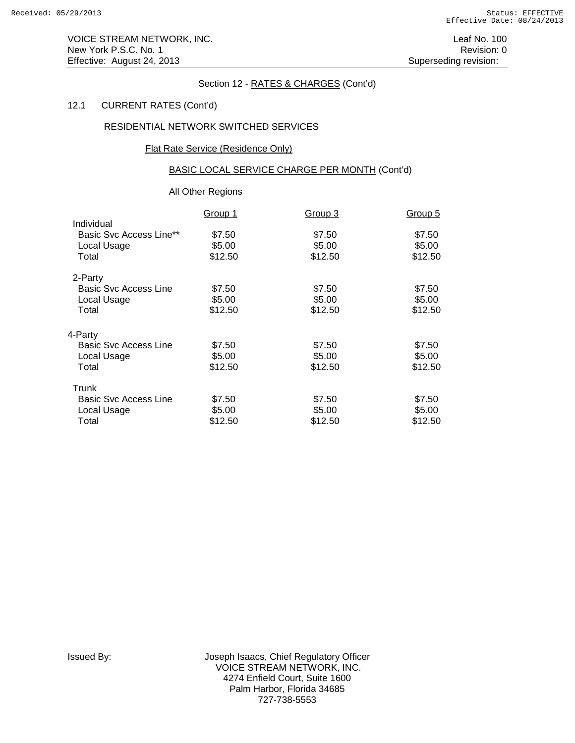VOICE STREAM NETWORK, INC.
New York P.S.C. No. 1
Effective: August 24, 2013

Leaf No. 100
Revision: 0
Superseding revision:

Section 12 - RATES & CHARGES (Cont'd)

12.1 CURRENT RATES (Cont'd)

RESIDENTIAL NETWORK SWITCHED SERVICES

Flat Rate Service (Residence Only)

BASIC LOCAL SERVICE CHARGE PER MONTH (Cont'd)

All Other Regions

| | Group 1 | Group 3 | Group 5 |
|---|---|---|---|
| **Individual** | | | |
| Basic Svc Access Line** | $7.50 | $7.50 | $7.50 |
| Local Usage | $5.00 | $5.00 | $5.00 |
| Total | $12.50 | $12.50 | $12.50 |
| **2-Party** | | | |
| Basic Svc Access Line | $7.50 | $7.50 | $7.50 |
| Local Usage | $5.00 | $5.00 | $5.00 |
| Total | $12.50 | $12.50 | $12.50 |
| **4-Party** | | | |
| Basic Svc Access Line | $7.50 | $7.50 | $7.50 |
| Local Usage | $5.00 | $5.00 | $5.00 |
| Total | $12.50 | $12.50 | $12.50 |
| **Trunk** | | | |
| Basic Svc Access Line | $7.50 | $7.50 | $7.50 |
| Local Usage | $5.00 | $5.00 | $5.00 |
| Total | $12.50 | $12.50 | $12.50 |

Issued By: Joseph Isaacs, Chief Regulatory Officer
VOICE STREAM NETWORK, INC.
4274 Enfield Court, Suite 1600
Palm Harbor, Florida 34685
727-738-5553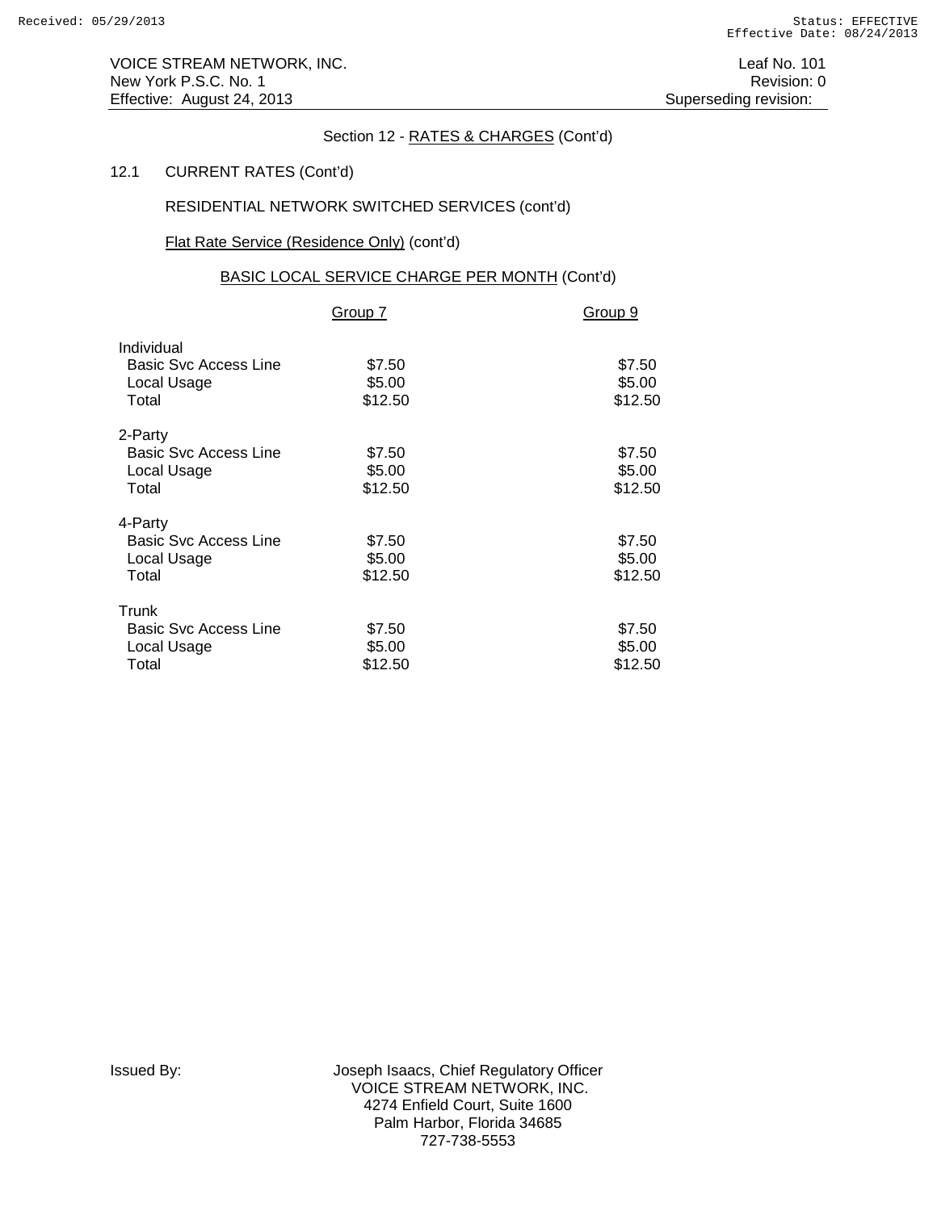Section 12 - RATES & CHARGES (Cont'd)

12.1 CURRENT RATES (Cont'd)

RESIDENTIAL NETWORK SWITCHED SERVICES (cont'd)

Flat Rate Service (Residence Only) (cont'd)

BASIC LOCAL SERVICE CHARGE PER MONTH (Cont'd)

| | Group 7 | Group 9 |
|---|---|---|
| **Individual** | | |
| Basic Svc Access Line | $7.50 | $7.50 |
| Local Usage | $5.00 | $5.00 |
| Total | $12.50 | $12.50 |
| **2-Party** | | |
| Basic Svc Access Line | $7.50 | $7.50 |
| Local Usage | $5.00 | $5.00 |
| Total | $12.50 | $12.50 |
| **4-Party** | | |
| Basic Svc Access Line | $7.50 | $7.50 |
| Local Usage | $5.00 | $5.00 |
| Total | $12.50 | $12.50 |
| **Trunk** | | |
| Basic Svc Access Line | $7.50 | $7.50 |
| Local Usage | $5.00 | $5.00 |
| Total | $12.50 | $12.50 |

Issued By: Joseph Isaacs, Chief Regulatory Officer
VOICE STREAM NETWORK, INC.
4274 Enfield Court, Suite 1600
Palm Harbor, Florida 34685
727-738-5553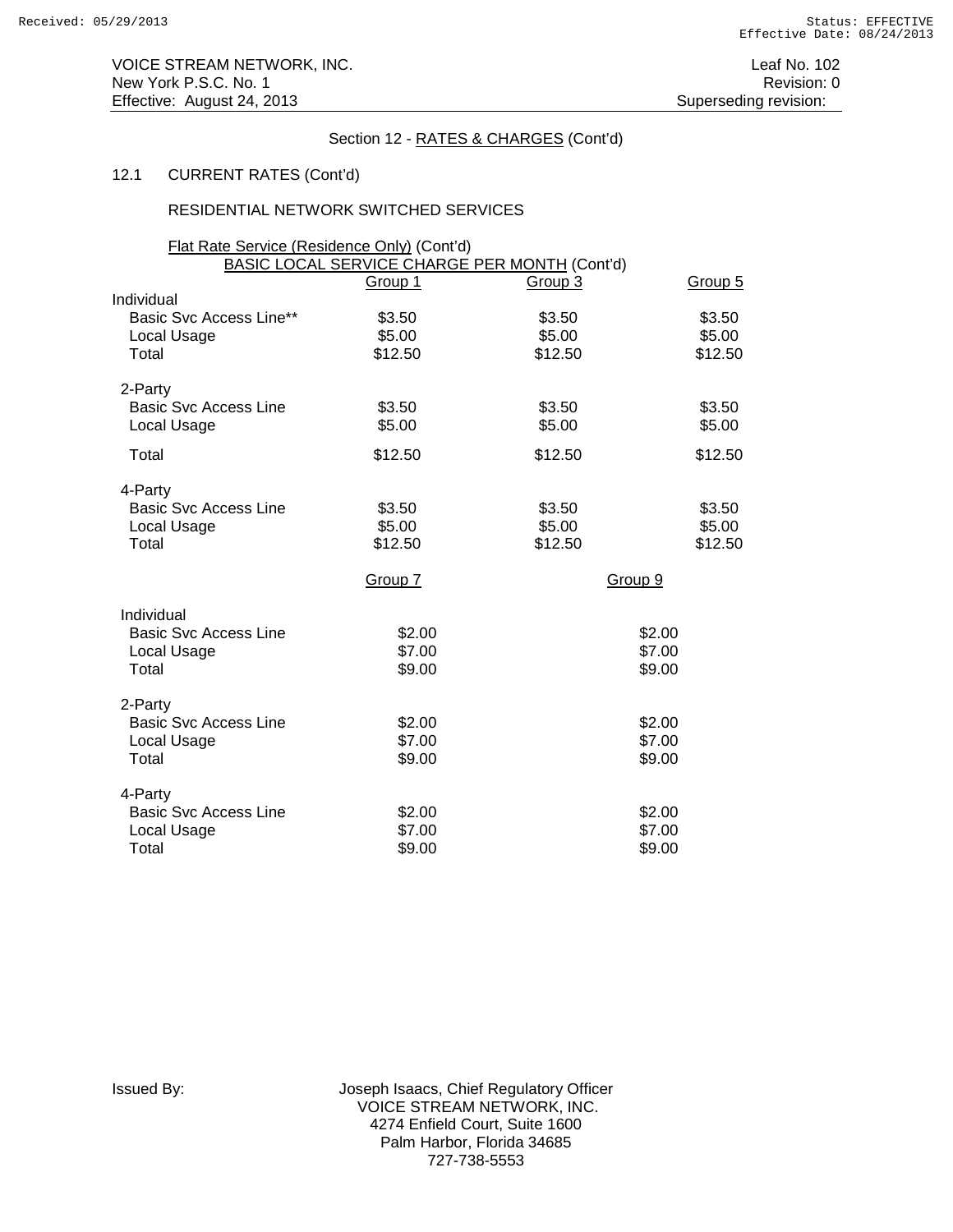VOICE STREAM NETWORK, INC.
New York P.S.C. No. 1
Effective: August 24, 2013

Leaf No. 102
Revision: 0
Superseding revision:

Section 12 - RATES & CHARGES (Cont'd)

12.1 CURRENT RATES (Cont'd)

RESIDENTIAL NETWORK SWITCHED SERVICES

Flat Rate Service (Residence Only) (Cont'd)

BASIC LOCAL SERVICE CHARGE PER MONTH (Cont'd)

| | Group 1 | Group 3 | Group 5 |
|---|---|---|---|
| Individual | | | |
| Basic Svc Access Line** | $3.50 | $3.50 | $3.50 |
| Local Usage | $5.00 | $5.00 | $5.00 |
| Total | $12.50 | $12.50 | $12.50 |
| 2-Party | | | |
| Basic Svc Access Line | $3.50 | $3.50 | $3.50 |
| Local Usage | $5.00 | $5.00 | $5.00 |
| Total | $12.50 | $12.50 | $12.50 |
| 4-Party | | | |
| Basic Svc Access Line | $3.50 | $3.50 | $3.50 |
| Local Usage | $5.00 | $5.00 | $5.00 |
| Total | $12.50 | $12.50 | $12.50 |

| | Group 7 | Group 9 |
|---|---|---|
| Individual | | |
| Basic Svc Access Line | $2.00 | $2.00 |
| Local Usage | $7.00 | $7.00 |
| Total | $9.00 | $9.00 |
| 2-Party | | |
| Basic Svc Access Line | $2.00 | $2.00 |
| Local Usage | $7.00 | $7.00 |
| Total | $9.00 | $9.00 |
| 4-Party | | |
| Basic Svc Access Line | $2.00 | $2.00 |
| Local Usage | $7.00 | $7.00 |
| Total | $9.00 | $9.00 |

Issued By: Joseph Isaacs, Chief Regulatory Officer
VOICE STREAM NETWORK, INC.
4274 Enfield Court, Suite 1600
Palm Harbor, Florida 34685
727-738-5553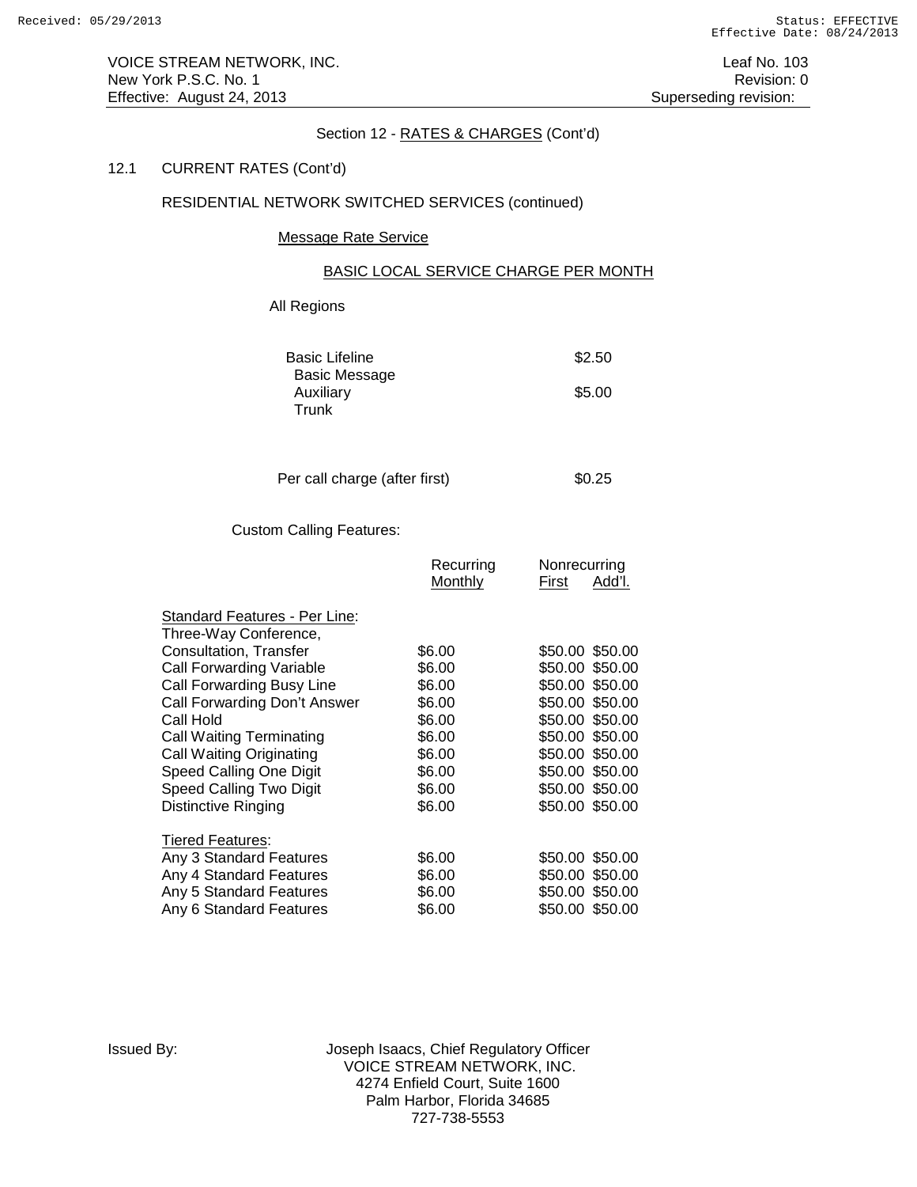VOICE STREAM NETWORK, INC.
New York P.S.C. No. 1
Effective: August 24, 2013

Leaf No. 103
Revision: 0
Superseding revision:

Section 12 - RATES & CHARGES (Cont'd)

12.1 CURRENT RATES (Cont'd)

RESIDENTIAL NETWORK SWITCHED SERVICES (continued)

Message Rate Service

BASIC LOCAL SERVICE CHARGE PER MONTH

All Regions

| | |
|---|---|
| Basic Lifeline | $2.50 |
| Basic Message Auxiliary Trunk | $5.00 |
| Per call charge (after first) | $0.25 |

Custom Calling Features:

| | Recurring Monthly | Nonrecurring First | Nonrecurring Add'l. |
|---|---|---|---|
| **Standard Features - Per Line:** | | | |
| Three-Way Conference, Consultation, Transfer | $6.00 | $50.00 | $50.00 |
| Call Forwarding Variable | $6.00 | $50.00 | $50.00 |
| Call Forwarding Busy Line | $6.00 | $50.00 | $50.00 |
| Call Forwarding Don't Answer | $6.00 | $50.00 | $50.00 |
| Call Hold | $6.00 | $50.00 | $50.00 |
| Call Waiting Terminating | $6.00 | $50.00 | $50.00 |
| Call Waiting Originating | $6.00 | $50.00 | $50.00 |
| Speed Calling One Digit | $6.00 | $50.00 | $50.00 |
| Speed Calling Two Digit | $6.00 | $50.00 | $50.00 |
| Distinctive Ringing | $6.00 | $50.00 | $50.00 |
| **Tiered Features:** | | | |
| Any 3 Standard Features | $6.00 | $50.00 | $50.00 |
| Any 4 Standard Features | $6.00 | $50.00 | $50.00 |
| Any 5 Standard Features | $6.00 | $50.00 | $50.00 |
| Any 6 Standard Features | $6.00 | $50.00 | $50.00 |

Issued By: Joseph Isaacs, Chief Regulatory Officer
VOICE STREAM NETWORK, INC.
4274 Enfield Court, Suite 1600
Palm Harbor, Florida 34685
727-738-5553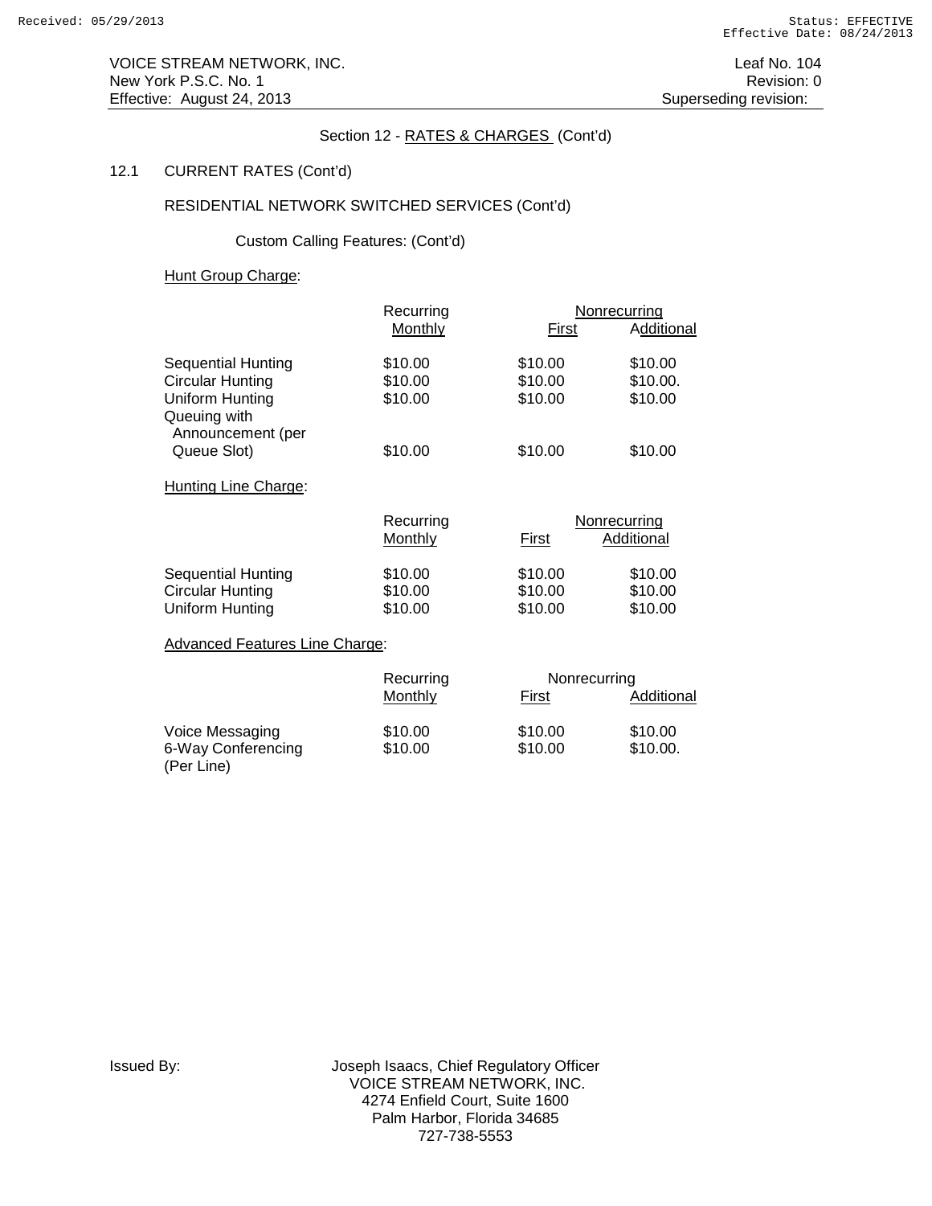Section 12 - RATES & CHARGES (Cont'd)

12.1 CURRENT RATES (Cont'd)

RESIDENTIAL NETWORK SWITCHED SERVICES (Cont'd)

Custom Calling Features: (Cont'd)

Hunt Group Charge:

| | Recurring | Nonrecurring | |
|---|---|---|---|
| | Monthly | First | Additional |
| Sequential Hunting | $10.00 | $10.00 | $10.00 |
| Circular Hunting | $10.00 | $10.00 | $10.00. |
| Uniform Hunting | $10.00 | $10.00 | $10.00 |
| Queuing with Announcement (per Queue Slot) | $10.00 | $10.00 | $10.00 |

Hunting Line Charge:

| | Recurring | Nonrecurring | |
|---|---|---|---|
| | Monthly | First | Additional |
| Sequential Hunting | $10.00 | $10.00 | $10.00 |
| Circular Hunting | $10.00 | $10.00 | $10.00 |
| Uniform Hunting | $10.00 | $10.00 | $10.00 |

Advanced Features Line Charge:

| | Recurring | Nonrecurring | |
|---|---|---|---|
| | Monthly | First | Additional |
| Voice Messaging | $10.00 | $10.00 | $10.00 |
| 6-Way Conferencing (Per Line) | $10.00 | $10.00 | $10.00. |

Issued By: Joseph Isaacs, Chief Regulatory Officer
VOICE STREAM NETWORK, INC.
4274 Enfield Court, Suite 1600
Palm Harbor, Florida 34685
727-738-5553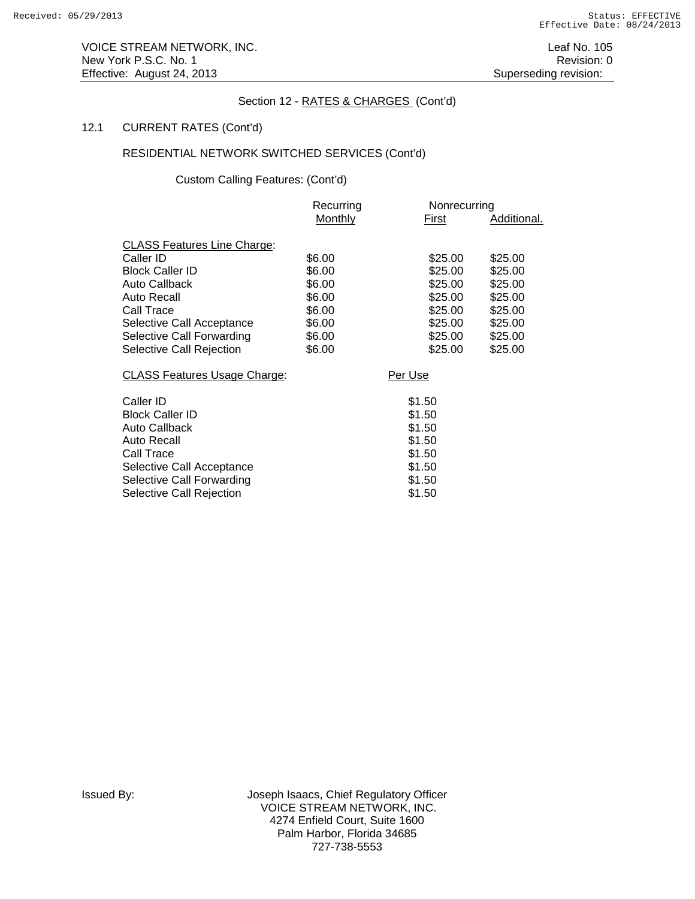## Section 12 - RATES & CHARGES (Cont'd)

### 12.1 CURRENT RATES (Cont'd)

RESIDENTIAL NETWORK SWITCHED SERVICES (Cont'd)

Custom Calling Features: (Cont'd)

| | Recurring | Nonrecurring | |
|---|---|---|---|
| | Monthly | First | Additional. |
| CLASS Features Line Charge: | | | |
| Caller ID | $6.00 | $25.00 | $25.00 |
| Block Caller ID | $6.00 | $25.00 | $25.00 |
| Auto Callback | $6.00 | $25.00 | $25.00 |
| Auto Recall | $6.00 | $25.00 | $25.00 |
| Call Trace | $6.00 | $25.00 | $25.00 |
| Selective Call Acceptance | $6.00 | $25.00 | $25.00 |
| Selective Call Forwarding | $6.00 | $25.00 | $25.00 |
| Selective Call Rejection | $6.00 | $25.00 | $25.00 |

| CLASS Features Usage Charge: | Per Use |
|---|---|
| Caller ID | $1.50 |
| Block Caller ID | $1.50 |
| Auto Callback | $1.50 |
| Auto Recall | $1.50 |
| Call Trace | $1.50 |
| Selective Call Acceptance | $1.50 |
| Selective Call Forwarding | $1.50 |
| Selective Call Rejection | $1.50 |

Issued By: Joseph Isaacs, Chief Regulatory Officer
VOICE STREAM NETWORK, INC.
4274 Enfield Court, Suite 1600
Palm Harbor, Florida 34685
727-738-5553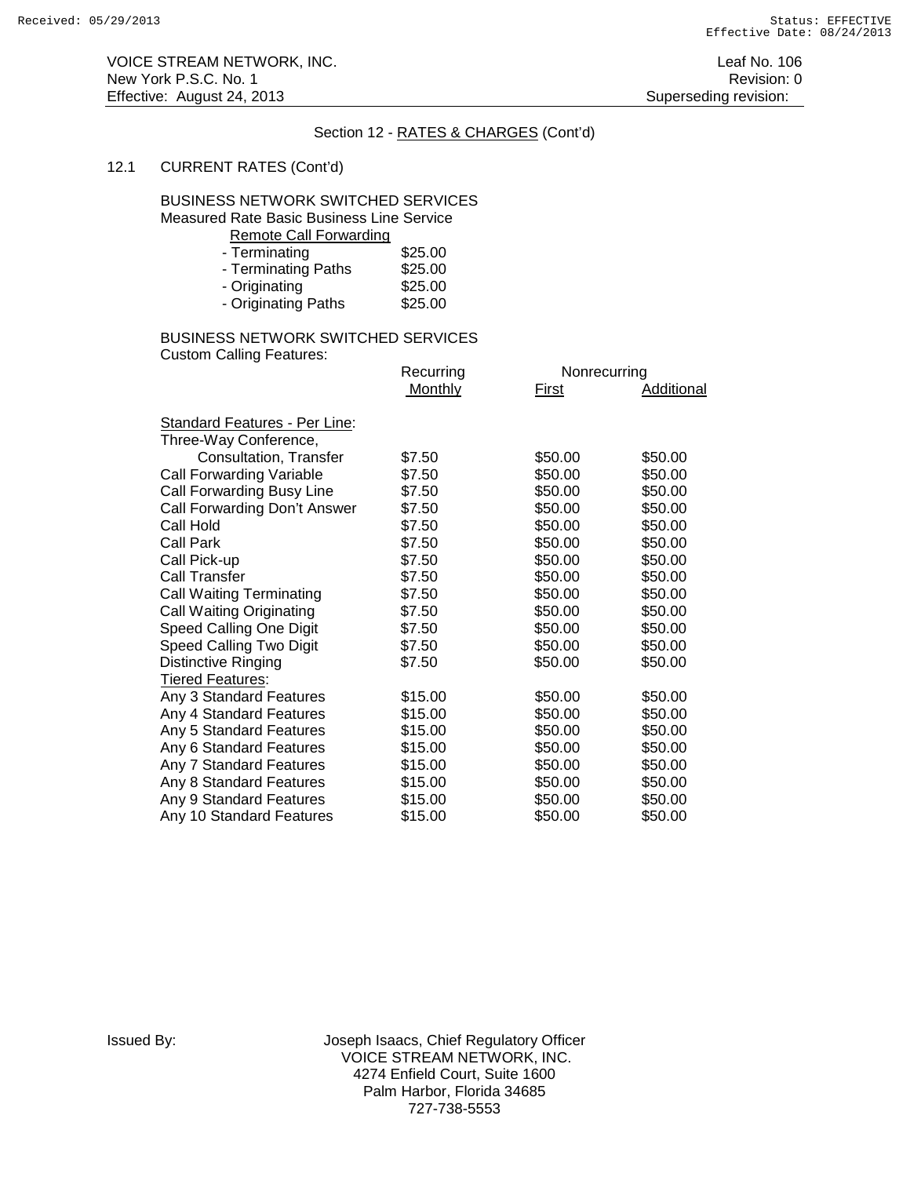VOICE STREAM NETWORK, INC.
New York P.S.C. No. 1
Effective: August 24, 2013

Leaf No. 106
Revision: 0
Superseding revision:

## Section 12 - RATES & CHARGES (Cont'd)

### 12.1 CURRENT RATES (Cont'd)

BUSINESS NETWORK SWITCHED SERVICES
Measured Rate Basic Business Line Service

Remote Call Forwarding

| | |
|---|---|
| - Terminating | $25.00 |
| - Terminating Paths | $25.00 |
| - Originating | $25.00 |
| - Originating Paths | $25.00 |

BUSINESS NETWORK SWITCHED SERVICES
Custom Calling Features:

| | Recurring Monthly | Nonrecurring First | Nonrecurring Additional |
|---|---|---|---|
| Standard Features - Per Line: | | | |
| Three-Way Conference, Consultation, Transfer | $7.50 | $50.00 | $50.00 |
| Call Forwarding Variable | $7.50 | $50.00 | $50.00 |
| Call Forwarding Busy Line | $7.50 | $50.00 | $50.00 |
| Call Forwarding Don't Answer | $7.50 | $50.00 | $50.00 |
| Call Hold | $7.50 | $50.00 | $50.00 |
| Call Park | $7.50 | $50.00 | $50.00 |
| Call Pick-up | $7.50 | $50.00 | $50.00 |
| Call Transfer | $7.50 | $50.00 | $50.00 |
| Call Waiting Terminating | $7.50 | $50.00 | $50.00 |
| Call Waiting Originating | $7.50 | $50.00 | $50.00 |
| Speed Calling One Digit | $7.50 | $50.00 | $50.00 |
| Speed Calling Two Digit | $7.50 | $50.00 | $50.00 |
| Distinctive Ringing | $7.50 | $50.00 | $50.00 |
| Tiered Features: | | | |
| Any 3 Standard Features | $15.00 | $50.00 | $50.00 |
| Any 4 Standard Features | $15.00 | $50.00 | $50.00 |
| Any 5 Standard Features | $15.00 | $50.00 | $50.00 |
| Any 6 Standard Features | $15.00 | $50.00 | $50.00 |
| Any 7 Standard Features | $15.00 | $50.00 | $50.00 |
| Any 8 Standard Features | $15.00 | $50.00 | $50.00 |
| Any 9 Standard Features | $15.00 | $50.00 | $50.00 |
| Any 10 Standard Features | $15.00 | $50.00 | $50.00 |

Issued By: Joseph Isaacs, Chief Regulatory Officer
VOICE STREAM NETWORK, INC.
4274 Enfield Court, Suite 1600
Palm Harbor, Florida 34685
727-738-5553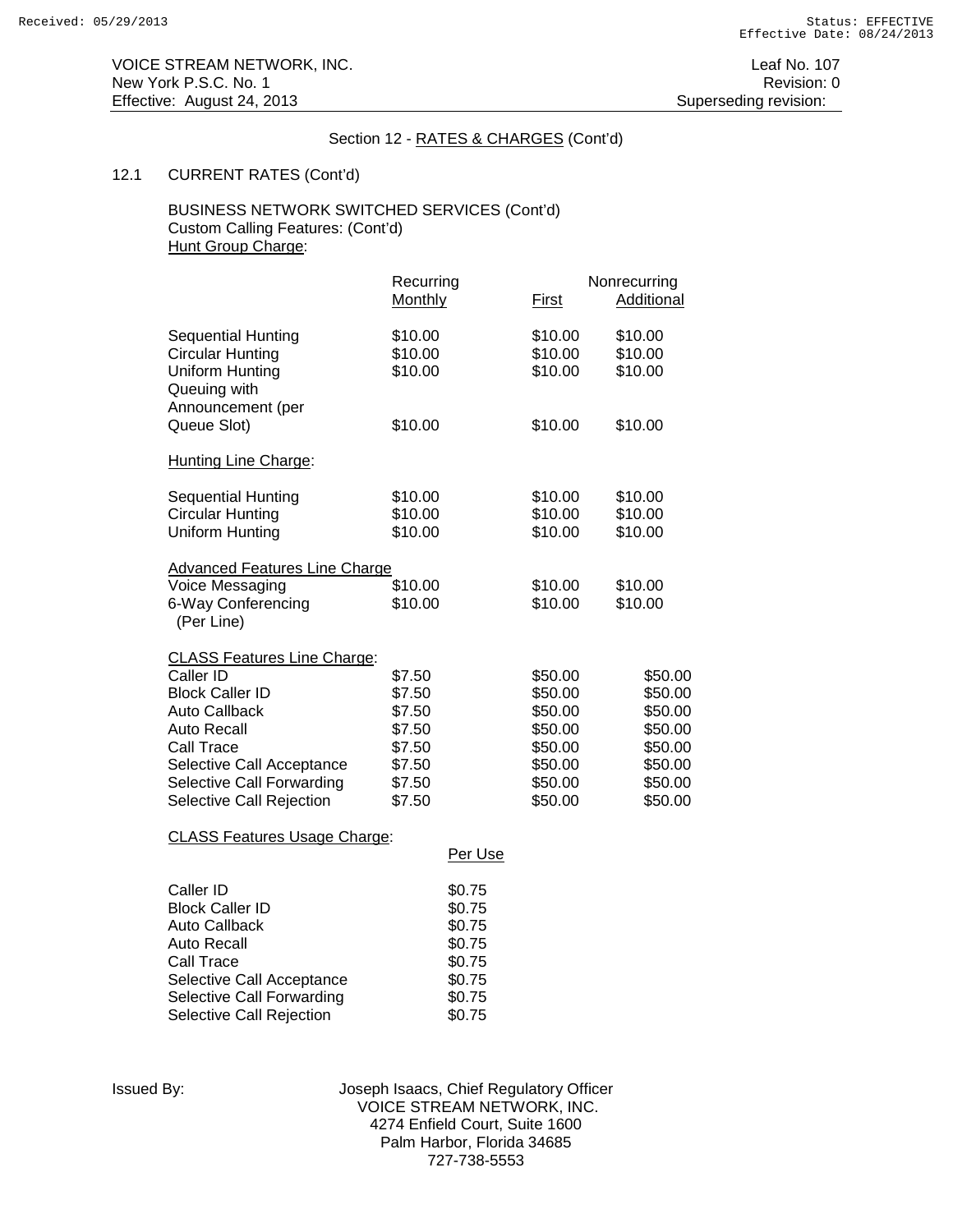Received: 05/29/2013 Status: EFFECTIVE
Effective Date: 08/24/2013

VOICE STREAM NETWORK, INC. Leaf No. 107
New York P.S.C. No. 1 Revision: 0
Effective: August 24, 2013 Superseding revision:

Section 12 - RATES & CHARGES (Cont'd)

12.1 CURRENT RATES (Cont'd)

BUSINESS NETWORK SWITCHED SERVICES (Cont'd)
Custom Calling Features: (Cont'd)

Hunt Group Charge:

| | Recurring | Nonrecurring | |
|---|---|---|---|
| | Monthly | First | Additional |
| Sequential Hunting | $10.00 | $10.00 | $10.00 |
| Circular Hunting | $10.00 | $10.00 | $10.00 |
| Uniform Hunting | $10.00 | $10.00 | $10.00 |
| Queuing with Announcement (per Queue Slot) | $10.00 | $10.00 | $10.00 |

Hunting Line Charge:

| | Recurring Monthly | Nonrecurring First | Nonrecurring Additional |
|---|---|---|---|
| Sequential Hunting | $10.00 | $10.00 | $10.00 |
| Circular Hunting | $10.00 | $10.00 | $10.00 |
| Uniform Hunting | $10.00 | $10.00 | $10.00 |

Advanced Features Line Charge

| | Recurring Monthly | Nonrecurring First | Nonrecurring Additional |
|---|---|---|---|
| Voice Messaging | $10.00 | $10.00 | $10.00 |
| 6-Way Conferencing (Per Line) | $10.00 | $10.00 | $10.00 |

CLASS Features Line Charge:

| | Recurring Monthly | Nonrecurring First | Nonrecurring Additional |
|---|---|---|---|
| Caller ID | $7.50 | $50.00 | $50.00 |
| Block Caller ID | $7.50 | $50.00 | $50.00 |
| Auto Callback | $7.50 | $50.00 | $50.00 |
| Auto Recall | $7.50 | $50.00 | $50.00 |
| Call Trace | $7.50 | $50.00 | $50.00 |
| Selective Call Acceptance | $7.50 | $50.00 | $50.00 |
| Selective Call Forwarding | $7.50 | $50.00 | $50.00 |
| Selective Call Rejection | $7.50 | $50.00 | $50.00 |

CLASS Features Usage Charge:

| | Per Use |
|---|---|
| Caller ID | $0.75 |
| Block Caller ID | $0.75 |
| Auto Callback | $0.75 |
| Auto Recall | $0.75 |
| Call Trace | $0.75 |
| Selective Call Acceptance | $0.75 |
| Selective Call Forwarding | $0.75 |
| Selective Call Rejection | $0.75 |

Issued By: Joseph Isaacs, Chief Regulatory Officer
VOICE STREAM NETWORK, INC.
4274 Enfield Court, Suite 1600
Palm Harbor, Florida 34685
727-738-5553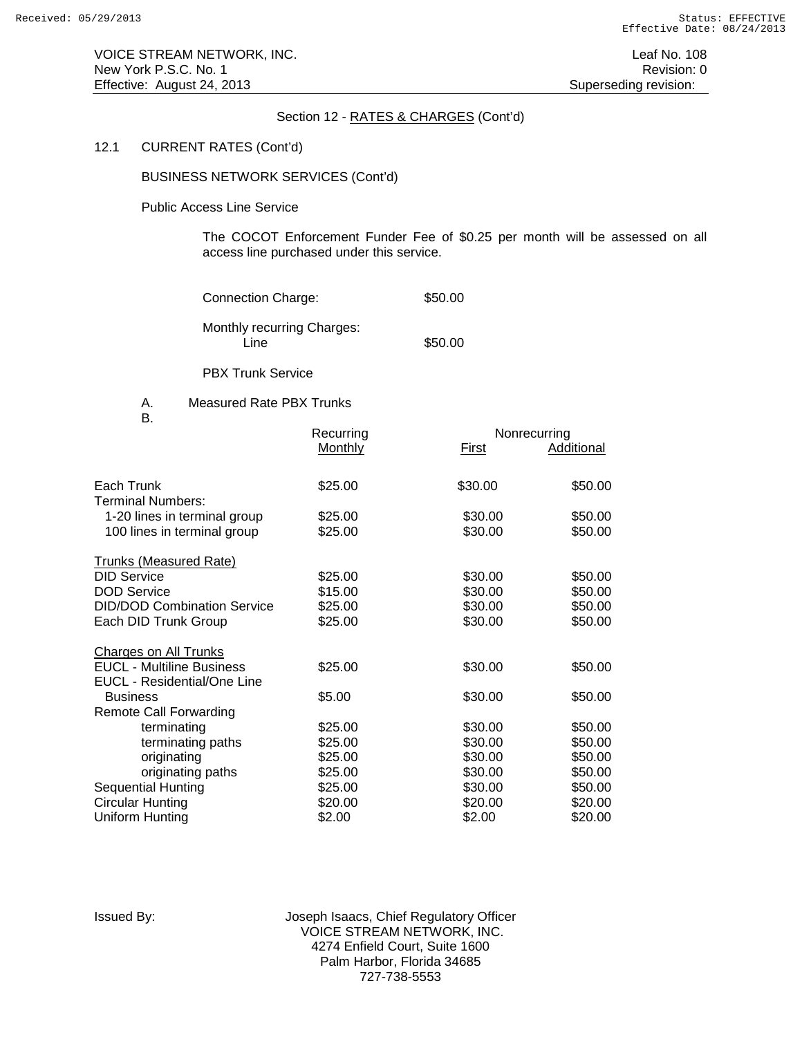Section 12 - RATES & CHARGES (Cont'd)

12.1 CURRENT RATES (Cont'd)

BUSINESS NETWORK SERVICES (Cont'd)

Public Access Line Service

The COCOT Enforcement Funder Fee of $0.25 per month will be assessed on all access line purchased under this service.

Connection Charge: $50.00

Monthly recurring Charges:
Line $50.00

PBX Trunk Service

A. Measured Rate PBX Trunks
B.

| | Recurring | Nonrecurring | |
|---|---|---|---|
| | Monthly | First | Additional |
| Each Trunk | $25.00 | $30.00 | $50.00 |
| Terminal Numbers: | | | |
| 1-20 lines in terminal group | $25.00 | $30.00 | $50.00 |
| 100 lines in terminal group | $25.00 | $30.00 | $50.00 |
| Trunks (Measured Rate) | | | |
| DID Service | $25.00 | $30.00 | $50.00 |
| DOD Service | $15.00 | $30.00 | $50.00 |
| DID/DOD Combination Service | $25.00 | $30.00 | $50.00 |
| Each DID Trunk Group | $25.00 | $30.00 | $50.00 |
| Charges on All Trunks | | | |
| EUCL - Multiline Business | $25.00 | $30.00 | $50.00 |
| EUCL - Residential/One Line Business | $5.00 | $30.00 | $50.00 |
| Remote Call Forwarding | | | |
| terminating | $25.00 | $30.00 | $50.00 |
| terminating paths | $25.00 | $30.00 | $50.00 |
| originating | $25.00 | $30.00 | $50.00 |
| originating paths | $25.00 | $30.00 | $50.00 |
| Sequential Hunting | $25.00 | $30.00 | $50.00 |
| Circular Hunting | $20.00 | $20.00 | $20.00 |
| Uniform Hunting | $2.00 | $2.00 | $20.00 |

Issued By: Joseph Isaacs, Chief Regulatory Officer
VOICE STREAM NETWORK, INC.
4274 Enfield Court, Suite 1600
Palm Harbor, Florida 34685
727-738-5553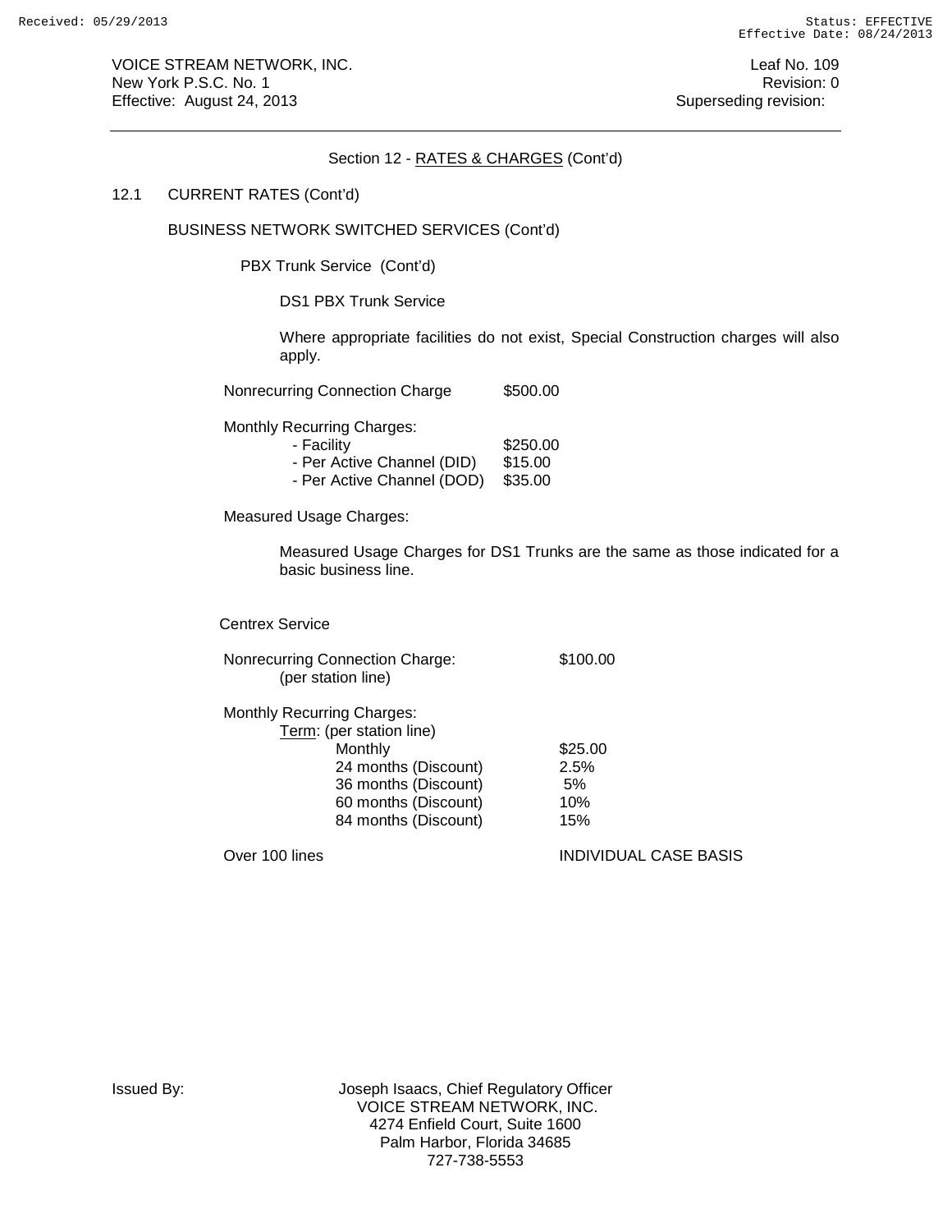Section 12 - RATES & CHARGES (Cont'd)

12.1 CURRENT RATES (Cont'd)

BUSINESS NETWORK SWITCHED SERVICES (Cont'd)

PBX Trunk Service (Cont'd)

DS1 PBX Trunk Service

Where appropriate facilities do not exist, Special Construction charges will also apply.

| | |
|---|---|
| Nonrecurring Connection Charge | $500.00 |
| Monthly Recurring Charges: | |
| - Facility | $250.00 |
| - Per Active Channel (DID) | $15.00 |
| - Per Active Channel (DOD) | $35.00 |

Measured Usage Charges:

Measured Usage Charges for DS1 Trunks are the same as those indicated for a basic business line.

Centrex Service

| | |
|---|---|
| Nonrecurring Connection Charge: (per station line) | $100.00 |
| Monthly Recurring Charges: | |
| Term: (per station line) | |
| Monthly | $25.00 |
| 24 months (Discount) | 2.5% |
| 36 months (Discount) | 5% |
| 60 months (Discount) | 10% |
| 84 months (Discount) | 15% |
| Over 100 lines | INDIVIDUAL CASE BASIS |

Issued By: Joseph Isaacs, Chief Regulatory Officer
VOICE STREAM NETWORK, INC.
4274 Enfield Court, Suite 1600
Palm Harbor, Florida 34685
727-738-5553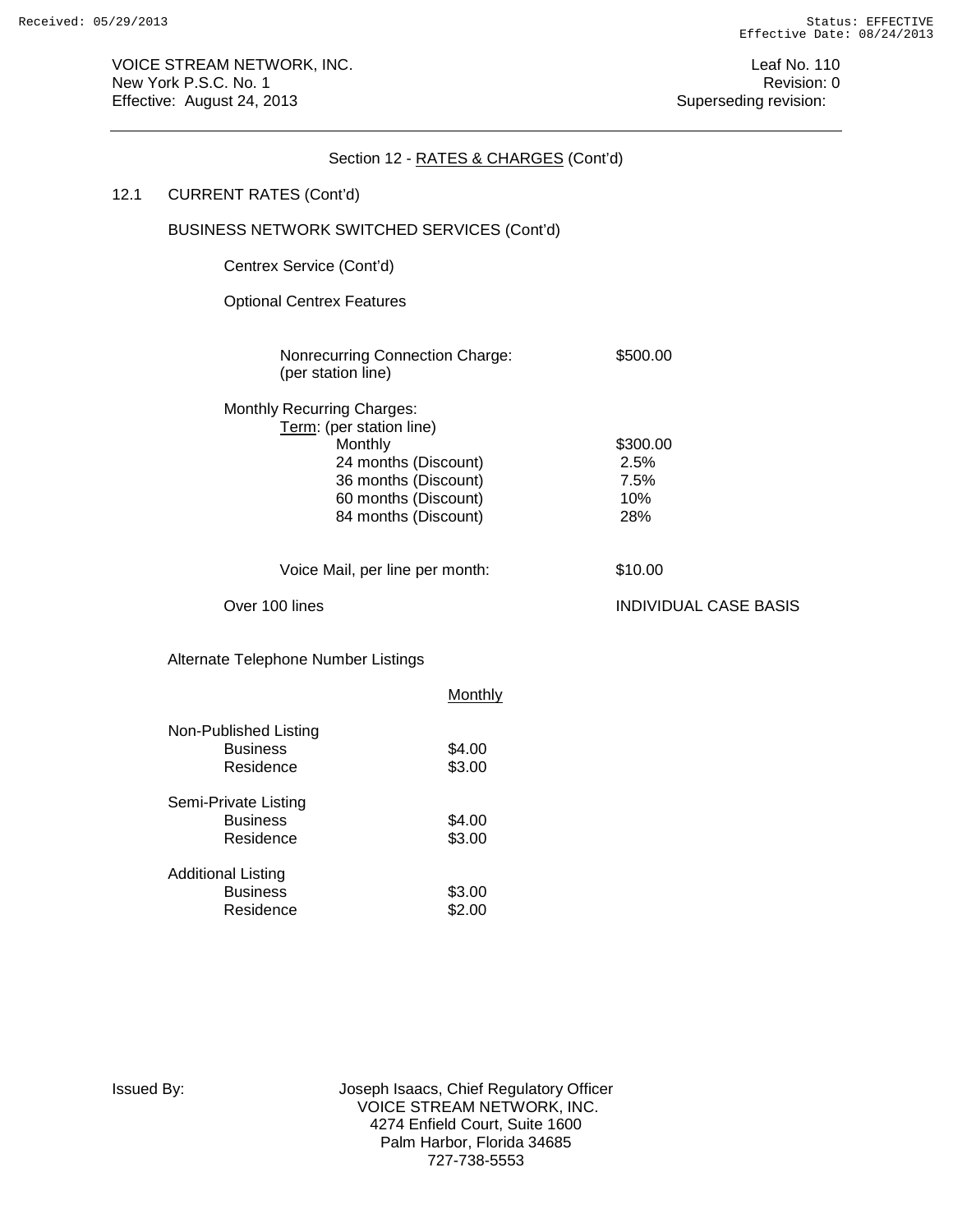Section 12 - RATES & CHARGES (Cont'd)

12.1 CURRENT RATES (Cont'd)

BUSINESS NETWORK SWITCHED SERVICES (Cont'd)

Centrex Service (Cont'd)

Optional Centrex Features

| | |
|---|---|
| Nonrecurring Connection Charge: (per station line) | $500.00 |
| Monthly Recurring Charges: | |
| Term: (per station line) | |
| Monthly | $300.00 |
| 24 months (Discount) | 2.5% |
| 36 months (Discount) | 7.5% |
| 60 months (Discount) | 10% |
| 84 months (Discount) | 28% |
| Voice Mail, per line per month: | $10.00 |
| Over 100 lines | INDIVIDUAL CASE BASIS |

Alternate Telephone Number Listings

| | Monthly |
|---|---|
| **Non-Published Listing** | |
| Business | $4.00 |
| Residence | $3.00 |
| **Semi-Private Listing** | |
| Business | $4.00 |
| Residence | $3.00 |
| **Additional Listing** | |
| Business | $3.00 |
| Residence | $2.00 |

Issued By: Joseph Isaacs, Chief Regulatory Officer
VOICE STREAM NETWORK, INC.
4274 Enfield Court, Suite 1600
Palm Harbor, Florida 34685
727-738-5553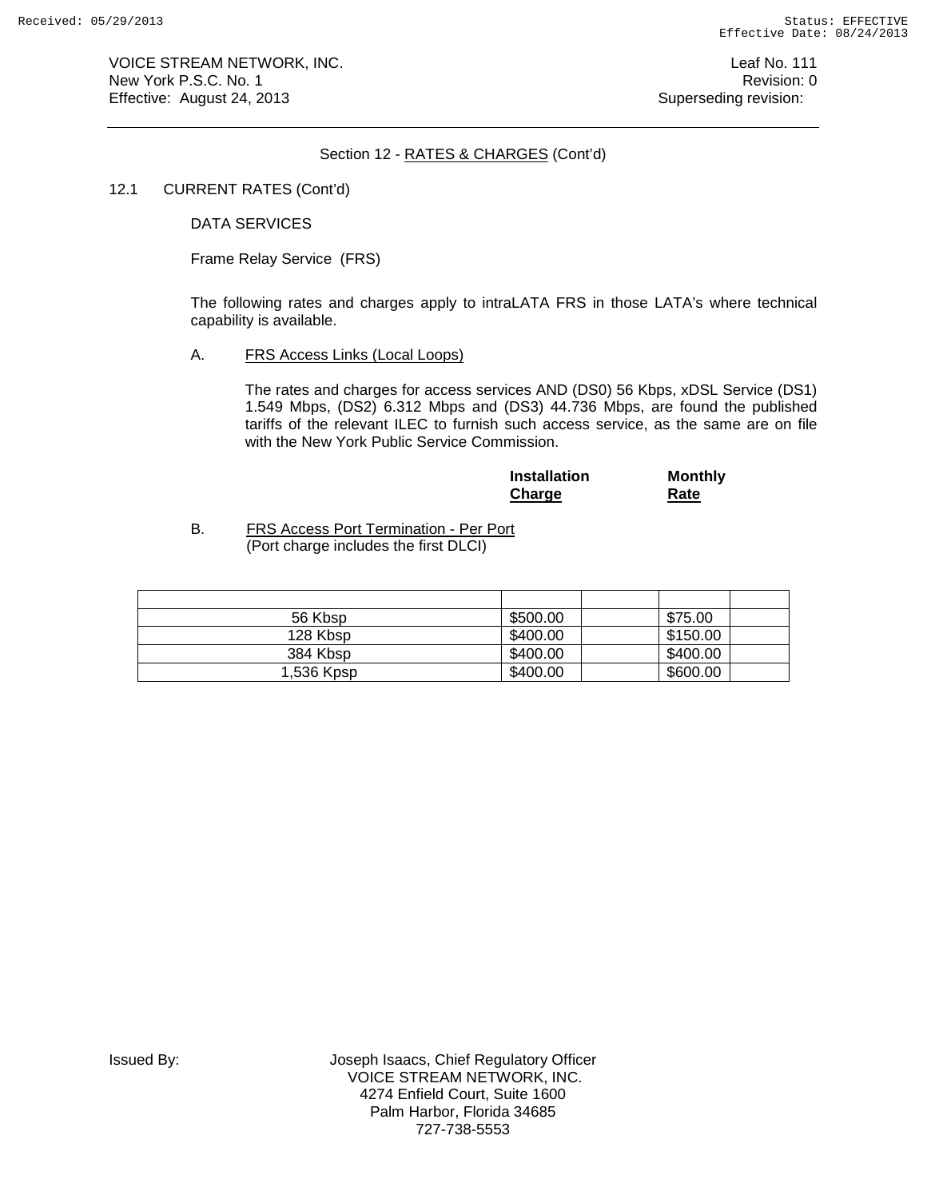VOICE STREAM NETWORK, INC.
New York P.S.C. No. 1
Effective: August 24, 2013

Leaf No. 111
Revision: 0
Superseding revision:

Section 12 - RATES & CHARGES (Cont'd)

12.1 CURRENT RATES (Cont'd)

DATA SERVICES

Frame Relay Service (FRS)

The following rates and charges apply to intraLATA FRS in those LATA's where technical capability is available.

A. FRS Access Links (Local Loops)

The rates and charges for access services AND (DS0) 56 Kbps, xDSL Service (DS1) 1.549 Mbps, (DS2) 6.312 Mbps and (DS3) 44.736 Mbps, are found the published tariffs of the relevant ILEC to furnish such access service, as the same are on file with the New York Public Service Commission.

B. FRS Access Port Termination - Per Port
(Port charge includes the first DLCI)

| | Installation Charge | | Monthly Rate | |
|---|---|---|---|---|
| 56 Kbsp | $500.00 | | $75.00 | |
| 128 Kbsp | $400.00 | | $150.00 | |
| 384 Kbsp | $400.00 | | $400.00 | |
| 1,536 Kpsp | $400.00 | | $600.00 | |

Issued By: Joseph Isaacs, Chief Regulatory Officer
VOICE STREAM NETWORK, INC.
4274 Enfield Court, Suite 1600
Palm Harbor, Florida 34685
727-738-5553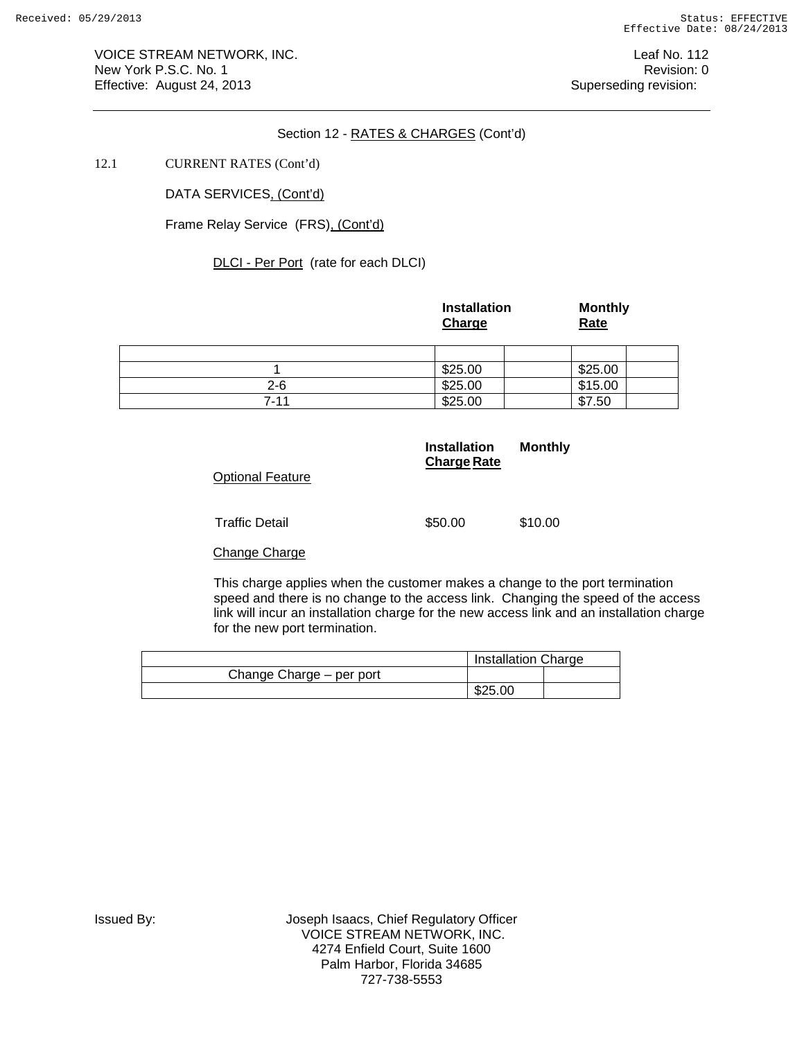VOICE STREAM NETWORK, INC.
New York P.S.C. No. 1
Effective: August 24, 2013

Leaf No. 112
Revision: 0
Superseding revision:

Section 12 - RATES & CHARGES (Cont'd)

12.1 CURRENT RATES (Cont'd)

DATA SERVICES, (Cont'd)

Frame Relay Service (FRS), (Cont'd)

DLCI - Per Port (rate for each DLCI)

| | Installation Charge | | Monthly Rate | |
|---|---|---|---|---|
| | | | | |
| 1 | $25.00 | | $25.00 | |
| 2-6 | $25.00 | | $15.00 | |
| 7-11 | $25.00 | | $7.50 | |

| Optional Feature | Installation Charge | Monthly Rate |
|---|---|---|
| Traffic Detail | $50.00 | $10.00 |

Change Charge

This charge applies when the customer makes a change to the port termination speed and there is no change to the access link. Changing the speed of the access link will incur an installation charge for the new access link and an installation charge for the new port termination.

| | Installation Charge | |
|---|---|---|
| Change Charge – per port | | |
| | $25.00 | |

Issued By: Joseph Isaacs, Chief Regulatory Officer
VOICE STREAM NETWORK, INC.
4274 Enfield Court, Suite 1600
Palm Harbor, Florida 34685
727-738-5553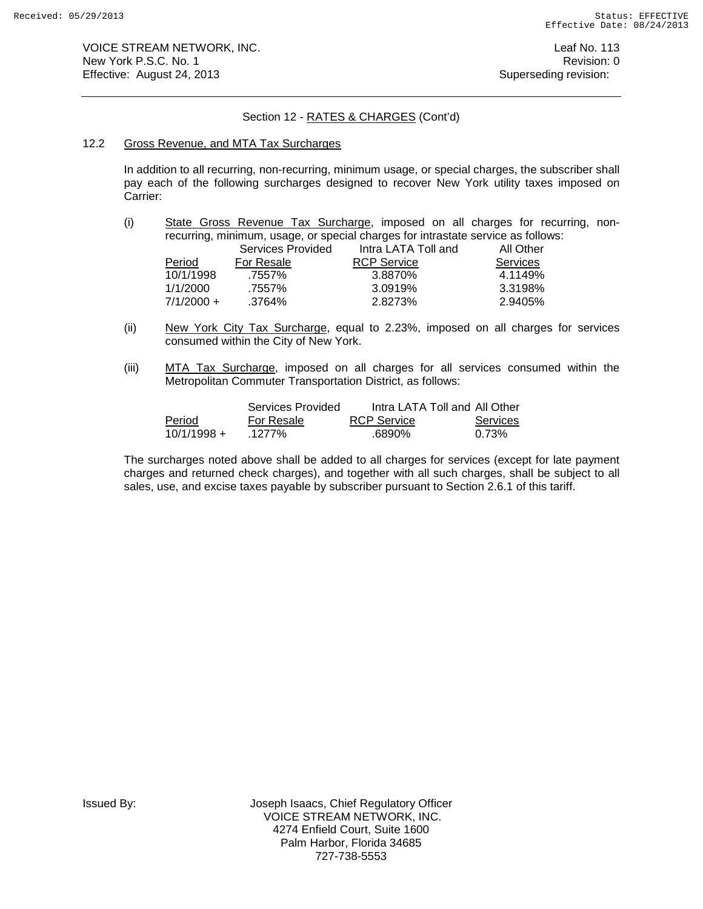VOICE STREAM NETWORK, INC.
New York P.S.C. No. 1
Effective: August 24, 2013

Leaf No. 113
Revision: 0
Superseding revision:

Section 12 - RATES & CHARGES (Cont'd)

12.2 Gross Revenue, and MTA Tax Surcharges

In addition to all recurring, non-recurring, minimum usage, or special charges, the subscriber shall pay each of the following surcharges designed to recover New York utility taxes imposed on Carrier:

(i) State Gross Revenue Tax Surcharge, imposed on all charges for recurring, non-recurring, minimum, usage, or special charges for intrastate service as follows:

| Period | Services Provided For Resale | Intra LATA Toll and RCP Service | All Other Services |
|---|---|---|---|
| 10/1/1998 | .7557% | 3.8870% | 4.1149% |
| 1/1/2000 | .7557% | 3.0919% | 3.3198% |
| 7/1/2000 + | .3764% | 2.8273% | 2.9405% |

(ii) New York City Tax Surcharge, equal to 2.23%, imposed on all charges for services consumed within the City of New York.

(iii) MTA Tax Surcharge, imposed on all charges for all services consumed within the Metropolitan Commuter Transportation District, as follows:

| Period | Services Provided For Resale | Intra LATA Toll and RCP Service | All Other Services |
|---|---|---|---|
| 10/1/1998 + | .1277% | .6890% | 0.73% |

The surcharges noted above shall be added to all charges for services (except for late payment charges and returned check charges), and together with all such charges, shall be subject to all sales, use, and excise taxes payable by subscriber pursuant to Section 2.6.1 of this tariff.

Issued By: Joseph Isaacs, Chief Regulatory Officer
VOICE STREAM NETWORK, INC.
4274 Enfield Court, Suite 1600
Palm Harbor, Florida 34685
727-738-5553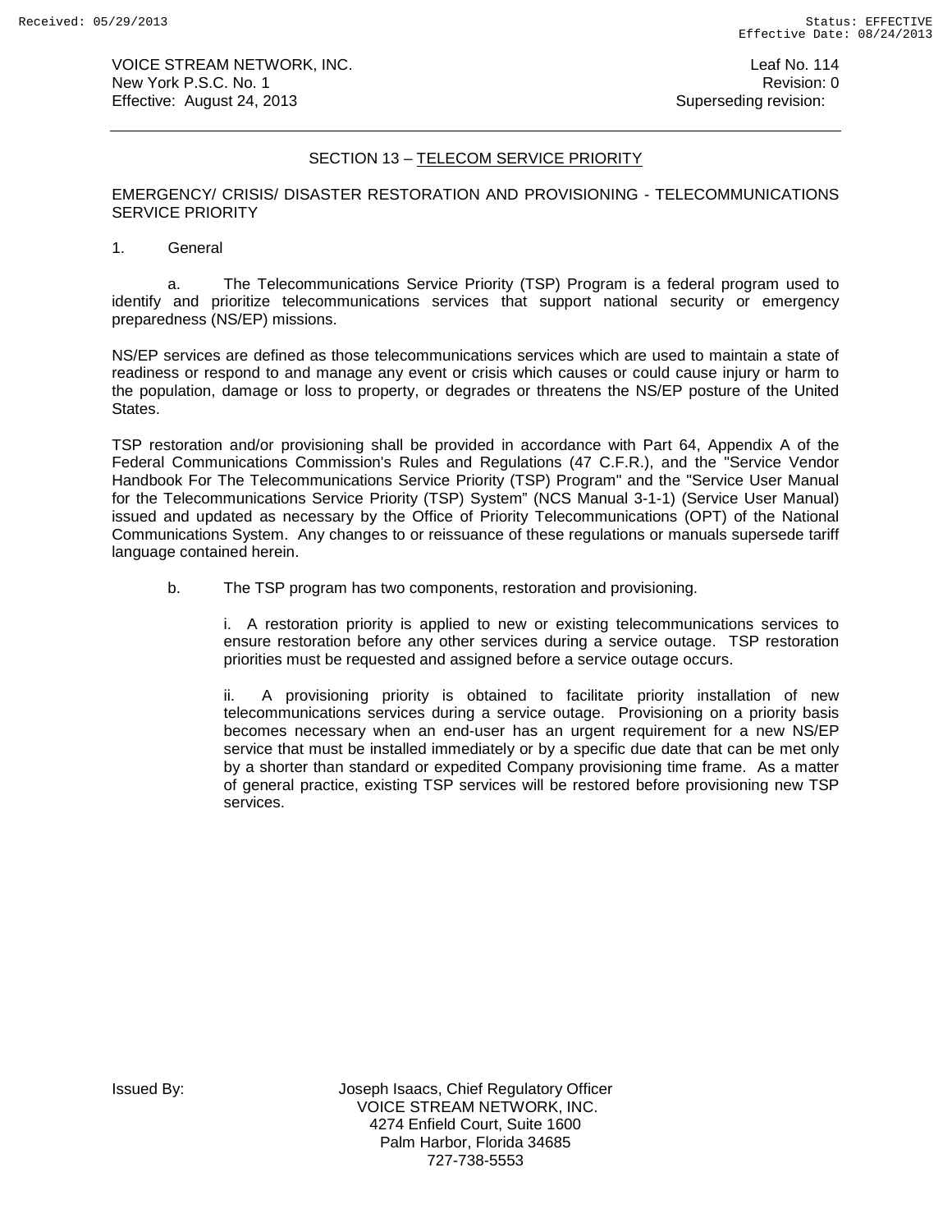## SECTION 13 – TELECOM SERVICE PRIORITY

EMERGENCY/ CRISIS/ DISASTER RESTORATION AND PROVISIONING - TELECOMMUNICATIONS SERVICE PRIORITY

1. General

a. The Telecommunications Service Priority (TSP) Program is a federal program used to identify and prioritize telecommunications services that support national security or emergency preparedness (NS/EP) missions.

NS/EP services are defined as those telecommunications services which are used to maintain a state of readiness or respond to and manage any event or crisis which causes or could cause injury or harm to the population, damage or loss to property, or degrades or threatens the NS/EP posture of the United States.

TSP restoration and/or provisioning shall be provided in accordance with Part 64, Appendix A of the Federal Communications Commission's Rules and Regulations (47 C.F.R.), and the "Service Vendor Handbook For The Telecommunications Service Priority (TSP) Program" and the "Service User Manual for the Telecommunications Service Priority (TSP) System" (NCS Manual 3-1-1) (Service User Manual) issued and updated as necessary by the Office of Priority Telecommunications (OPT) of the National Communications System. Any changes to or reissuance of these regulations or manuals supersede tariff language contained herein.

b. The TSP program has two components, restoration and provisioning.

i. A restoration priority is applied to new or existing telecommunications services to ensure restoration before any other services during a service outage. TSP restoration priorities must be requested and assigned before a service outage occurs.

ii. A provisioning priority is obtained to facilitate priority installation of new telecommunications services during a service outage. Provisioning on a priority basis becomes necessary when an end-user has an urgent requirement for a new NS/EP service that must be installed immediately or by a specific due date that can be met only by a shorter than standard or expedited Company provisioning time frame. As a matter of general practice, existing TSP services will be restored before provisioning new TSP services.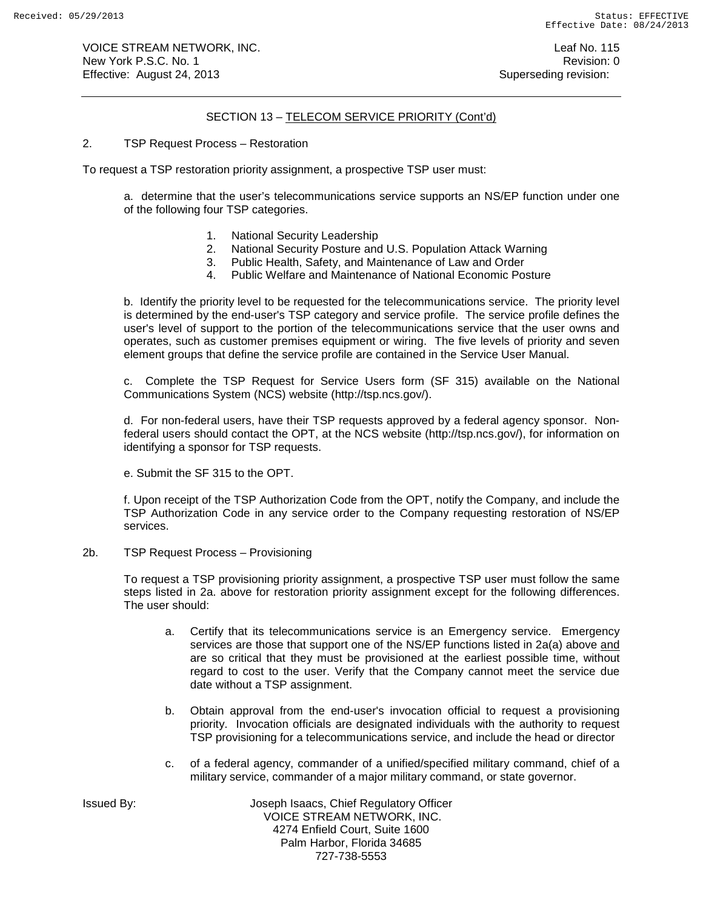## SECTION 13 – TELECOM SERVICE PRIORITY (Cont'd)

2. TSP Request Process – Restoration

To request a TSP restoration priority assignment, a prospective TSP user must:

a. determine that the user's telecommunications service supports an NS/EP function under one of the following four TSP categories.

1. National Security Leadership
2. National Security Posture and U.S. Population Attack Warning
3. Public Health, Safety, and Maintenance of Law and Order
4. Public Welfare and Maintenance of National Economic Posture

b. Identify the priority level to be requested for the telecommunications service. The priority level is determined by the end-user's TSP category and service profile. The service profile defines the user's level of support to the portion of the telecommunications service that the user owns and operates, such as customer premises equipment or wiring. The five levels of priority and seven element groups that define the service profile are contained in the Service User Manual.

c. Complete the TSP Request for Service Users form (SF 315) available on the National Communications System (NCS) website (http://tsp.ncs.gov/).

d. For non-federal users, have their TSP requests approved by a federal agency sponsor. Non-federal users should contact the OPT, at the NCS website (http://tsp.ncs.gov/), for information on identifying a sponsor for TSP requests.

e. Submit the SF 315 to the OPT.

f. Upon receipt of the TSP Authorization Code from the OPT, notify the Company, and include the TSP Authorization Code in any service order to the Company requesting restoration of NS/EP services.

2b. TSP Request Process – Provisioning

To request a TSP provisioning priority assignment, a prospective TSP user must follow the same steps listed in 2a. above for restoration priority assignment except for the following differences. The user should:

a. Certify that its telecommunications service is an Emergency service. Emergency services are those that support one of the NS/EP functions listed in 2a(a) above and are so critical that they must be provisioned at the earliest possible time, without regard to cost to the user. Verify that the Company cannot meet the service due date without a TSP assignment.

b. Obtain approval from the end-user's invocation official to request a provisioning priority. Invocation officials are designated individuals with the authority to request TSP provisioning for a telecommunications service, and include the head or director

c. of a federal agency, commander of a unified/specified military command, chief of a military service, commander of a major military command, or state governor.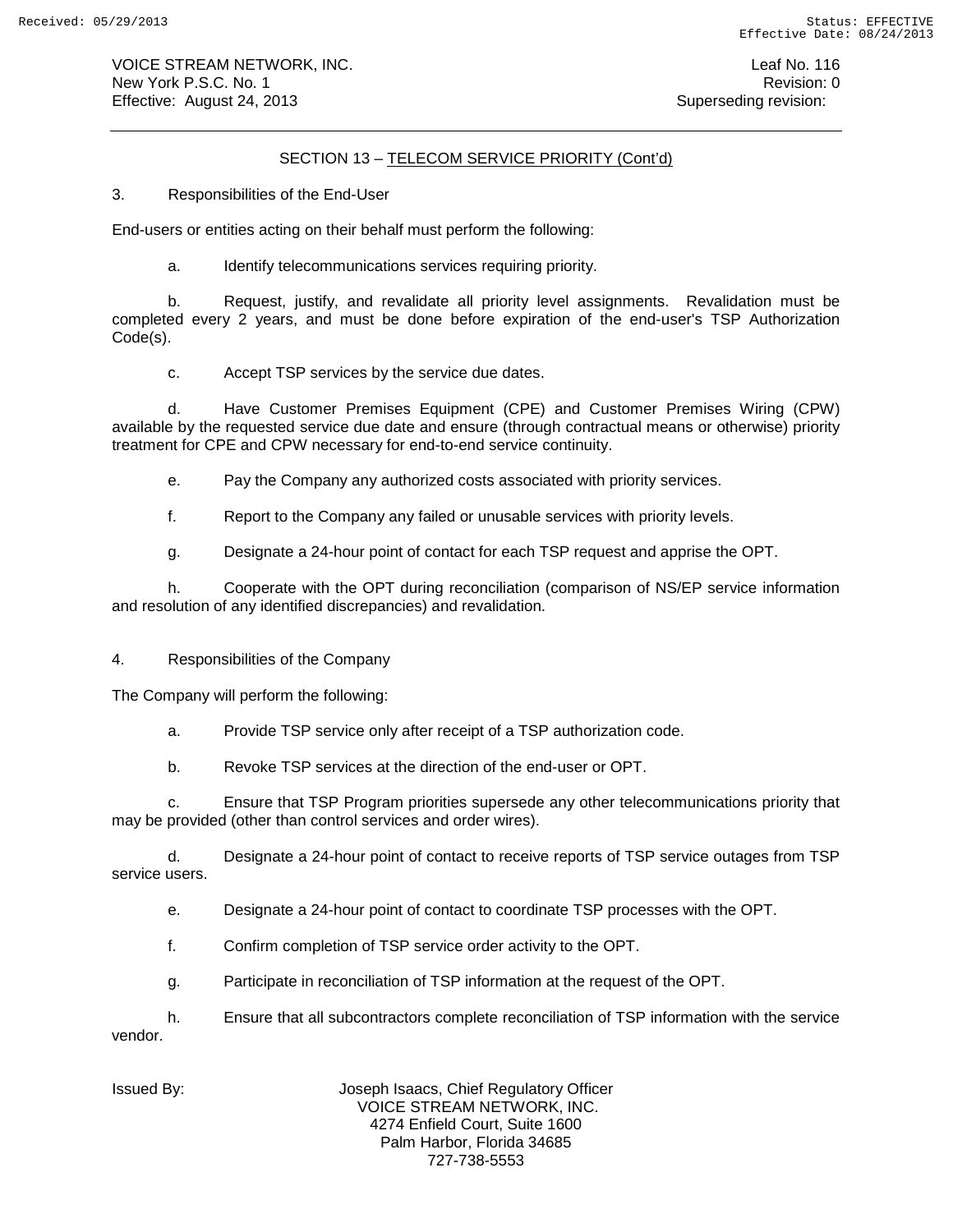## SECTION 13 – TELECOM SERVICE PRIORITY (Cont'd)

3. Responsibilities of the End-User

End-users or entities acting on their behalf must perform the following:

a. Identify telecommunications services requiring priority.

b. Request, justify, and revalidate all priority level assignments. Revalidation must be completed every 2 years, and must be done before expiration of the end-user's TSP Authorization Code(s).

c. Accept TSP services by the service due dates.

d. Have Customer Premises Equipment (CPE) and Customer Premises Wiring (CPW) available by the requested service due date and ensure (through contractual means or otherwise) priority treatment for CPE and CPW necessary for end-to-end service continuity.

e. Pay the Company any authorized costs associated with priority services.

f. Report to the Company any failed or unusable services with priority levels.

g. Designate a 24-hour point of contact for each TSP request and apprise the OPT.

h. Cooperate with the OPT during reconciliation (comparison of NS/EP service information and resolution of any identified discrepancies) and revalidation.

4. Responsibilities of the Company

The Company will perform the following:

a. Provide TSP service only after receipt of a TSP authorization code.

b. Revoke TSP services at the direction of the end-user or OPT.

c. Ensure that TSP Program priorities supersede any other telecommunications priority that may be provided (other than control services and order wires).

d. Designate a 24-hour point of contact to receive reports of TSP service outages from TSP service users.

e. Designate a 24-hour point of contact to coordinate TSP processes with the OPT.

f. Confirm completion of TSP service order activity to the OPT.

g. Participate in reconciliation of TSP information at the request of the OPT.

h. Ensure that all subcontractors complete reconciliation of TSP information with the service vendor.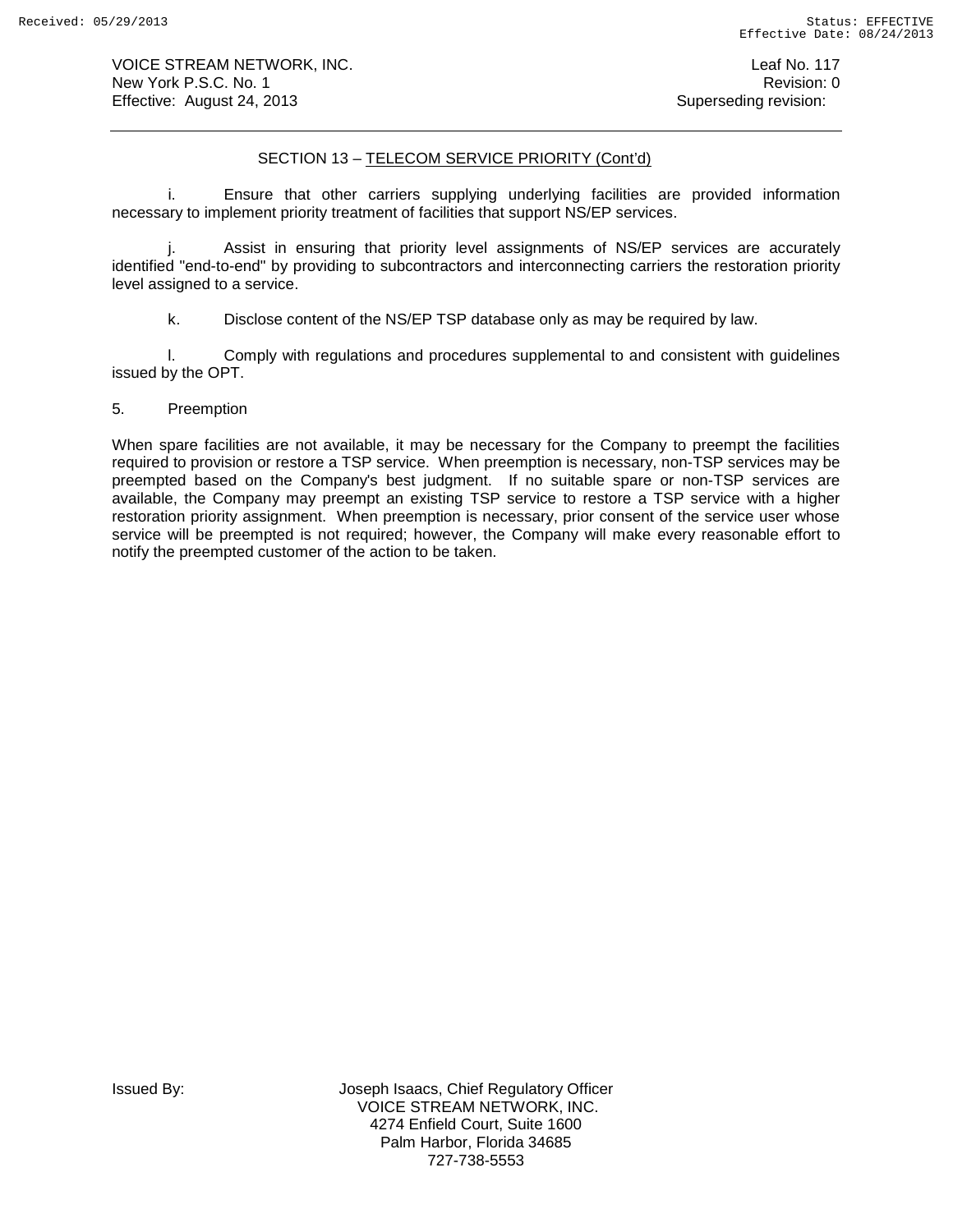## SECTION 13 – TELECOM SERVICE PRIORITY (Cont'd)

i. Ensure that other carriers supplying underlying facilities are provided information necessary to implement priority treatment of facilities that support NS/EP services.

j. Assist in ensuring that priority level assignments of NS/EP services are accurately identified "end-to-end" by providing to subcontractors and interconnecting carriers the restoration priority level assigned to a service.

k. Disclose content of the NS/EP TSP database only as may be required by law.

l. Comply with regulations and procedures supplemental to and consistent with guidelines issued by the OPT.

5. Preemption

When spare facilities are not available, it may be necessary for the Company to preempt the facilities required to provision or restore a TSP service. When preemption is necessary, non-TSP services may be preempted based on the Company's best judgment. If no suitable spare or non-TSP services are available, the Company may preempt an existing TSP service to restore a TSP service with a higher restoration priority assignment. When preemption is necessary, prior consent of the service user whose service will be preempted is not required; however, the Company will make every reasonable effort to notify the preempted customer of the action to be taken.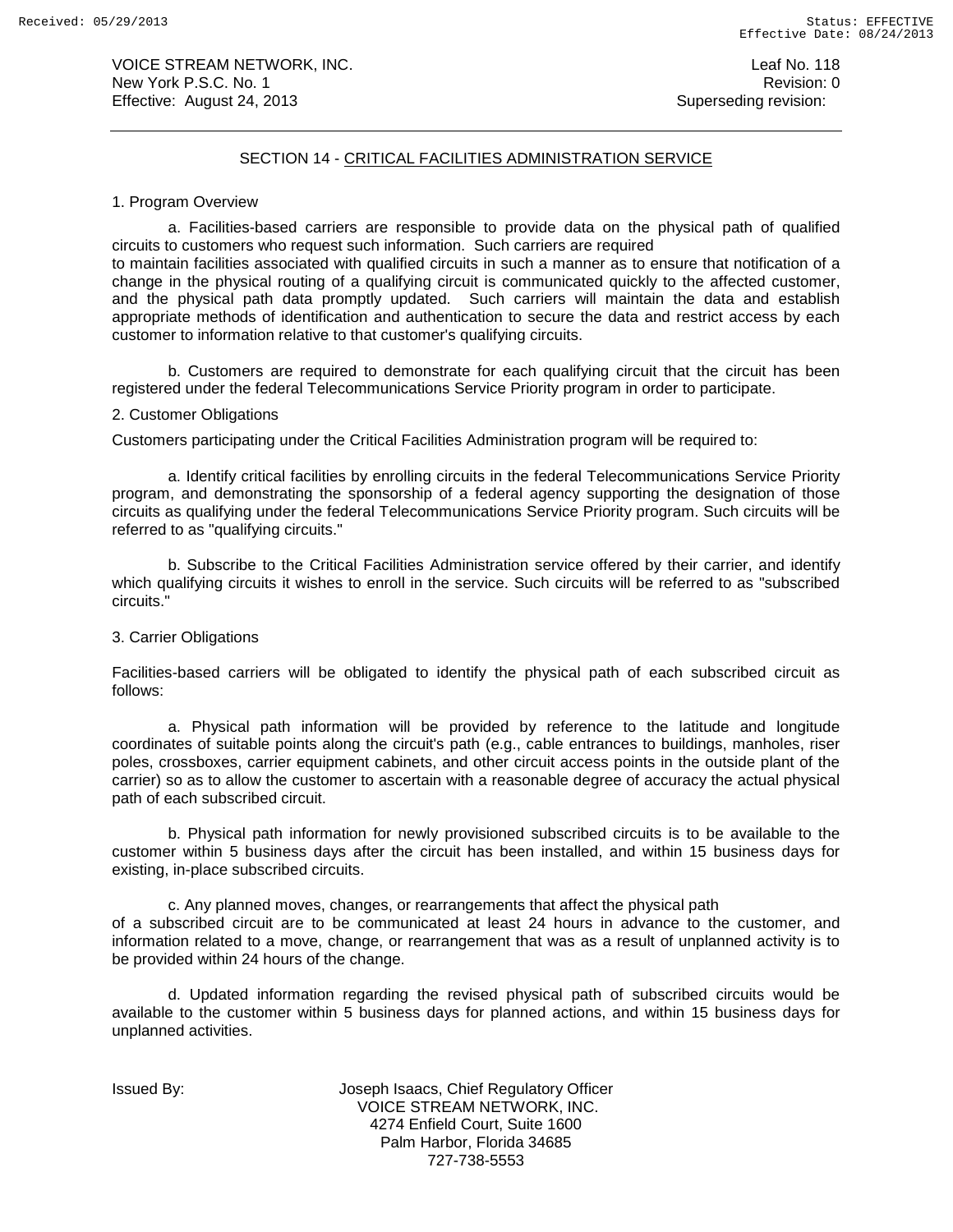## SECTION 14 - CRITICAL FACILITIES ADMINISTRATION SERVICE

1. Program Overview

a. Facilities-based carriers are responsible to provide data on the physical path of qualified circuits to customers who request such information. Such carriers are required to maintain facilities associated with qualified circuits in such a manner as to ensure that notification of a change in the physical routing of a qualifying circuit is communicated quickly to the affected customer, and the physical path data promptly updated. Such carriers will maintain the data and establish appropriate methods of identification and authentication to secure the data and restrict access by each customer to information relative to that customer's qualifying circuits.

b. Customers are required to demonstrate for each qualifying circuit that the circuit has been registered under the federal Telecommunications Service Priority program in order to participate.

2. Customer Obligations

Customers participating under the Critical Facilities Administration program will be required to:

a. Identify critical facilities by enrolling circuits in the federal Telecommunications Service Priority program, and demonstrating the sponsorship of a federal agency supporting the designation of those circuits as qualifying under the federal Telecommunications Service Priority program. Such circuits will be referred to as "qualifying circuits."

b. Subscribe to the Critical Facilities Administration service offered by their carrier, and identify which qualifying circuits it wishes to enroll in the service. Such circuits will be referred to as "subscribed circuits."

3. Carrier Obligations

Facilities-based carriers will be obligated to identify the physical path of each subscribed circuit as follows:

a. Physical path information will be provided by reference to the latitude and longitude coordinates of suitable points along the circuit's path (e.g., cable entrances to buildings, manholes, riser poles, crossboxes, carrier equipment cabinets, and other circuit access points in the outside plant of the carrier) so as to allow the customer to ascertain with a reasonable degree of accuracy the actual physical path of each subscribed circuit.

b. Physical path information for newly provisioned subscribed circuits is to be available to the customer within 5 business days after the circuit has been installed, and within 15 business days for existing, in-place subscribed circuits.

c. Any planned moves, changes, or rearrangements that affect the physical path of a subscribed circuit are to be communicated at least 24 hours in advance to the customer, and information related to a move, change, or rearrangement that was as a result of unplanned activity is to be provided within 24 hours of the change.

d. Updated information regarding the revised physical path of subscribed circuits would be available to the customer within 5 business days for planned actions, and within 15 business days for unplanned activities.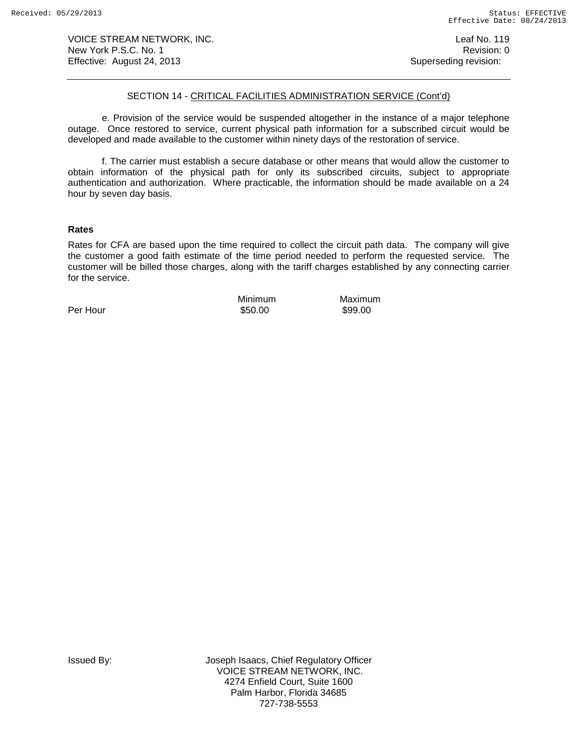SECTION 14 - CRITICAL FACILITIES ADMINISTRATION SERVICE (Cont'd)

e. Provision of the service would be suspended altogether in the instance of a major telephone outage. Once restored to service, current physical path information for a subscribed circuit would be developed and made available to the customer within ninety days of the restoration of service.

f. The carrier must establish a secure database or other means that would allow the customer to obtain information of the physical path for only its subscribed circuits, subject to appropriate authentication and authorization. Where practicable, the information should be made available on a 24 hour by seven day basis.

**Rates**

Rates for CFA are based upon the time required to collect the circuit path data. The company will give the customer a good faith estimate of the time period needed to perform the requested service. The customer will be billed those charges, along with the tariff charges established by any connecting carrier for the service.

| | Minimum | Maximum |
|---|---|---|
| Per Hour | $50.00 | $99.00 |

Issued By: Joseph Isaacs, Chief Regulatory Officer
VOICE STREAM NETWORK, INC.
4274 Enfield Court, Suite 1600
Palm Harbor, Florida 34685
727-738-5553